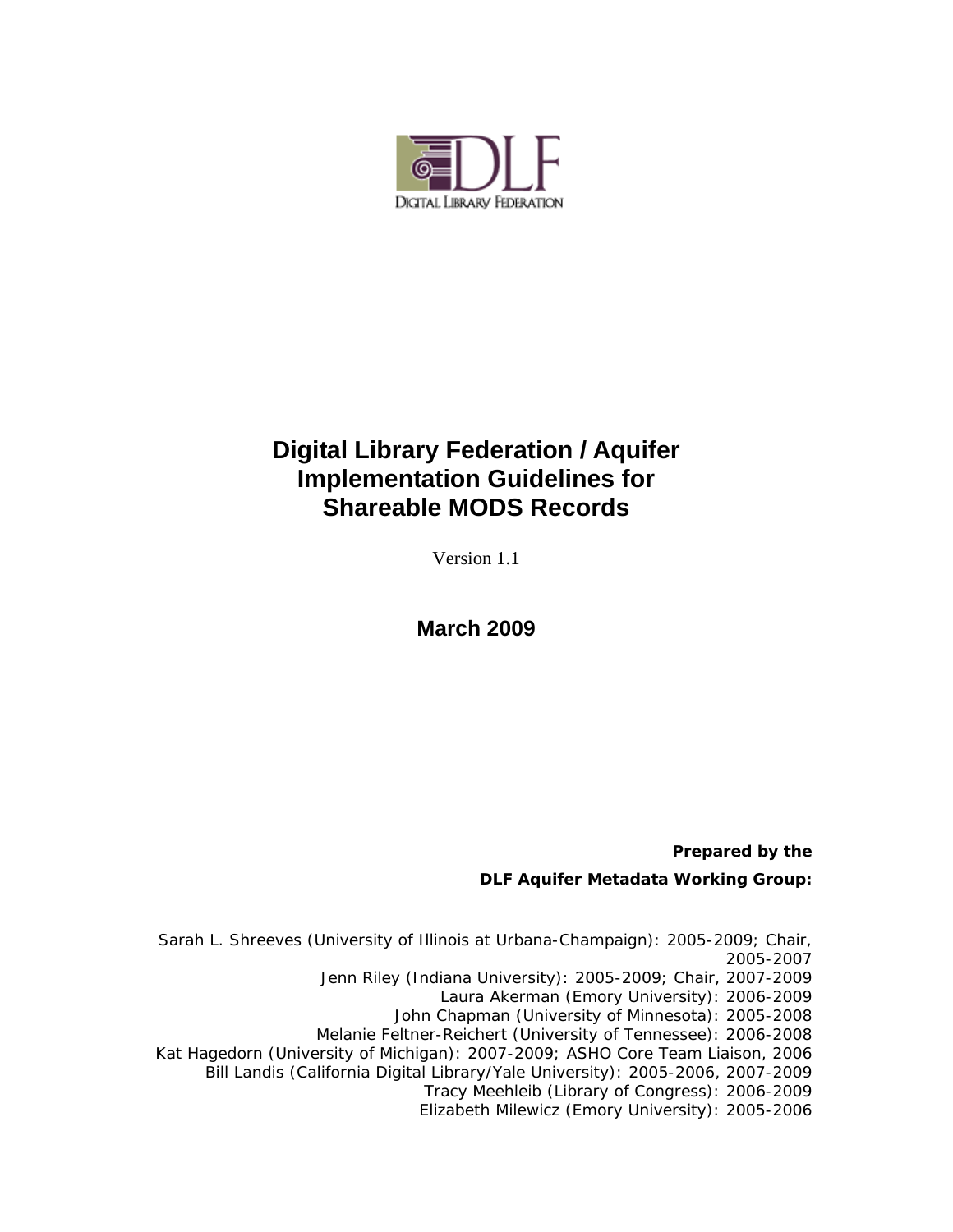DLF

DIGITAL LIBRARY FEDERATION

# Digital Library Federation / Aquifer Implementation Guidelines for Shareable MODS Records

Version 1.1

**March 2009**

**Prepared by the**

**DLF Aquifer Metadata Working Group:**

Sarah L. Shreeves (University of Illinois at Urbana-Champaign): 2005-2009; Chair, 2005-2007
Jenn Riley (Indiana University): 2005-2009; Chair, 2007-2009
Laura Akerman (Emory University): 2006-2009
John Chapman (University of Minnesota): 2005-2008
Melanie Feltner-Reichert (University of Tennessee): 2006-2008
Kat Hagedorn (University of Michigan): 2007-2009; ASHO Core Team Liaison, 2006
Bill Landis (California Digital Library/Yale University): 2005-2006, 2007-2009
Tracy Meehleib (Library of Congress): 2006-2009
Elizabeth Milewicz (Emory University): 2005-2006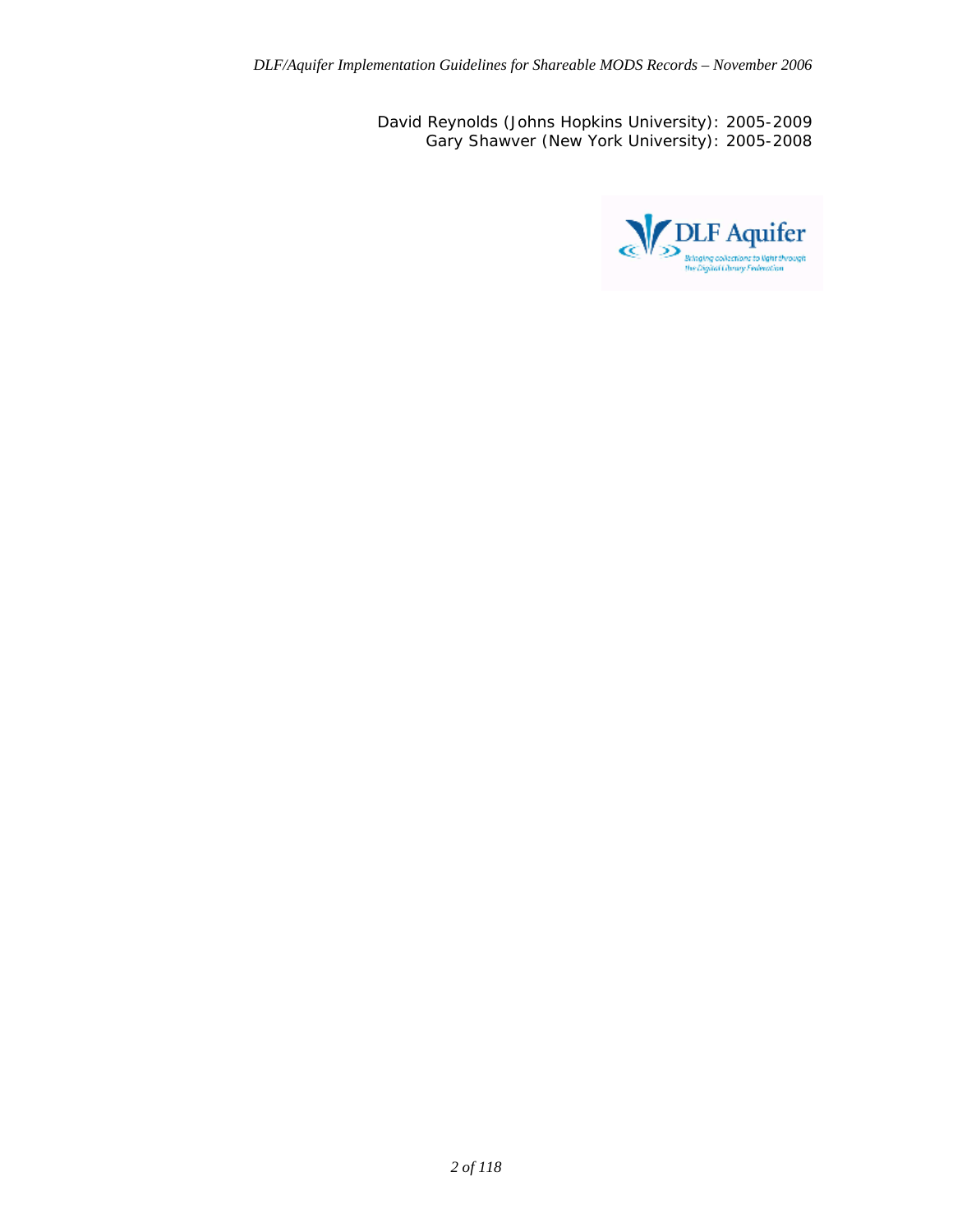David Reynolds (Johns Hopkins University): 2005-2009
Gary Shawver (New York University): 2005-2008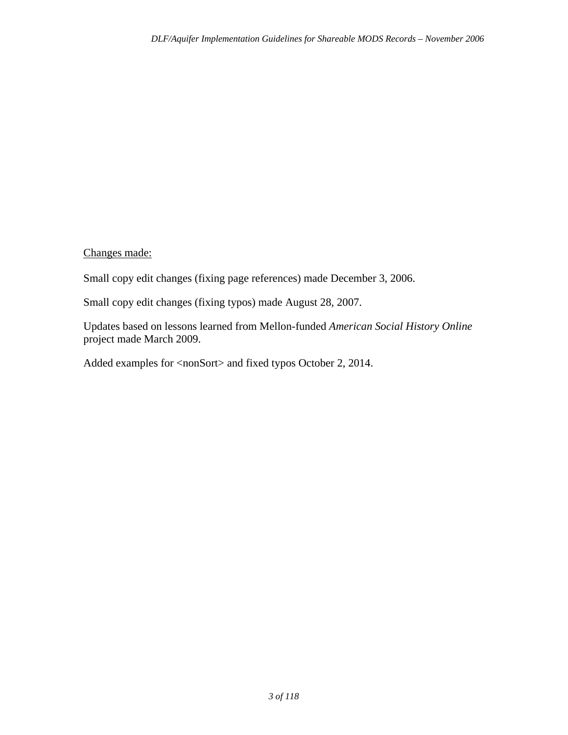<u>Changes made:</u>

Small copy edit changes (fixing page references) made December 3, 2006.

Small copy edit changes (fixing typos) made August 28, 2007.

Updates based on lessons learned from Mellon-funded *American Social History Online* project made March 2009.

Added examples for <nonSort> and fixed typos October 2, 2014.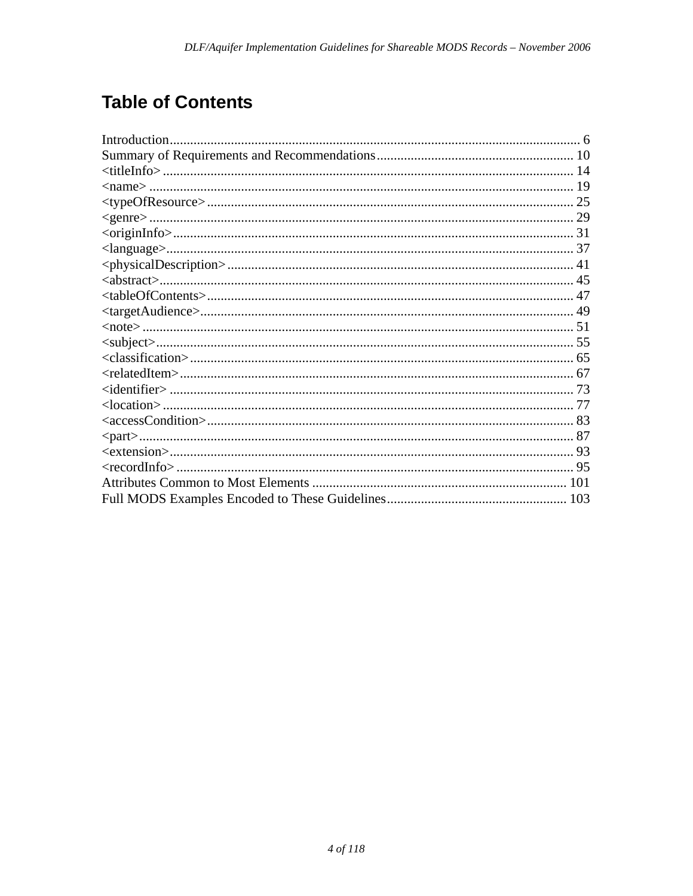# Table of Contents

Introduction........................................................................................................................ 6
Summary of Requirements and Recommendations.......................................................... 10
<titleInfo>........................................................................................................................ 14
<name> ........................................................................................................................... 19
<typeOfResource>.......................................................................................................... 25
<genre>........................................................................................................................... 29
<originInfo>..................................................................................................................... 31
<language>...................................................................................................................... 37
<physicalDescription>..................................................................................................... 41
<abstract>........................................................................................................................ 45
<tableOfContents>.......................................................................................................... 47
<targetAudience>............................................................................................................ 49
<note>............................................................................................................................. 51
<subject>......................................................................................................................... 55
<classification>............................................................................................................... 65
<relatedItem>.................................................................................................................. 67
<identifier>...................................................................................................................... 73
<location>........................................................................................................................ 77
<accessCondition>.......................................................................................................... 83
<part>.............................................................................................................................. 87
<extension>..................................................................................................................... 93
<recordInfo>.................................................................................................................... 95
Attributes Common to Most Elements .......................................................................... 101
Full MODS Examples Encoded to These Guidelines..................................................... 103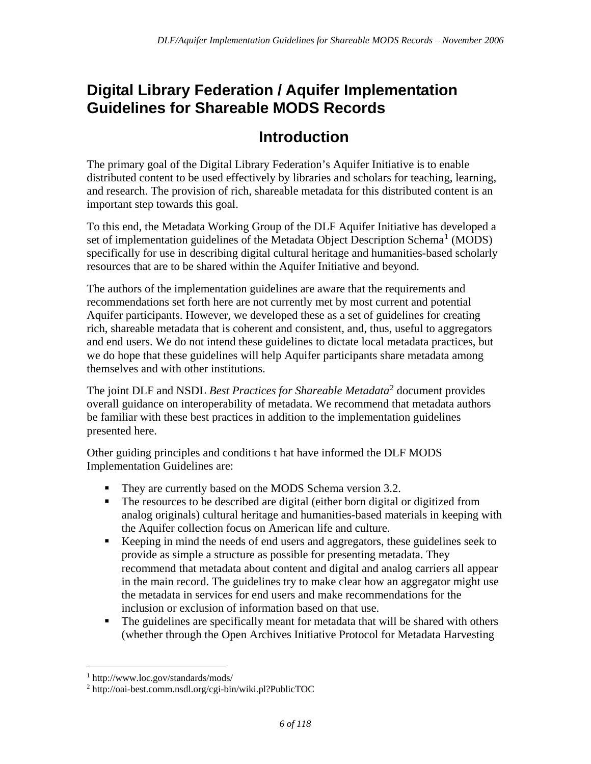# Digital Library Federation / Aquifer Implementation Guidelines for Shareable MODS Records

## Introduction

The primary goal of the Digital Library Federation's Aquifer Initiative is to enable distributed content to be used effectively by libraries and scholars for teaching, learning, and research. The provision of rich, shareable metadata for this distributed content is an important step towards this goal.

To this end, the Metadata Working Group of the DLF Aquifer Initiative has developed a set of implementation guidelines of the Metadata Object Description Schema[1] (MODS) specifically for use in describing digital cultural heritage and humanities-based scholarly resources that are to be shared within the Aquifer Initiative and beyond.

The authors of the implementation guidelines are aware that the requirements and recommendations set forth here are not currently met by most current and potential Aquifer participants. However, we developed these as a set of guidelines for creating rich, shareable metadata that is coherent and consistent, and, thus, useful to aggregators and end users. We do not intend these guidelines to dictate local metadata practices, but we do hope that these guidelines will help Aquifer participants share metadata among themselves and with other institutions.

The joint DLF and NSDL *Best Practices for Shareable Metadata*[2] document provides overall guidance on interoperability of metadata. We recommend that metadata authors be familiar with these best practices in addition to the implementation guidelines presented here.

Other guiding principles and conditions t hat have informed the DLF MODS Implementation Guidelines are:

- They are currently based on the MODS Schema version 3.2.
- The resources to be described are digital (either born digital or digitized from analog originals) cultural heritage and humanities-based materials in keeping with the Aquifer collection focus on American life and culture.
- Keeping in mind the needs of end users and aggregators, these guidelines seek to provide as simple a structure as possible for presenting metadata. They recommend that metadata about content and digital and analog carriers all appear in the main record. The guidelines try to make clear how an aggregator might use the metadata in services for end users and make recommendations for the inclusion or exclusion of information based on that use.
- The guidelines are specifically meant for metadata that will be shared with others (whether through the Open Archives Initiative Protocol for Metadata Harvesting

---

[1] http://www.loc.gov/standards/mods/

[2] http://oai-best.comm.nsdl.org/cgi-bin/wiki.pl?PublicTOC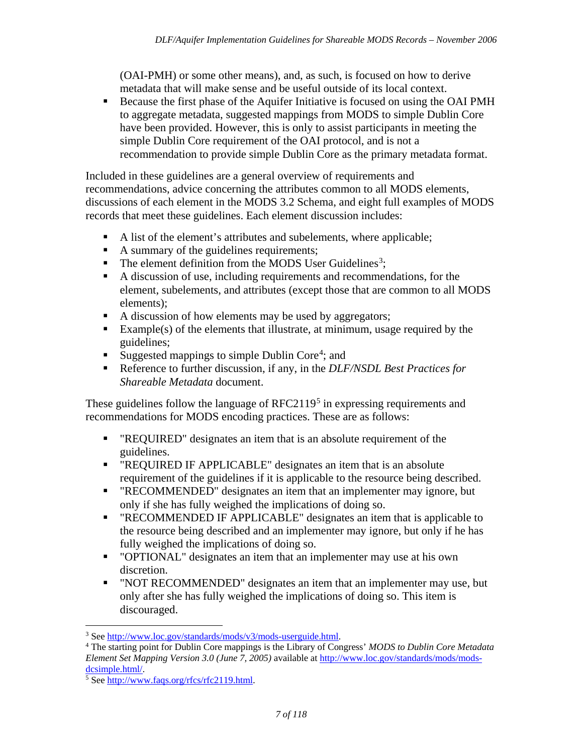(OAI-PMH) or some other means), and, as such, is focused on how to derive metadata that will make sense and be useful outside of its local context.

- Because the first phase of the Aquifer Initiative is focused on using the OAI PMH to aggregate metadata, suggested mappings from MODS to simple Dublin Core have been provided. However, this is only to assist participants in meeting the simple Dublin Core requirement of the OAI protocol, and is not a recommendation to provide simple Dublin Core as the primary metadata format.

Included in these guidelines are a general overview of requirements and recommendations, advice concerning the attributes common to all MODS elements, discussions of each element in the MODS 3.2 Schema, and eight full examples of MODS records that meet these guidelines. Each element discussion includes:

- A list of the element's attributes and subelements, where applicable;
- A summary of the guidelines requirements;
- The element definition from the MODS User Guidelines[3];
- A discussion of use, including requirements and recommendations, for the element, subelements, and attributes (except those that are common to all MODS elements);
- A discussion of how elements may be used by aggregators;
- Example(s) of the elements that illustrate, at minimum, usage required by the guidelines;
- Suggested mappings to simple Dublin Core[4]; and
- Reference to further discussion, if any, in the *DLF/NSDL Best Practices for Shareable Metadata* document.

These guidelines follow the language of RFC2119[5] in expressing requirements and recommendations for MODS encoding practices. These are as follows:

- "REQUIRED" designates an item that is an absolute requirement of the guidelines.
- "REQUIRED IF APPLICABLE" designates an item that is an absolute requirement of the guidelines if it is applicable to the resource being described.
- "RECOMMENDED" designates an item that an implementer may ignore, but only if she has fully weighed the implications of doing so.
- "RECOMMENDED IF APPLICABLE" designates an item that is applicable to the resource being described and an implementer may ignore, but only if he has fully weighed the implications of doing so.
- "OPTIONAL" designates an item that an implementer may use at his own discretion.
- "NOT RECOMMENDED" designates an item that an implementer may use, but only after she has fully weighed the implications of doing so. This item is discouraged.

---

[3] See http://www.loc.gov/standards/mods/v3/mods-userguide.html.

[4] The starting point for Dublin Core mappings is the Library of Congress' *MODS to Dublin Core Metadata Element Set Mapping Version 3.0 (June 7, 2005)* available at http://www.loc.gov/standards/mods/mods-dcsimple.html/.

[5] See http://www.faqs.org/rfcs/rfc2119.html.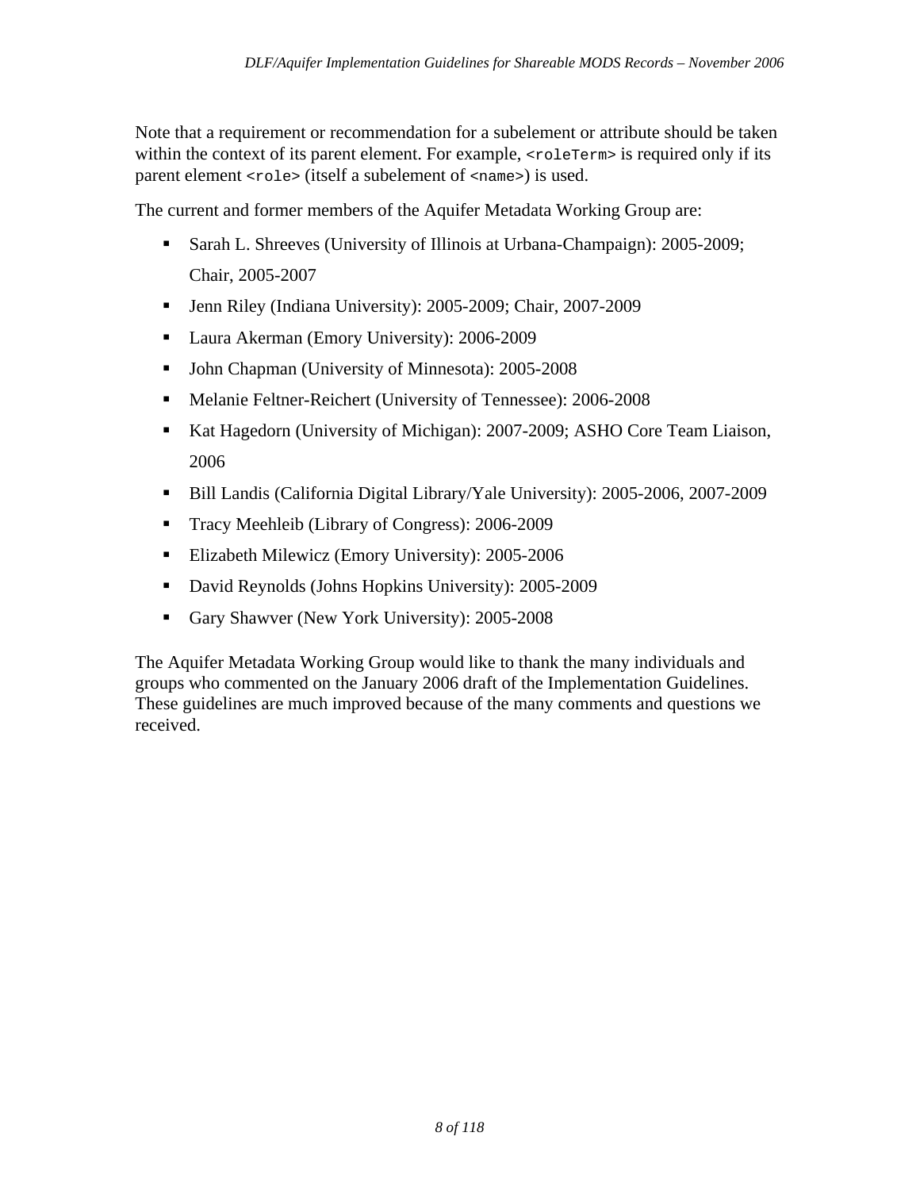Note that a requirement or recommendation for a subelement or attribute should be taken within the context of its parent element. For example, `<roleTerm>` is required only if its parent element `<role>` (itself a subelement of `<name>`) is used.

The current and former members of the Aquifer Metadata Working Group are:

- Sarah L. Shreeves (University of Illinois at Urbana-Champaign): 2005-2009; Chair, 2005-2007
- Jenn Riley (Indiana University): 2005-2009; Chair, 2007-2009
- Laura Akerman (Emory University): 2006-2009
- John Chapman (University of Minnesota): 2005-2008
- Melanie Feltner-Reichert (University of Tennessee): 2006-2008
- Kat Hagedorn (University of Michigan): 2007-2009; ASHO Core Team Liaison, 2006
- Bill Landis (California Digital Library/Yale University): 2005-2006, 2007-2009
- Tracy Meehleib (Library of Congress): 2006-2009
- Elizabeth Milewicz (Emory University): 2005-2006
- David Reynolds (Johns Hopkins University): 2005-2009
- Gary Shawver (New York University): 2005-2008

The Aquifer Metadata Working Group would like to thank the many individuals and groups who commented on the January 2006 draft of the Implementation Guidelines. These guidelines are much improved because of the many comments and questions we received.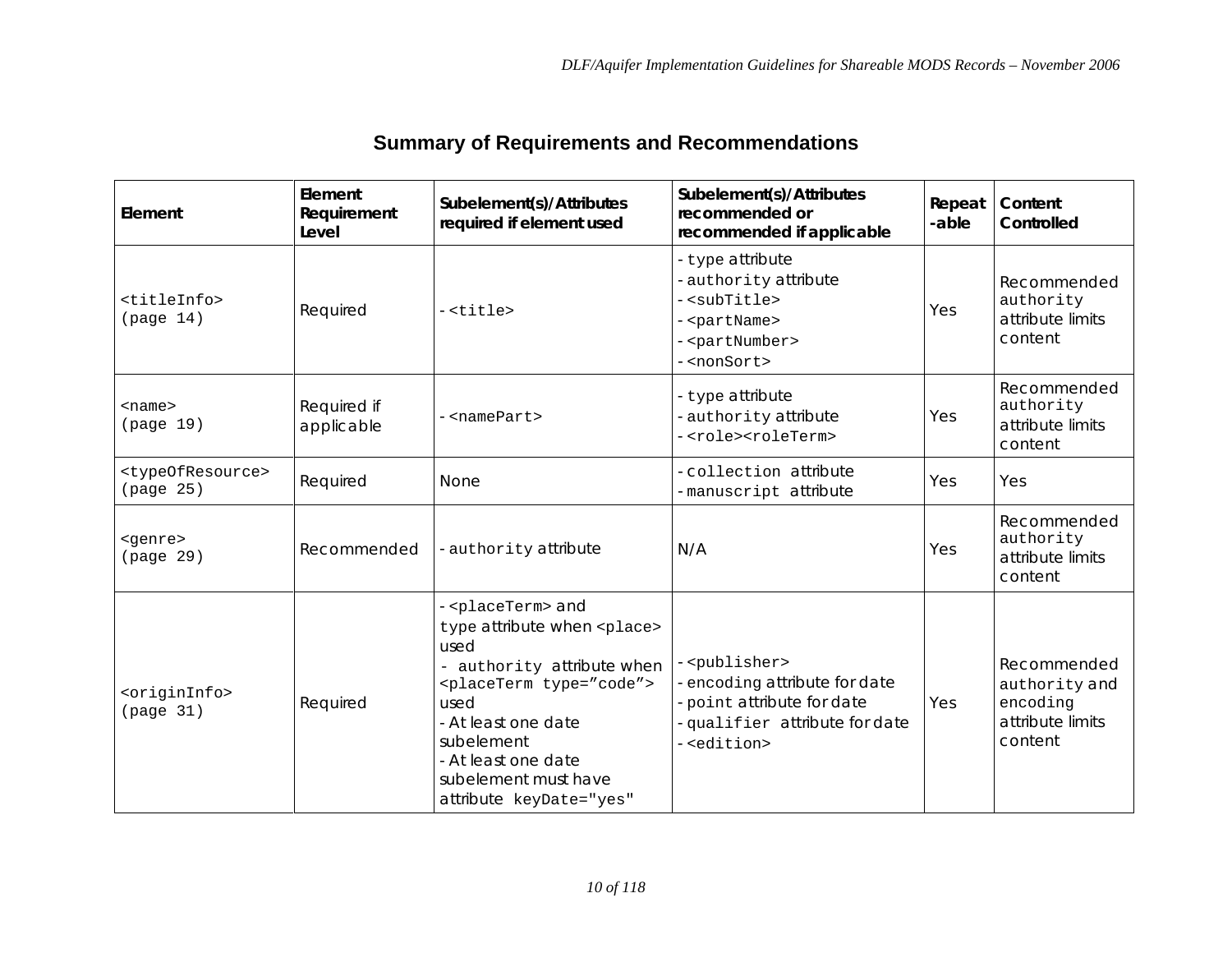## Summary of Requirements and Recommendations

| Element | Element Requirement Level | Subelement(s)/Attributes required if element used | Subelement(s)/Attributes recommended or recommended if applicable | Repeat-able | Content Controlled |
|---|---|---|---|---|---|
| <titleInfo> (page 14) | Required | - <title> | - type attribute<br>- authority attribute<br>- <subTitle><br>- <partName><br>- <partNumber><br>- <nonSort> | Yes | Recommended authority attribute limits content |
| <name> (page 19) | Required if applicable | - <namePart> | - type attribute<br>- authority attribute<br>- <role><roleTerm> | Yes | Recommended authority attribute limits content |
| <typeOfResource> (page 25) | Required | None | - collection attribute<br>- manuscript attribute | Yes | Yes |
| <genre> (page 29) | Recommended | - authority attribute | N/A | Yes | Recommended authority attribute limits content |
| <originInfo> (page 31) | Required | - <placeTerm> and type attribute when <place> used<br>- authority attribute when <placeTerm type="code"> used<br>- At least one date subelement<br>- At least one date subelement must have attribute keyDate="yes" | - <publisher><br>- encoding attribute for date<br>- point attribute for date<br>- qualifier attribute for date<br>- <edition> | Yes | Recommended authority and encoding attribute limits content |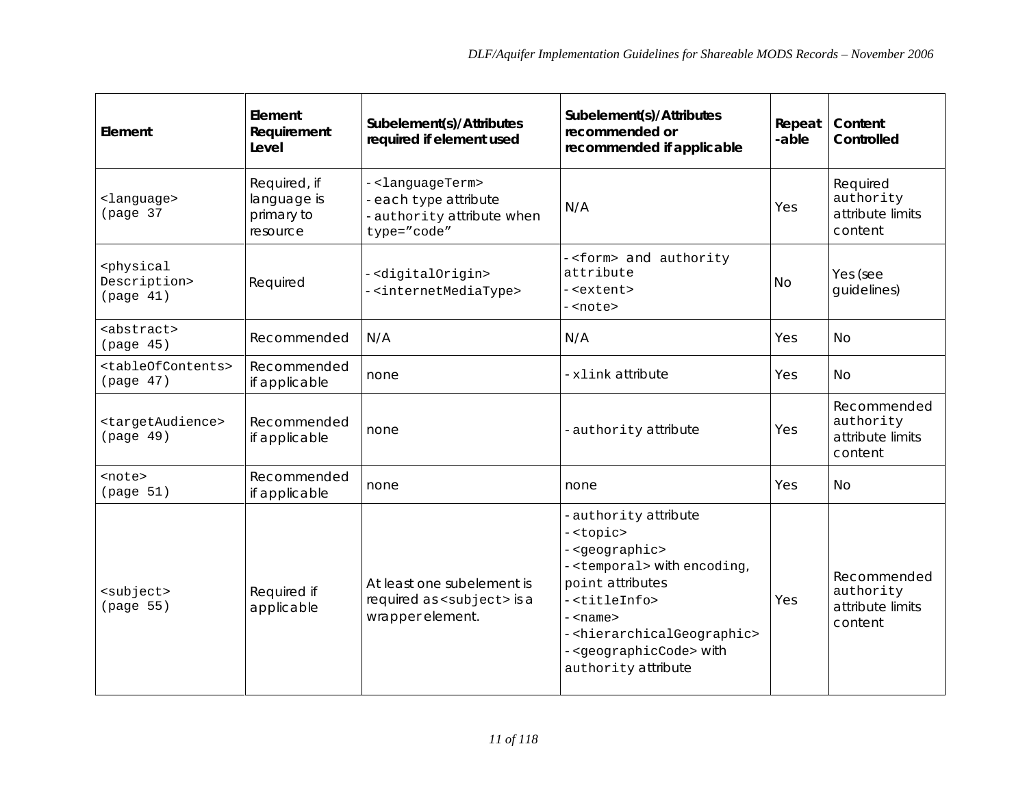| Element | Element Requirement Level | Subelement(s)/Attributes required if element used | Subelement(s)/Attributes recommended or recommended if applicable | Repeat -able | Content Controlled |
|---|---|---|---|---|---|
| <language> (page 37 | Required, if language is primary to resource | - <languageTerm><br>- each type attribute<br>- authority attribute when type="code" | N/A | Yes | Required authority attribute limits content |
| <physical Description> (page 41) | Required | - <digitalOrigin><br>- <internetMediaType> | - <form> and authority attribute<br>- <extent><br>- <note> | No | Yes (see guidelines) |
| <abstract> (page 45) | Recommended | N/A | N/A | Yes | No |
| <tableOfContents> (page 47) | Recommended if applicable | none | - xlink attribute | Yes | No |
| <targetAudience> (page 49) | Recommended if applicable | none | - authority attribute | Yes | Recommended authority attribute limits content |
| <note> (page 51) | Recommended if applicable | none | none | Yes | No |
| <subject> (page 55) | Required if applicable | At least one subelement is required as <subject> is a wrapper element. | - authority attribute<br>- <topic><br>- <geographic><br>- <temporal> with encoding, point attributes<br>- <titleInfo><br>- <name><br>- <hierarchicalGeographic><br>- <geographicCode> with authority attribute | Yes | Recommended authority attribute limits content |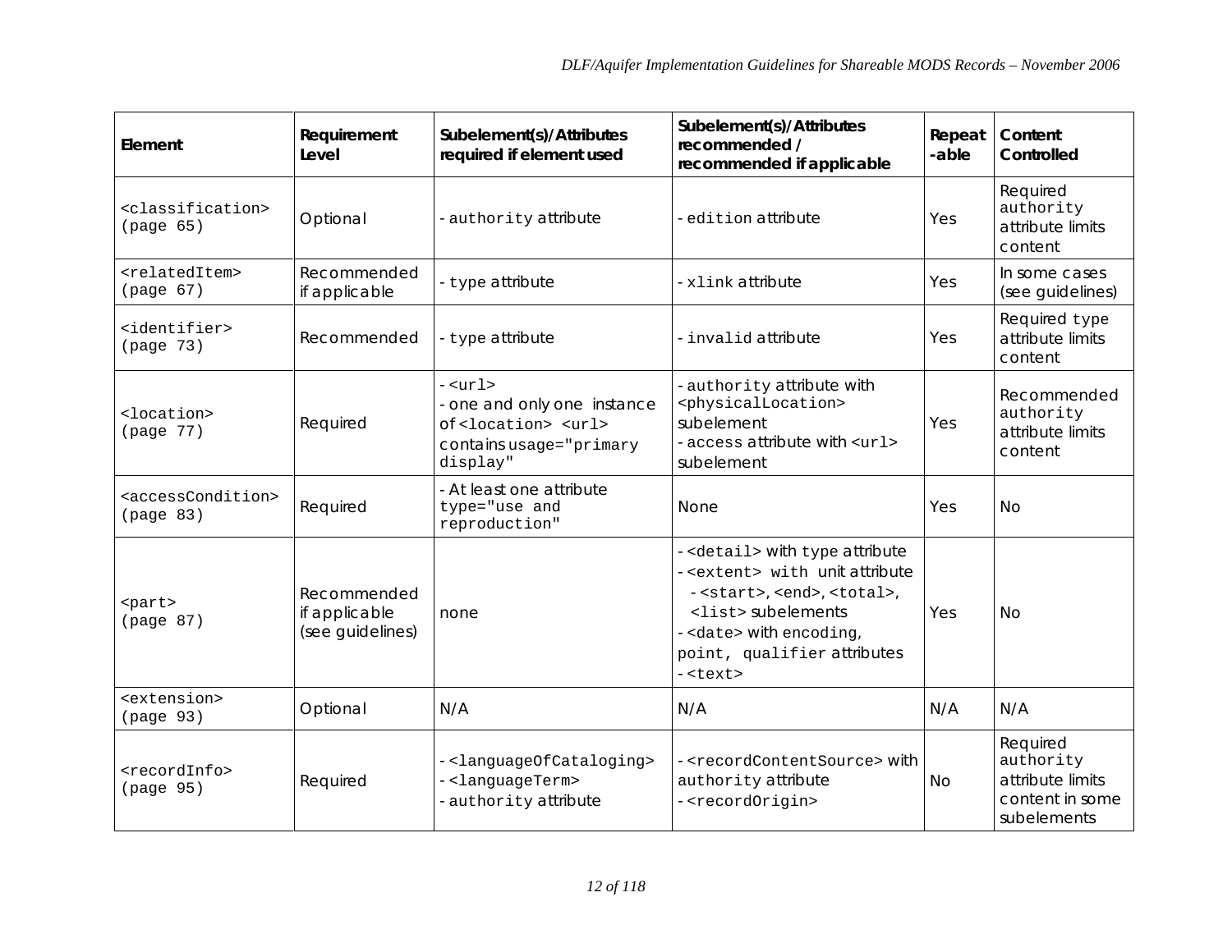| Element | Requirement Level | Subelement(s)/Attributes required if element used | Subelement(s)/Attributes recommended / recommended if applicable | Repeat-able | Content Controlled |
|---|---|---|---|---|---|
| <classification> (page 65) | Optional | - authority attribute | - edition attribute | Yes | Required authority attribute limits content |
| <relatedItem> (page 67) | Recommended if applicable | - type attribute | - xlink attribute | Yes | In some cases (see guidelines) |
| <identifier> (page 73) | Recommended | - type attribute | - invalid attribute | Yes | Required type attribute limits content |
| <location> (page 77) | Required | - <url><br>- one and only one instance of <location> <url> contains usage="primary display" | - authority attribute with <physicalLocation> subelement<br>- access attribute with <url> subelement | Yes | Recommended authority attribute limits content |
| <accessCondition> (page 83) | Required | - At least one attribute type="use and reproduction" | None | Yes | No |
| <part> (page 87) | Recommended if applicable (see guidelines) | none | - <detail> with type attribute<br>- <extent> with unit attribute<br>- <start>, <end>, <total>, <list> subelements<br>- <date> with encoding, point, qualifier attributes<br>- <text> | Yes | No |
| <extension> (page 93) | Optional | N/A | N/A | N/A | N/A |
| <recordInfo> (page 95) | Required | - <languageOfCataloging><br>- <languageTerm><br>- authority attribute | - <recordContentSource> with authority attribute<br>- <recordOrigin> | No | Required authority attribute limits content in some subelements |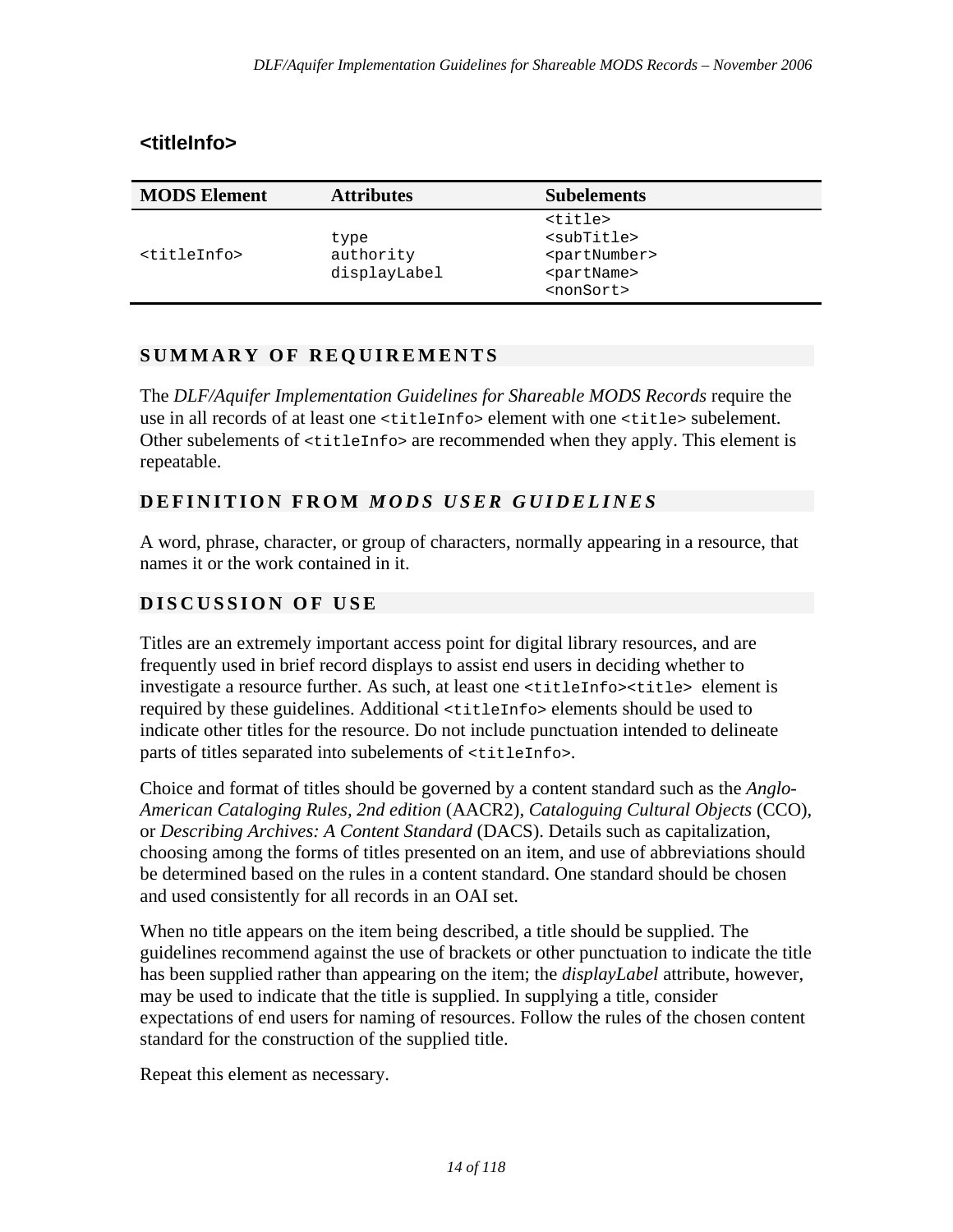## <titleInfo>

| MODS Element | Attributes | Subelements |
|---|---|---|
| `<titleInfo>` | type<br>authority<br>displayLabel | `<title>`<br>`<subTitle>`<br>`<partNumber>`<br>`<partName>`<br>`<nonSort>` |

### SUMMARY OF REQUIREMENTS

The *DLF/Aquifer Implementation Guidelines for Shareable MODS Records* require the use in all records of at least one `<titleInfo>` element with one `<title>` subelement. Other subelements of `<titleInfo>` are recommended when they apply. This element is repeatable.

### DEFINITION FROM *MODS USER GUIDELINES*

A word, phrase, character, or group of characters, normally appearing in a resource, that names it or the work contained in it.

### DISCUSSION OF USE

Titles are an extremely important access point for digital library resources, and are frequently used in brief record displays to assist end users in deciding whether to investigate a resource further. As such, at least one `<titleInfo><title>` element is required by these guidelines. Additional `<titleInfo>` elements should be used to indicate other titles for the resource. Do not include punctuation intended to delineate parts of titles separated into subelements of `<titleInfo>`.

Choice and format of titles should be governed by a content standard such as the *Anglo-American Cataloging Rules, 2nd edition* (AACR2), *Cataloguing Cultural Objects* (CCO), or *Describing Archives: A Content Standard* (DACS). Details such as capitalization, choosing among the forms of titles presented on an item, and use of abbreviations should be determined based on the rules in a content standard. One standard should be chosen and used consistently for all records in an OAI set.

When no title appears on the item being described, a title should be supplied. The guidelines recommend against the use of brackets or other punctuation to indicate the title has been supplied rather than appearing on the item; the *displayLabel* attribute, however, may be used to indicate that the title is supplied. In supplying a title, consider expectations of end users for naming of resources. Follow the rules of the chosen content standard for the construction of the supplied title.

Repeat this element as necessary.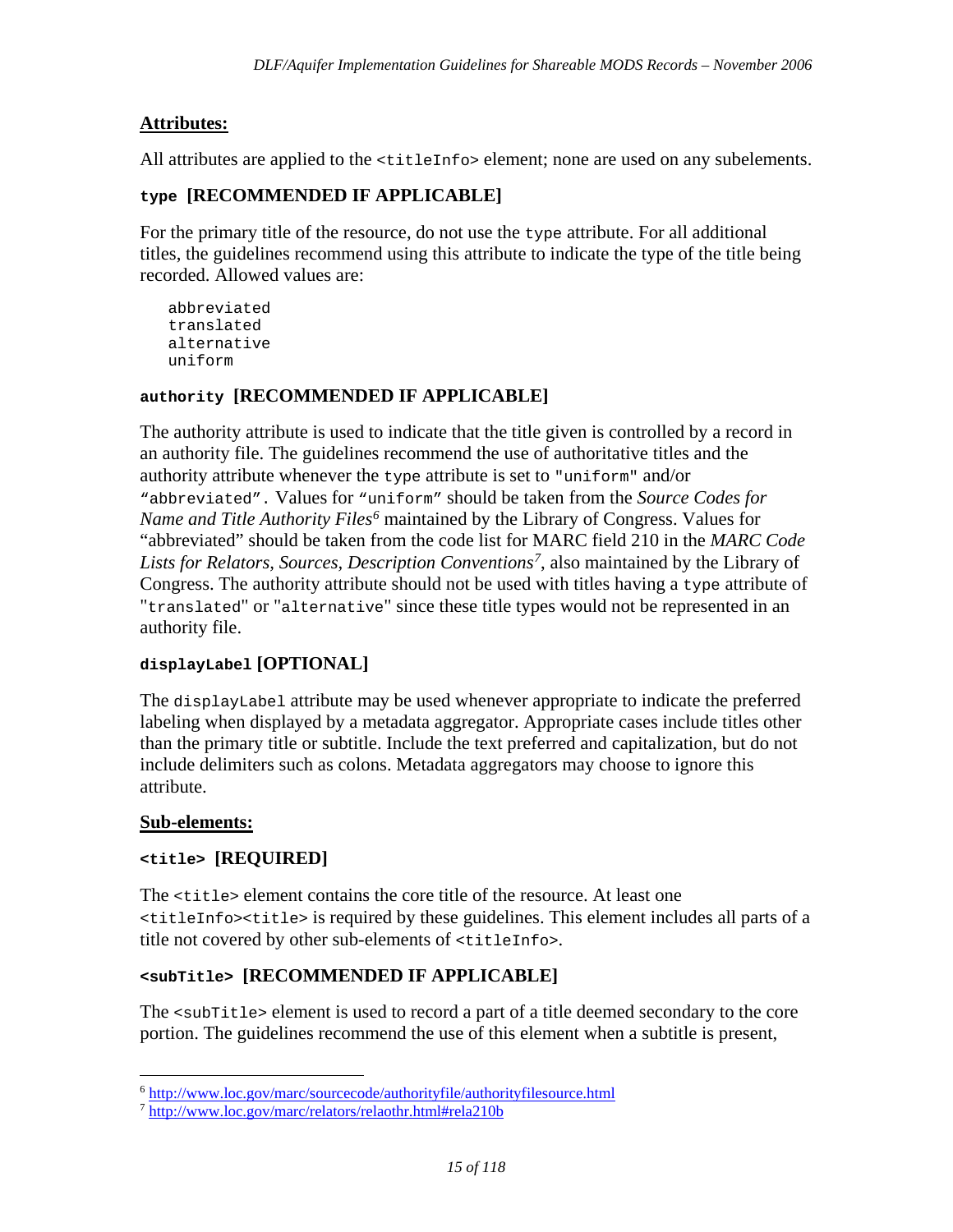## Attributes:

All attributes are applied to the `<titleInfo>` element; none are used on any subelements.

### `type` [RECOMMENDED IF APPLICABLE]

For the primary title of the resource, do not use the `type` attribute. For all additional titles, the guidelines recommend using this attribute to indicate the type of the title being recorded. Allowed values are:

```
abbreviated
translated
alternative
uniform
```

### `authority` [RECOMMENDED IF APPLICABLE]

The authority attribute is used to indicate that the title given is controlled by a record in an authority file. The guidelines recommend the use of authoritative titles and the authority attribute whenever the `type` attribute is set to `"uniform"` and/or `"abbreviated"`. Values for `"uniform"` should be taken from the *Source Codes for Name and Title Authority Files*[6] maintained by the Library of Congress. Values for "abbreviated" should be taken from the code list for MARC field 210 in the *MARC Code Lists for Relators, Sources, Description Conventions*[7], also maintained by the Library of Congress. The authority attribute should not be used with titles having a `type` attribute of `"translated"` or `"alternative"` since these title types would not be represented in an authority file.

### `displayLabel` [OPTIONAL]

The `displayLabel` attribute may be used whenever appropriate to indicate the preferred labeling when displayed by a metadata aggregator. Appropriate cases include titles other than the primary title or subtitle. Include the text preferred and capitalization, but do not include delimiters such as colons. Metadata aggregators may choose to ignore this attribute.

## Sub-elements:

### `<title>` [REQUIRED]

The `<title>` element contains the core title of the resource. At least one `<titleInfo><title>` is required by these guidelines. This element includes all parts of a title not covered by other sub-elements of `<titleInfo>`.

### `<subTitle>` [RECOMMENDED IF APPLICABLE]

The `<subTitle>` element is used to record a part of a title deemed secondary to the core portion. The guidelines recommend the use of this element when a subtitle is present,

---

[6] http://www.loc.gov/marc/sourcecode/authorityfile/authorityfilesource.html

[7] http://www.loc.gov/marc/relators/relaothr.html#rela210b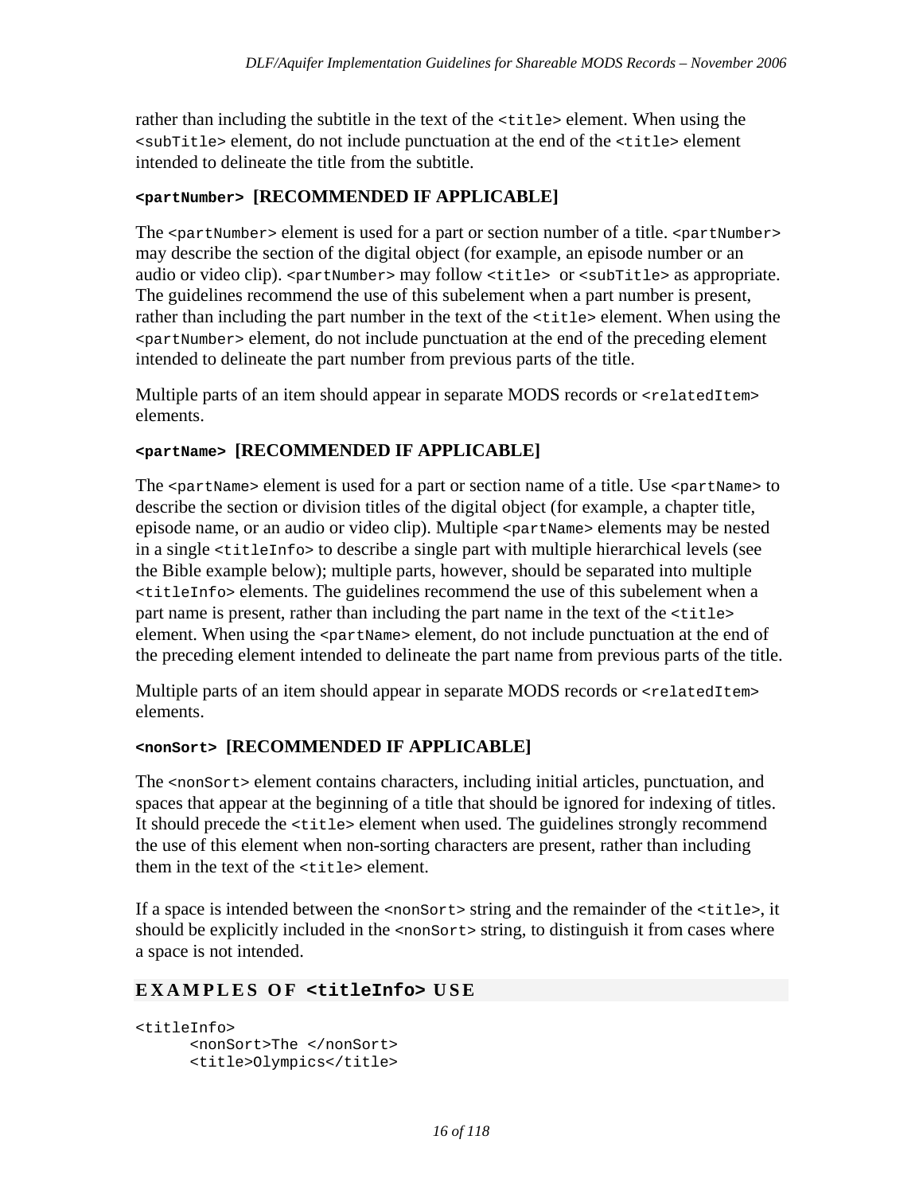rather than including the subtitle in the text of the `<title>` element. When using the `<subTitle>` element, do not include punctuation at the end of the `<title>` element intended to delineate the title from the subtitle.

#### `<partNumber>` [RECOMMENDED IF APPLICABLE]

The `<partNumber>` element is used for a part or section number of a title. `<partNumber>` may describe the section of the digital object (for example, an episode number or an audio or video clip). `<partNumber>` may follow `<title>` or `<subTitle>` as appropriate. The guidelines recommend the use of this subelement when a part number is present, rather than including the part number in the text of the `<title>` element. When using the `<partNumber>` element, do not include punctuation at the end of the preceding element intended to delineate the part number from previous parts of the title.

Multiple parts of an item should appear in separate MODS records or `<relatedItem>` elements.

#### `<partName>` [RECOMMENDED IF APPLICABLE]

The `<partName>` element is used for a part or section name of a title. Use `<partName>` to describe the section or division titles of the digital object (for example, a chapter title, episode name, or an audio or video clip). Multiple `<partName>` elements may be nested in a single `<titleInfo>` to describe a single part with multiple hierarchical levels (see the Bible example below); multiple parts, however, should be separated into multiple `<titleInfo>` elements. The guidelines recommend the use of this subelement when a part name is present, rather than including the part name in the text of the `<title>` element. When using the `<partName>` element, do not include punctuation at the end of the preceding element intended to delineate the part name from previous parts of the title.

Multiple parts of an item should appear in separate MODS records or `<relatedItem>` elements.

#### `<nonSort>` [RECOMMENDED IF APPLICABLE]

The `<nonSort>` element contains characters, including initial articles, punctuation, and spaces that appear at the beginning of a title that should be ignored for indexing of titles. It should precede the `<title>` element when used. The guidelines strongly recommend the use of this element when non-sorting characters are present, rather than including them in the text of the `<title>` element.

If a space is intended between the `<nonSort>` string and the remainder of the `<title>`, it should be explicitly included in the `<nonSort>` string, to distinguish it from cases where a space is not intended.

### EXAMPLES OF `<titleInfo>` USE

```
<titleInfo>
      <nonSort>The </nonSort>
      <title>Olympics</title>
```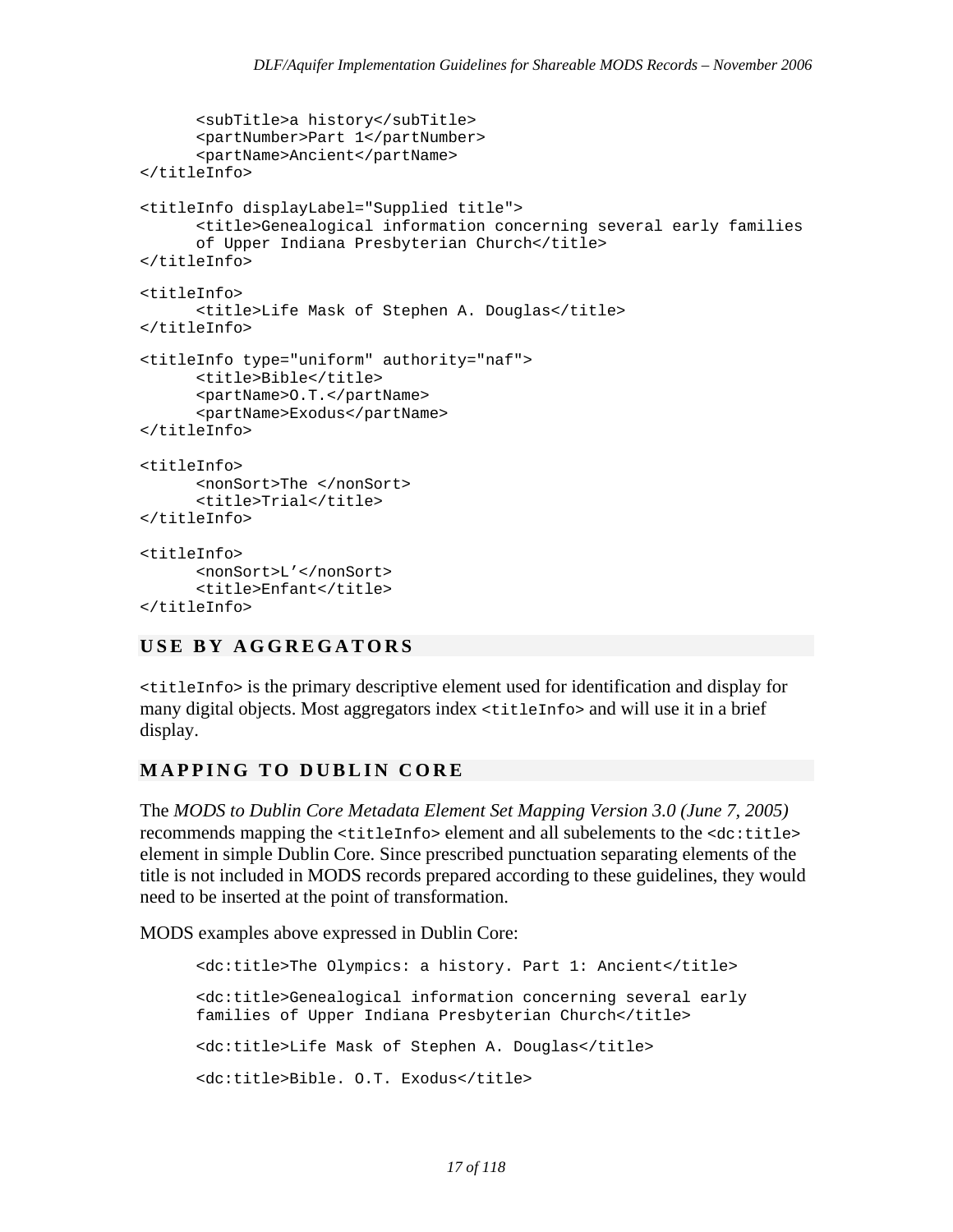```
	<subTitle>a history</subTitle>
	<partNumber>Part 1</partNumber>
	<partName>Ancient</partName>
</titleInfo>

<titleInfo displayLabel="Supplied title">
	<title>Genealogical information concerning several early families
	of Upper Indiana Presbyterian Church</title>
</titleInfo>

<titleInfo>
	<title>Life Mask of Stephen A. Douglas</title>
</titleInfo>

<titleInfo type="uniform" authority="naf">
	<title>Bible</title>
	<partName>O.T.</partName>
	<partName>Exodus</partName>
</titleInfo>

<titleInfo>
	<nonSort>The </nonSort>
	<title>Trial</title>
</titleInfo>

<titleInfo>
	<nonSort>L'</nonSort>
	<title>Enfant</title>
</titleInfo>
```

## USE BY AGGREGATORS

`<titleInfo>` is the primary descriptive element used for identification and display for many digital objects. Most aggregators index `<titleInfo>` and will use it in a brief display.

## MAPPING TO DUBLIN CORE

The *MODS to Dublin Core Metadata Element Set Mapping Version 3.0 (June 7, 2005)* recommends mapping the `<titleInfo>` element and all subelements to the `<dc:title>` element in simple Dublin Core. Since prescribed punctuation separating elements of the title is not included in MODS records prepared according to these guidelines, they would need to be inserted at the point of transformation.

MODS examples above expressed in Dublin Core:

```
<dc:title>The Olympics: a history. Part 1: Ancient</title>

<dc:title>Genealogical information concerning several early
families of Upper Indiana Presbyterian Church</title>

<dc:title>Life Mask of Stephen A. Douglas</title>

<dc:title>Bible. O.T. Exodus</title>
```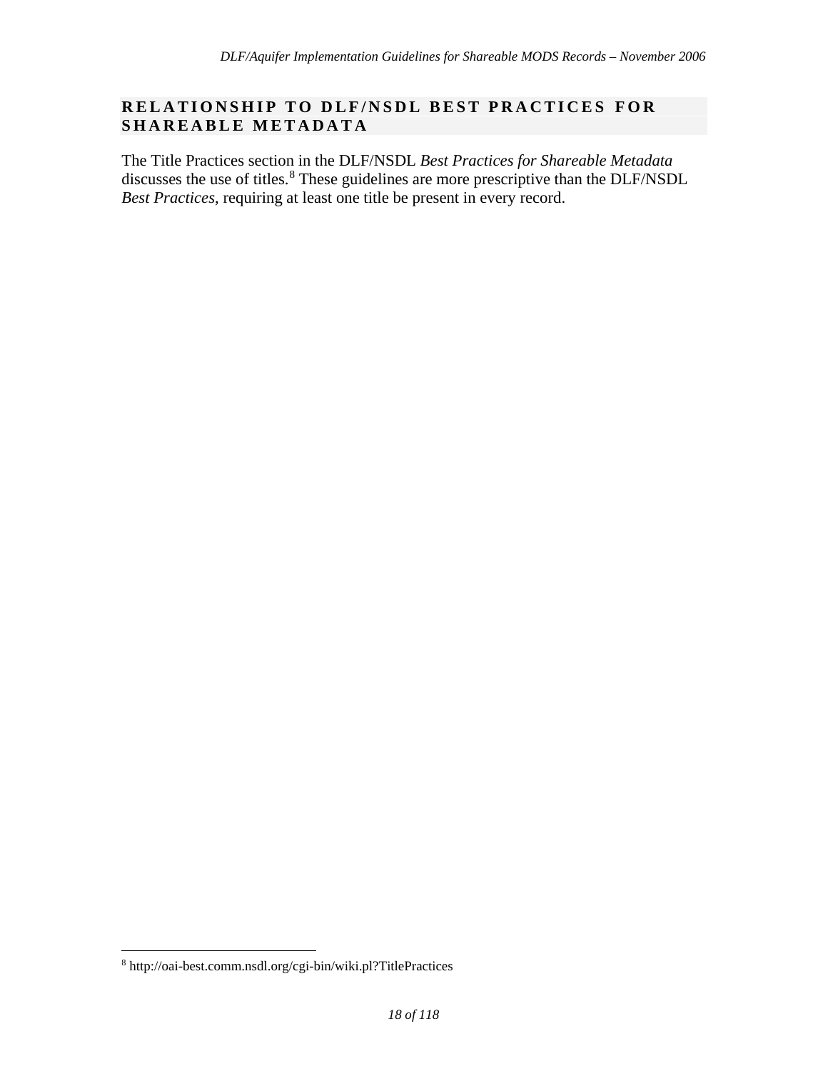## RELATIONSHIP TO DLF/NSDL BEST PRACTICES FOR SHAREABLE METADATA

The Title Practices section in the DLF/NSDL *Best Practices for Shareable Metadata* discusses the use of titles.[8] These guidelines are more prescriptive than the DLF/NSDL *Best Practices*, requiring at least one title be present in every record.

---

[8] http://oai-best.comm.nsdl.org/cgi-bin/wiki.pl?TitlePractices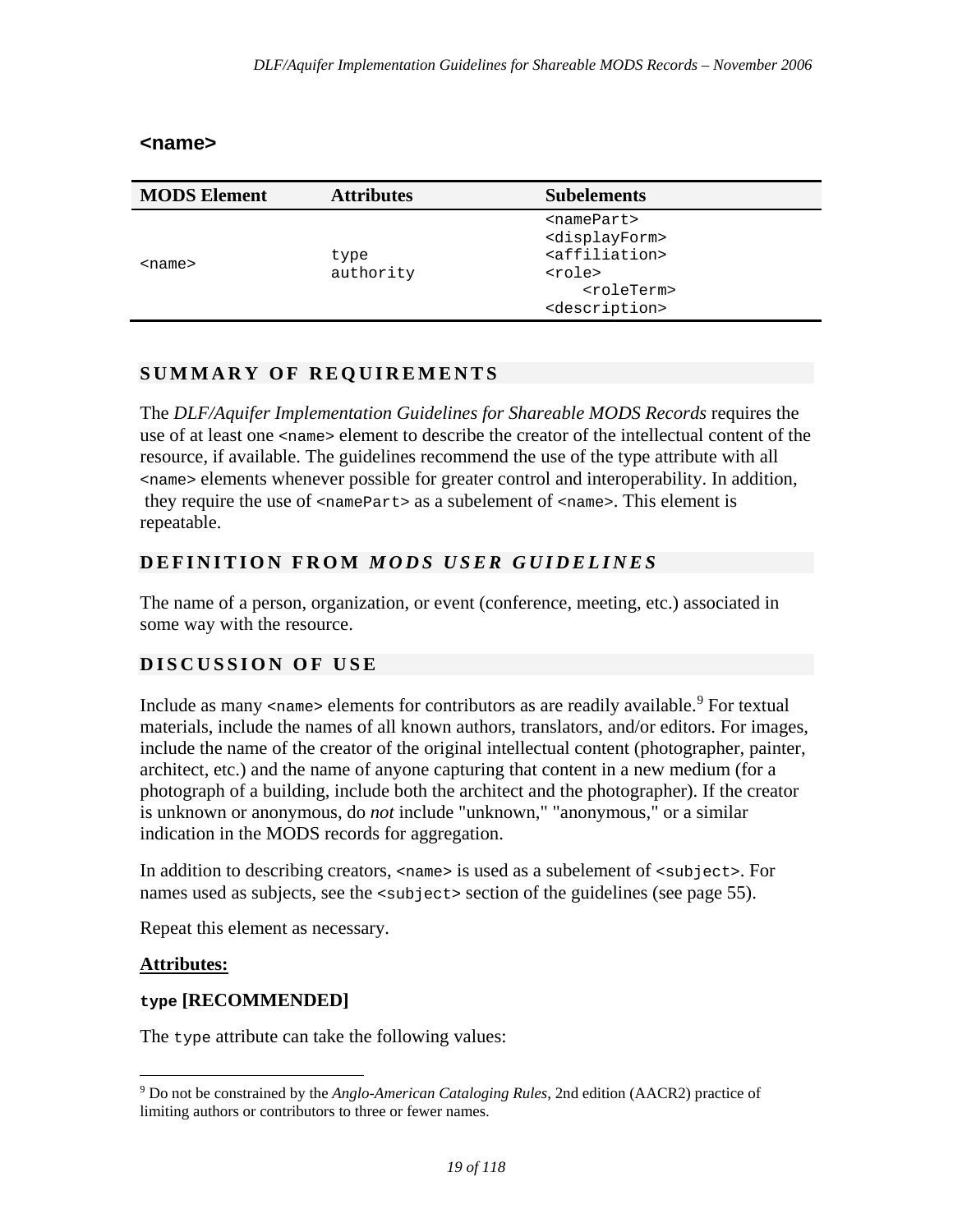## <name>

| MODS Element | Attributes | Subelements |
| --- | --- | --- |
| `<name>` | `type`<br>`authority` | `<namePart>`<br>`<displayForm>`<br>`<affiliation>`<br>`<role>`<br>&nbsp;&nbsp;&nbsp;&nbsp;`<roleTerm>`<br>`<description>` |

### SUMMARY OF REQUIREMENTS

The *DLF/Aquifer Implementation Guidelines for Shareable MODS Records* requires the use of at least one `<name>` element to describe the creator of the intellectual content of the resource, if available. The guidelines recommend the use of the type attribute with all `<name>` elements whenever possible for greater control and interoperability. In addition, they require the use of `<namePart>` as a subelement of `<name>`. This element is repeatable.

### DEFINITION FROM *MODS USER GUIDELINES*

The name of a person, organization, or event (conference, meeting, etc.) associated in some way with the resource.

### DISCUSSION OF USE

Include as many `<name>` elements for contributors as are readily available.[9] For textual materials, include the names of all known authors, translators, and/or editors. For images, include the name of the creator of the original intellectual content (photographer, painter, architect, etc.) and the name of anyone capturing that content in a new medium (for a photograph of a building, include both the architect and the photographer). If the creator is unknown or anonymous, do *not* include "unknown," "anonymous," or a similar indication in the MODS records for aggregation.

In addition to describing creators, `<name>` is used as a subelement of `<subject>`. For names used as subjects, see the `<subject>` section of the guidelines (see page 55).

Repeat this element as necessary.

**<u>Attributes:</u>**

**`type` [RECOMMENDED]**

The `type` attribute can take the following values:

---

[9] Do not be constrained by the *Anglo-American Cataloging Rules*, 2nd edition (AACR2) practice of limiting authors or contributors to three or fewer names.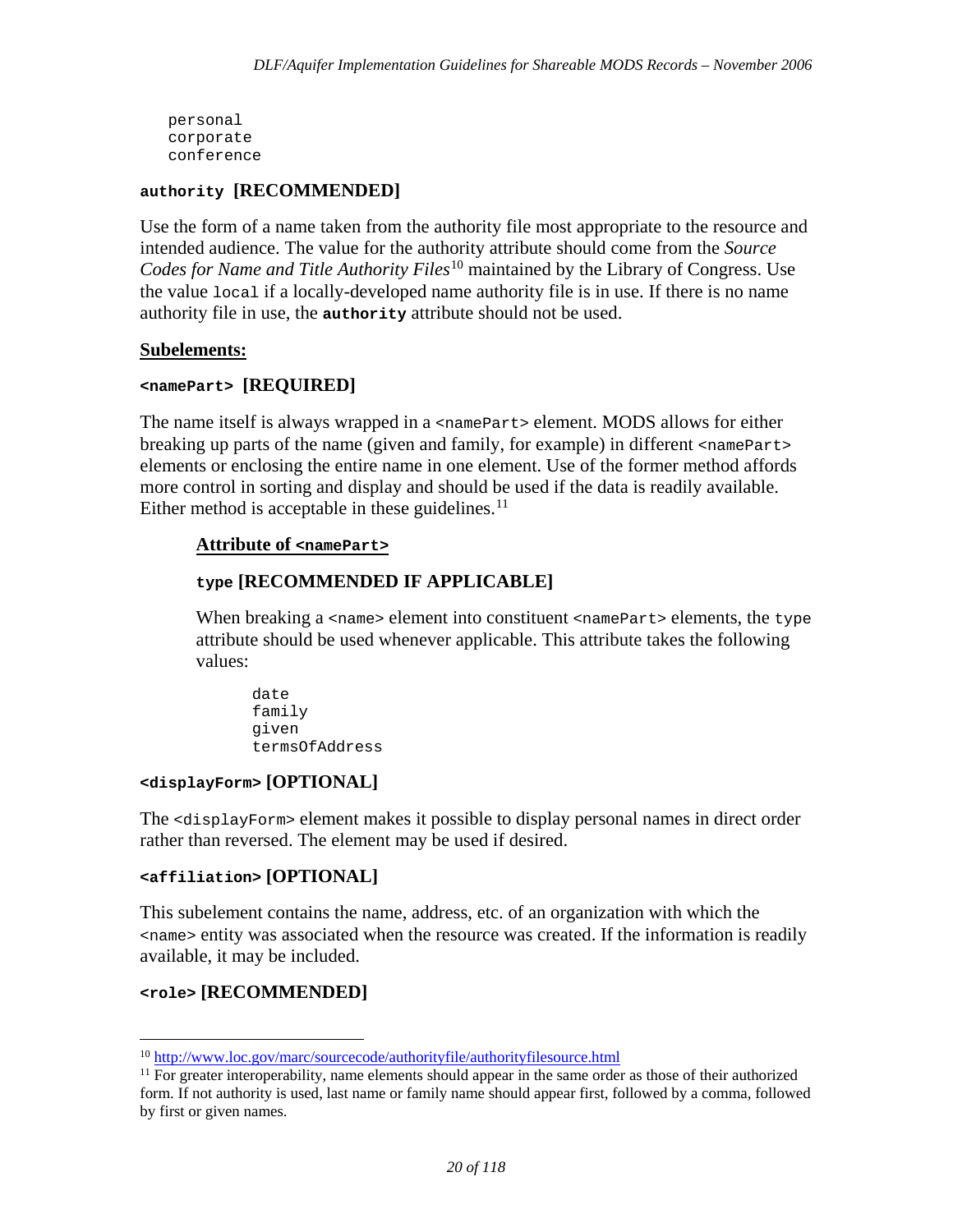```
personal
corporate
conference
```

### `authority` [RECOMMENDED]

Use the form of a name taken from the authority file most appropriate to the resource and intended audience. The value for the authority attribute should come from the *Source Codes for Name and Title Authority Files*[10] maintained by the Library of Congress. Use the value `local` if a locally-developed name authority file is in use. If there is no name authority file in use, the **`authority`** attribute should not be used.

**Subelements:**

### `<namePart>` [REQUIRED]

The name itself is always wrapped in a `<namePart>` element. MODS allows for either breaking up parts of the name (given and family, for example) in different `<namePart>` elements or enclosing the entire name in one element. Use of the former method affords more control in sorting and display and should be used if the data is readily available. Either method is acceptable in these guidelines.[11]

**Attribute of `<namePart>`**

#### `type` [RECOMMENDED IF APPLICABLE]

When breaking a `<name>` element into constituent `<namePart>` elements, the `type` attribute should be used whenever applicable. This attribute takes the following values:

```
date
family
given
termsOfAddress
```

### `<displayForm>` [OPTIONAL]

The `<displayForm>` element makes it possible to display personal names in direct order rather than reversed. The element may be used if desired.

### `<affiliation>` [OPTIONAL]

This subelement contains the name, address, etc. of an organization with which the `<name>` entity was associated when the resource was created. If the information is readily available, it may be included.

### `<role>` [RECOMMENDED]

---

[10] http://www.loc.gov/marc/sourcecode/authorityfile/authorityfilesource.html

[11] For greater interoperability, name elements should appear in the same order as those of their authorized form. If not authority is used, last name or family name should appear first, followed by a comma, followed by first or given names.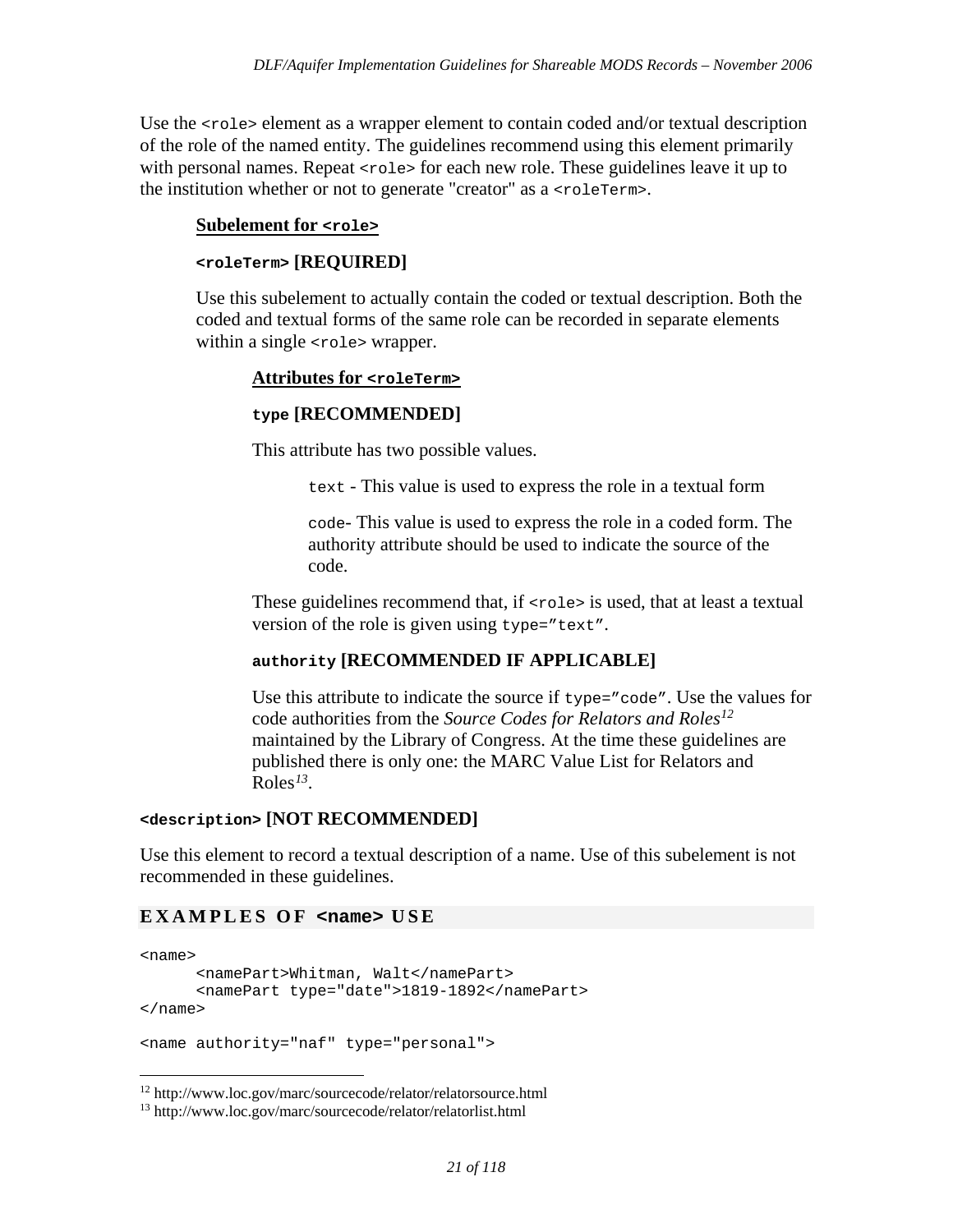Use the `<role>` element as a wrapper element to contain coded and/or textual description of the role of the named entity. The guidelines recommend using this element primarily with personal names. Repeat `<role>` for each new role. These guidelines leave it up to the institution whether or not to generate "creator" as a `<roleTerm>`.

**Subelement for `<role>`**

**`<roleTerm>` [REQUIRED]**

Use this subelement to actually contain the coded or textual description. Both the coded and textual forms of the same role can be recorded in separate elements within a single `<role>` wrapper.

**Attributes for `<roleTerm>`**

**`type` [RECOMMENDED]**

This attribute has two possible values.

`text` - This value is used to express the role in a textual form

`code`- This value is used to express the role in a coded form. The authority attribute should be used to indicate the source of the code.

These guidelines recommend that, if `<role>` is used, that at least a textual version of the role is given using `type="text"`.

**`authority` [RECOMMENDED IF APPLICABLE]**

Use this attribute to indicate the source if `type="code"`. Use the values for code authorities from the *Source Codes for Relators and Roles*[12] maintained by the Library of Congress. At the time these guidelines are published there is only one: the MARC Value List for Relators and Roles[13].

**`<description>` [NOT RECOMMENDED]**

Use this element to record a textual description of a name. Use of this subelement is not recommended in these guidelines.

## EXAMPLES OF `<name>` USE

```
<name>
      <namePart>Whitman, Walt</namePart>
      <namePart type="date">1819-1892</namePart>
</name>

<name authority="naf" type="personal">
```

[12] http://www.loc.gov/marc/sourcecode/relator/relatorsource.html

[13] http://www.loc.gov/marc/sourcecode/relator/relatorlist.html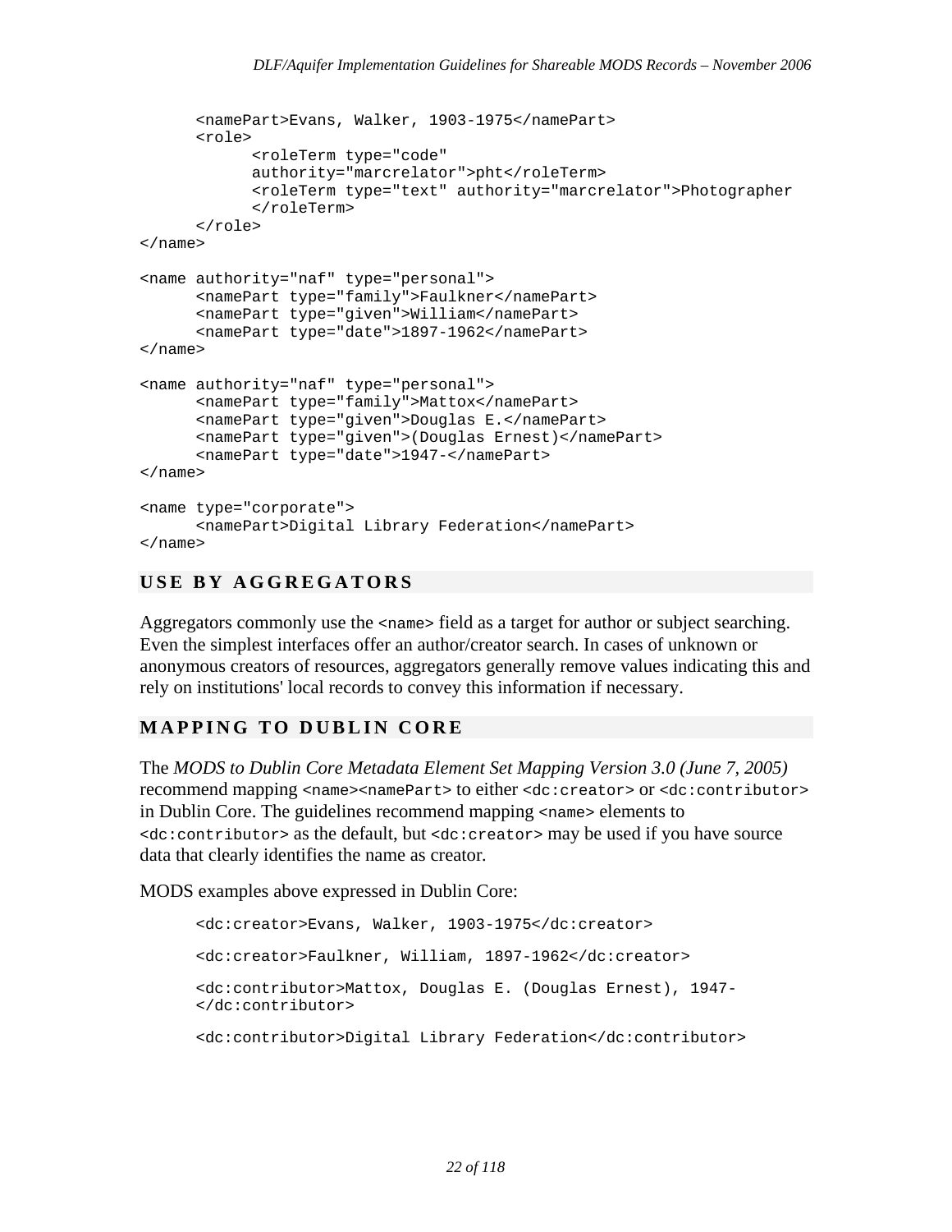```
      <namePart>Evans, Walker, 1903-1975</namePart>
      <role>
            <roleTerm type="code"
            authority="marcrelator">pht</roleTerm>
            <roleTerm type="text" authority="marcrelator">Photographer
            </roleTerm>
      </role>
</name>

<name authority="naf" type="personal">
      <namePart type="family">Faulkner</namePart>
      <namePart type="given">William</namePart>
      <namePart type="date">1897-1962</namePart>
</name>

<name authority="naf" type="personal">
      <namePart type="family">Mattox</namePart>
      <namePart type="given">Douglas E.</namePart>
      <namePart type="given">(Douglas Ernest)</namePart>
      <namePart type="date">1947-</namePart>
</name>

<name type="corporate">
      <namePart>Digital Library Federation</namePart>
</name>
```

## USE BY AGGREGATORS

Aggregators commonly use the `<name>` field as a target for author or subject searching. Even the simplest interfaces offer an author/creator search. In cases of unknown or anonymous creators of resources, aggregators generally remove values indicating this and rely on institutions' local records to convey this information if necessary.

## MAPPING TO DUBLIN CORE

The *MODS to Dublin Core Metadata Element Set Mapping Version 3.0 (June 7, 2005)* recommend mapping `<name><namePart>` to either `<dc:creator>` or `<dc:contributor>` in Dublin Core. The guidelines recommend mapping `<name>` elements to `<dc:contributor>` as the default, but `<dc:creator>` may be used if you have source data that clearly identifies the name as creator.

MODS examples above expressed in Dublin Core:

```
<dc:creator>Evans, Walker, 1903-1975</dc:creator>

<dc:creator>Faulkner, William, 1897-1962</dc:creator>

<dc:contributor>Mattox, Douglas E. (Douglas Ernest), 1947-
</dc:contributor>

<dc:contributor>Digital Library Federation</dc:contributor>
```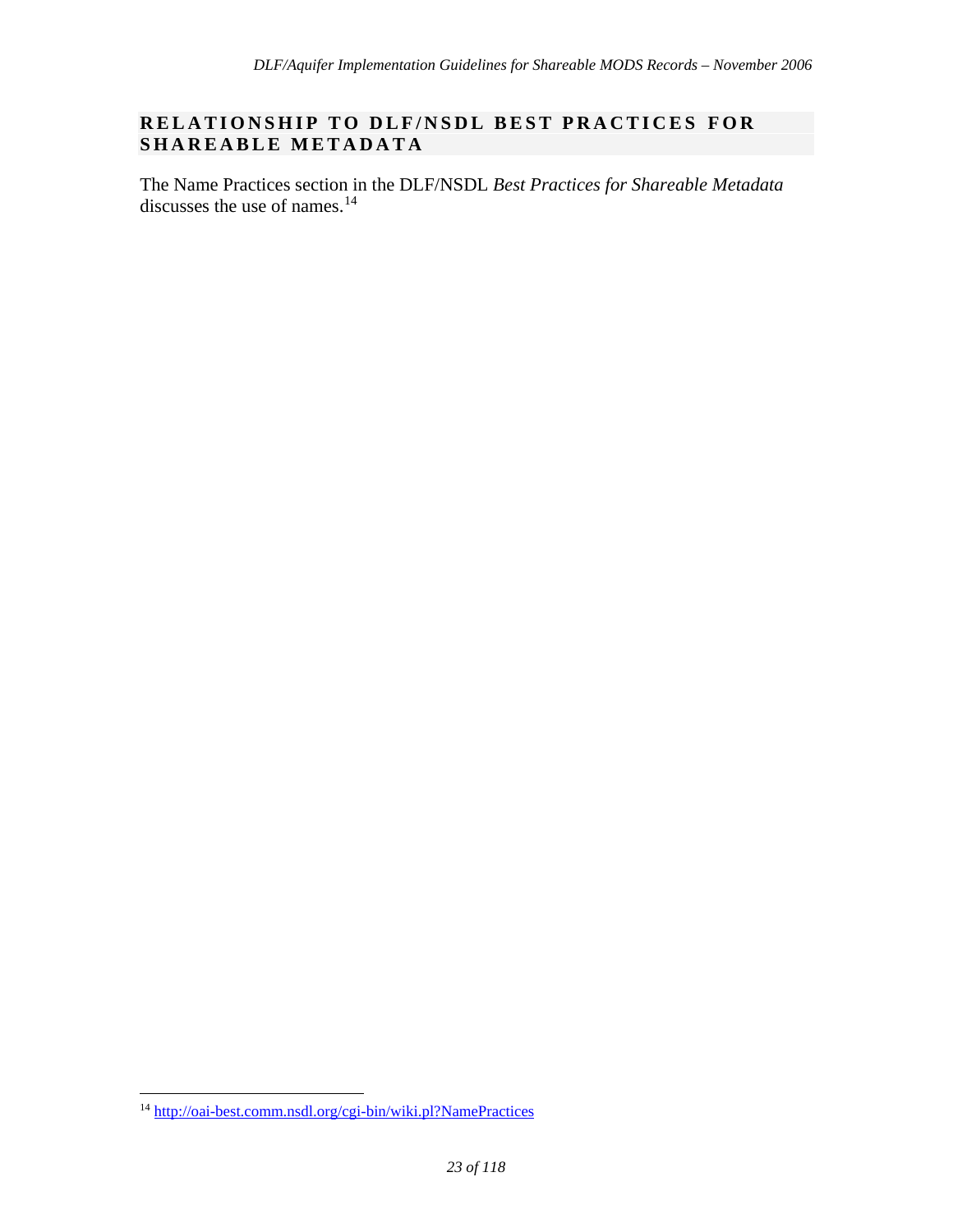## RELATIONSHIP TO DLF/NSDL BEST PRACTICES FOR SHAREABLE METADATA

The Name Practices section in the DLF/NSDL *Best Practices for Shareable Metadata* discusses the use of names.[14]

[14] http://oai-best.comm.nsdl.org/cgi-bin/wiki.pl?NamePractices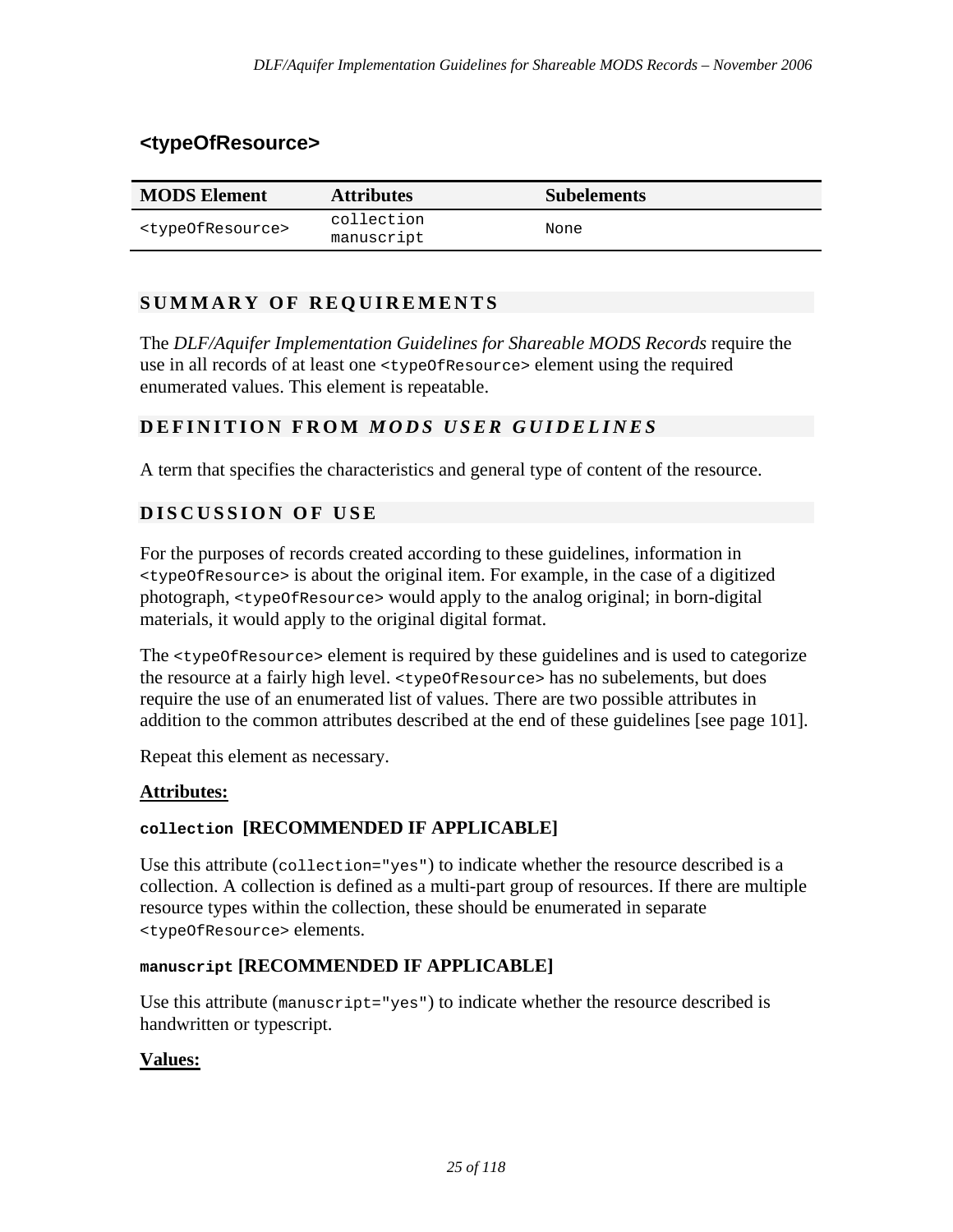## <typeOfResource>

| MODS Element | Attributes | Subelements |
| --- | --- | --- |
| `<typeOfResource>` | `collection` `manuscript` | None |

### SUMMARY OF REQUIREMENTS

The *DLF/Aquifer Implementation Guidelines for Shareable MODS Records* require the use in all records of at least one `<typeOfResource>` element using the required enumerated values. This element is repeatable.

### DEFINITION FROM *MODS USER GUIDELINES*

A term that specifies the characteristics and general type of content of the resource.

### DISCUSSION OF USE

For the purposes of records created according to these guidelines, information in `<typeOfResource>` is about the original item. For example, in the case of a digitized photograph, `<typeOfResource>` would apply to the analog original; in born-digital materials, it would apply to the original digital format.

The `<typeOfResource>` element is required by these guidelines and is used to categorize the resource at a fairly high level. `<typeOfResource>` has no subelements, but does require the use of an enumerated list of values. There are two possible attributes in addition to the common attributes described at the end of these guidelines [see page 101].

Repeat this element as necessary.

**Attributes:**

**`collection` [RECOMMENDED IF APPLICABLE]**

Use this attribute (`collection="yes"`) to indicate whether the resource described is a collection. A collection is defined as a multi-part group of resources. If there are multiple resource types within the collection, these should be enumerated in separate `<typeOfResource>` elements.

**`manuscript` [RECOMMENDED IF APPLICABLE]**

Use this attribute (`manuscript="yes"`) to indicate whether the resource described is handwritten or typescript.

**Values:**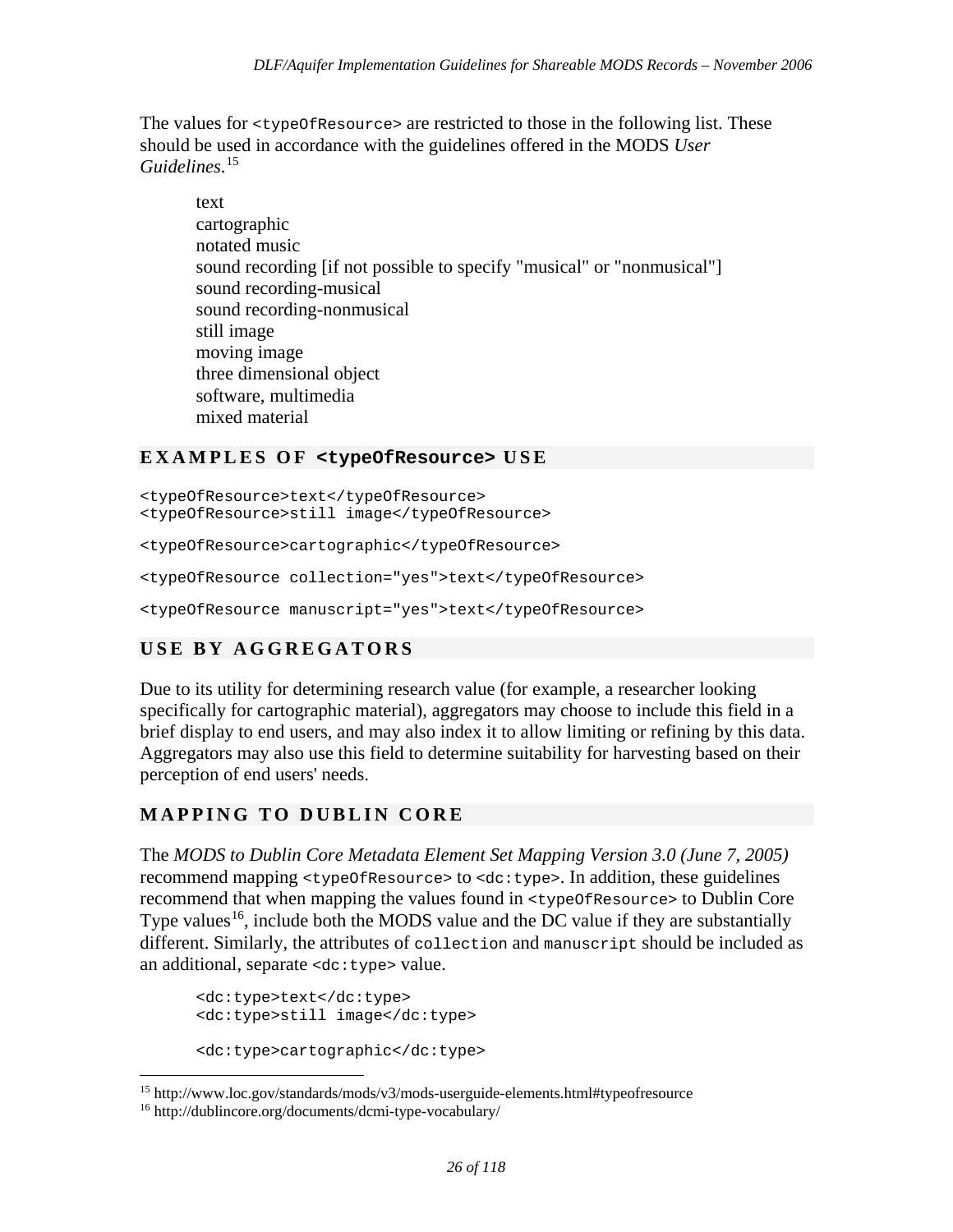The values for `<typeOfResource>` are restricted to those in the following list. These should be used in accordance with the guidelines offered in the MODS *User Guidelines*.[15]

> text
> cartographic
> notated music
> sound recording [if not possible to specify "musical" or "nonmusical"]
> sound recording-musical
> sound recording-nonmusical
> still image
> moving image
> three dimensional object
> software, multimedia
> mixed material

## EXAMPLES OF `<typeOfResource>` USE

```
<typeOfResource>text</typeOfResource>
<typeOfResource>still image</typeOfResource>

<typeOfResource>cartographic</typeOfResource>

<typeOfResource collection="yes">text</typeOfResource>

<typeOfResource manuscript="yes">text</typeOfResource>
```

## USE BY AGGREGATORS

Due to its utility for determining research value (for example, a researcher looking specifically for cartographic material), aggregators may choose to include this field in a brief display to end users, and may also index it to allow limiting or refining by this data. Aggregators may also use this field to determine suitability for harvesting based on their perception of end users' needs.

## MAPPING TO DUBLIN CORE

The *MODS to Dublin Core Metadata Element Set Mapping Version 3.0 (June 7, 2005)* recommend mapping `<typeOfResource>` to `<dc:type>`. In addition, these guidelines recommend that when mapping the values found in `<typeOfResource>` to Dublin Core Type values[16], include both the MODS value and the DC value if they are substantially different. Similarly, the attributes of `collection` and `manuscript` should be included as an additional, separate `<dc:type>` value.

```
<dc:type>text</dc:type>
<dc:type>still image</dc:type>

<dc:type>cartographic</dc:type>
```

[15] http://www.loc.gov/standards/mods/v3/mods-userguide-elements.html#typeofresource
[16] http://dublincore.org/documents/dcmi-type-vocabulary/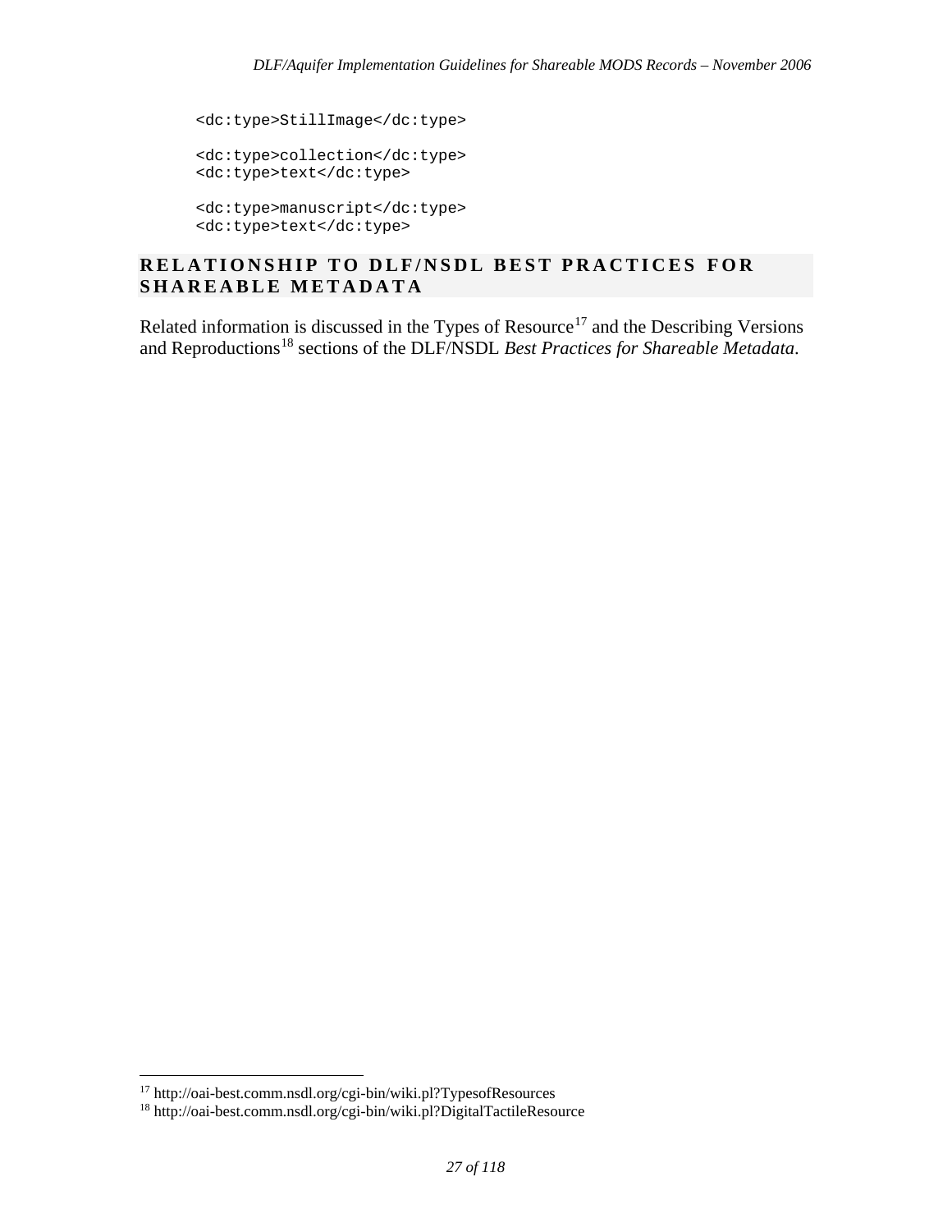```
<dc:type>StillImage</dc:type>

<dc:type>collection</dc:type>
<dc:type>text</dc:type>

<dc:type>manuscript</dc:type>
<dc:type>text</dc:type>
```

## RELATIONSHIP TO DLF/NSDL BEST PRACTICES FOR SHAREABLE METADATA

Related information is discussed in the Types of Resource[17] and the Describing Versions and Reproductions[18] sections of the DLF/NSDL *Best Practices for Shareable Metadata*.

[17] http://oai-best.comm.nsdl.org/cgi-bin/wiki.pl?TypesofResources

[18] http://oai-best.comm.nsdl.org/cgi-bin/wiki.pl?DigitalTactileResource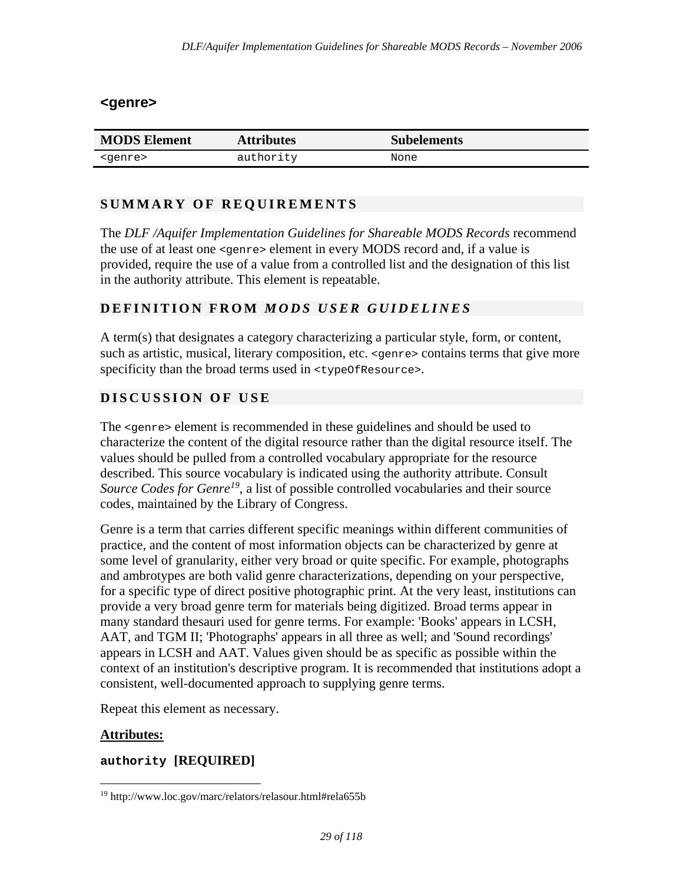## <genre>

| MODS Element | Attributes | Subelements |
| --- | --- | --- |
| `<genre>` | `authority` | None |

### SUMMARY OF REQUIREMENTS

The *DLF /Aquifer Implementation Guidelines for Shareable MODS Records* recommend the use of at least one `<genre>` element in every MODS record and, if a value is provided, require the use of a value from a controlled list and the designation of this list in the authority attribute. This element is repeatable.

### DEFINITION FROM *MODS USER GUIDELINES*

A term(s) that designates a category characterizing a particular style, form, or content, such as artistic, musical, literary composition, etc. `<genre>` contains terms that give more specificity than the broad terms used in `<typeOfResource>`.

### DISCUSSION OF USE

The `<genre>` element is recommended in these guidelines and should be used to characterize the content of the digital resource rather than the digital resource itself. The values should be pulled from a controlled vocabulary appropriate for the resource described. This source vocabulary is indicated using the authority attribute. Consult *Source Codes for Genre*[19], a list of possible controlled vocabularies and their source codes, maintained by the Library of Congress.

Genre is a term that carries different specific meanings within different communities of practice, and the content of most information objects can be characterized by genre at some level of granularity, either very broad or quite specific. For example, photographs and ambrotypes are both valid genre characterizations, depending on your perspective, for a specific type of direct positive photographic print. At the very least, institutions can provide a very broad genre term for materials being digitized. Broad terms appear in many standard thesauri used for genre terms. For example: 'Books' appears in LCSH, AAT, and TGM II; 'Photographs' appears in all three as well; and 'Sound recordings' appears in LCSH and AAT. Values given should be as specific as possible within the context of an institution's descriptive program. It is recommended that institutions adopt a consistent, well-documented approach to supplying genre terms.

Repeat this element as necessary.

**Attributes:**

**`authority` [REQUIRED]**

---

[19] http://www.loc.gov/marc/relators/relasour.html#rela655b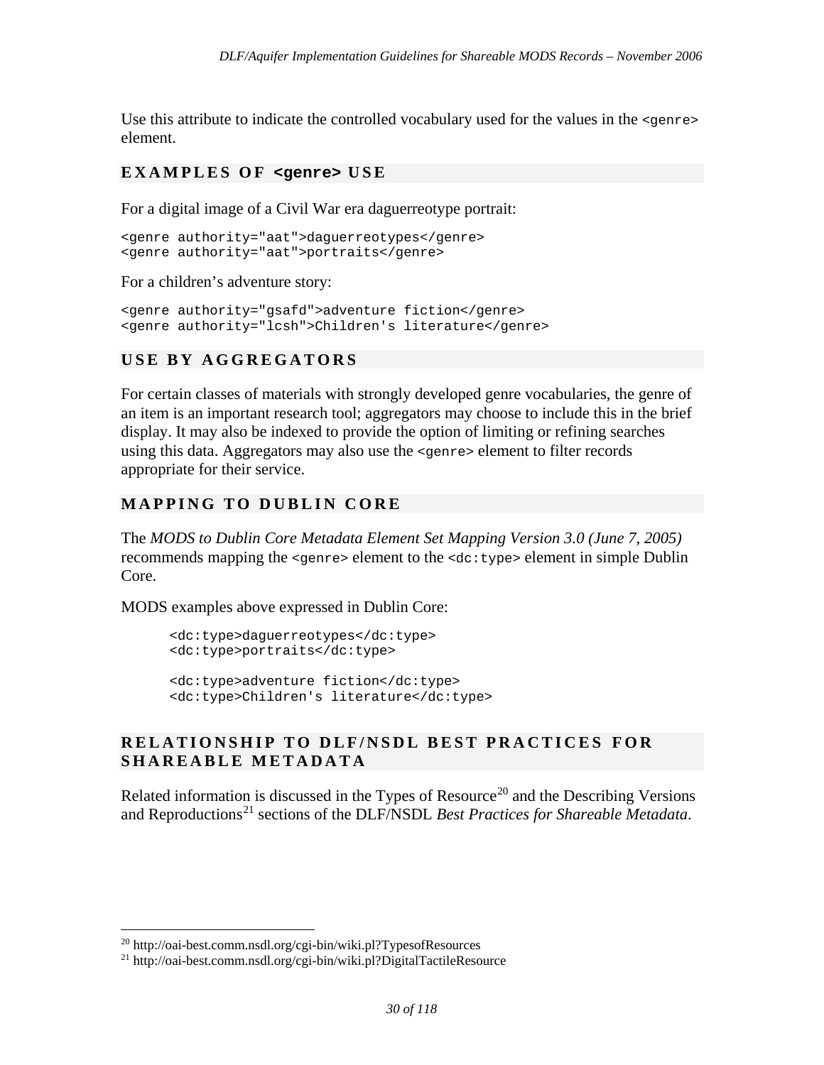Use this attribute to indicate the controlled vocabulary used for the values in the `<genre>` element.

### EXAMPLES OF `<genre>` USE

For a digital image of a Civil War era daguerreotype portrait:

```
<genre authority="aat">daguerreotypes</genre>
<genre authority="aat">portraits</genre>
```

For a children's adventure story:

```
<genre authority="gsafd">adventure fiction</genre>
<genre authority="lcsh">Children's literature</genre>
```

### USE BY AGGREGATORS

For certain classes of materials with strongly developed genre vocabularies, the genre of an item is an important research tool; aggregators may choose to include this in the brief display. It may also be indexed to provide the option of limiting or refining searches using this data. Aggregators may also use the `<genre>` element to filter records appropriate for their service.

### MAPPING TO DUBLIN CORE

The *MODS to Dublin Core Metadata Element Set Mapping Version 3.0 (June 7, 2005)* recommends mapping the `<genre>` element to the `<dc:type>` element in simple Dublin Core.

MODS examples above expressed in Dublin Core:

```
<dc:type>daguerreotypes</dc:type>
<dc:type>portraits</dc:type>

<dc:type>adventure fiction</dc:type>
<dc:type>Children's literature</dc:type>
```

### RELATIONSHIP TO DLF/NSDL BEST PRACTICES FOR SHAREABLE METADATA

Related information is discussed in the Types of Resource[20] and the Describing Versions and Reproductions[21] sections of the DLF/NSDL *Best Practices for Shareable Metadata*.

---

[20] http://oai-best.comm.nsdl.org/cgi-bin/wiki.pl?TypesofResources

[21] http://oai-best.comm.nsdl.org/cgi-bin/wiki.pl?DigitalTactileResource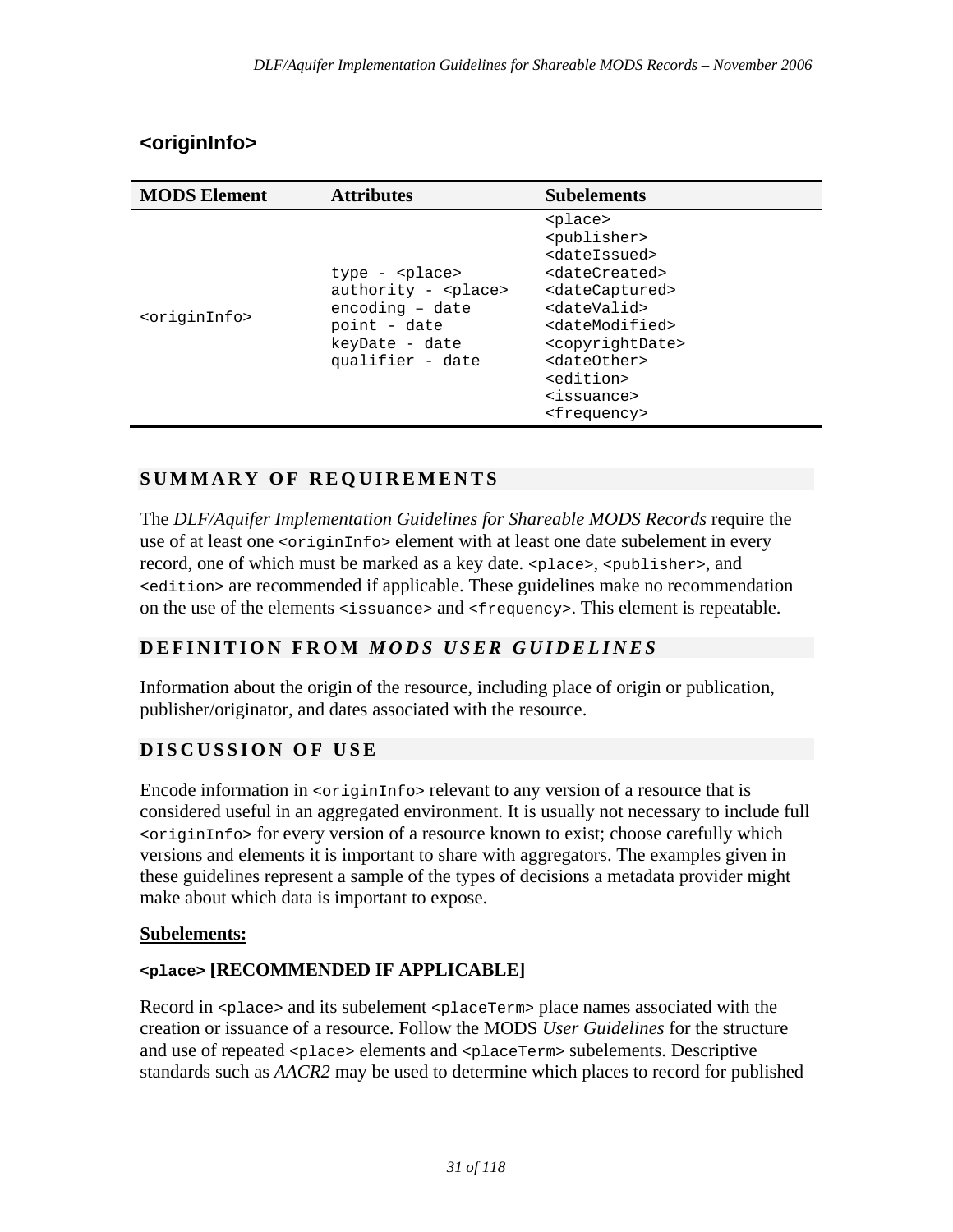## <originInfo>

| MODS Element | Attributes | Subelements |
|---|---|---|
| <originInfo> | type - <place><br>authority - <place><br>encoding – date<br>point - date<br>keyDate - date<br>qualifier - date | <place><br><publisher><br><dateIssued><br><dateCreated><br><dateCaptured><br><dateValid><br><dateModified><br><copyrightDate><br><dateOther><br><edition><br><issuance><br><frequency> |

### SUMMARY OF REQUIREMENTS

The *DLF/Aquifer Implementation Guidelines for Shareable MODS Records* require the use of at least one <originInfo> element with at least one date subelement in every record, one of which must be marked as a key date. <place>, <publisher>, and <edition> are recommended if applicable. These guidelines make no recommendation on the use of the elements <issuance> and <frequency>. This element is repeatable.

### DEFINITION FROM *MODS USER GUIDELINES*

Information about the origin of the resource, including place of origin or publication, publisher/originator, and dates associated with the resource.

### DISCUSSION OF USE

Encode information in <originInfo> relevant to any version of a resource that is considered useful in an aggregated environment. It is usually not necessary to include full <originInfo> for every version of a resource known to exist; choose carefully which versions and elements it is important to share with aggregators. The examples given in these guidelines represent a sample of the types of decisions a metadata provider might make about which data is important to expose.

**Subelements:**

**<place> [RECOMMENDED IF APPLICABLE]**

Record in <place> and its subelement <placeTerm> place names associated with the creation or issuance of a resource. Follow the MODS *User Guidelines* for the structure and use of repeated <place> elements and <placeTerm> subelements. Descriptive standards such as *AACR2* may be used to determine which places to record for published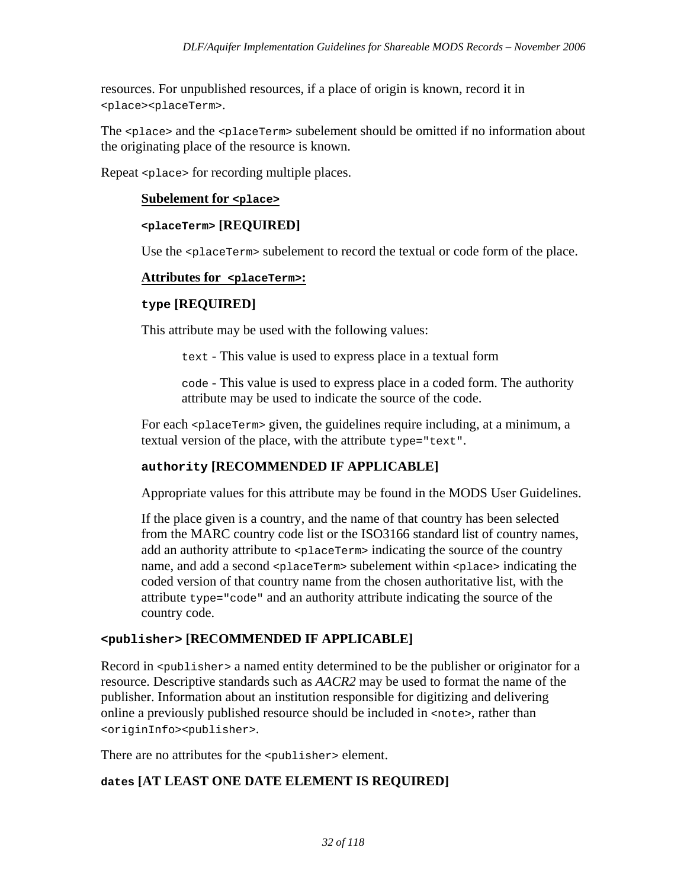resources. For unpublished resources, if a place of origin is known, record it in `<place><placeTerm>`.

The `<place>` and the `<placeTerm>` subelement should be omitted if no information about the originating place of the resource is known.

Repeat `<place>` for recording multiple places.

**Subelement for `<place>`**

**`<placeTerm>` [REQUIRED]**

Use the `<placeTerm>` subelement to record the textual or code form of the place.

**Attributes for `<placeTerm>`:**

**`type` [REQUIRED]**

This attribute may be used with the following values:

> `text` - This value is used to express place in a textual form
>
> `code` - This value is used to express place in a coded form. The authority attribute may be used to indicate the source of the code.

For each `<placeTerm>` given, the guidelines require including, at a minimum, a textual version of the place, with the attribute `type="text"`.

**`authority` [RECOMMENDED IF APPLICABLE]**

Appropriate values for this attribute may be found in the MODS User Guidelines.

If the place given is a country, and the name of that country has been selected from the MARC country code list or the ISO3166 standard list of country names, add an authority attribute to `<placeTerm>` indicating the source of the country name, and add a second `<placeTerm>` subelement within `<place>` indicating the coded version of that country name from the chosen authoritative list, with the attribute `type="code"` and an authority attribute indicating the source of the country code.

**`<publisher>` [RECOMMENDED IF APPLICABLE]**

Record in `<publisher>` a named entity determined to be the publisher or originator for a resource. Descriptive standards such as *AACR2* may be used to format the name of the publisher. Information about an institution responsible for digitizing and delivering online a previously published resource should be included in `<note>`, rather than `<originInfo><publisher>`.

There are no attributes for the `<publisher>` element.

**`dates` [AT LEAST ONE DATE ELEMENT IS REQUIRED]**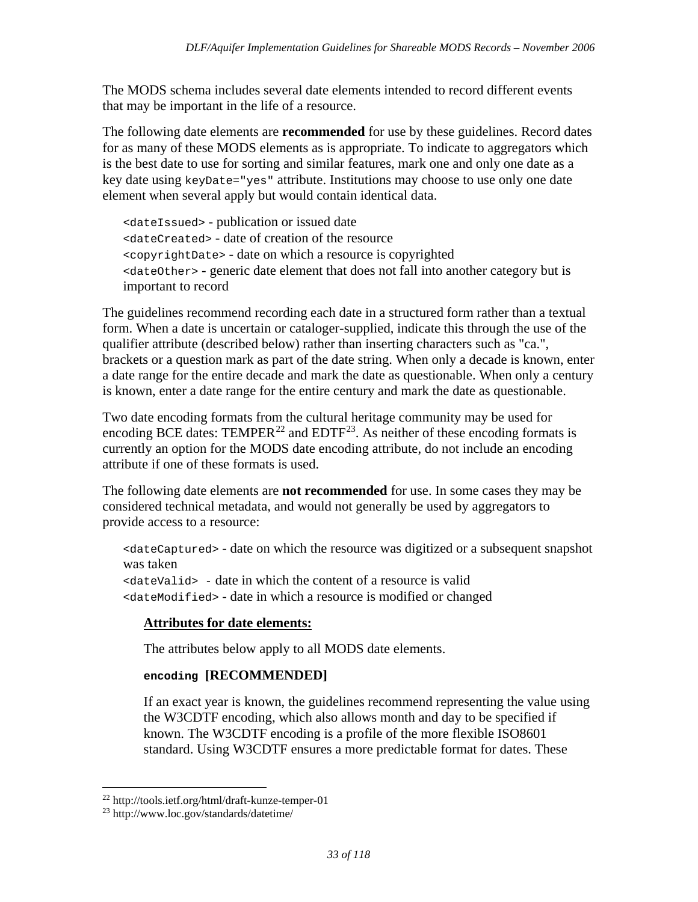The MODS schema includes several date elements intended to record different events that may be important in the life of a resource.

The following date elements are **recommended** for use by these guidelines. Record dates for as many of these MODS elements as is appropriate. To indicate to aggregators which is the best date to use for sorting and similar features, mark one and only one date as a key date using `keyDate="yes"` attribute. Institutions may choose to use only one date element when several apply but would contain identical data.

> `<dateIssued>` - publication or issued date
> `<dateCreated>` - date of creation of the resource
> `<copyrightDate>` - date on which a resource is copyrighted
> `<dateOther>` - generic date element that does not fall into another category but is important to record

The guidelines recommend recording each date in a structured form rather than a textual form. When a date is uncertain or cataloger-supplied, indicate this through the use of the qualifier attribute (described below) rather than inserting characters such as "ca.", brackets or a question mark as part of the date string. When only a decade is known, enter a date range for the entire decade and mark the date as questionable. When only a century is known, enter a date range for the entire century and mark the date as questionable.

Two date encoding formats from the cultural heritage community may be used for encoding BCE dates: TEMPER[22] and EDTF[23]. As neither of these encoding formats is currently an option for the MODS date encoding attribute, do not include an encoding attribute if one of these formats is used.

The following date elements are **not recommended** for use. In some cases they may be considered technical metadata, and would not generally be used by aggregators to provide access to a resource:

> `<dateCaptured>` - date on which the resource was digitized or a subsequent snapshot was taken
> `<dateValid>` - date in which the content of a resource is valid
> `<dateModified>` - date in which a resource is modified or changed

**Attributes for date elements:**

The attributes below apply to all MODS date elements.

**`encoding` [RECOMMENDED]**

If an exact year is known, the guidelines recommend representing the value using the W3CDTF encoding, which also allows month and day to be specified if known. The W3CDTF encoding is a profile of the more flexible ISO8601 standard. Using W3CDTF ensures a more predictable format for dates. These

---

[22] http://tools.ietf.org/html/draft-kunze-temper-01
[23] http://www.loc.gov/standards/datetime/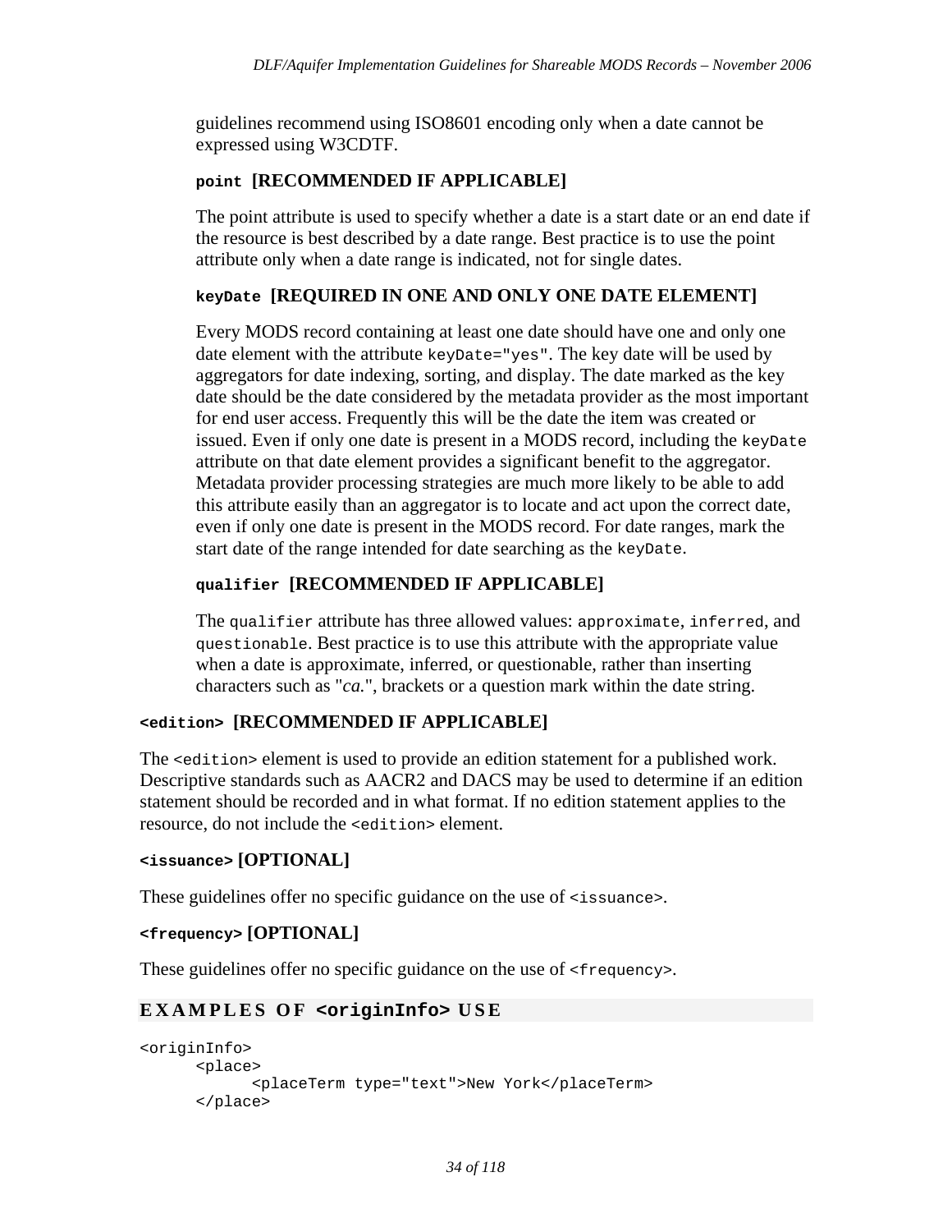guidelines recommend using ISO8601 encoding only when a date cannot be expressed using W3CDTF.

**`point` [RECOMMENDED IF APPLICABLE]**

The point attribute is used to specify whether a date is a start date or an end date if the resource is best described by a date range. Best practice is to use the point attribute only when a date range is indicated, not for single dates.

**`keyDate` [REQUIRED IN ONE AND ONLY ONE DATE ELEMENT]**

Every MODS record containing at least one date should have one and only one date element with the attribute `keyDate="yes"`. The key date will be used by aggregators for date indexing, sorting, and display. The date marked as the key date should be the date considered by the metadata provider as the most important for end user access. Frequently this will be the date the item was created or issued. Even if only one date is present in a MODS record, including the `keyDate` attribute on that date element provides a significant benefit to the aggregator. Metadata provider processing strategies are much more likely to be able to add this attribute easily than an aggregator is to locate and act upon the correct date, even if only one date is present in the MODS record. For date ranges, mark the start date of the range intended for date searching as the `keyDate`.

**`qualifier` [RECOMMENDED IF APPLICABLE]**

The `qualifier` attribute has three allowed values: `approximate`, `inferred`, and `questionable`. Best practice is to use this attribute with the appropriate value when a date is approximate, inferred, or questionable, rather than inserting characters such as "*ca.*", brackets or a question mark within the date string.

### `<edition>` [RECOMMENDED IF APPLICABLE]

The `<edition>` element is used to provide an edition statement for a published work. Descriptive standards such as AACR2 and DACS may be used to determine if an edition statement should be recorded and in what format. If no edition statement applies to the resource, do not include the `<edition>` element.

### `<issuance>` [OPTIONAL]

These guidelines offer no specific guidance on the use of `<issuance>`.

### `<frequency>` [OPTIONAL]

These guidelines offer no specific guidance on the use of `<frequency>`.

## EXAMPLES OF `<originInfo>` USE

```
<originInfo>
      <place>
            <placeTerm type="text">New York</placeTerm>
      </place>
```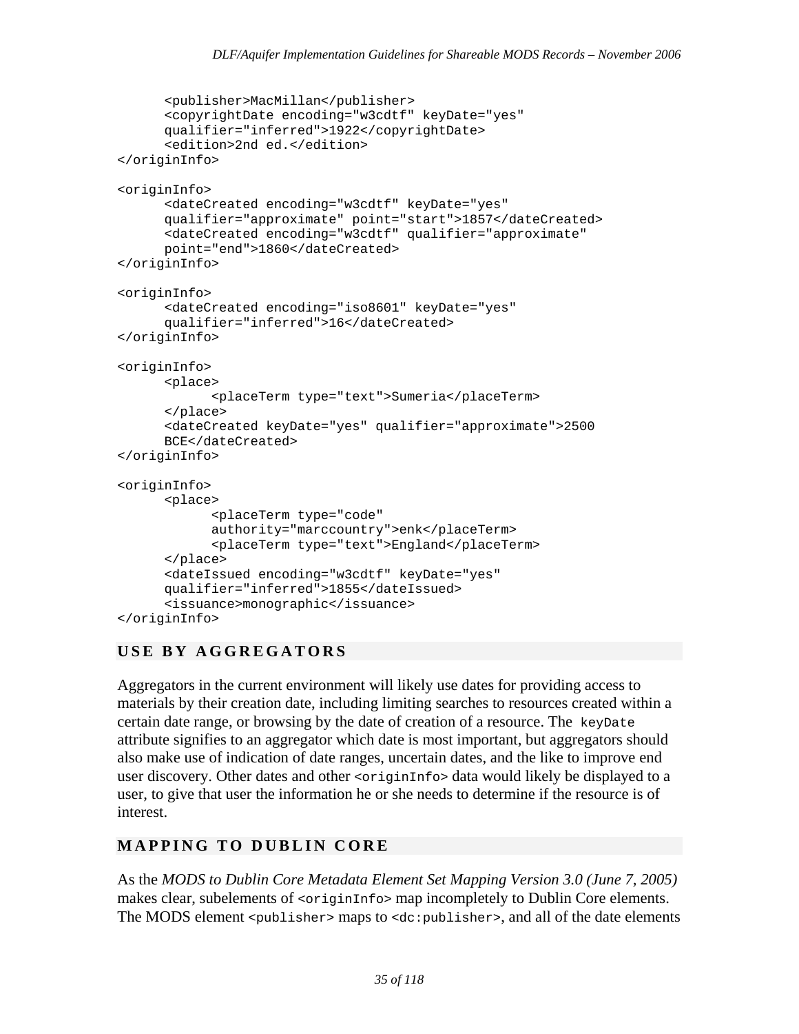```
      <publisher>MacMillan</publisher>
      <copyrightDate encoding="w3cdtf" keyDate="yes"
      qualifier="inferred">1922</copyrightDate>
      <edition>2nd ed.</edition>
</originInfo>

<originInfo>
      <dateCreated encoding="w3cdtf" keyDate="yes"
      qualifier="approximate" point="start">1857</dateCreated>
      <dateCreated encoding="w3cdtf" qualifier="approximate"
      point="end">1860</dateCreated>
</originInfo>

<originInfo>
      <dateCreated encoding="iso8601" keyDate="yes"
      qualifier="inferred">16</dateCreated>
</originInfo>

<originInfo>
      <place>
            <placeTerm type="text">Sumeria</placeTerm>
      </place>
      <dateCreated keyDate="yes" qualifier="approximate">2500
      BCE</dateCreated>
</originInfo>

<originInfo>
      <place>
            <placeTerm type="code"
            authority="marccountry">enk</placeTerm>
            <placeTerm type="text">England</placeTerm>
      </place>
      <dateIssued encoding="w3cdtf" keyDate="yes"
      qualifier="inferred">1855</dateIssued>
      <issuance>monographic</issuance>
</originInfo>
```

## USE BY AGGREGATORS

Aggregators in the current environment will likely use dates for providing access to materials by their creation date, including limiting searches to resources created within a certain date range, or browsing by the date of creation of a resource. The `keyDate` attribute signifies to an aggregator which date is most important, but aggregators should also make use of indication of date ranges, uncertain dates, and the like to improve end user discovery. Other dates and other `<originInfo>` data would likely be displayed to a user, to give that user the information he or she needs to determine if the resource is of interest.

## MAPPING TO DUBLIN CORE

As the *MODS to Dublin Core Metadata Element Set Mapping Version 3.0 (June 7, 2005)* makes clear, subelements of `<originInfo>` map incompletely to Dublin Core elements. The MODS element `<publisher>` maps to `<dc:publisher>`, and all of the date elements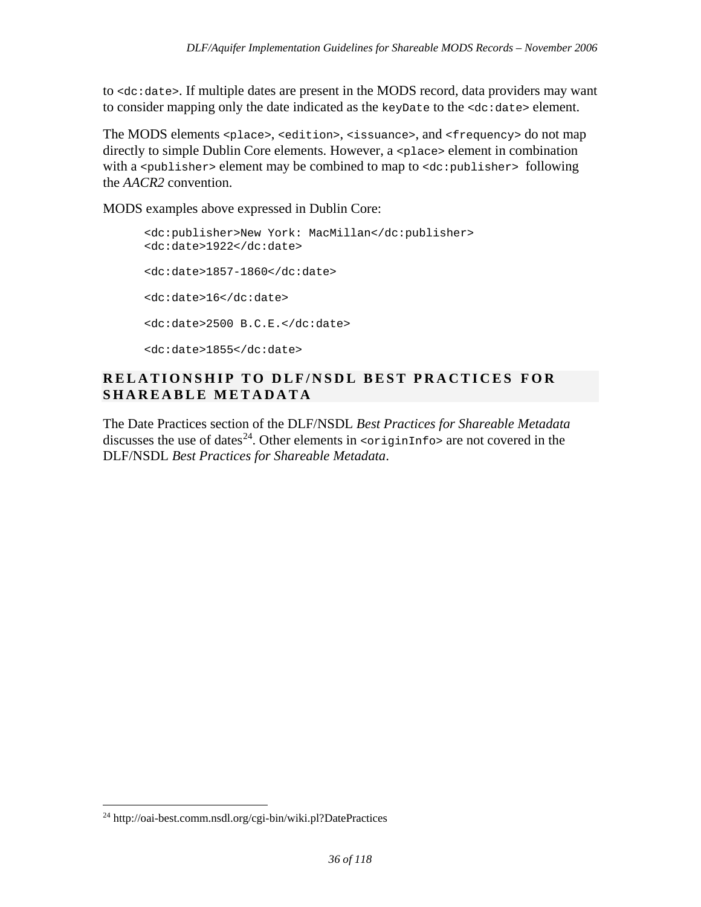to `<dc:date>`. If multiple dates are present in the MODS record, data providers may want to consider mapping only the date indicated as the `keyDate` to the `<dc:date>` element.

The MODS elements `<place>`, `<edition>`, `<issuance>`, and `<frequency>` do not map directly to simple Dublin Core elements. However, a `<place>` element in combination with a `<publisher>` element may be combined to map to `<dc:publisher>` following the *AACR2* convention.

MODS examples above expressed in Dublin Core:

```
<dc:publisher>New York: MacMillan</dc:publisher>
<dc:date>1922</dc:date>

<dc:date>1857-1860</dc:date>

<dc:date>16</dc:date>

<dc:date>2500 B.C.E.</dc:date>

<dc:date>1855</dc:date>
```

## RELATIONSHIP TO DLF/NSDL BEST PRACTICES FOR SHAREABLE METADATA

The Date Practices section of the DLF/NSDL *Best Practices for Shareable Metadata* discusses the use of dates[24]. Other elements in `<originInfo>` are not covered in the DLF/NSDL *Best Practices for Shareable Metadata*.

[24] http://oai-best.comm.nsdl.org/cgi-bin/wiki.pl?DatePractices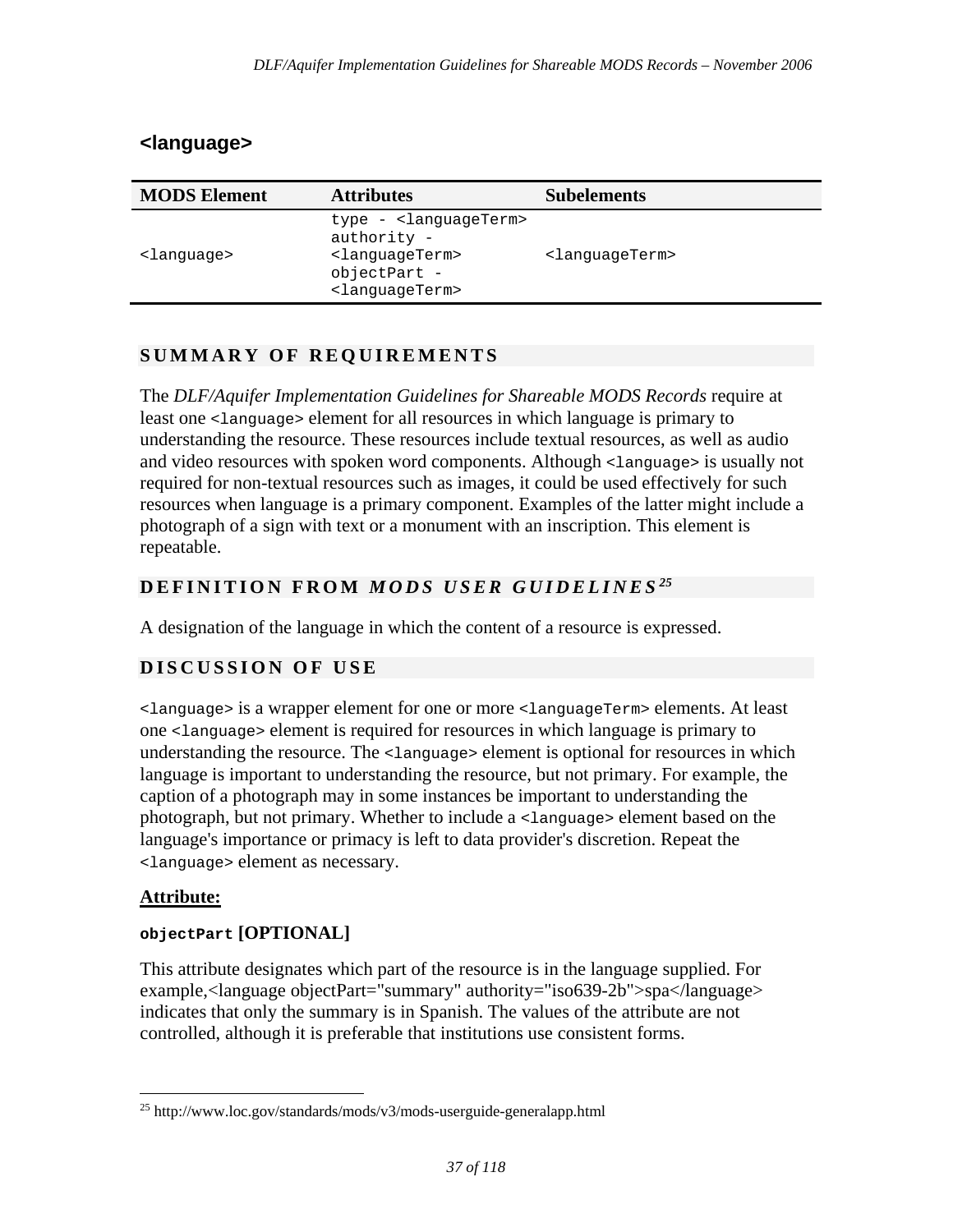## <language>

| MODS Element | Attributes | Subelements |
|---|---|---|
| `<language>` | type - `<languageTerm>`<br>authority - `<languageTerm>`<br>objectPart - `<languageTerm>` | `<languageTerm>` |

### SUMMARY OF REQUIREMENTS

The *DLF/Aquifer Implementation Guidelines for Shareable MODS Records* require at least one `<language>` element for all resources in which language is primary to understanding the resource. These resources include textual resources, as well as audio and video resources with spoken word components. Although `<language>` is usually not required for non-textual resources such as images, it could be used effectively for such resources when language is a primary component. Examples of the latter might include a photograph of a sign with text or a monument with an inscription. This element is repeatable.

### DEFINITION FROM *MODS USER GUIDELINES*[25]

A designation of the language in which the content of a resource is expressed.

### DISCUSSION OF USE

`<language>` is a wrapper element for one or more `<languageTerm>` elements. At least one `<language>` element is required for resources in which language is primary to understanding the resource. The `<language>` element is optional for resources in which language is important to understanding the resource, but not primary. For example, the caption of a photograph may in some instances be important to understanding the photograph, but not primary. Whether to include a `<language>` element based on the language's importance or primacy is left to data provider's discretion. Repeat the `<language>` element as necessary.

**Attribute:**

**`objectPart` [OPTIONAL]**

This attribute designates which part of the resource is in the language supplied. For example,<language objectPart="summary" authority="iso639-2b">spa</language> indicates that only the summary is in Spanish. The values of the attribute are not controlled, although it is preferable that institutions use consistent forms.

---

[25] http://www.loc.gov/standards/mods/v3/mods-userguide-generalapp.html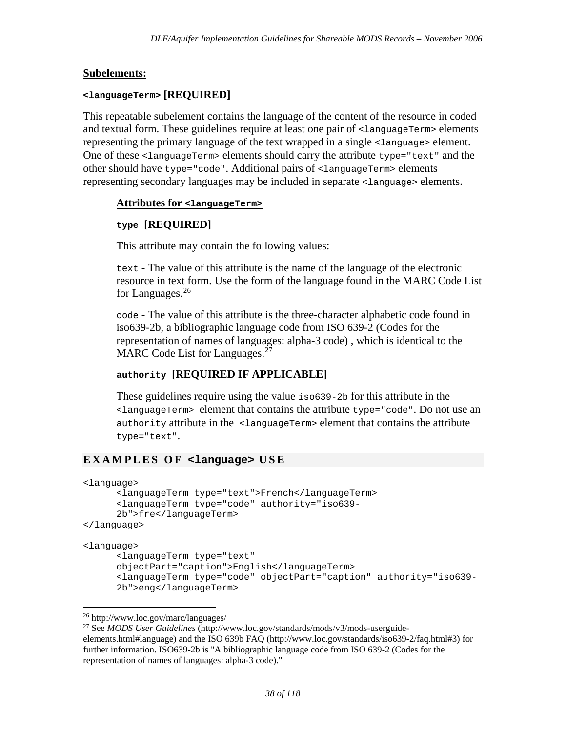**Subelements:**

**`<languageTerm>` [REQUIRED]**

This repeatable subelement contains the language of the content of the resource in coded and textual form. These guidelines require at least one pair of `<languageTerm>` elements representing the primary language of the text wrapped in a single `<language>` element. One of these `<languageTerm>` elements should carry the attribute `type="text"` and the other should have `type="code"`. Additional pairs of `<languageTerm>` elements representing secondary languages may be included in separate `<language>` elements.

**Attributes for `<languageTerm>`**

**`type` [REQUIRED]**

This attribute may contain the following values:

`text` - The value of this attribute is the name of the language of the electronic resource in text form. Use the form of the language found in the MARC Code List for Languages.[26]

`code` - The value of this attribute is the three-character alphabetic code found in iso639-2b, a bibliographic language code from ISO 639-2 (Codes for the representation of names of languages: alpha-3 code) , which is identical to the MARC Code List for Languages.[27]

**`authority` [REQUIRED IF APPLICABLE]**

These guidelines require using the value `iso639-2b` for this attribute in the `<languageTerm>` element that contains the attribute `type="code"`. Do not use an `authority` attribute in the `<languageTerm>` element that contains the attribute `type="text"`.

## EXAMPLES OF `<language>` USE

```
<language>
      <languageTerm type="text">French</languageTerm>
      <languageTerm type="code" authority="iso639-
      2b">fre</languageTerm>
</language>

<language>
      <languageTerm type="text"
      objectPart="caption">English</languageTerm>
      <languageTerm type="code" objectPart="caption" authority="iso639-
      2b">eng</languageTerm>
```

---

[26] http://www.loc.gov/marc/languages/

[27] See *MODS User Guidelines* (http://www.loc.gov/standards/mods/v3/mods-userguide-elements.html#language) and the ISO 639b FAQ (http://www.loc.gov/standards/iso639-2/faq.html#3) for further information. ISO639-2b is "A bibliographic language code from ISO 639-2 (Codes for the representation of names of languages: alpha-3 code)."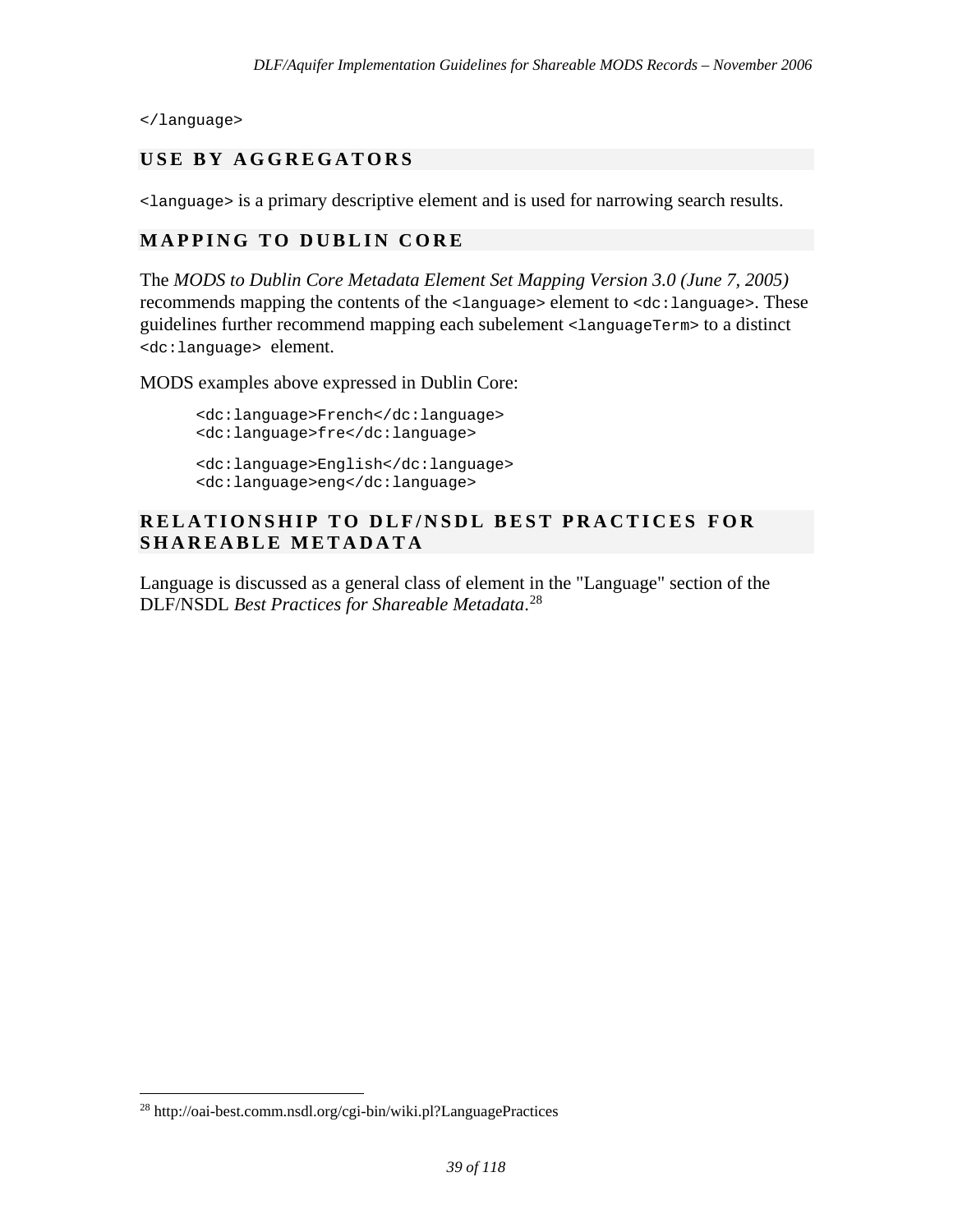```
</language>
```

### USE BY AGGREGATORS

`<language>` is a primary descriptive element and is used for narrowing search results.

### MAPPING TO DUBLIN CORE

The *MODS to Dublin Core Metadata Element Set Mapping Version 3.0 (June 7, 2005)* recommends mapping the contents of the `<language>` element to `<dc:language>`. These guidelines further recommend mapping each subelement `<languageTerm>` to a distinct `<dc:language>` element.

MODS examples above expressed in Dublin Core:

```
<dc:language>French</dc:language>
<dc:language>fre</dc:language>

<dc:language>English</dc:language>
<dc:language>eng</dc:language>
```

### RELATIONSHIP TO DLF/NSDL BEST PRACTICES FOR SHAREABLE METADATA

Language is discussed as a general class of element in the "Language" section of the DLF/NSDL *Best Practices for Shareable Metadata*.[28]

---

[28] http://oai-best.comm.nsdl.org/cgi-bin/wiki.pl?LanguagePractices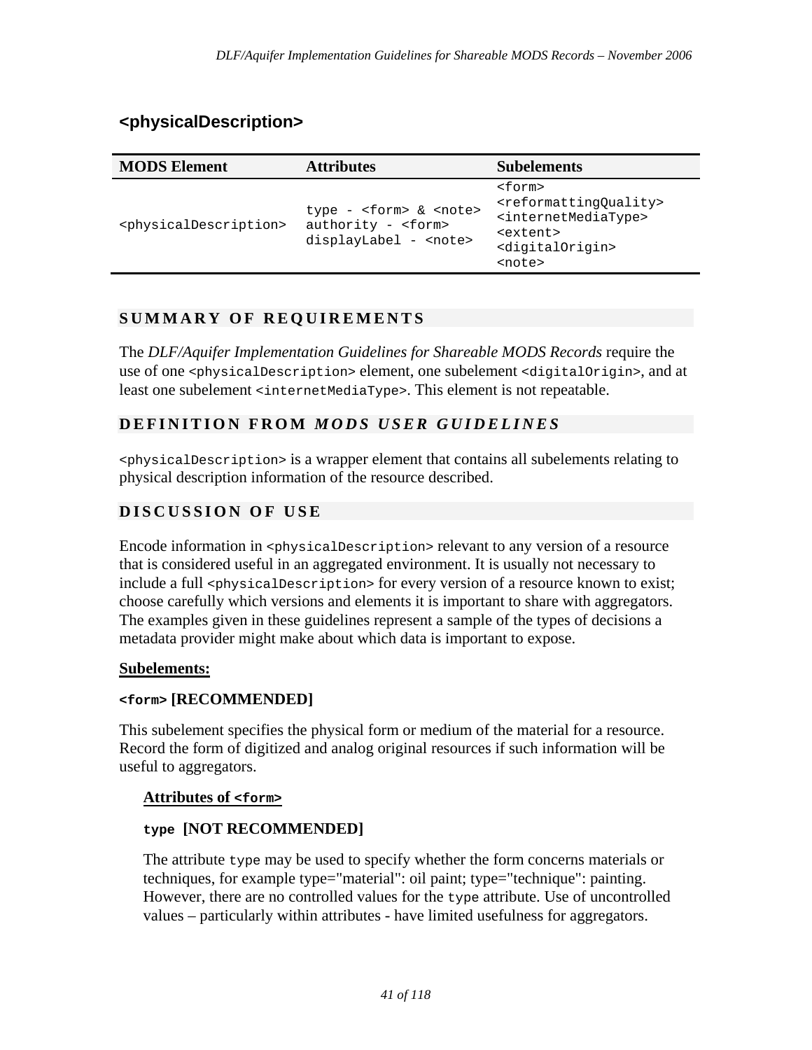## <physicalDescription>

| MODS Element | Attributes | Subelements |
|---|---|---|
| <physicalDescription> | type - <form> & <note><br>authority - <form><br>displayLabel - <note> | <form><br><reformattingQuality><br><internetMediaType><br><extent><br><digitalOrigin><br><note> |

### SUMMARY OF REQUIREMENTS

The *DLF/Aquifer Implementation Guidelines for Shareable MODS Records* require the use of one <physicalDescription> element, one subelement <digitalOrigin>, and at least one subelement <internetMediaType>. This element is not repeatable.

### DEFINITION FROM *MODS USER GUIDELINES*

<physicalDescription> is a wrapper element that contains all subelements relating to physical description information of the resource described.

### DISCUSSION OF USE

Encode information in <physicalDescription> relevant to any version of a resource that is considered useful in an aggregated environment. It is usually not necessary to include a full <physicalDescription> for every version of a resource known to exist; choose carefully which versions and elements it is important to share with aggregators. The examples given in these guidelines represent a sample of the types of decisions a metadata provider might make about which data is important to expose.

**Subelements:**

**<form> [RECOMMENDED]**

This subelement specifies the physical form or medium of the material for a resource. Record the form of digitized and analog original resources if such information will be useful to aggregators.

**Attributes of <form>**

**type [NOT RECOMMENDED]**

The attribute type may be used to specify whether the form concerns materials or techniques, for example type="material": oil paint; type="technique": painting. However, there are no controlled values for the type attribute. Use of uncontrolled values – particularly within attributes - have limited usefulness for aggregators.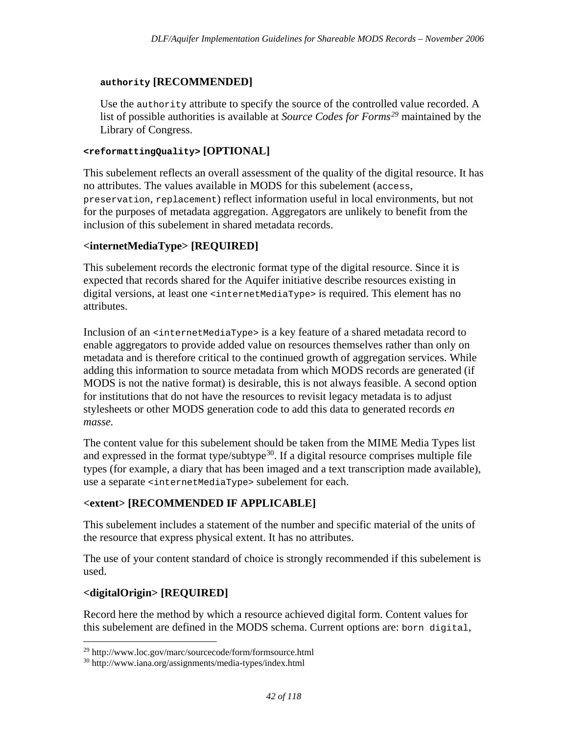**`authority` [RECOMMENDED]**

Use the `authority` attribute to specify the source of the controlled value recorded. A list of possible authorities is available at *Source Codes for Forms*[29] maintained by the Library of Congress.

**`<reformattingQuality>` [OPTIONAL]**

This subelement reflects an overall assessment of the quality of the digital resource. It has no attributes. The values available in MODS for this subelement (`access`, `preservation`, `replacement`) reflect information useful in local environments, but not for the purposes of metadata aggregation. Aggregators are unlikely to benefit from the inclusion of this subelement in shared metadata records.

**<internetMediaType> [REQUIRED]**

This subelement records the electronic format type of the digital resource. Since it is expected that records shared for the Aquifer initiative describe resources existing in digital versions, at least one `<internetMediaType>` is required. This element has no attributes.

Inclusion of an `<internetMediaType>` is a key feature of a shared metadata record to enable aggregators to provide added value on resources themselves rather than only on metadata and is therefore critical to the continued growth of aggregation services. While adding this information to source metadata from which MODS records are generated (if MODS is not the native format) is desirable, this is not always feasible. A second option for institutions that do not have the resources to revisit legacy metadata is to adjust stylesheets or other MODS generation code to add this data to generated records *en masse*.

The content value for this subelement should be taken from the MIME Media Types list and expressed in the format type/subtype[30]. If a digital resource comprises multiple file types (for example, a diary that has been imaged and a text transcription made available), use a separate `<internetMediaType>` subelement for each.

**<extent> [RECOMMENDED IF APPLICABLE]**

This subelement includes a statement of the number and specific material of the units of the resource that express physical extent. It has no attributes.

The use of your content standard of choice is strongly recommended if this subelement is used.

**<digitalOrigin> [REQUIRED]**

Record here the method by which a resource achieved digital form. Content values for this subelement are defined in the MODS schema. Current options are: `born digital`,

---

[29] http://www.loc.gov/marc/sourcecode/form/formsource.html

[30] http://www.iana.org/assignments/media-types/index.html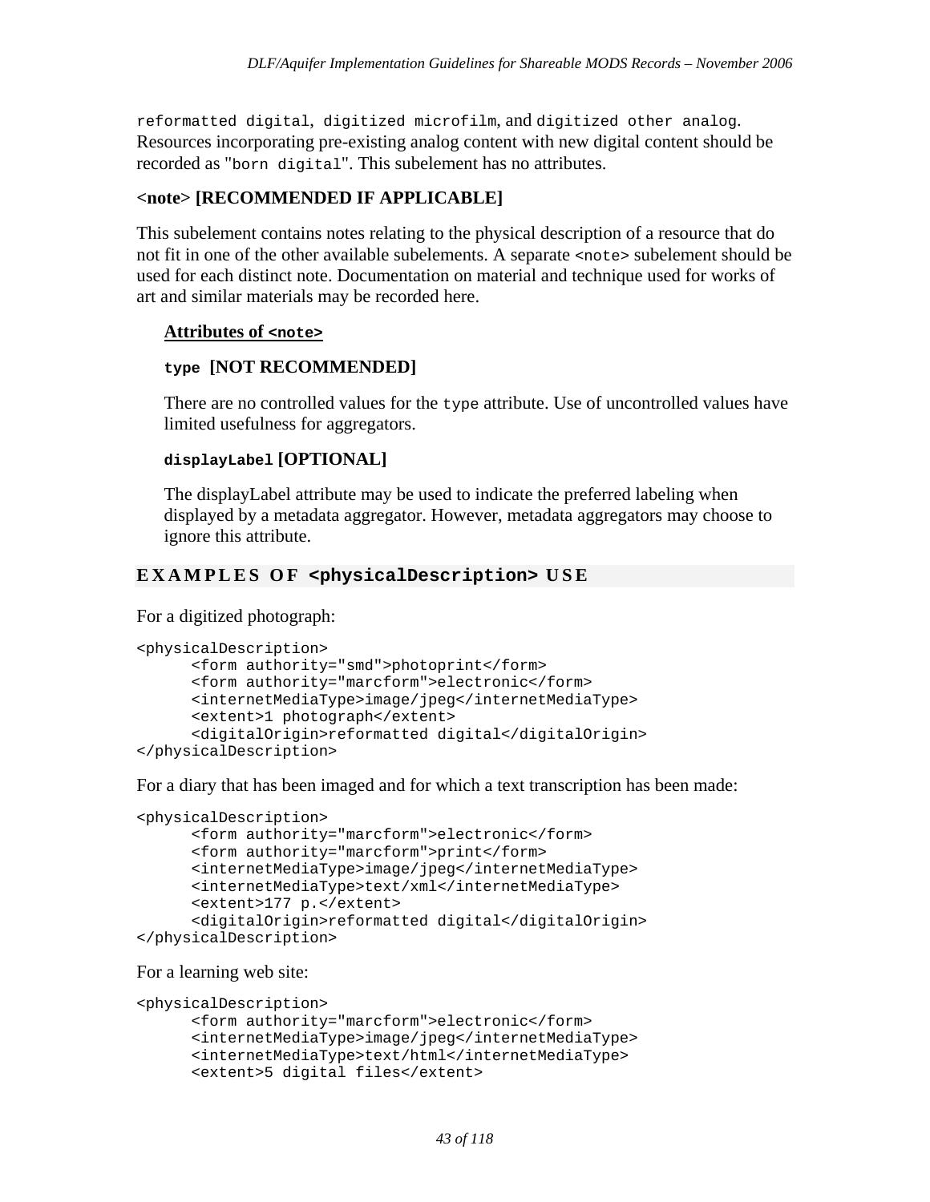`reformatted digital`, `digitized microfilm`, and `digitized other analog`. Resources incorporating pre-existing analog content with new digital content should be recorded as "`born digital`". This subelement has no attributes.

**<note> [RECOMMENDED IF APPLICABLE]**

This subelement contains notes relating to the physical description of a resource that do not fit in one of the other available subelements. A separate `<note>` subelement should be used for each distinct note. Documentation on material and technique used for works of art and similar materials may be recorded here.

**Attributes of `<note>`**

**`type` [NOT RECOMMENDED]**

There are no controlled values for the `type` attribute. Use of uncontrolled values have limited usefulness for aggregators.

**`displayLabel` [OPTIONAL]**

The displayLabel attribute may be used to indicate the preferred labeling when displayed by a metadata aggregator. However, metadata aggregators may choose to ignore this attribute.

## EXAMPLES OF `<physicalDescription>` USE

For a digitized photograph:

```
<physicalDescription>
      <form authority="smd">photoprint</form>
      <form authority="marcform">electronic</form>
      <internetMediaType>image/jpeg</internetMediaType>
      <extent>1 photograph</extent>
      <digitalOrigin>reformatted digital</digitalOrigin>
</physicalDescription>
```

For a diary that has been imaged and for which a text transcription has been made:

```
<physicalDescription>
      <form authority="marcform">electronic</form>
      <form authority="marcform">print</form>
      <internetMediaType>image/jpeg</internetMediaType>
      <internetMediaType>text/xml</internetMediaType>
      <extent>177 p.</extent>
      <digitalOrigin>reformatted digital</digitalOrigin>
</physicalDescription>
```

For a learning web site:

```
<physicalDescription>
      <form authority="marcform">electronic</form>
      <internetMediaType>image/jpeg</internetMediaType>
      <internetMediaType>text/html</internetMediaType>
      <extent>5 digital files</extent>
```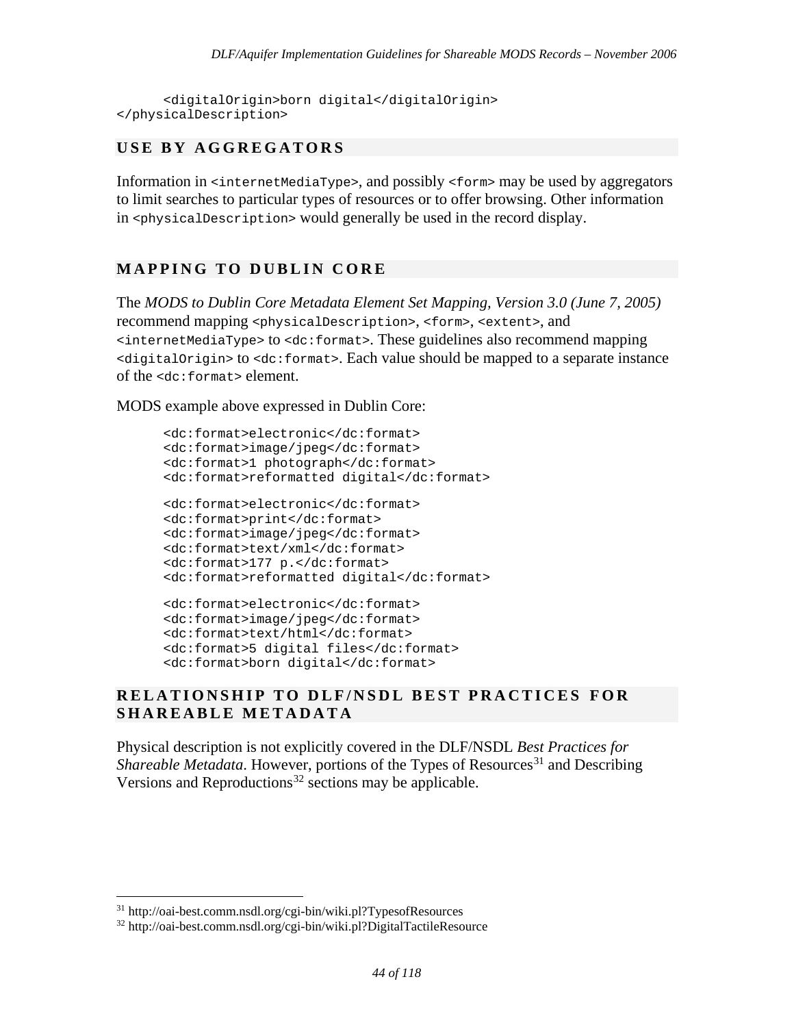```
    <digitalOrigin>born digital</digitalOrigin>
</physicalDescription>
```

## USE BY AGGREGATORS

Information in `<internetMediaType>`, and possibly `<form>` may be used by aggregators to limit searches to particular types of resources or to offer browsing. Other information in `<physicalDescription>` would generally be used in the record display.

## MAPPING TO DUBLIN CORE

The *MODS to Dublin Core Metadata Element Set Mapping, Version 3.0 (June 7, 2005)* recommend mapping `<physicalDescription>`, `<form>`, `<extent>`, and `<internetMediaType>` to `<dc:format>`. These guidelines also recommend mapping `<digitalOrigin>` to `<dc:format>`. Each value should be mapped to a separate instance of the `<dc:format>` element.

MODS example above expressed in Dublin Core:

```
<dc:format>electronic</dc:format>
<dc:format>image/jpeg</dc:format>
<dc:format>1 photograph</dc:format>
<dc:format>reformatted digital</dc:format>
```

```
<dc:format>electronic</dc:format>
<dc:format>print</dc:format>
<dc:format>image/jpeg</dc:format>
<dc:format>text/xml</dc:format>
<dc:format>177 p.</dc:format>
<dc:format>reformatted digital</dc:format>
```

```
<dc:format>electronic</dc:format>
<dc:format>image/jpeg</dc:format>
<dc:format>text/html</dc:format>
<dc:format>5 digital files</dc:format>
<dc:format>born digital</dc:format>
```

## RELATIONSHIP TO DLF/NSDL BEST PRACTICES FOR SHAREABLE METADATA

Physical description is not explicitly covered in the DLF/NSDL *Best Practices for Shareable Metadata*. However, portions of the Types of Resources[31] and Describing Versions and Reproductions[32] sections may be applicable.

[31] http://oai-best.comm.nsdl.org/cgi-bin/wiki.pl?TypesofResources
[32] http://oai-best.comm.nsdl.org/cgi-bin/wiki.pl?DigitalTactileResource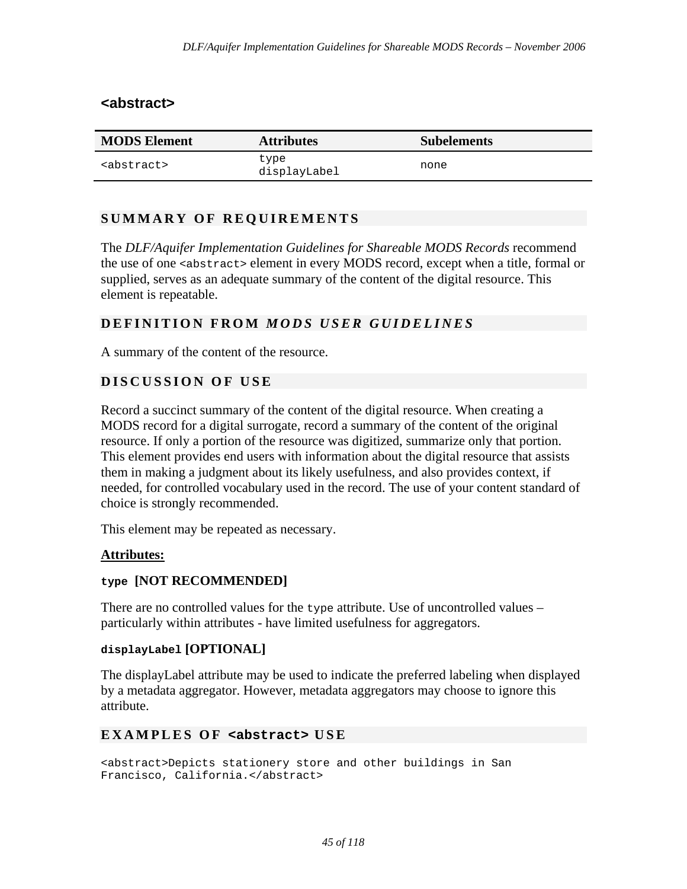## <abstract>

| MODS Element | Attributes | Subelements |
| --- | --- | --- |
| `<abstract>` | `type`<br>`displayLabel` | none |

### SUMMARY OF REQUIREMENTS

The *DLF/Aquifer Implementation Guidelines for Shareable MODS Records* recommend the use of one `<abstract>` element in every MODS record, except when a title, formal or supplied, serves as an adequate summary of the content of the digital resource. This element is repeatable.

### DEFINITION FROM *MODS USER GUIDELINES*

A summary of the content of the resource.

### DISCUSSION OF USE

Record a succinct summary of the content of the digital resource. When creating a MODS record for a digital surrogate, record a summary of the content of the original resource. If only a portion of the resource was digitized, summarize only that portion. This element provides end users with information about the digital resource that assists them in making a judgment about its likely usefulness, and also provides context, if needed, for controlled vocabulary used in the record. The use of your content standard of choice is strongly recommended.

This element may be repeated as necessary.

**Attributes:**

**`type`** **[NOT RECOMMENDED]**

There are no controlled values for the `type` attribute. Use of uncontrolled values – particularly within attributes - have limited usefulness for aggregators.

**`displayLabel`** **[OPTIONAL]**

The displayLabel attribute may be used to indicate the preferred labeling when displayed by a metadata aggregator. However, metadata aggregators may choose to ignore this attribute.

### EXAMPLES OF `<abstract>` USE

```
<abstract>Depicts stationery store and other buildings in San
Francisco, California.</abstract>
```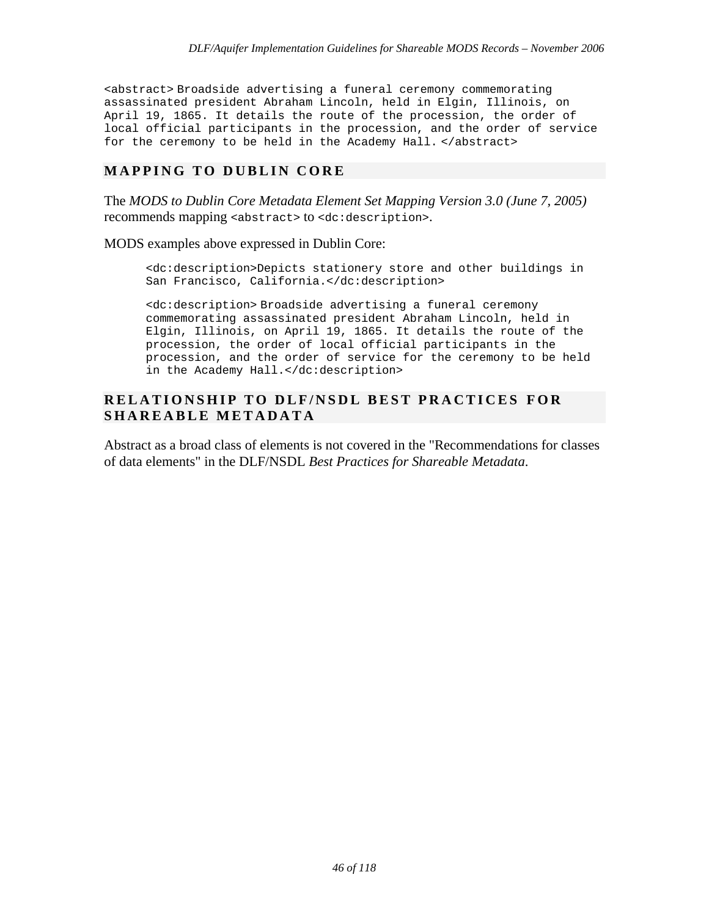```
<abstract> Broadside advertising a funeral ceremony commemorating
assassinated president Abraham Lincoln, held in Elgin, Illinois, on
April 19, 1865. It details the route of the procession, the order of
local official participants in the procession, and the order of service
for the ceremony to be held in the Academy Hall. </abstract>
```

## MAPPING TO DUBLIN CORE

The *MODS to Dublin Core Metadata Element Set Mapping Version 3.0 (June 7, 2005)* recommends mapping `<abstract>` to `<dc:description>`.

MODS examples above expressed in Dublin Core:

```
<dc:description>Depicts stationery store and other buildings in
San Francisco, California.</dc:description>
```

```
<dc:description> Broadside advertising a funeral ceremony
commemorating assassinated president Abraham Lincoln, held in
Elgin, Illinois, on April 19, 1865. It details the route of the
procession, the order of local official participants in the
procession, and the order of service for the ceremony to be held
in the Academy Hall.</dc:description>
```

## RELATIONSHIP TO DLF/NSDL BEST PRACTICES FOR SHAREABLE METADATA

Abstract as a broad class of elements is not covered in the "Recommendations for classes of data elements" in the DLF/NSDL *Best Practices for Shareable Metadata*.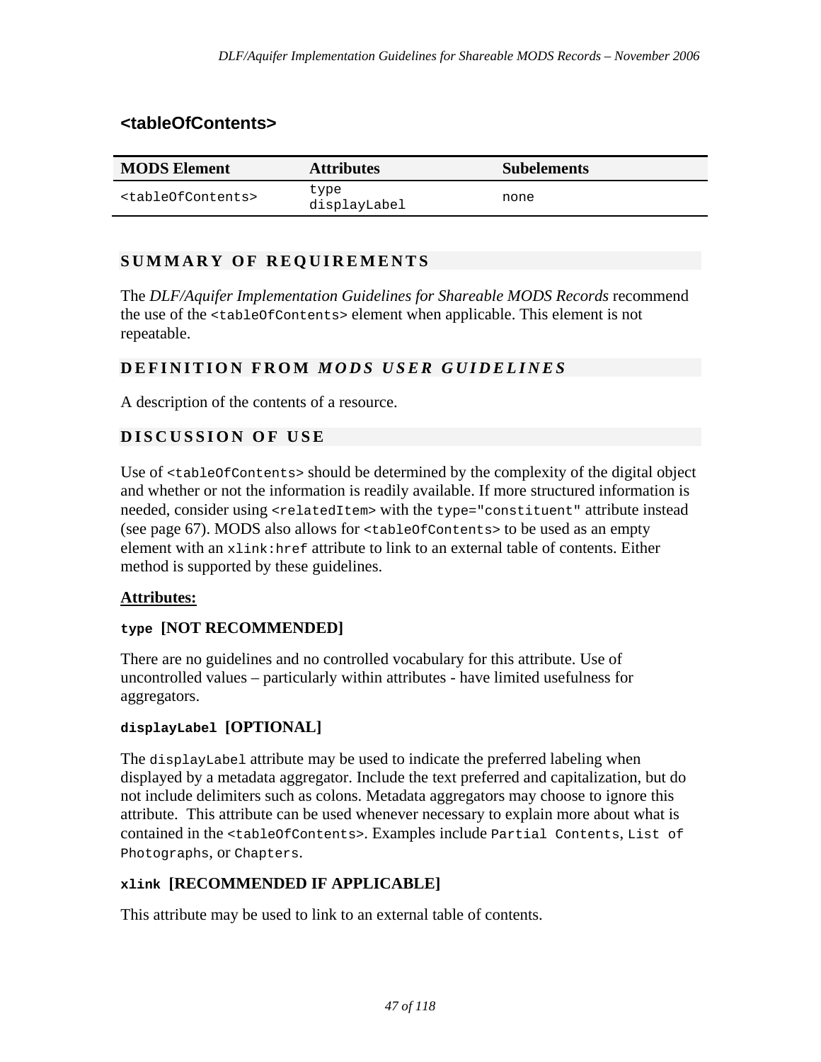## <tableOfContents>

| MODS Element | Attributes | Subelements |
|---|---|---|
| `<tableOfContents>` | `type`<br>`displayLabel` | `none` |

### SUMMARY OF REQUIREMENTS

The *DLF/Aquifer Implementation Guidelines for Shareable MODS Records* recommend the use of the `<tableOfContents>` element when applicable. This element is not repeatable.

### DEFINITION FROM *MODS USER GUIDELINES*

A description of the contents of a resource.

### DISCUSSION OF USE

Use of `<tableOfContents>` should be determined by the complexity of the digital object and whether or not the information is readily available. If more structured information is needed, consider using `<relatedItem>` with the `type="constituent"` attribute instead (see page 67). MODS also allows for `<tableOfContents>` to be used as an empty element with an `xlink:href` attribute to link to an external table of contents. Either method is supported by these guidelines.

**Attributes:**

**`type` [NOT RECOMMENDED]**

There are no guidelines and no controlled vocabulary for this attribute. Use of uncontrolled values – particularly within attributes - have limited usefulness for aggregators.

**`displayLabel` [OPTIONAL]**

The `displayLabel` attribute may be used to indicate the preferred labeling when displayed by a metadata aggregator. Include the text preferred and capitalization, but do not include delimiters such as colons. Metadata aggregators may choose to ignore this attribute. This attribute can be used whenever necessary to explain more about what is contained in the `<tableOfContents>`. Examples include `Partial Contents`, `List of Photographs`, or `Chapters`.

**`xlink` [RECOMMENDED IF APPLICABLE]**

This attribute may be used to link to an external table of contents.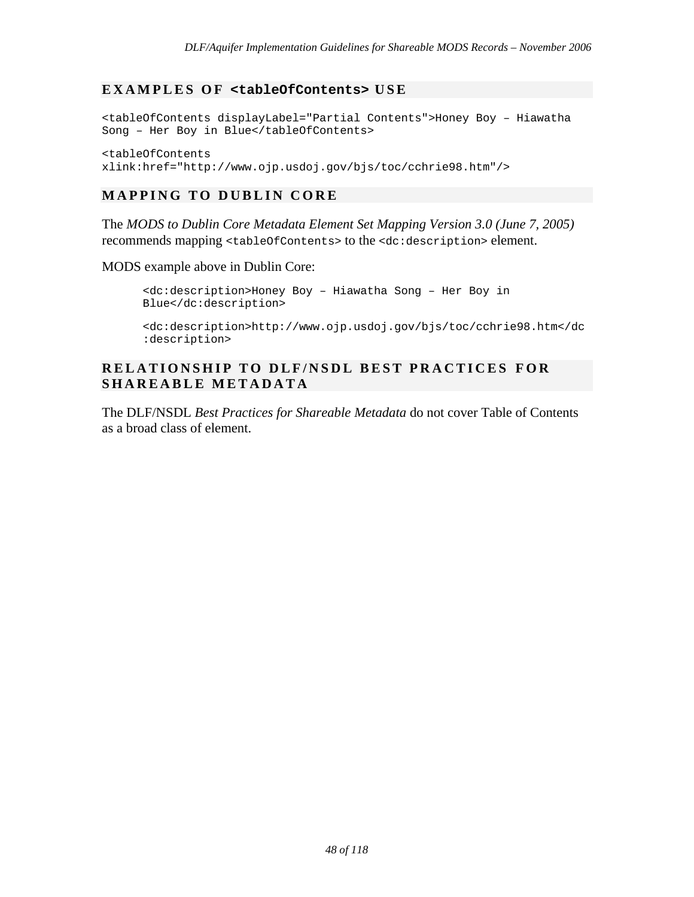## EXAMPLES OF `<tableOfContents>` USE

```
<tableOfContents displayLabel="Partial Contents">Honey Boy – Hiawatha
Song – Her Boy in Blue</tableOfContents>
```

```
<tableOfContents
xlink:href="http://www.ojp.usdoj.gov/bjs/toc/cchrie98.htm"/>
```

## MAPPING TO DUBLIN CORE

The *MODS to Dublin Core Metadata Element Set Mapping Version 3.0 (June 7, 2005)* recommends mapping `<tableOfContents>` to the `<dc:description>` element.

MODS example above in Dublin Core:

```
<dc:description>Honey Boy – Hiawatha Song – Her Boy in
Blue</dc:description>
```

```
<dc:description>http://www.ojp.usdoj.gov/bjs/toc/cchrie98.htm</dc
:description>
```

## RELATIONSHIP TO DLF/NSDL BEST PRACTICES FOR SHAREABLE METADATA

The DLF/NSDL *Best Practices for Shareable Metadata* do not cover Table of Contents as a broad class of element.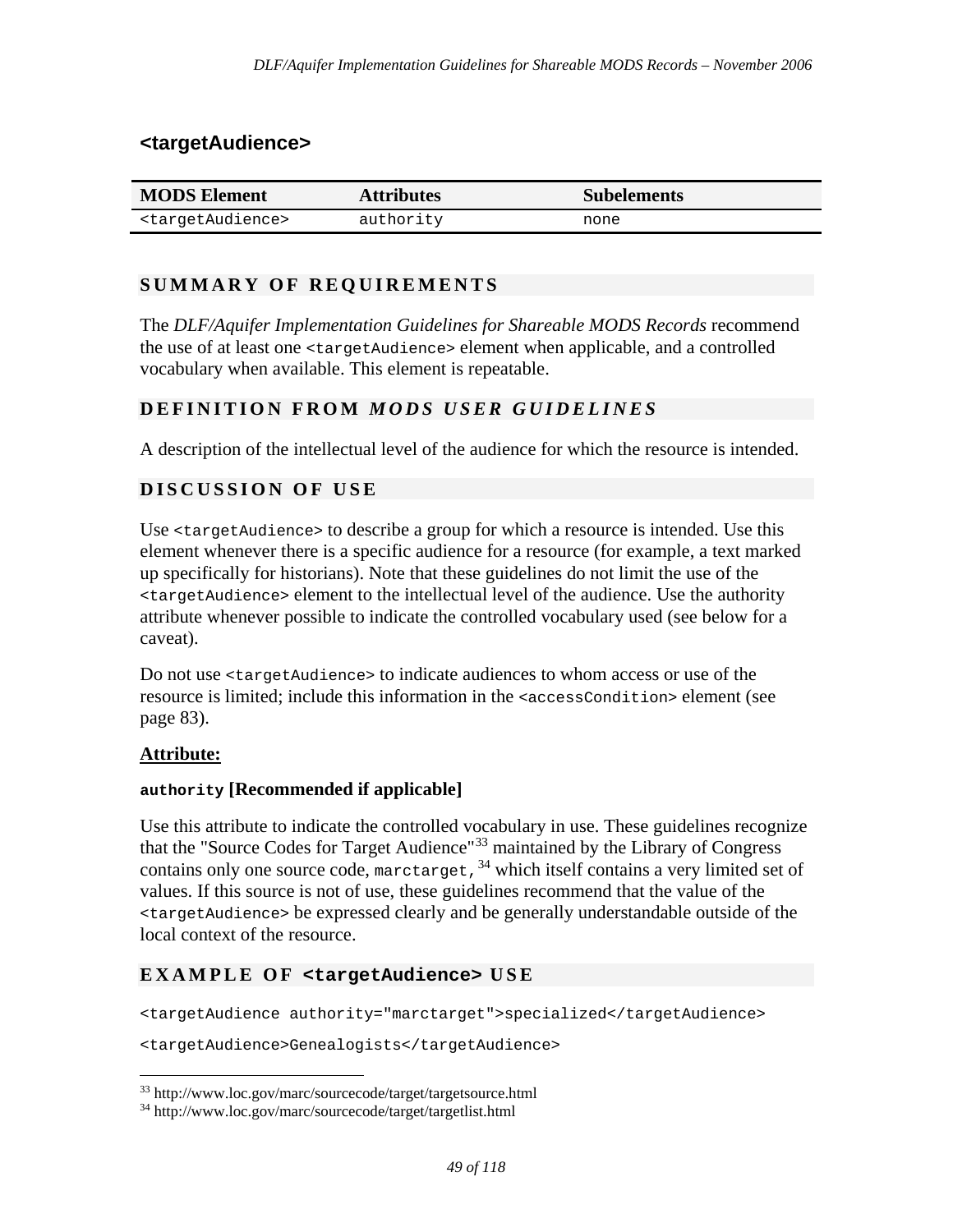## <targetAudience>

| MODS Element | Attributes | Subelements |
| --- | --- | --- |
| `<targetAudience>` | `authority` | `none` |

### SUMMARY OF REQUIREMENTS

The *DLF/Aquifer Implementation Guidelines for Shareable MODS Records* recommend the use of at least one `<targetAudience>` element when applicable, and a controlled vocabulary when available. This element is repeatable.

### DEFINITION FROM *MODS USER GUIDELINES*

A description of the intellectual level of the audience for which the resource is intended.

### DISCUSSION OF USE

Use `<targetAudience>` to describe a group for which a resource is intended. Use this element whenever there is a specific audience for a resource (for example, a text marked up specifically for historians). Note that these guidelines do not limit the use of the `<targetAudience>` element to the intellectual level of the audience. Use the authority attribute whenever possible to indicate the controlled vocabulary used (see below for a caveat).

Do not use `<targetAudience>` to indicate audiences to whom access or use of the resource is limited; include this information in the `<accessCondition>` element (see page 83).

**Attribute:**

**`authority` [Recommended if applicable]**

Use this attribute to indicate the controlled vocabulary in use. These guidelines recognize that the "Source Codes for Target Audience"[33] maintained by the Library of Congress contains only one source code, `marctarget`,[34] which itself contains a very limited set of values. If this source is not of use, these guidelines recommend that the value of the `<targetAudience>` be expressed clearly and be generally understandable outside of the local context of the resource.

### EXAMPLE OF `<targetAudience>` USE

```
<targetAudience authority="marctarget">specialized</targetAudience>

<targetAudience>Genealogists</targetAudience>
```

---

[33] http://www.loc.gov/marc/sourcecode/target/targetsource.html

[34] http://www.loc.gov/marc/sourcecode/target/targetlist.html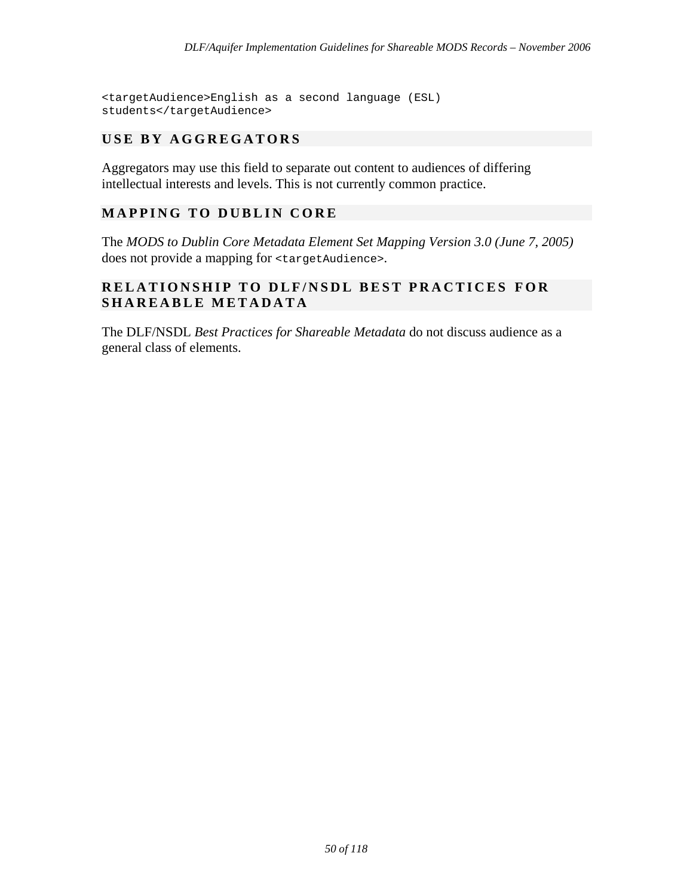```
<targetAudience>English as a second language (ESL)
students</targetAudience>
```

## USE BY AGGREGATORS

Aggregators may use this field to separate out content to audiences of differing intellectual interests and levels. This is not currently common practice.

## MAPPING TO DUBLIN CORE

The *MODS to Dublin Core Metadata Element Set Mapping Version 3.0 (June 7, 2005)* does not provide a mapping for `<targetAudience>`.

## RELATIONSHIP TO DLF/NSDL BEST PRACTICES FOR SHAREABLE METADATA

The DLF/NSDL *Best Practices for Shareable Metadata* do not discuss audience as a general class of elements.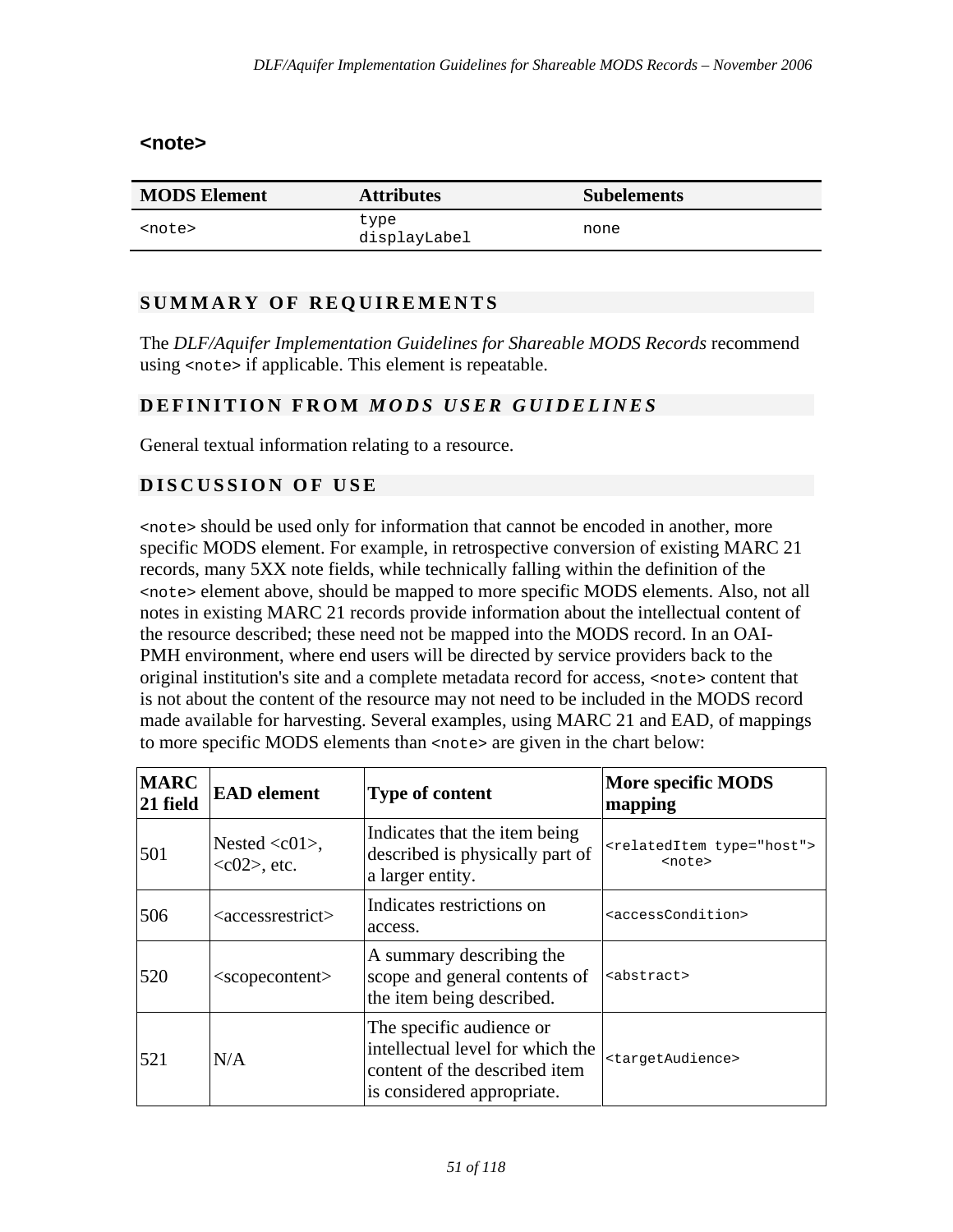## <note>

| MODS Element | Attributes | Subelements |
|---|---|---|
| `<note>` | `type`<br>`displayLabel` | none |

### SUMMARY OF REQUIREMENTS

The *DLF/Aquifer Implementation Guidelines for Shareable MODS Records* recommend using `<note>` if applicable. This element is repeatable.

### DEFINITION FROM *MODS USER GUIDELINES*

General textual information relating to a resource.

### DISCUSSION OF USE

`<note>` should be used only for information that cannot be encoded in another, more specific MODS element. For example, in retrospective conversion of existing MARC 21 records, many 5XX note fields, while technically falling within the definition of the `<note>` element above, should be mapped to more specific MODS elements. Also, not all notes in existing MARC 21 records provide information about the intellectual content of the resource described; these need not be mapped into the MODS record. In an OAI-PMH environment, where end users will be directed by service providers back to the original institution's site and a complete metadata record for access, `<note>` content that is not about the content of the resource may not need to be included in the MODS record made available for harvesting. Several examples, using MARC 21 and EAD, of mappings to more specific MODS elements than `<note>` are given in the chart below:

| MARC 21 field | EAD element | Type of content | More specific MODS mapping |
|---|---|---|---|
| 501 | Nested <c01>, <c02>, etc. | Indicates that the item being described is physically part of a larger entity. | `<relatedItem type="host">` `<note>` |
| 506 | <accessrestrict> | Indicates restrictions on access. | `<accessCondition>` |
| 520 | <scopecontent> | A summary describing the scope and general contents of the item being described. | `<abstract>` |
| 521 | N/A | The specific audience or intellectual level for which the content of the described item is considered appropriate. | `<targetAudience>` |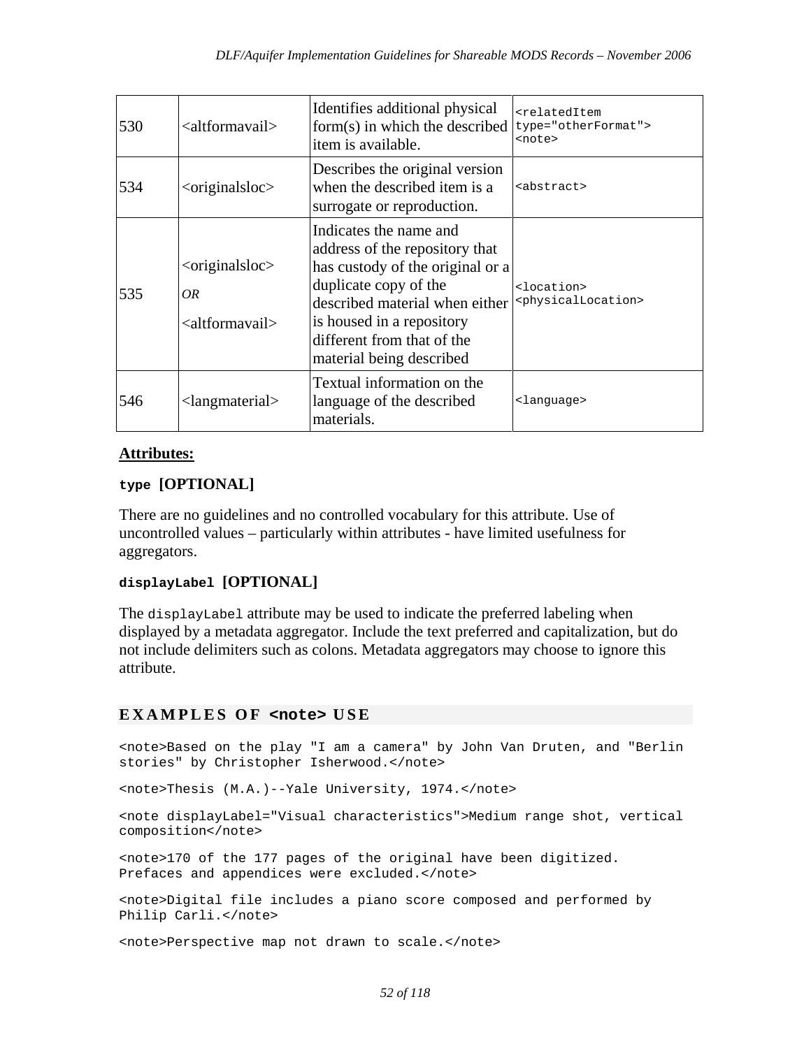| 530 | <altformavail> | Identifies additional physical form(s) in which the described item is available. | `<relatedItem type="otherFormat">` `<note>` |
|---|---|---|---|
| 534 | <originalsloc> | Describes the original version when the described item is a surrogate or reproduction. | `<abstract>` |
| 535 | <originalsloc> *OR* <altformavail> | Indicates the name and address of the repository that has custody of the original or a duplicate copy of the described material when either is housed in a repository different from that of the material being described | `<location>` `<physicalLocation>` |
| 546 | <langmaterial> | Textual information on the language of the described materials. | `<language>` |

**Attributes:**

**`type`** **[OPTIONAL]**

There are no guidelines and no controlled vocabulary for this attribute. Use of uncontrolled values – particularly within attributes - have limited usefulness for aggregators.

**`displayLabel`** **[OPTIONAL]**

The `displayLabel` attribute may be used to indicate the preferred labeling when displayed by a metadata aggregator. Include the text preferred and capitalization, but do not include delimiters such as colons. Metadata aggregators may choose to ignore this attribute.

## EXAMPLES OF `<note>` USE

```
<note>Based on the play "I am a camera" by John Van Druten, and "Berlin
stories" by Christopher Isherwood.</note>

<note>Thesis (M.A.)--Yale University, 1974.</note>

<note displayLabel="Visual characteristics">Medium range shot, vertical
composition</note>

<note>170 of the 177 pages of the original have been digitized.
Prefaces and appendices were excluded.</note>

<note>Digital file includes a piano score composed and performed by
Philip Carli.</note>

<note>Perspective map not drawn to scale.</note>
```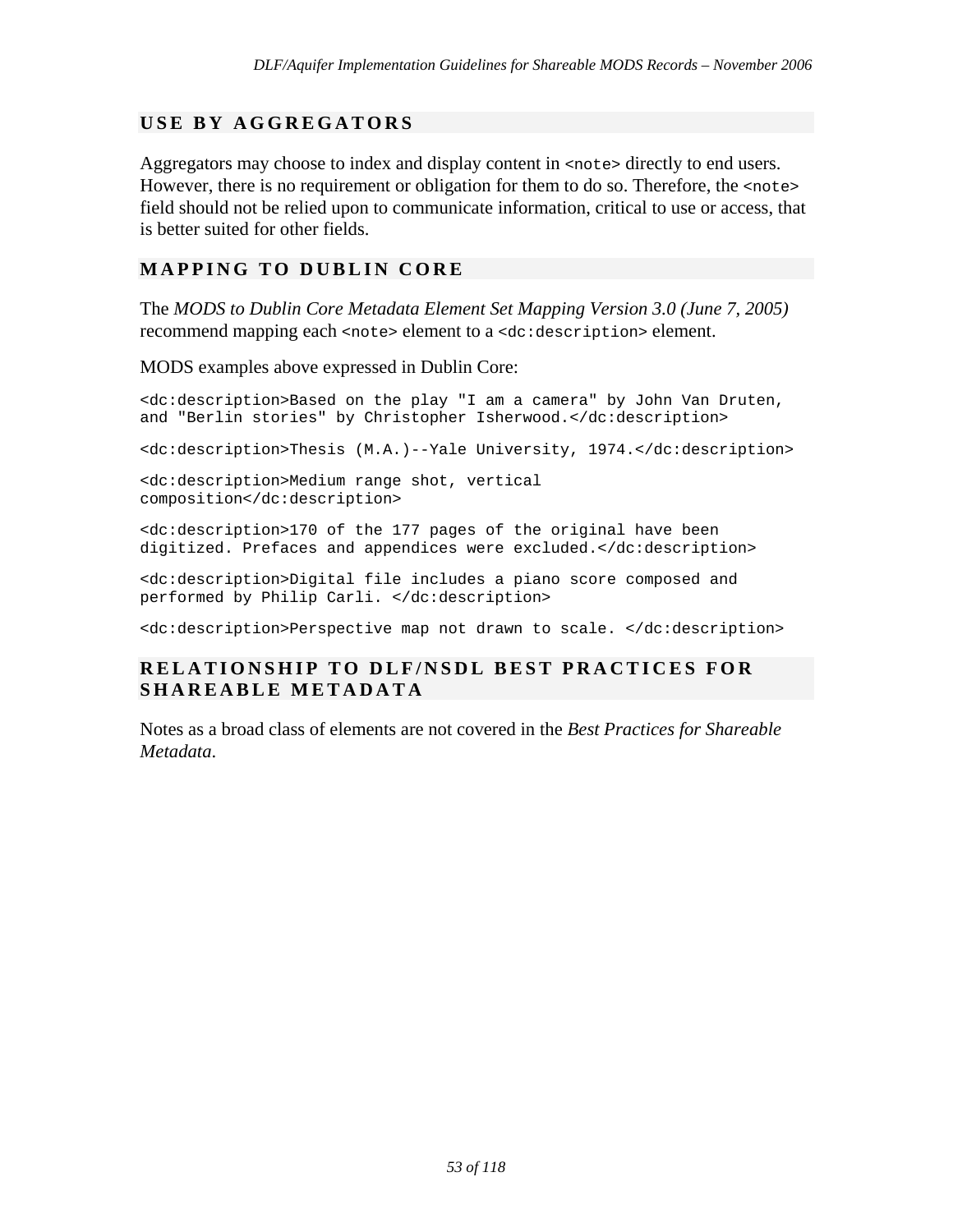## USE BY AGGREGATORS

Aggregators may choose to index and display content in `<note>` directly to end users. However, there is no requirement or obligation for them to do so. Therefore, the `<note>` field should not be relied upon to communicate information, critical to use or access, that is better suited for other fields.

## MAPPING TO DUBLIN CORE

The *MODS to Dublin Core Metadata Element Set Mapping Version 3.0 (June 7, 2005)* recommend mapping each `<note>` element to a `<dc:description>` element.

MODS examples above expressed in Dublin Core:

```
<dc:description>Based on the play "I am a camera" by John Van Druten,
and "Berlin stories" by Christopher Isherwood.</dc:description>
```

```
<dc:description>Thesis (M.A.)--Yale University, 1974.</dc:description>
```

```
<dc:description>Medium range shot, vertical
composition</dc:description>
```

```
<dc:description>170 of the 177 pages of the original have been
digitized. Prefaces and appendices were excluded.</dc:description>
```

```
<dc:description>Digital file includes a piano score composed and
performed by Philip Carli. </dc:description>
```

```
<dc:description>Perspective map not drawn to scale. </dc:description>
```

## RELATIONSHIP TO DLF/NSDL BEST PRACTICES FOR SHAREABLE METADATA

Notes as a broad class of elements are not covered in the *Best Practices for Shareable Metadata*.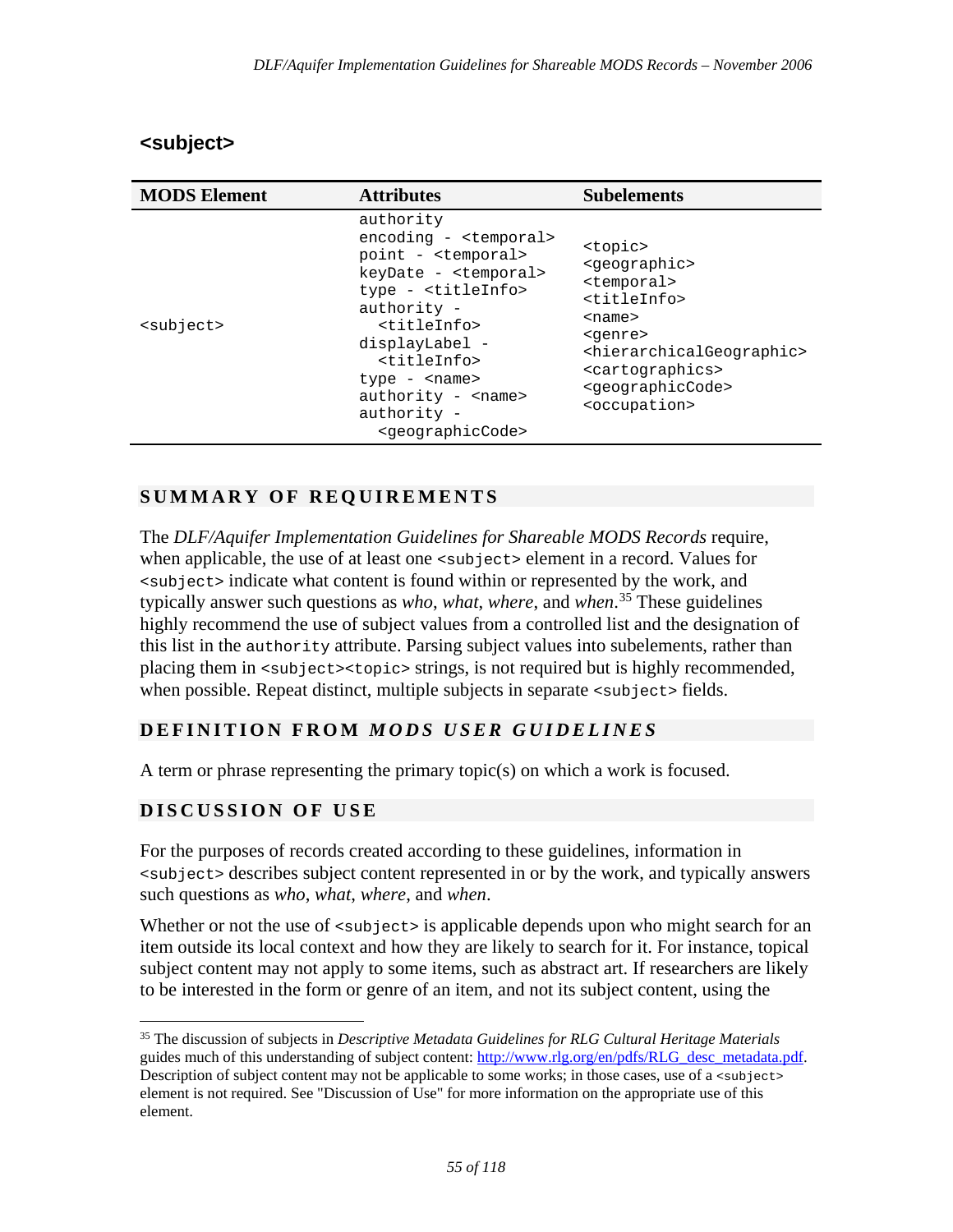## <subject>

| MODS Element | Attributes | Subelements |
|---|---|---|
| `<subject>` | authority<br>encoding - `<temporal>`<br>point - `<temporal>`<br>keyDate - `<temporal>`<br>type - `<titleInfo>`<br>authority - `<titleInfo>`<br>displayLabel - `<titleInfo>`<br>type - `<name>`<br>authority - `<name>`<br>authority - `<geographicCode>` | `<topic>`<br>`<geographic>`<br>`<temporal>`<br>`<titleInfo>`<br>`<name>`<br>`<genre>`<br>`<hierarchicalGeographic>`<br>`<cartographics>`<br>`<geographicCode>`<br>`<occupation>` |

### SUMMARY OF REQUIREMENTS

The *DLF/Aquifer Implementation Guidelines for Shareable MODS Records* require, when applicable, the use of at least one `<subject>` element in a record. Values for `<subject>` indicate what content is found within or represented by the work, and typically answer such questions as *who*, *what*, *where*, and *when*.[35] These guidelines highly recommend the use of subject values from a controlled list and the designation of this list in the `authority` attribute. Parsing subject values into subelements, rather than placing them in `<subject><topic>` strings, is not required but is highly recommended, when possible. Repeat distinct, multiple subjects in separate `<subject>` fields.

### DEFINITION FROM *MODS USER GUIDELINES*

A term or phrase representing the primary topic(s) on which a work is focused.

### DISCUSSION OF USE

For the purposes of records created according to these guidelines, information in `<subject>` describes subject content represented in or by the work, and typically answers such questions as *who*, *what*, *where*, and *when*.

Whether or not the use of `<subject>` is applicable depends upon who might search for an item outside its local context and how they are likely to search for it. For instance, topical subject content may not apply to some items, such as abstract art. If researchers are likely to be interested in the form or genre of an item, and not its subject content, using the

---

[35] The discussion of subjects in *Descriptive Metadata Guidelines for RLG Cultural Heritage Materials* guides much of this understanding of subject content: http://www.rlg.org/en/pdfs/RLG_desc_metadata.pdf. Description of subject content may not be applicable to some works; in those cases, use of a `<subject>` element is not required. See "Discussion of Use" for more information on the appropriate use of this element.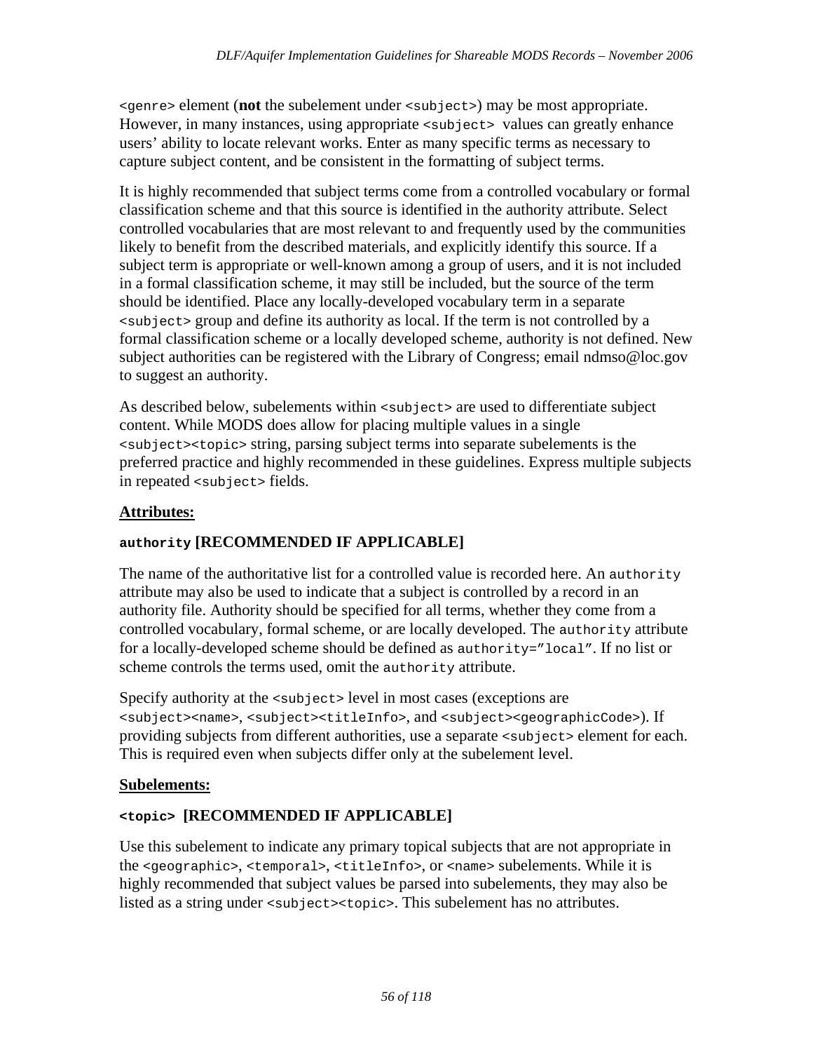`<genre>` element (**not** the subelement under `<subject>`) may be most appropriate. However, in many instances, using appropriate `<subject>` values can greatly enhance users' ability to locate relevant works. Enter as many specific terms as necessary to capture subject content, and be consistent in the formatting of subject terms.

It is highly recommended that subject terms come from a controlled vocabulary or formal classification scheme and that this source is identified in the authority attribute. Select controlled vocabularies that are most relevant to and frequently used by the communities likely to benefit from the described materials, and explicitly identify this source. If a subject term is appropriate or well-known among a group of users, and it is not included in a formal classification scheme, it may still be included, but the source of the term should be identified. Place any locally-developed vocabulary term in a separate `<subject>` group and define its authority as local. If the term is not controlled by a formal classification scheme or a locally developed scheme, authority is not defined. New subject authorities can be registered with the Library of Congress; email ndmso@loc.gov to suggest an authority.

As described below, subelements within `<subject>` are used to differentiate subject content. While MODS does allow for placing multiple values in a single `<subject><topic>` string, parsing subject terms into separate subelements is the preferred practice and highly recommended in these guidelines. Express multiple subjects in repeated `<subject>` fields.

**Attributes:**

#### `authority` [RECOMMENDED IF APPLICABLE]

The name of the authoritative list for a controlled value is recorded here. An `authority` attribute may also be used to indicate that a subject is controlled by a record in an authority file. Authority should be specified for all terms, whether they come from a controlled vocabulary, formal scheme, or are locally developed. The `authority` attribute for a locally-developed scheme should be defined as `authority="local"`. If no list or scheme controls the terms used, omit the `authority` attribute.

Specify authority at the `<subject>` level in most cases (exceptions are `<subject><name>`, `<subject><titleInfo>`, and `<subject><geographicCode>`). If providing subjects from different authorities, use a separate `<subject>` element for each. This is required even when subjects differ only at the subelement level.

**Subelements:**

#### `<topic>` [RECOMMENDED IF APPLICABLE]

Use this subelement to indicate any primary topical subjects that are not appropriate in the `<geographic>`, `<temporal>`, `<titleInfo>`, or `<name>` subelements. While it is highly recommended that subject values be parsed into subelements, they may also be listed as a string under `<subject><topic>`. This subelement has no attributes.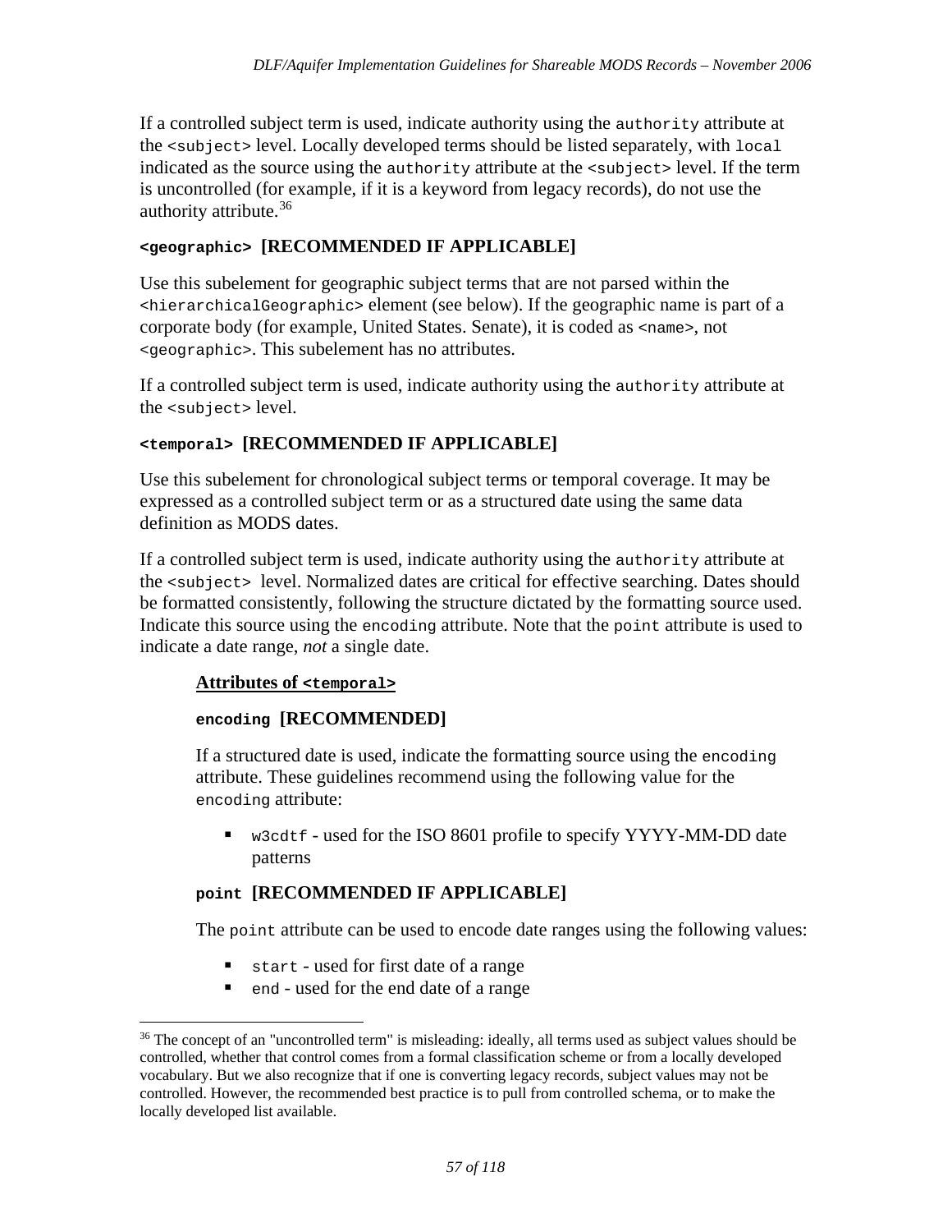If a controlled subject term is used, indicate authority using the `authority` attribute at the `<subject>` level. Locally developed terms should be listed separately, with `local` indicated as the source using the `authority` attribute at the `<subject>` level. If the term is uncontrolled (for example, if it is a keyword from legacy records), do not use the authority attribute.[36]

### `<geographic>` [RECOMMENDED IF APPLICABLE]

Use this subelement for geographic subject terms that are not parsed within the `<hierarchicalGeographic>` element (see below). If the geographic name is part of a corporate body (for example, United States. Senate), it is coded as `<name>`, not `<geographic>`. This subelement has no attributes.

If a controlled subject term is used, indicate authority using the `authority` attribute at the `<subject>` level.

### `<temporal>` [RECOMMENDED IF APPLICABLE]

Use this subelement for chronological subject terms or temporal coverage. It may be expressed as a controlled subject term or as a structured date using the same data definition as MODS dates.

If a controlled subject term is used, indicate authority using the `authority` attribute at the `<subject>` level. Normalized dates are critical for effective searching. Dates should be formatted consistently, following the structure dictated by the formatting source used. Indicate this source using the `encoding` attribute. Note that the `point` attribute is used to indicate a date range, *not* a single date.

#### Attributes of `<temporal>`

#### `encoding` [RECOMMENDED]

If a structured date is used, indicate the formatting source using the `encoding` attribute. These guidelines recommend using the following value for the `encoding` attribute:

- `w3cdtf` - used for the ISO 8601 profile to specify YYYY-MM-DD date patterns

#### `point` [RECOMMENDED IF APPLICABLE]

The `point` attribute can be used to encode date ranges using the following values:

- `start` - used for first date of a range
- `end` - used for the end date of a range

---

[36] The concept of an "uncontrolled term" is misleading: ideally, all terms used as subject values should be controlled, whether that control comes from a formal classification scheme or from a locally developed vocabulary. But we also recognize that if one is converting legacy records, subject values may not be controlled. However, the recommended best practice is to pull from controlled schema, or to make the locally developed list available.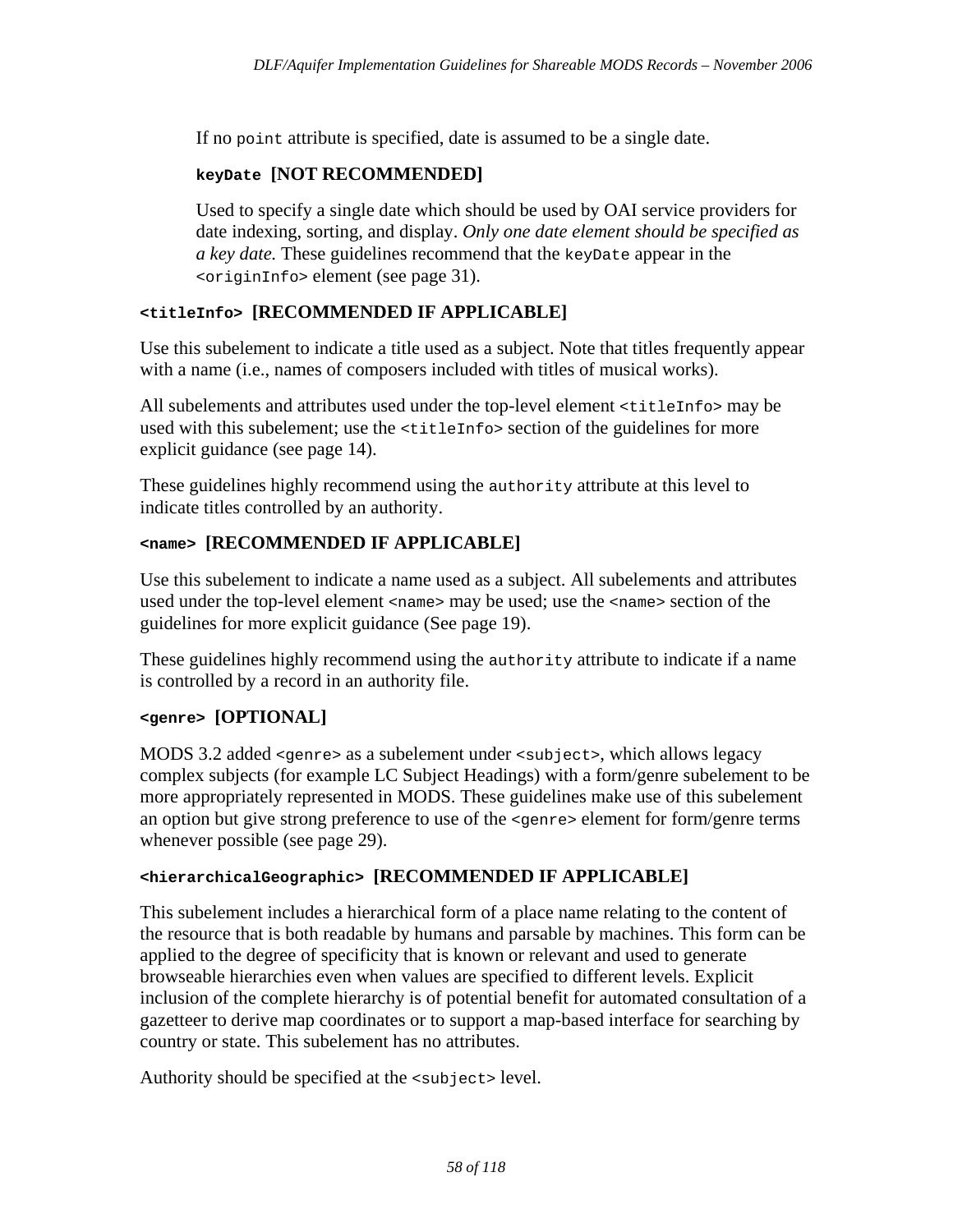If no `point` attribute is specified, date is assumed to be a single date.

**`keyDate` [NOT RECOMMENDED]**

Used to specify a single date which should be used by OAI service providers for date indexing, sorting, and display. *Only one date element should be specified as a key date.* These guidelines recommend that the `keyDate` appear in the `<originInfo>` element (see page 31).

### `<titleInfo>` [RECOMMENDED IF APPLICABLE]

Use this subelement to indicate a title used as a subject. Note that titles frequently appear with a name (i.e., names of composers included with titles of musical works).

All subelements and attributes used under the top-level element `<titleInfo>` may be used with this subelement; use the `<titleInfo>` section of the guidelines for more explicit guidance (see page 14).

These guidelines highly recommend using the `authority` attribute at this level to indicate titles controlled by an authority.

### `<name>` [RECOMMENDED IF APPLICABLE]

Use this subelement to indicate a name used as a subject. All subelements and attributes used under the top-level element `<name>` may be used; use the `<name>` section of the guidelines for more explicit guidance (See page 19).

These guidelines highly recommend using the `authority` attribute to indicate if a name is controlled by a record in an authority file.

### `<genre>` [OPTIONAL]

MODS 3.2 added `<genre>` as a subelement under `<subject>`, which allows legacy complex subjects (for example LC Subject Headings) with a form/genre subelement to be more appropriately represented in MODS. These guidelines make use of this subelement an option but give strong preference to use of the `<genre>` element for form/genre terms whenever possible (see page 29).

### `<hierarchicalGeographic>` [RECOMMENDED IF APPLICABLE]

This subelement includes a hierarchical form of a place name relating to the content of the resource that is both readable by humans and parsable by machines. This form can be applied to the degree of specificity that is known or relevant and used to generate browseable hierarchies even when values are specified to different levels. Explicit inclusion of the complete hierarchy is of potential benefit for automated consultation of a gazetteer to derive map coordinates or to support a map-based interface for searching by country or state. This subelement has no attributes.

Authority should be specified at the `<subject>` level.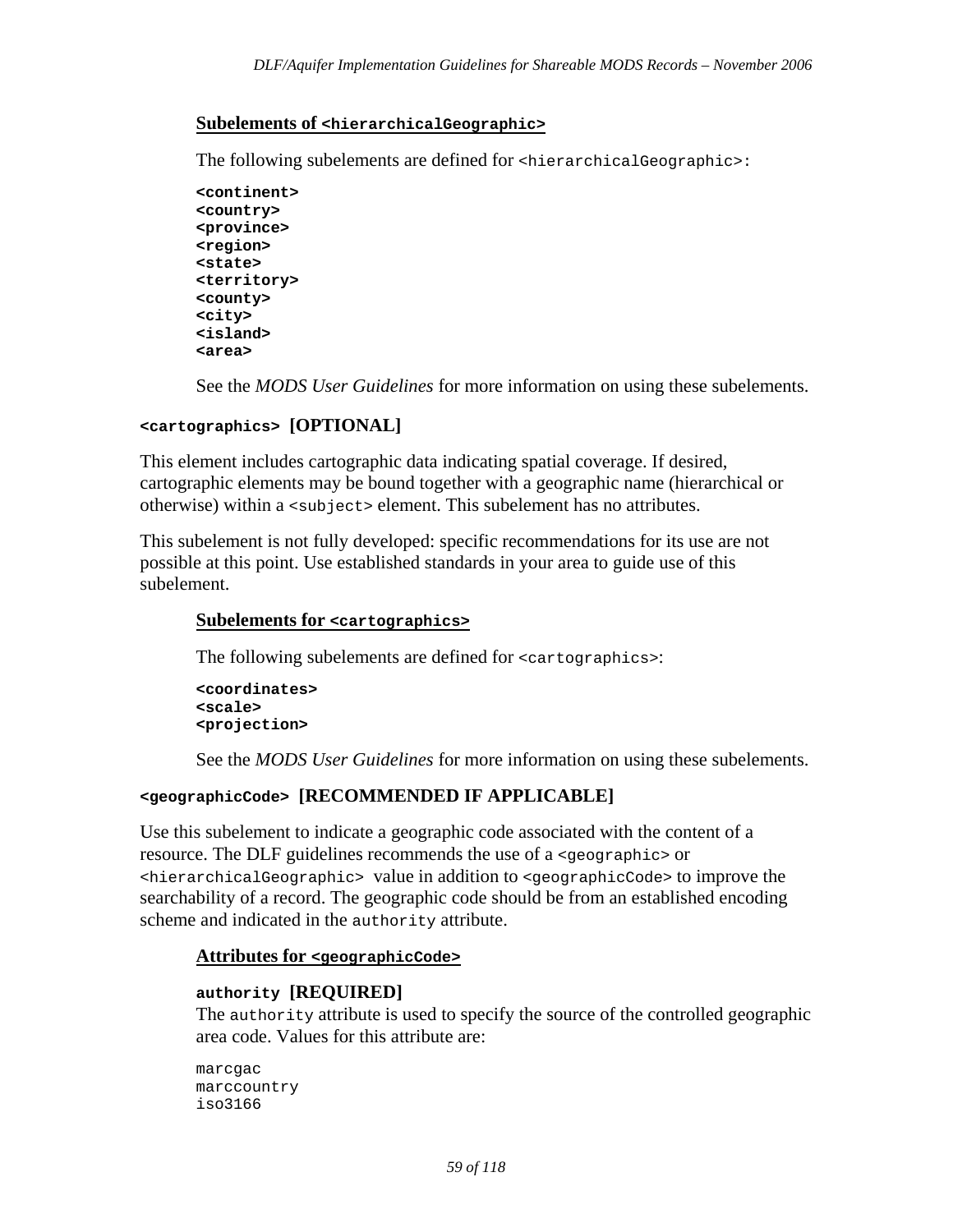#### Subelements of `<hierarchicalGeographic>`

The following subelements are defined for `<hierarchicalGeographic>`:

```
<continent>
<country>
<province>
<region>
<state>
<territory>
<county>
<city>
<island>
<area>
```

See the *MODS User Guidelines* for more information on using these subelements.

### `<cartographics>` [OPTIONAL]

This element includes cartographic data indicating spatial coverage. If desired, cartographic elements may be bound together with a geographic name (hierarchical or otherwise) within a `<subject>` element. This subelement has no attributes.

This subelement is not fully developed: specific recommendations for its use are not possible at this point. Use established standards in your area to guide use of this subelement.

#### Subelements for `<cartographics>`

The following subelements are defined for `<cartographics>`:

```
<coordinates>
<scale>
<projection>
```

See the *MODS User Guidelines* for more information on using these subelements.

### `<geographicCode>` [RECOMMENDED IF APPLICABLE]

Use this subelement to indicate a geographic code associated with the content of a resource. The DLF guidelines recommends the use of a `<geographic>` or `<hierarchicalGeographic>` value in addition to `<geographicCode>` to improve the searchability of a record. The geographic code should be from an established encoding scheme and indicated in the `authority` attribute.

#### Attributes for `<geographicCode>`

**`authority` [REQUIRED]**
The `authority` attribute is used to specify the source of the controlled geographic area code. Values for this attribute are:

```
marcgac
marccountry
iso3166
```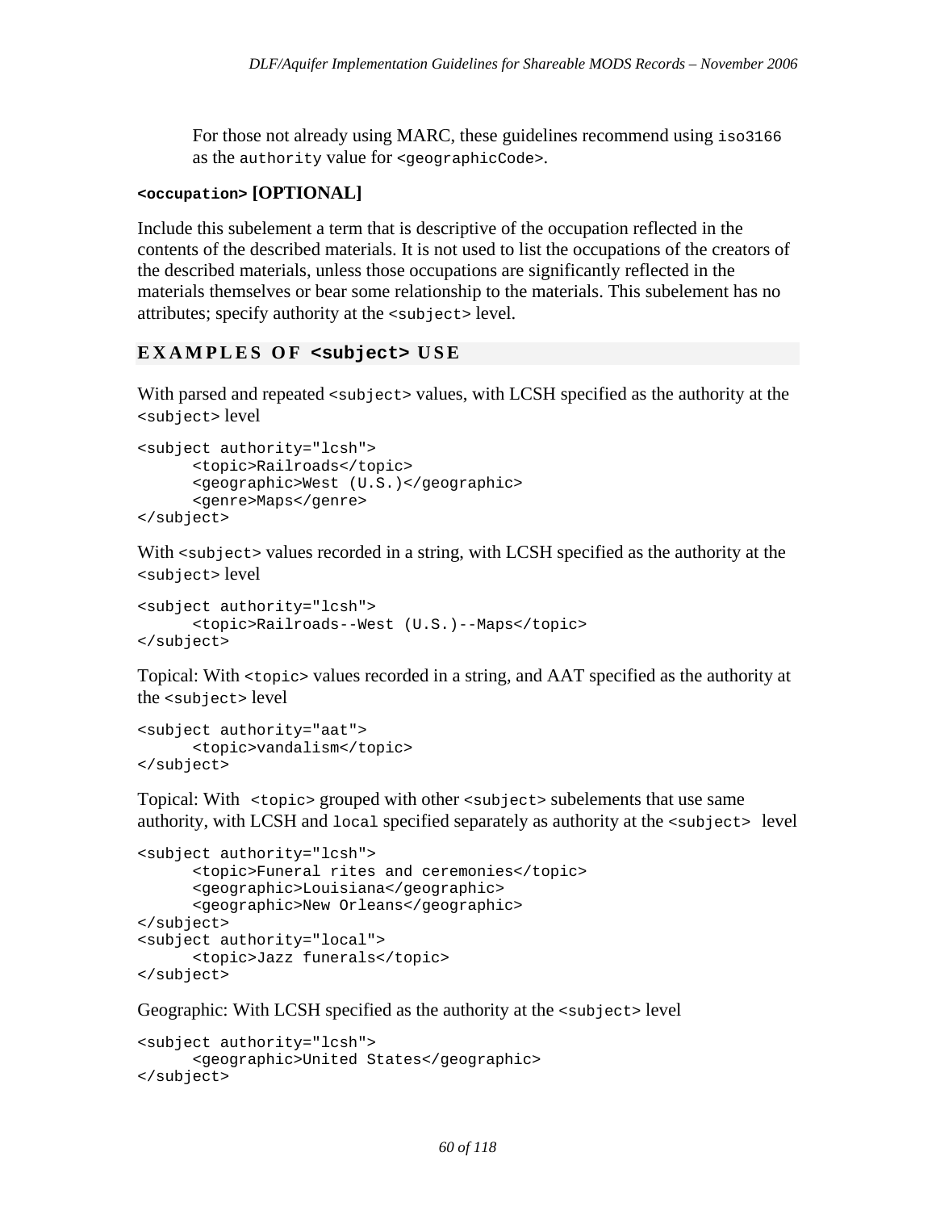For those not already using MARC, these guidelines recommend using `iso3166` as the `authority` value for `<geographicCode>`.

#### `<occupation>` [OPTIONAL]

Include this subelement a term that is descriptive of the occupation reflected in the contents of the described materials. It is not used to list the occupations of the creators of the described materials, unless those occupations are significantly reflected in the materials themselves or bear some relationship to the materials. This subelement has no attributes; specify authority at the `<subject>` level.

### EXAMPLES OF `<subject>` USE

With parsed and repeated `<subject>` values, with LCSH specified as the authority at the `<subject>` level

```
<subject authority="lcsh">
      <topic>Railroads</topic>
      <geographic>West (U.S.)</geographic>
      <genre>Maps</genre>
</subject>
```

With `<subject>` values recorded in a string, with LCSH specified as the authority at the `<subject>` level

```
<subject authority="lcsh">
      <topic>Railroads--West (U.S.)--Maps</topic>
</subject>
```

Topical: With `<topic>` values recorded in a string, and AAT specified as the authority at the `<subject>` level

```
<subject authority="aat">
      <topic>vandalism</topic>
</subject>
```

Topical: With `<topic>` grouped with other `<subject>` subelements that use same authority, with LCSH and `local` specified separately as authority at the `<subject>` level

```
<subject authority="lcsh">
      <topic>Funeral rites and ceremonies</topic>
      <geographic>Louisiana</geographic>
      <geographic>New Orleans</geographic>
</subject>
<subject authority="local">
      <topic>Jazz funerals</topic>
</subject>
```

Geographic: With LCSH specified as the authority at the `<subject>` level

```
<subject authority="lcsh">
      <geographic>United States</geographic>
</subject>
```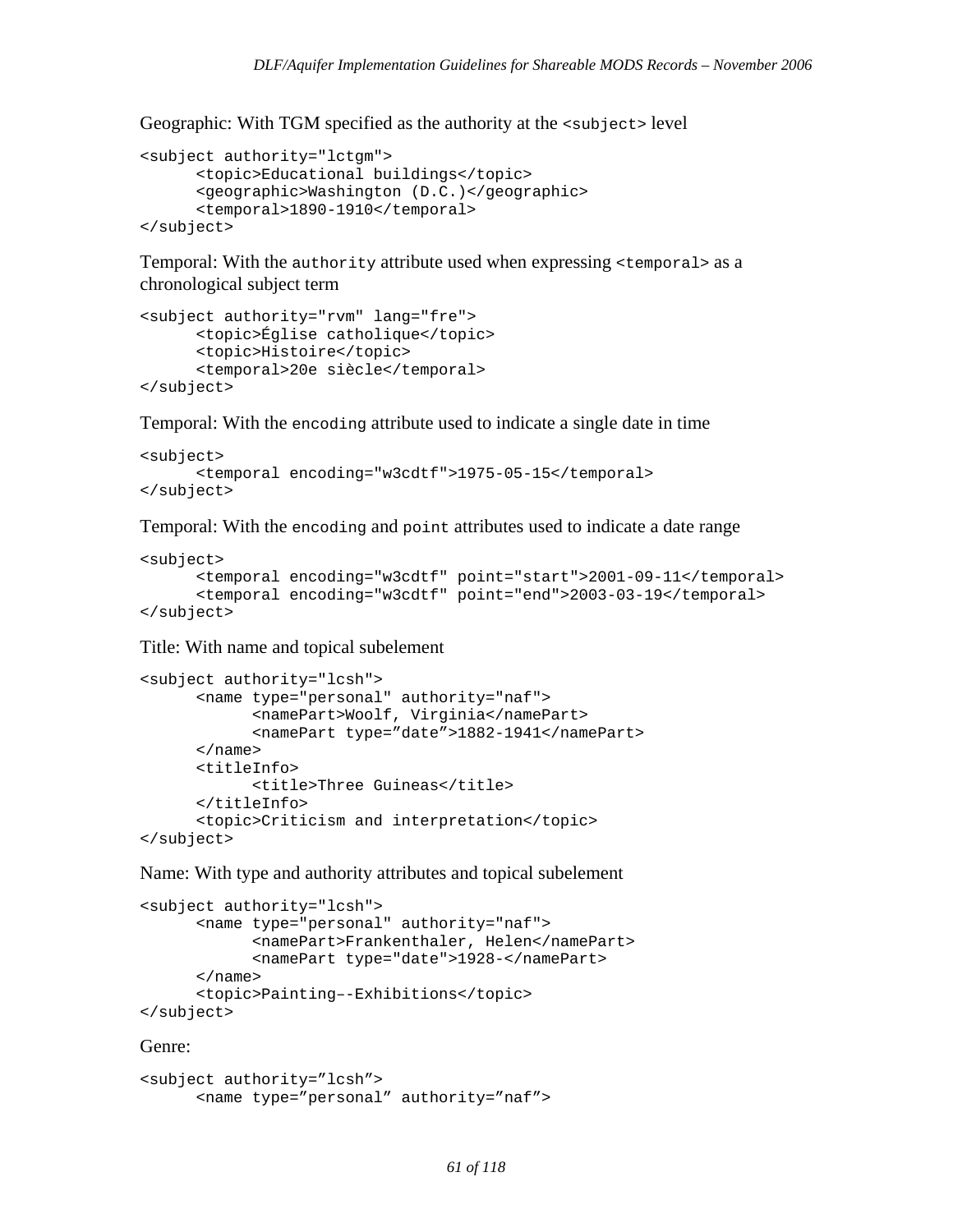Geographic: With TGM specified as the authority at the `<subject>` level

```
<subject authority="lctgm">
      <topic>Educational buildings</topic>
      <geographic>Washington (D.C.)</geographic>
      <temporal>1890-1910</temporal>
</subject>
```

Temporal: With the `authority` attribute used when expressing `<temporal>` as a chronological subject term

```
<subject authority="rvm" lang="fre">
      <topic>Église catholique</topic>
      <topic>Histoire</topic>
      <temporal>20e siècle</temporal>
</subject>
```

Temporal: With the `encoding` attribute used to indicate a single date in time

```
<subject>
      <temporal encoding="w3cdtf">1975-05-15</temporal>
</subject>
```

Temporal: With the `encoding` and `point` attributes used to indicate a date range

```
<subject>
      <temporal encoding="w3cdtf" point="start">2001-09-11</temporal>
      <temporal encoding="w3cdtf" point="end">2003-03-19</temporal>
</subject>
```

Title: With name and topical subelement

```
<subject authority="lcsh">
      <name type="personal" authority="naf">
            <namePart>Woolf, Virginia</namePart>
            <namePart type=”date”>1882-1941</namePart>
      </name>
      <titleInfo>
            <title>Three Guineas</title>
      </titleInfo>
      <topic>Criticism and interpretation</topic>
</subject>
```

Name: With type and authority attributes and topical subelement

```
<subject authority="lcsh">
      <name type="personal" authority="naf">
            <namePart>Frankenthaler, Helen</namePart>
            <namePart type="date">1928-</namePart>
      </name>
      <topic>Painting–-Exhibitions</topic>
</subject>
```

Genre:

```
<subject authority=”lcsh”>
      <name type=”personal” authority=”naf”>
```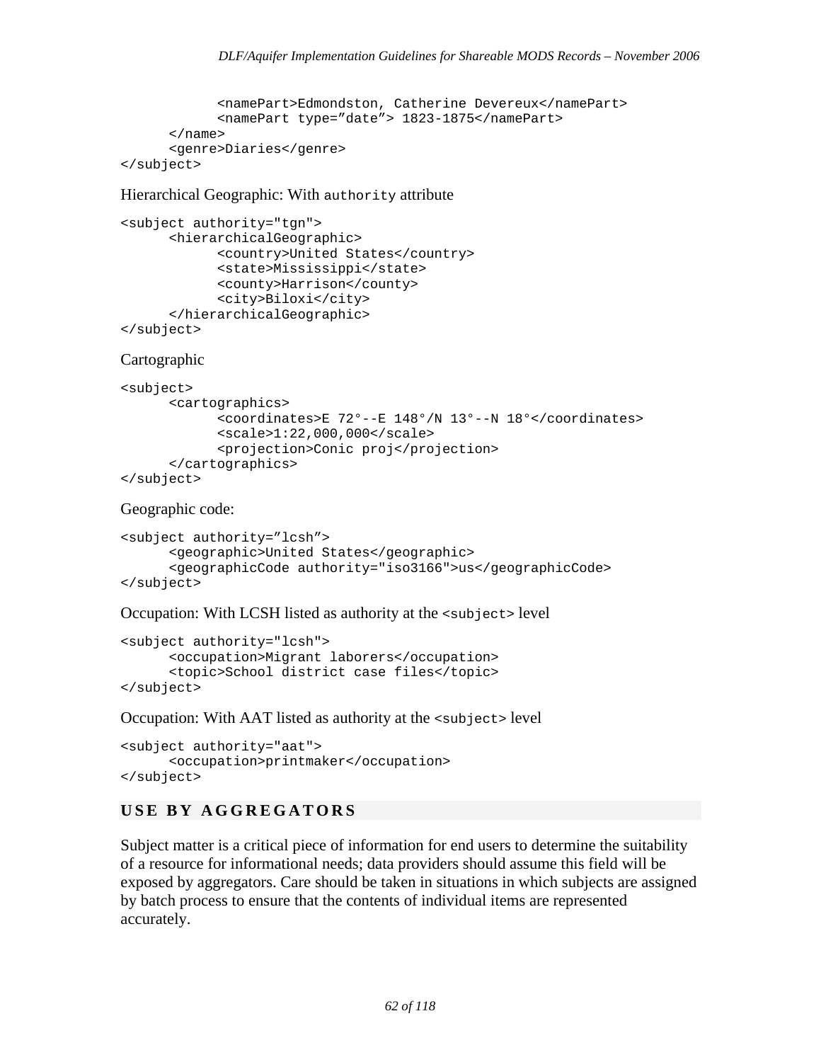```
            <namePart>Edmondston, Catherine Devereux</namePart>
            <namePart type=”date”> 1823-1875</namePart>
      </name>
      <genre>Diaries</genre>
</subject>
```

Hierarchical Geographic: With `authority` attribute

```
<subject authority="tgn">
      <hierarchicalGeographic>
            <country>United States</country>
            <state>Mississippi</state>
            <county>Harrison</county>
            <city>Biloxi</city>
      </hierarchicalGeographic>
</subject>
```

Cartographic

```
<subject>
      <cartographics>
            <coordinates>E 72°--E 148°/N 13°--N 18°</coordinates>
            <scale>1:22,000,000</scale>
            <projection>Conic proj</projection>
      </cartographics>
</subject>
```

Geographic code:

```
<subject authority=”lcsh”>
      <geographic>United States</geographic>
      <geographicCode authority="iso3166">us</geographicCode>
</subject>
```

Occupation: With LCSH listed as authority at the `<subject>` level

```
<subject authority="lcsh">
      <occupation>Migrant laborers</occupation>
      <topic>School district case files</topic>
</subject>
```

Occupation: With AAT listed as authority at the `<subject>` level

```
<subject authority="aat">
      <occupation>printmaker</occupation>
</subject>
```

## USE BY AGGREGATORS

Subject matter is a critical piece of information for end users to determine the suitability of a resource for informational needs; data providers should assume this field will be exposed by aggregators. Care should be taken in situations in which subjects are assigned by batch process to ensure that the contents of individual items are represented accurately.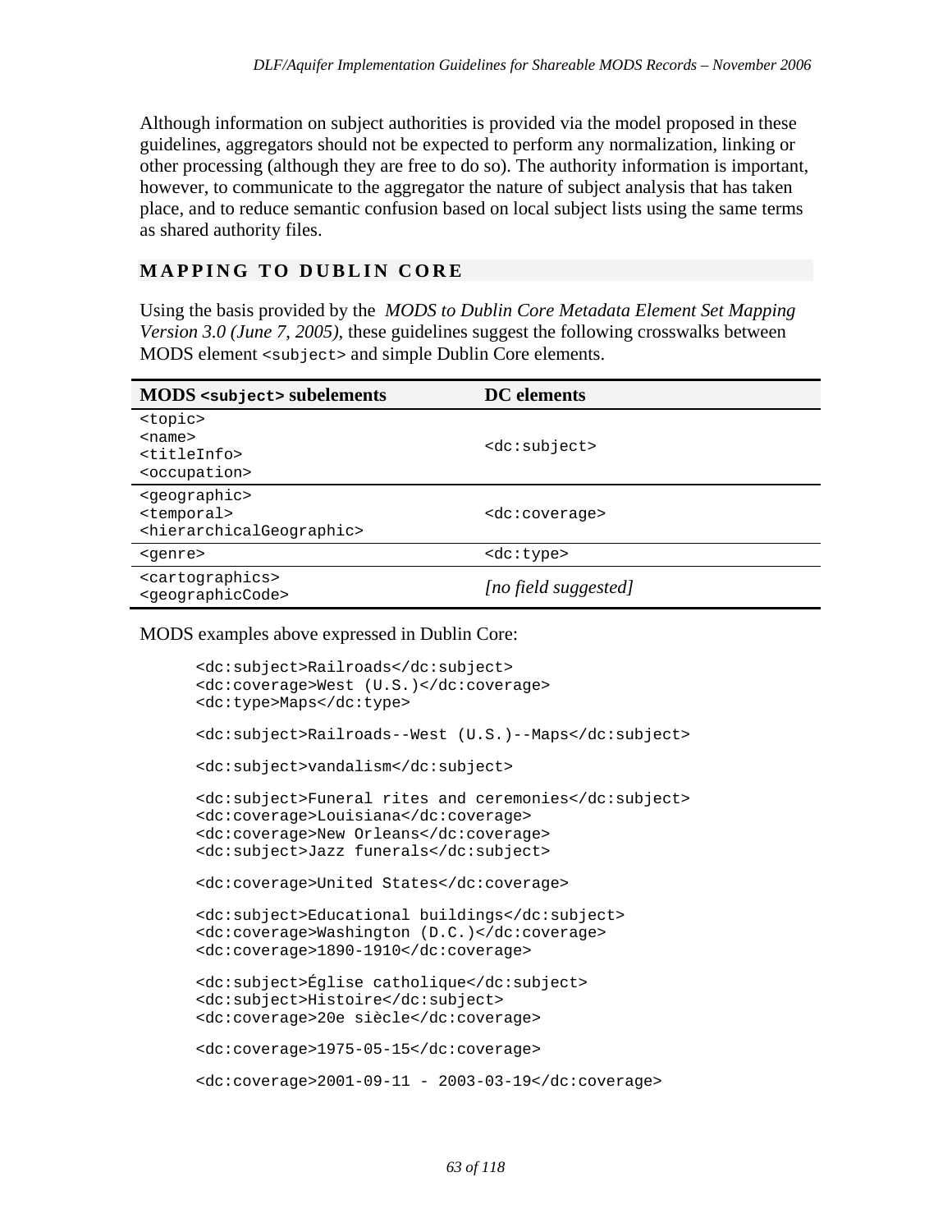Although information on subject authorities is provided via the model proposed in these guidelines, aggregators should not be expected to perform any normalization, linking or other processing (although they are free to do so). The authority information is important, however, to communicate to the aggregator the nature of subject analysis that has taken place, and to reduce semantic confusion based on local subject lists using the same terms as shared authority files.

## MAPPING TO DUBLIN CORE

Using the basis provided by the *MODS to Dublin Core Metadata Element Set Mapping Version 3.0 (June 7, 2005)*, these guidelines suggest the following crosswalks between MODS element `<subject>` and simple Dublin Core elements.

| MODS `<subject>` subelements | DC elements |
|---|---|
| `<topic>`<br>`<name>`<br>`<titleInfo>`<br>`<occupation>` | `<dc:subject>` |
| `<geographic>`<br>`<temporal>`<br>`<hierarchicalGeographic>` | `<dc:coverage>` |
| `<genre>` | `<dc:type>` |
| `<cartographics>`<br>`<geographicCode>` | *[no field suggested]* |

MODS examples above expressed in Dublin Core:

```
<dc:subject>Railroads</dc:subject>
<dc:coverage>West (U.S.)</dc:coverage>
<dc:type>Maps</dc:type>

<dc:subject>Railroads--West (U.S.)--Maps</dc:subject>

<dc:subject>vandalism</dc:subject>

<dc:subject>Funeral rites and ceremonies</dc:subject>
<dc:coverage>Louisiana</dc:coverage>
<dc:coverage>New Orleans</dc:coverage>
<dc:subject>Jazz funerals</dc:subject>

<dc:coverage>United States</dc:coverage>

<dc:subject>Educational buildings</dc:subject>
<dc:coverage>Washington (D.C.)</dc:coverage>
<dc:coverage>1890-1910</dc:coverage>

<dc:subject>Église catholique</dc:subject>
<dc:subject>Histoire</dc:subject>
<dc:coverage>20e siècle</dc:coverage>

<dc:coverage>1975-05-15</dc:coverage>

<dc:coverage>2001-09-11 - 2003-03-19</dc:coverage>
```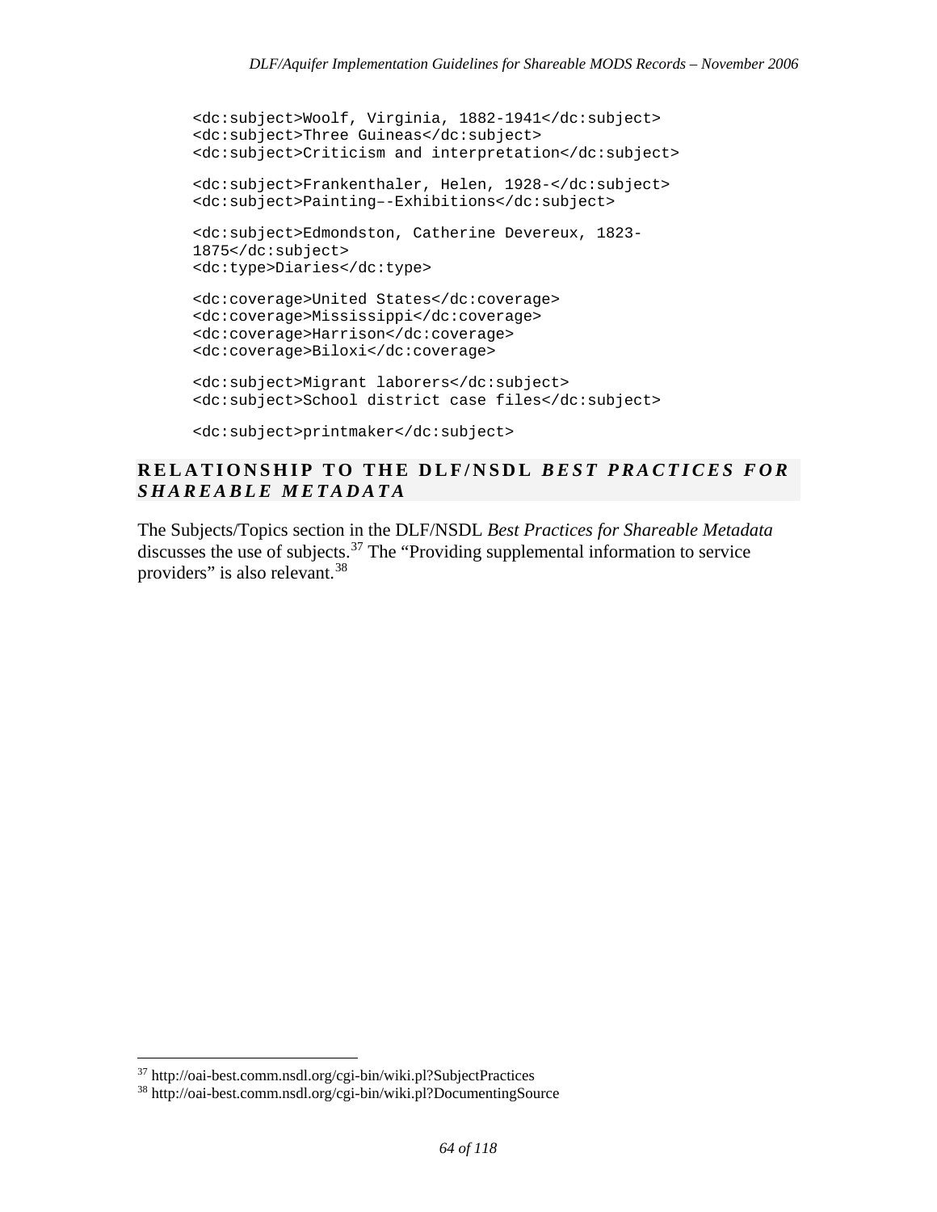```
<dc:subject>Woolf, Virginia, 1882-1941</dc:subject>
<dc:subject>Three Guineas</dc:subject>
<dc:subject>Criticism and interpretation</dc:subject>

<dc:subject>Frankenthaler, Helen, 1928-</dc:subject>
<dc:subject>Painting–-Exhibitions</dc:subject>

<dc:subject>Edmondston, Catherine Devereux, 1823-
1875</dc:subject>
<dc:type>Diaries</dc:type>

<dc:coverage>United States</dc:coverage>
<dc:coverage>Mississippi</dc:coverage>
<dc:coverage>Harrison</dc:coverage>
<dc:coverage>Biloxi</dc:coverage>

<dc:subject>Migrant laborers</dc:subject>
<dc:subject>School district case files</dc:subject>

<dc:subject>printmaker</dc:subject>
```

## RELATIONSHIP TO THE DLF/NSDL *BEST PRACTICES FOR SHAREABLE METADATA*

The Subjects/Topics section in the DLF/NSDL *Best Practices for Shareable Metadata* discusses the use of subjects.[37] The "Providing supplemental information to service providers" is also relevant.[38]

---

[37] http://oai-best.comm.nsdl.org/cgi-bin/wiki.pl?SubjectPractices

[38] http://oai-best.comm.nsdl.org/cgi-bin/wiki.pl?DocumentingSource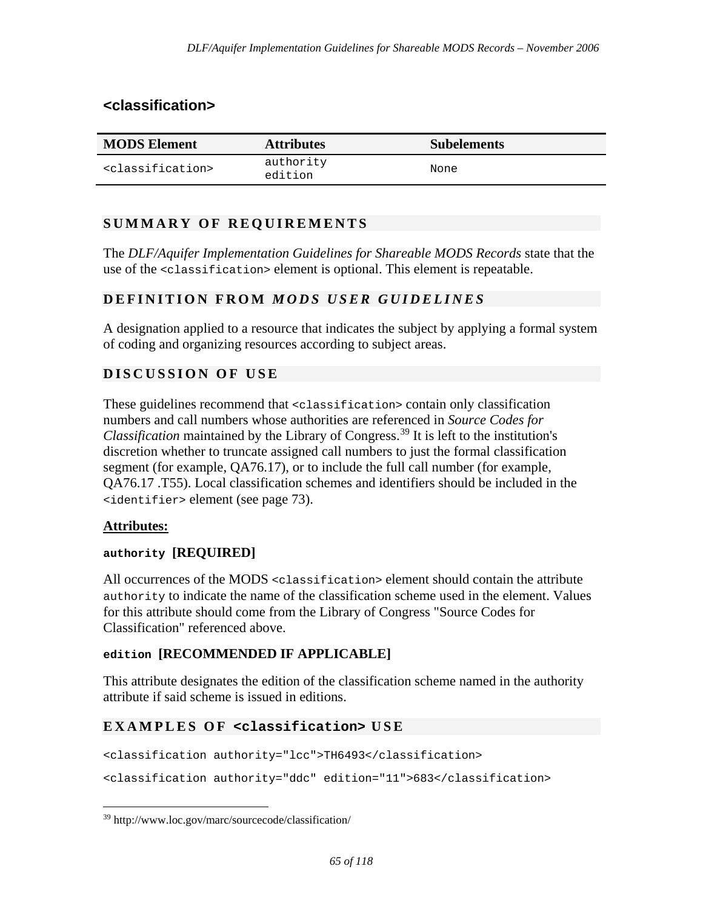## <classification>

| MODS Element | Attributes | Subelements |
|---|---|---|
| `<classification>` | `authority`<br>`edition` | None |

### SUMMARY OF REQUIREMENTS

The *DLF/Aquifer Implementation Guidelines for Shareable MODS Records* state that the use of the `<classification>` element is optional. This element is repeatable.

### DEFINITION FROM *MODS USER GUIDELINES*

A designation applied to a resource that indicates the subject by applying a formal system of coding and organizing resources according to subject areas.

### DISCUSSION OF USE

These guidelines recommend that `<classification>` contain only classification numbers and call numbers whose authorities are referenced in *Source Codes for Classification* maintained by the Library of Congress.[39] It is left to the institution's discretion whether to truncate assigned call numbers to just the formal classification segment (for example, QA76.17), or to include the full call number (for example, QA76.17 .T55). Local classification schemes and identifiers should be included in the `<identifier>` element (see page 73).

**Attributes:**

**`authority` [REQUIRED]**

All occurrences of the MODS `<classification>` element should contain the attribute `authority` to indicate the name of the classification scheme used in the element. Values for this attribute should come from the Library of Congress "Source Codes for Classification" referenced above.

**`edition` [RECOMMENDED IF APPLICABLE]**

This attribute designates the edition of the classification scheme named in the authority attribute if said scheme is issued in editions.

### EXAMPLES OF `<classification>` USE

```
<classification authority="lcc">TH6493</classification>
```

```
<classification authority="ddc" edition="11">683</classification>
```

[39] http://www.loc.gov/marc/sourcecode/classification/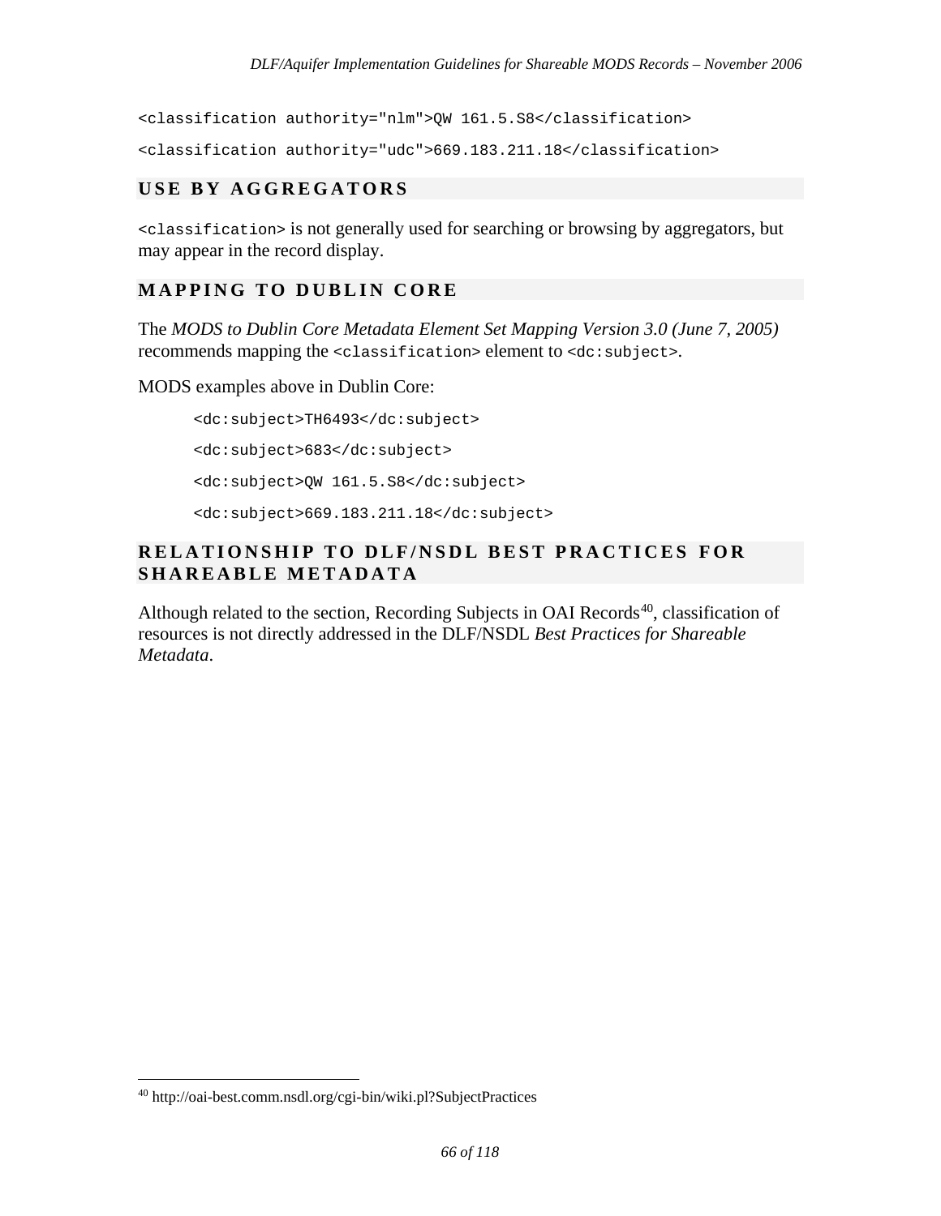```
<classification authority="nlm">QW 161.5.S8</classification>

<classification authority="udc">669.183.211.18</classification>
```

### USE BY AGGREGATORS

`<classification>` is not generally used for searching or browsing by aggregators, but may appear in the record display.

### MAPPING TO DUBLIN CORE

The *MODS to Dublin Core Metadata Element Set Mapping Version 3.0 (June 7, 2005)* recommends mapping the `<classification>` element to `<dc:subject>`.

MODS examples above in Dublin Core:

```
<dc:subject>TH6493</dc:subject>

<dc:subject>683</dc:subject>

<dc:subject>QW 161.5.S8</dc:subject>

<dc:subject>669.183.211.18</dc:subject>
```

### RELATIONSHIP TO DLF/NSDL BEST PRACTICES FOR SHAREABLE METADATA

Although related to the section, Recording Subjects in OAI Records[40], classification of resources is not directly addressed in the DLF/NSDL *Best Practices for Shareable Metadata*.

[40] http://oai-best.comm.nsdl.org/cgi-bin/wiki.pl?SubjectPractices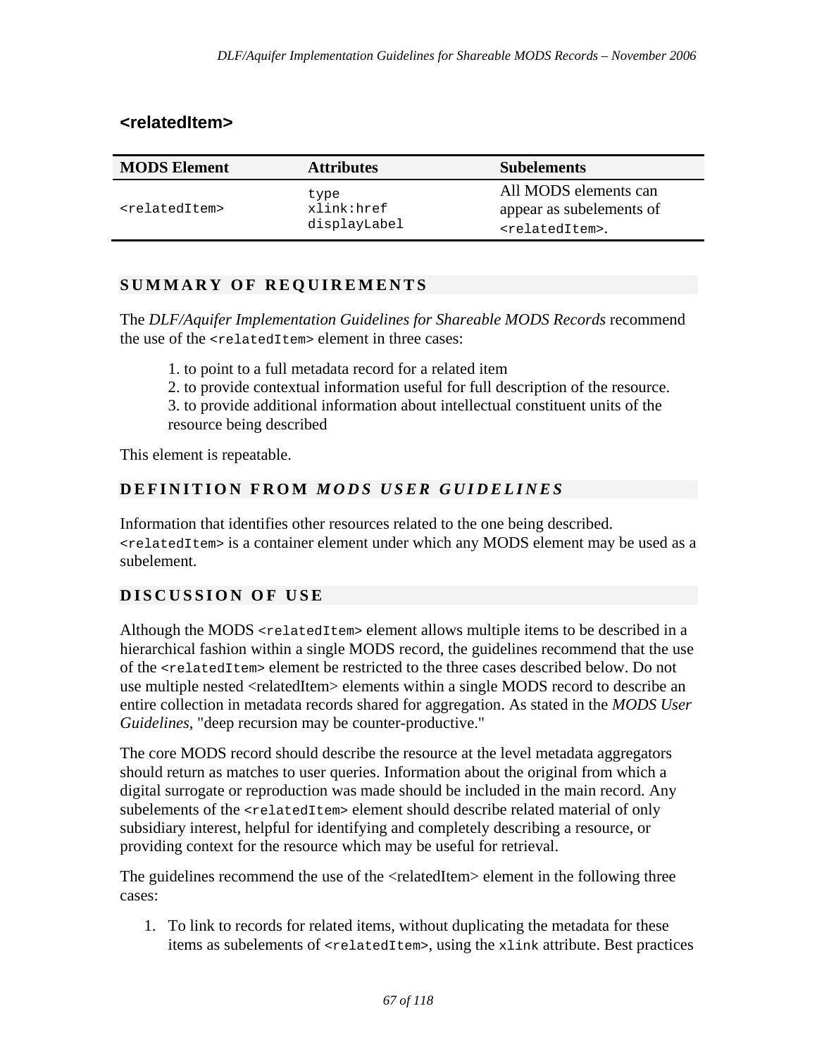## <relatedItem>

| MODS Element | Attributes | Subelements |
| --- | --- | --- |
| `<relatedItem>` | `type`<br>`xlink:href`<br>`displayLabel` | All MODS elements can appear as subelements of `<relatedItem>`. |

### SUMMARY OF REQUIREMENTS

The *DLF/Aquifer Implementation Guidelines for Shareable MODS Records* recommend the use of the `<relatedItem>` element in three cases:

> 1. to point to a full metadata record for a related item
> 2. to provide contextual information useful for full description of the resource.
> 3. to provide additional information about intellectual constituent units of the resource being described

This element is repeatable.

### DEFINITION FROM *MODS USER GUIDELINES*

Information that identifies other resources related to the one being described. `<relatedItem>` is a container element under which any MODS element may be used as a subelement.

### DISCUSSION OF USE

Although the MODS `<relatedItem>` element allows multiple items to be described in a hierarchical fashion within a single MODS record, the guidelines recommend that the use of the `<relatedItem>` element be restricted to the three cases described below. Do not use multiple nested <relatedItem> elements within a single MODS record to describe an entire collection in metadata records shared for aggregation. As stated in the *MODS User Guidelines*, "deep recursion may be counter-productive."

The core MODS record should describe the resource at the level metadata aggregators should return as matches to user queries. Information about the original from which a digital surrogate or reproduction was made should be included in the main record. Any subelements of the `<relatedItem>` element should describe related material of only subsidiary interest, helpful for identifying and completely describing a resource, or providing context for the resource which may be useful for retrieval.

The guidelines recommend the use of the <relatedItem> element in the following three cases:

1. To link to records for related items, without duplicating the metadata for these items as subelements of `<relatedItem>`, using the `xlink` attribute. Best practices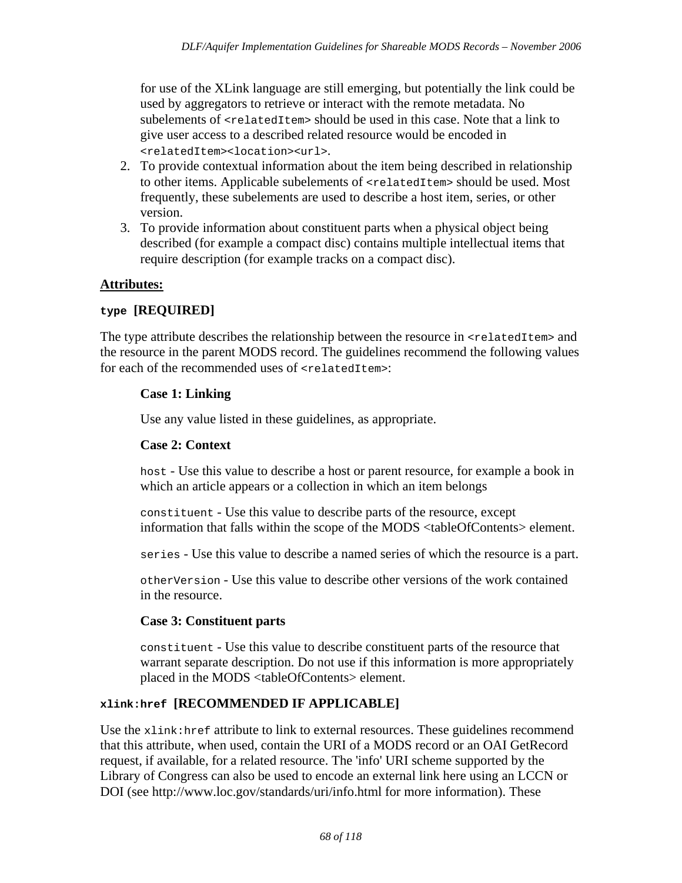for use of the XLink language are still emerging, but potentially the link could be used by aggregators to retrieve or interact with the remote metadata. No subelements of `<relatedItem>` should be used in this case. Note that a link to give user access to a described related resource would be encoded in `<relatedItem><location><url>`.

2. To provide contextual information about the item being described in relationship to other items. Applicable subelements of `<relatedItem>` should be used. Most frequently, these subelements are used to describe a host item, series, or other version.
3. To provide information about constituent parts when a physical object being described (for example a compact disc) contains multiple intellectual items that require description (for example tracks on a compact disc).

**Attributes:**

**`type` [REQUIRED]**

The type attribute describes the relationship between the resource in `<relatedItem>` and the resource in the parent MODS record. The guidelines recommend the following values for each of the recommended uses of `<relatedItem>`:

**Case 1: Linking**

Use any value listed in these guidelines, as appropriate.

**Case 2: Context**

`host` - Use this value to describe a host or parent resource, for example a book in which an article appears or a collection in which an item belongs

`constituent` - Use this value to describe parts of the resource, except information that falls within the scope of the MODS <tableOfContents> element.

`series` - Use this value to describe a named series of which the resource is a part.

`otherVersion` - Use this value to describe other versions of the work contained in the resource.

**Case 3: Constituent parts**

`constituent` - Use this value to describe constituent parts of the resource that warrant separate description. Do not use if this information is more appropriately placed in the MODS <tableOfContents> element.

**`xlink:href` [RECOMMENDED IF APPLICABLE]**

Use the `xlink:href` attribute to link to external resources. These guidelines recommend that this attribute, when used, contain the URI of a MODS record or an OAI GetRecord request, if available, for a related resource. The 'info' URI scheme supported by the Library of Congress can also be used to encode an external link here using an LCCN or DOI (see http://www.loc.gov/standards/uri/info.html for more information). These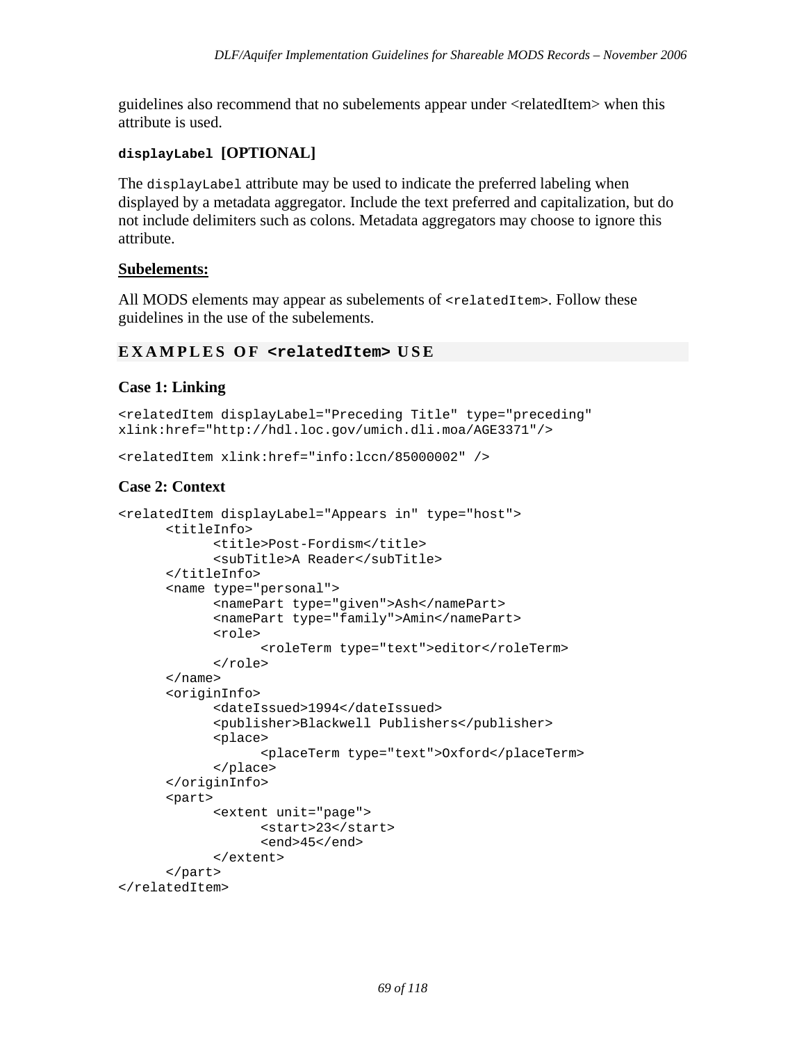guidelines also recommend that no subelements appear under <relatedItem> when this attribute is used.

**`displayLabel` [OPTIONAL]**

The `displayLabel` attribute may be used to indicate the preferred labeling when displayed by a metadata aggregator. Include the text preferred and capitalization, but do not include delimiters such as colons. Metadata aggregators may choose to ignore this attribute.

**Subelements:**

All MODS elements may appear as subelements of `<relatedItem>`. Follow these guidelines in the use of the subelements.

## EXAMPLES OF `<relatedItem>` USE

### Case 1: Linking

```
<relatedItem displayLabel="Preceding Title" type="preceding"
xlink:href="http://hdl.loc.gov/umich.dli.moa/AGE3371"/>

<relatedItem xlink:href="info:lccn/85000002" />
```

### Case 2: Context

```
<relatedItem displayLabel="Appears in" type="host">
      <titleInfo>
            <title>Post-Fordism</title>
            <subTitle>A Reader</subTitle>
      </titleInfo>
      <name type="personal">
            <namePart type="given">Ash</namePart>
            <namePart type="family">Amin</namePart>
            <role>
                  <roleTerm type="text">editor</roleTerm>
            </role>
      </name>
      <originInfo>
            <dateIssued>1994</dateIssued>
            <publisher>Blackwell Publishers</publisher>
            <place>
                  <placeTerm type="text">Oxford</placeTerm>
            </place>
      </originInfo>
      <part>
            <extent unit="page">
                  <start>23</start>
                  <end>45</end>
            </extent>
      </part>
</relatedItem>
```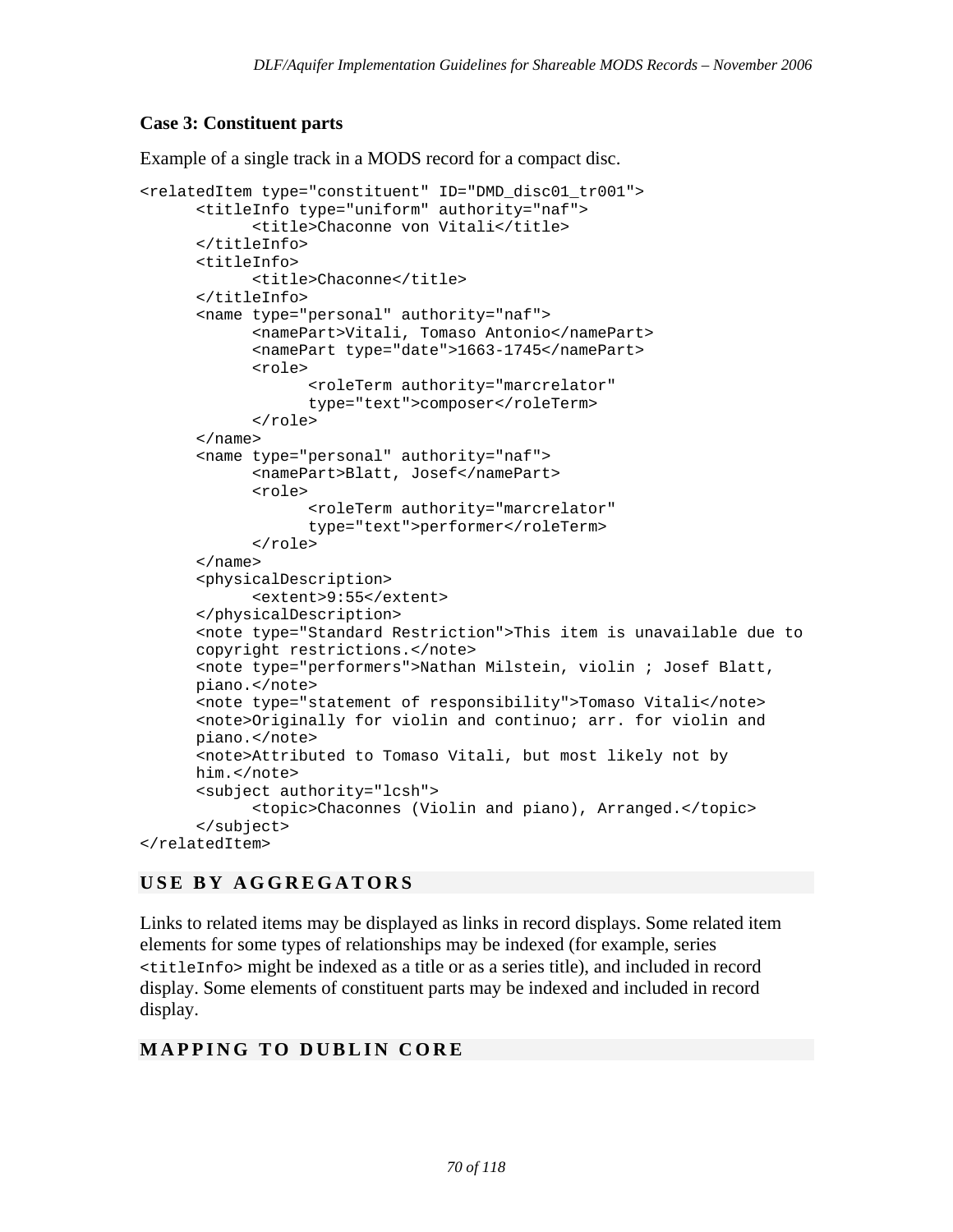**Case 3: Constituent parts**

Example of a single track in a MODS record for a compact disc.

```
<relatedItem type="constituent" ID="DMD_disc01_tr001">
      <titleInfo type="uniform" authority="naf">
            <title>Chaconne von Vitali</title>
      </titleInfo>
      <titleInfo>
            <title>Chaconne</title>
      </titleInfo>
      <name type="personal" authority="naf">
            <namePart>Vitali, Tomaso Antonio</namePart>
            <namePart type="date">1663-1745</namePart>
            <role>
                  <roleTerm authority="marcrelator"
                  type="text">composer</roleTerm>
            </role>
      </name>
      <name type="personal" authority="naf">
            <namePart>Blatt, Josef</namePart>
            <role>
                  <roleTerm authority="marcrelator"
                  type="text">performer</roleTerm>
            </role>
      </name>
      <physicalDescription>
            <extent>9:55</extent>
      </physicalDescription>
      <note type="Standard Restriction">This item is unavailable due to
      copyright restrictions.</note>
      <note type="performers">Nathan Milstein, violin ; Josef Blatt,
      piano.</note>
      <note type="statement of responsibility">Tomaso Vitali</note>
      <note>Originally for violin and continuo; arr. for violin and
      piano.</note>
      <note>Attributed to Tomaso Vitali, but most likely not by
      him.</note>
      <subject authority="lcsh">
            <topic>Chaconnes (Violin and piano), Arranged.</topic>
      </subject>
</relatedItem>
```

## USE BY AGGREGATORS

Links to related items may be displayed as links in record displays. Some related item elements for some types of relationships may be indexed (for example, series `<titleInfo>` might be indexed as a title or as a series title), and included in record display. Some elements of constituent parts may be indexed and included in record display.

## MAPPING TO DUBLIN CORE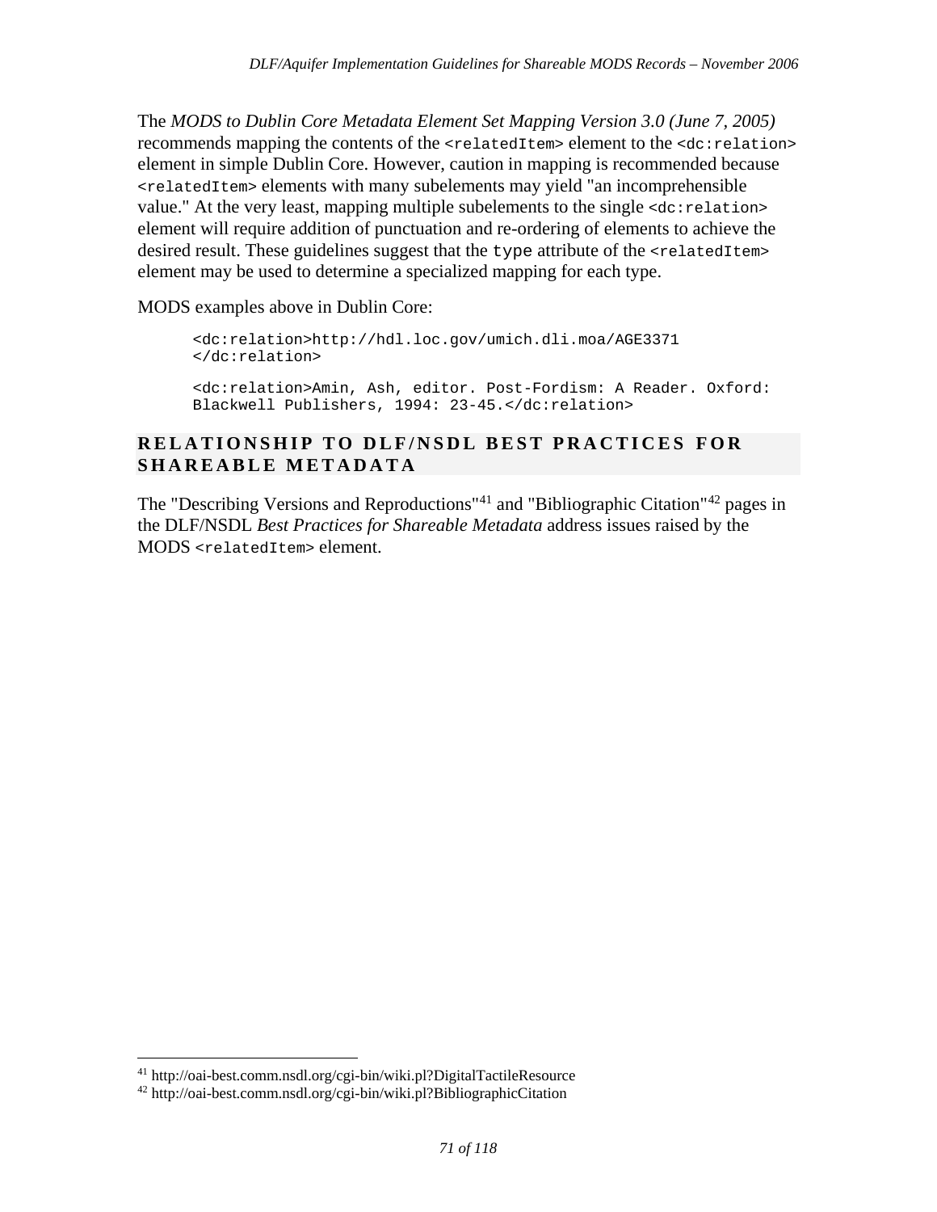The *MODS to Dublin Core Metadata Element Set Mapping Version 3.0 (June 7, 2005)* recommends mapping the contents of the `<relatedItem>` element to the `<dc:relation>` element in simple Dublin Core. However, caution in mapping is recommended because `<relatedItem>` elements with many subelements may yield "an incomprehensible value." At the very least, mapping multiple subelements to the single `<dc:relation>` element will require addition of punctuation and re-ordering of elements to achieve the desired result. These guidelines suggest that the `type` attribute of the `<relatedItem>` element may be used to determine a specialized mapping for each type.

MODS examples above in Dublin Core:

```
<dc:relation>http://hdl.loc.gov/umich.dli.moa/AGE3371
</dc:relation>

<dc:relation>Amin, Ash, editor. Post-Fordism: A Reader. Oxford:
Blackwell Publishers, 1994: 23-45.</dc:relation>
```

## RELATIONSHIP TO DLF/NSDL BEST PRACTICES FOR SHAREABLE METADATA

The "Describing Versions and Reproductions"[41] and "Bibliographic Citation"[42] pages in the DLF/NSDL *Best Practices for Shareable Metadata* address issues raised by the MODS `<relatedItem>` element.

---

[41] http://oai-best.comm.nsdl.org/cgi-bin/wiki.pl?DigitalTactileResource

[42] http://oai-best.comm.nsdl.org/cgi-bin/wiki.pl?BibliographicCitation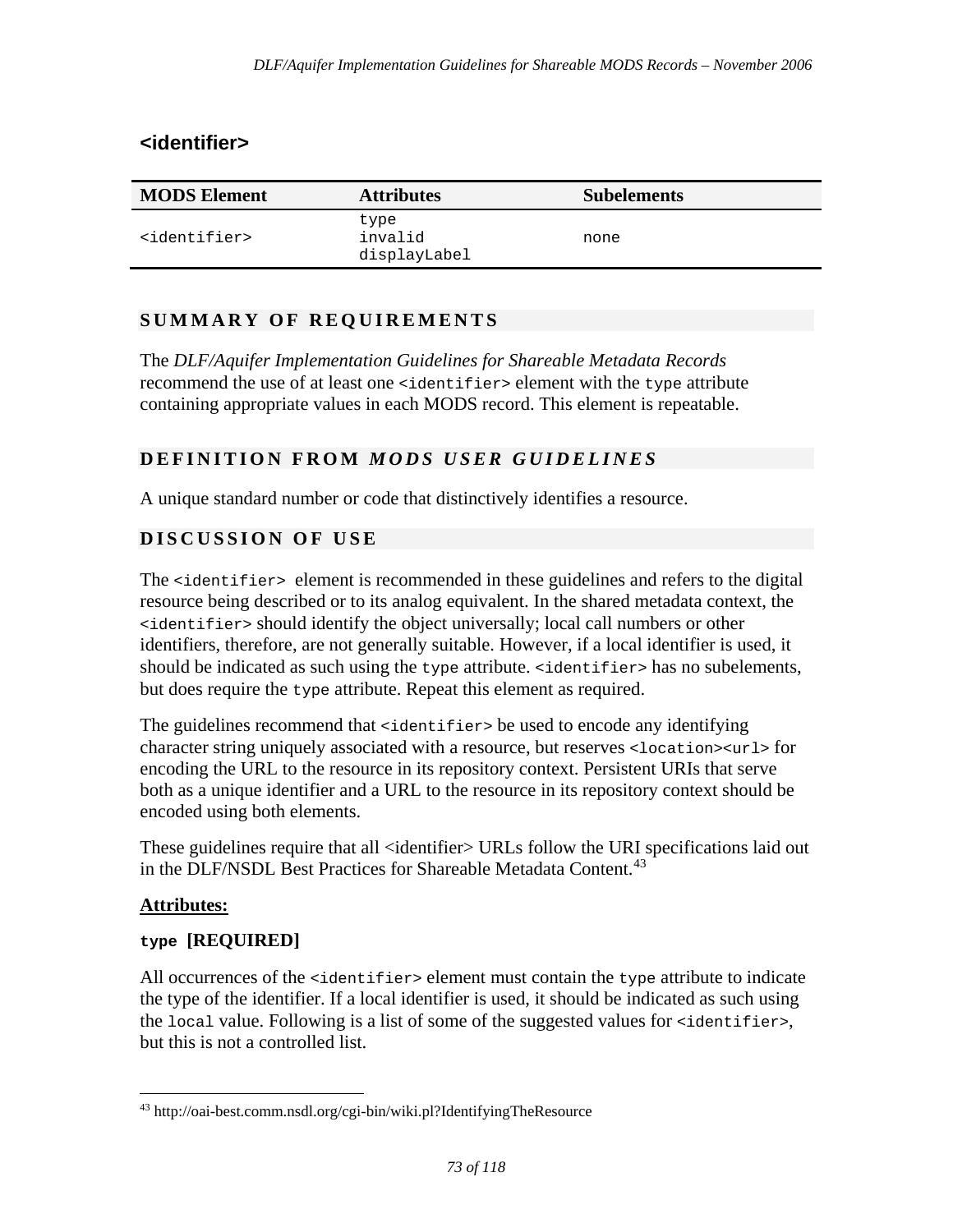## <identifier>

| MODS Element | Attributes | Subelements |
|---|---|---|
| `<identifier>` | `type`<br>`invalid`<br>`displayLabel` | none |

### SUMMARY OF REQUIREMENTS

The *DLF/Aquifer Implementation Guidelines for Shareable Metadata Records* recommend the use of at least one `<identifier>` element with the `type` attribute containing appropriate values in each MODS record. This element is repeatable.

### DEFINITION FROM *MODS USER GUIDELINES*

A unique standard number or code that distinctively identifies a resource.

### DISCUSSION OF USE

The `<identifier>` element is recommended in these guidelines and refers to the digital resource being described or to its analog equivalent. In the shared metadata context, the `<identifier>` should identify the object universally; local call numbers or other identifiers, therefore, are not generally suitable. However, if a local identifier is used, it should be indicated as such using the `type` attribute. `<identifier>` has no subelements, but does require the `type` attribute. Repeat this element as required.

The guidelines recommend that `<identifier>` be used to encode any identifying character string uniquely associated with a resource, but reserves `<location><url>` for encoding the URL to the resource in its repository context. Persistent URIs that serve both as a unique identifier and a URL to the resource in its repository context should be encoded using both elements.

These guidelines require that all <identifier> URLs follow the URI specifications laid out in the DLF/NSDL Best Practices for Shareable Metadata Content.[43]

**Attributes:**

**`type` [REQUIRED]**

All occurrences of the `<identifier>` element must contain the `type` attribute to indicate the type of the identifier. If a local identifier is used, it should be indicated as such using the `local` value. Following is a list of some of the suggested values for `<identifier>`, but this is not a controlled list.

---

[43] http://oai-best.comm.nsdl.org/cgi-bin/wiki.pl?IdentifyingTheResource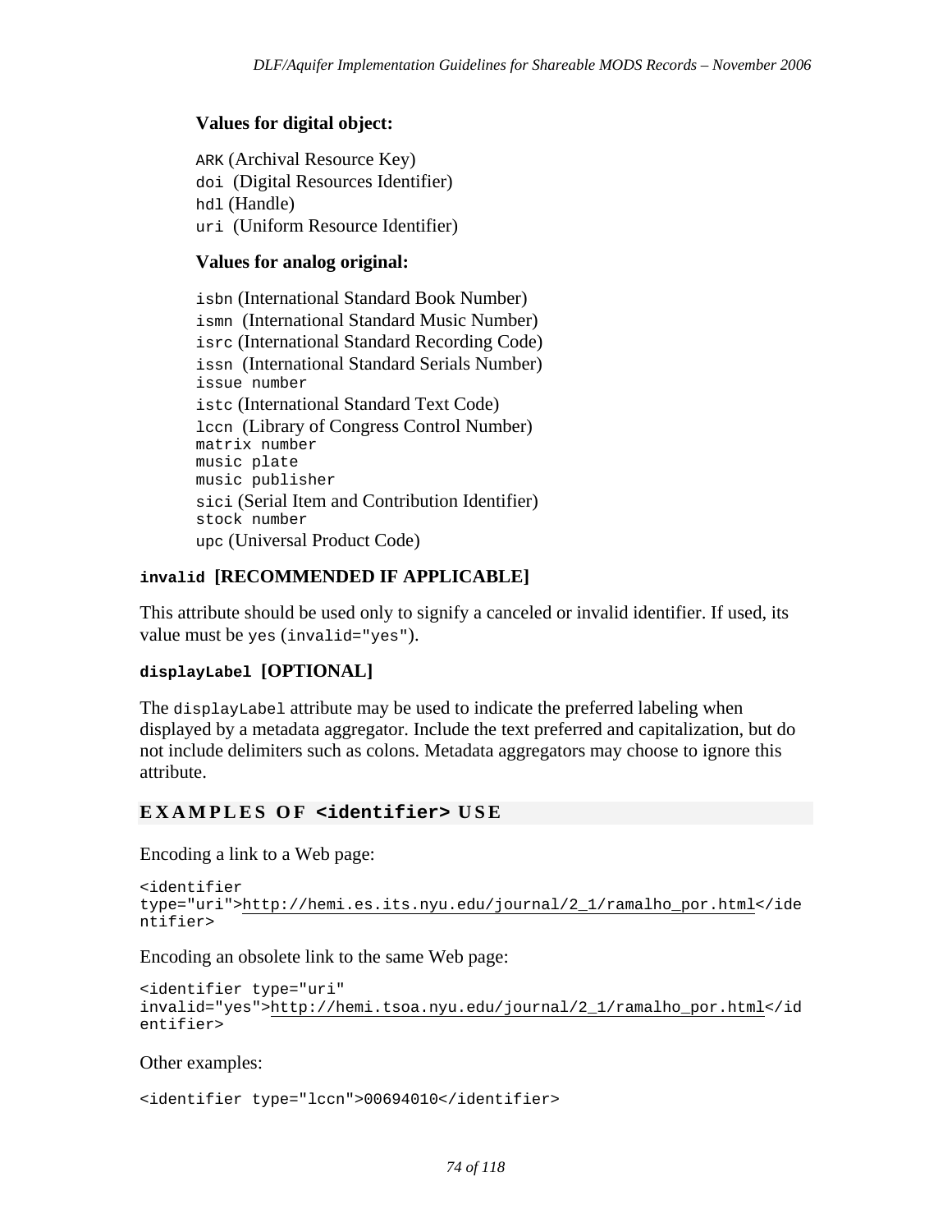**Values for digital object:**

`ARK` (Archival Resource Key)
`doi` (Digital Resources Identifier)
`hdl` (Handle)
`uri` (Uniform Resource Identifier)

**Values for analog original:**

`isbn` (International Standard Book Number)
`ismn` (International Standard Music Number)
`isrc` (International Standard Recording Code)
`issn` (International Standard Serials Number)
`issue number`
`istc` (International Standard Text Code)
`lccn` (Library of Congress Control Number)
`matrix number`
`music plate`
`music publisher`
`sici` (Serial Item and Contribution Identifier)
`stock number`
`upc` (Universal Product Code)

#### `invalid` [RECOMMENDED IF APPLICABLE]

This attribute should be used only to signify a canceled or invalid identifier. If used, its value must be `yes` (`invalid="yes"`).

#### `displayLabel` [OPTIONAL]

The `displayLabel` attribute may be used to indicate the preferred labeling when displayed by a metadata aggregator. Include the text preferred and capitalization, but do not include delimiters such as colons. Metadata aggregators may choose to ignore this attribute.

### EXAMPLES OF `<identifier>` USE

Encoding a link to a Web page:

```
<identifier
type="uri">http://hemi.es.its.nyu.edu/journal/2_1/ramalho_por.html</ide
ntifier>
```

Encoding an obsolete link to the same Web page:

```
<identifier type="uri"
invalid="yes">http://hemi.tsoa.nyu.edu/journal/2_1/ramalho_por.html</id
entifier>
```

Other examples:

```
<identifier type="lccn">00694010</identifier>
```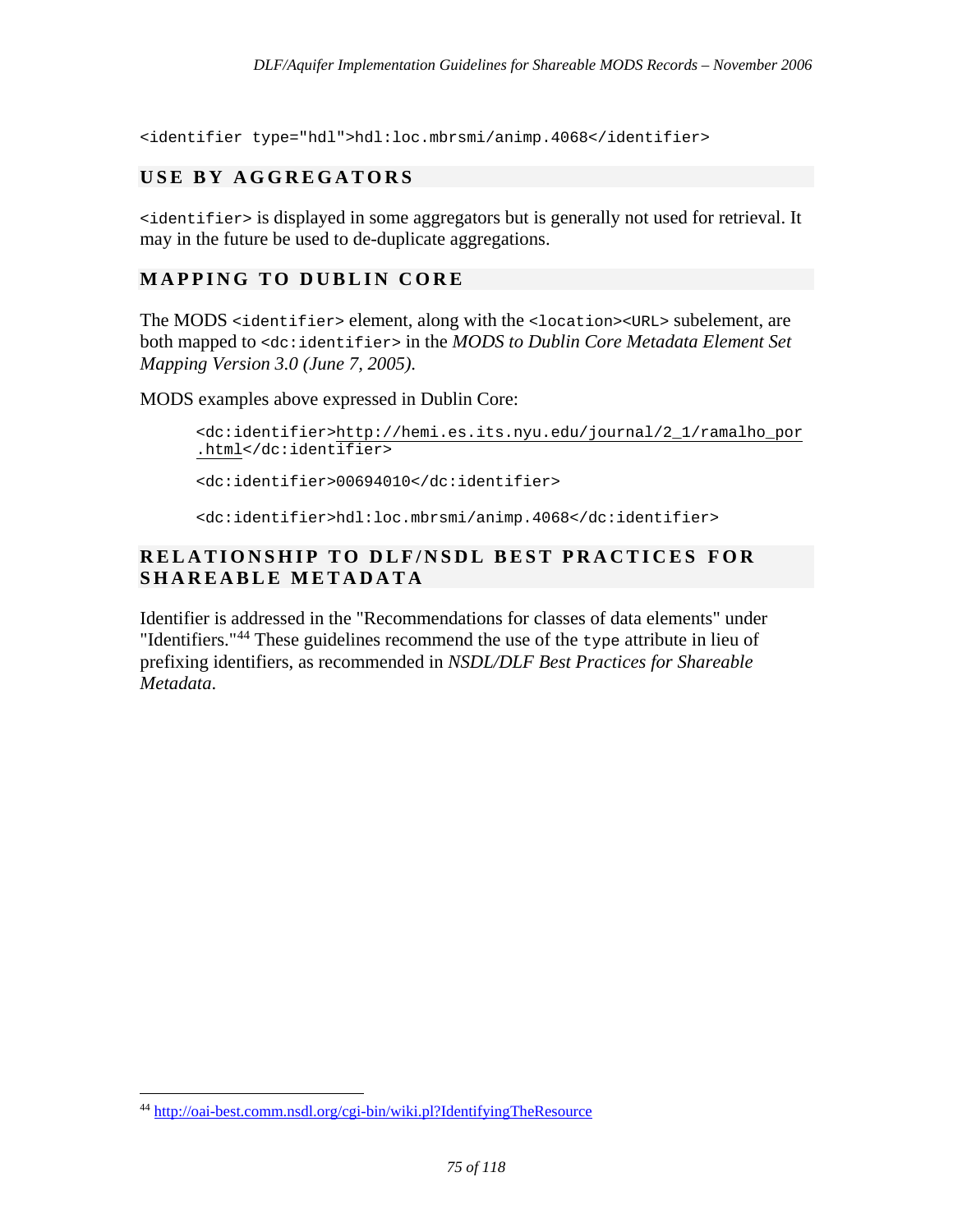```
<identifier type="hdl">hdl:loc.mbrsmi/animp.4068</identifier>
```

## USE BY AGGREGATORS

`<identifier>` is displayed in some aggregators but is generally not used for retrieval. It may in the future be used to de-duplicate aggregations.

## MAPPING TO DUBLIN CORE

The MODS `<identifier>` element, along with the `<location><URL>` subelement, are both mapped to `<dc:identifier>` in the *MODS to Dublin Core Metadata Element Set Mapping Version 3.0 (June 7, 2005).*

MODS examples above expressed in Dublin Core:

```
<dc:identifier>http://hemi.es.its.nyu.edu/journal/2_1/ramalho_por.html</dc:identifier>

<dc:identifier>00694010</dc:identifier>

<dc:identifier>hdl:loc.mbrsmi/animp.4068</dc:identifier>
```

## RELATIONSHIP TO DLF/NSDL BEST PRACTICES FOR SHAREABLE METADATA

Identifier is addressed in the "Recommendations for classes of data elements" under "Identifiers."[44] These guidelines recommend the use of the `type` attribute in lieu of prefixing identifiers, as recommended in *NSDL/DLF Best Practices for Shareable Metadata*.

[44] http://oai-best.comm.nsdl.org/cgi-bin/wiki.pl?IdentifyingTheResource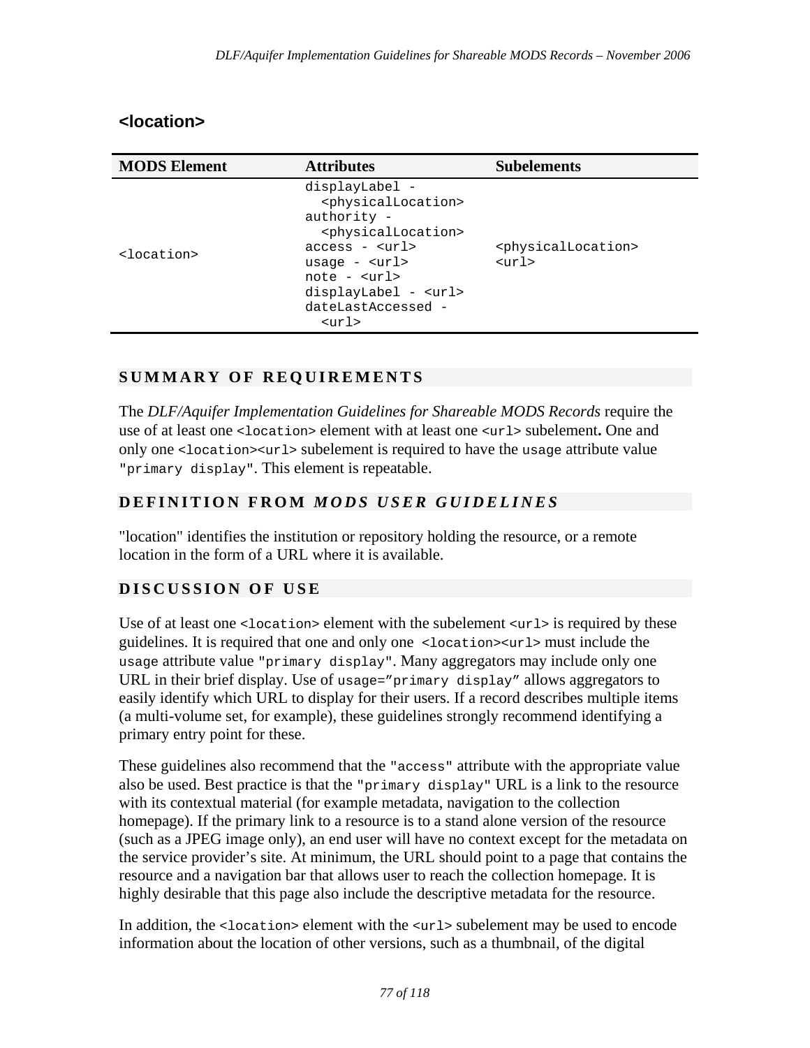## <location>

| MODS Element | Attributes | Subelements |
|---|---|---|
| `<location>` | `displayLabel - <physicalLocation>`<br>`authority - <physicalLocation>`<br>`access - <url>`<br>`usage - <url>`<br>`note - <url>`<br>`displayLabel - <url>`<br>`dateLastAccessed - <url>` | `<physicalLocation>`<br>`<url>` |

### SUMMARY OF REQUIREMENTS

The *DLF/Aquifer Implementation Guidelines for Shareable MODS Records* require the use of at least one `<location>` element with at least one `<url>` subelement**.** One and only one `<location><url>` subelement is required to have the `usage` attribute value `"primary display"`. This element is repeatable.

### DEFINITION FROM *MODS USER GUIDELINES*

"location" identifies the institution or repository holding the resource, or a remote location in the form of a URL where it is available.

### DISCUSSION OF USE

Use of at least one `<location>` element with the subelement `<url>` is required by these guidelines. It is required that one and only one `<location><url>` must include the `usage` attribute value `"primary display"`. Many aggregators may include only one URL in their brief display. Use of `usage=”primary display”` allows aggregators to easily identify which URL to display for their users. If a record describes multiple items (a multi-volume set, for example), these guidelines strongly recommend identifying a primary entry point for these.

These guidelines also recommend that the `"access"` attribute with the appropriate value also be used. Best practice is that the `"primary display"` URL is a link to the resource with its contextual material (for example metadata, navigation to the collection homepage). If the primary link to a resource is to a stand alone version of the resource (such as a JPEG image only), an end user will have no context except for the metadata on the service provider's site. At minimum, the URL should point to a page that contains the resource and a navigation bar that allows user to reach the collection homepage. It is highly desirable that this page also include the descriptive metadata for the resource.

In addition, the `<location>` element with the `<url>` subelement may be used to encode information about the location of other versions, such as a thumbnail, of the digital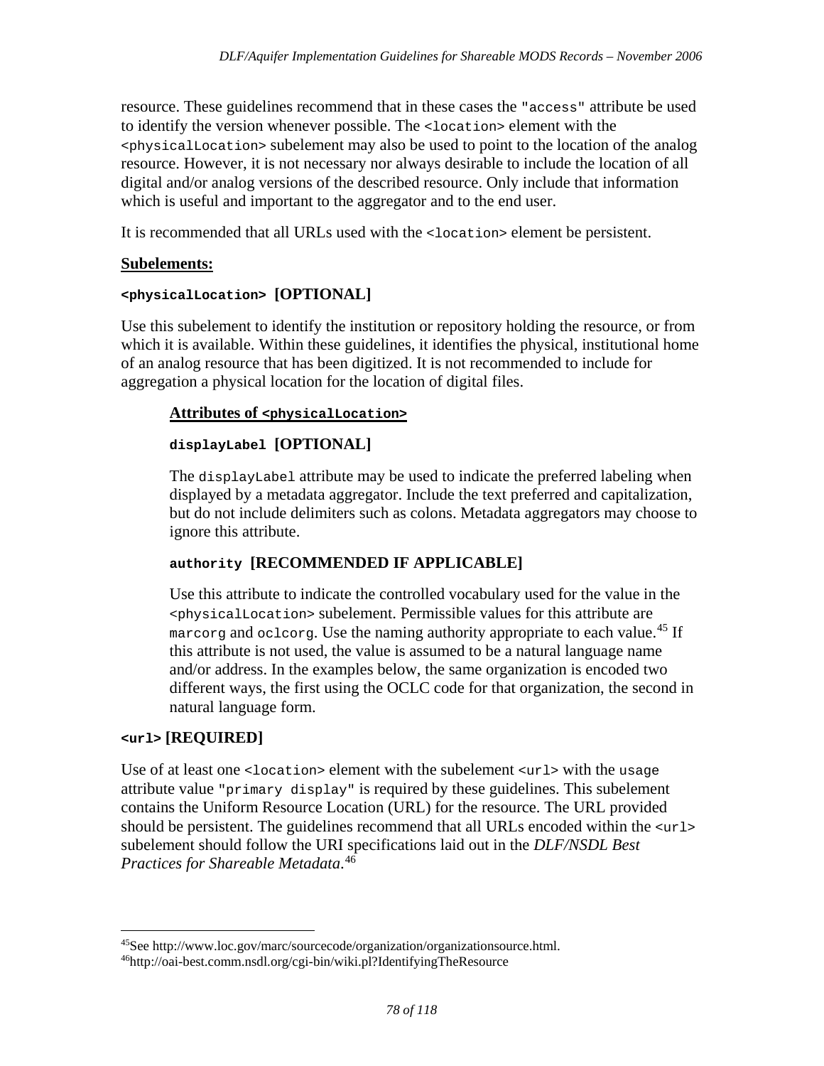resource. These guidelines recommend that in these cases the `"access"` attribute be used to identify the version whenever possible. The `<location>` element with the `<physicalLocation>` subelement may also be used to point to the location of the analog resource. However, it is not necessary nor always desirable to include the location of all digital and/or analog versions of the described resource. Only include that information which is useful and important to the aggregator and to the end user.

It is recommended that all URLs used with the `<location>` element be persistent.

**Subelements:**

**`<physicalLocation>` [OPTIONAL]**

Use this subelement to identify the institution or repository holding the resource, or from which it is available. Within these guidelines, it identifies the physical, institutional home of an analog resource that has been digitized. It is not recommended to include for aggregation a physical location for the location of digital files.

**Attributes of `<physicalLocation>`**

**`displayLabel` [OPTIONAL]**

The `displayLabel` attribute may be used to indicate the preferred labeling when displayed by a metadata aggregator. Include the text preferred and capitalization, but do not include delimiters such as colons. Metadata aggregators may choose to ignore this attribute.

**`authority` [RECOMMENDED IF APPLICABLE]**

Use this attribute to indicate the controlled vocabulary used for the value in the `<physicalLocation>` subelement. Permissible values for this attribute are `marcorg` and `oclcorg`. Use the naming authority appropriate to each value.[45] If this attribute is not used, the value is assumed to be a natural language name and/or address. In the examples below, the same organization is encoded two different ways, the first using the OCLC code for that organization, the second in natural language form.

**`<url>` [REQUIRED]**

Use of at least one `<location>` element with the subelement `<url>` with the `usage` attribute value `"primary display"` is required by these guidelines. This subelement contains the Uniform Resource Location (URL) for the resource. The URL provided should be persistent. The guidelines recommend that all URLs encoded within the `<url>` subelement should follow the URI specifications laid out in the *DLF/NSDL Best Practices for Shareable Metadata*.[46]

---

[45] See http://www.loc.gov/marc/sourcecode/organization/organizationsource.html.

[46] http://oai-best.comm.nsdl.org/cgi-bin/wiki.pl?IdentifyingTheResource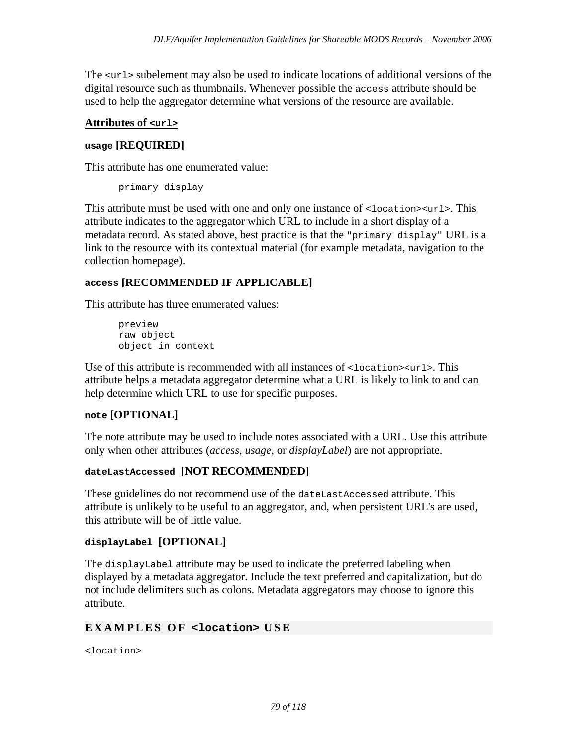The `<url>` subelement may also be used to indicate locations of additional versions of the digital resource such as thumbnails. Whenever possible the `access` attribute should be used to help the aggregator determine what versions of the resource are available.

**Attributes of `<url>`**

#### `usage` [REQUIRED]

This attribute has one enumerated value:

```
primary display
```

This attribute must be used with one and only one instance of `<location><url>`. This attribute indicates to the aggregator which URL to include in a short display of a metadata record. As stated above, best practice is that the `"primary display"` URL is a link to the resource with its contextual material (for example metadata, navigation to the collection homepage).

#### `access` [RECOMMENDED IF APPLICABLE]

This attribute has three enumerated values:

```
preview
raw object
object in context
```

Use of this attribute is recommended with all instances of `<location><url>`. This attribute helps a metadata aggregator determine what a URL is likely to link to and can help determine which URL to use for specific purposes.

#### `note` [OPTIONAL]

The note attribute may be used to include notes associated with a URL. Use this attribute only when other attributes (*access*, *usage*, or *displayLabel*) are not appropriate.

#### `dateLastAccessed` [NOT RECOMMENDED]

These guidelines do not recommend use of the `dateLastAccessed` attribute. This attribute is unlikely to be useful to an aggregator, and, when persistent URL's are used, this attribute will be of little value.

#### `displayLabel` [OPTIONAL]

The `displayLabel` attribute may be used to indicate the preferred labeling when displayed by a metadata aggregator. Include the text preferred and capitalization, but do not include delimiters such as colons. Metadata aggregators may choose to ignore this attribute.

## EXAMPLES OF `<location>` USE

```
<location>
```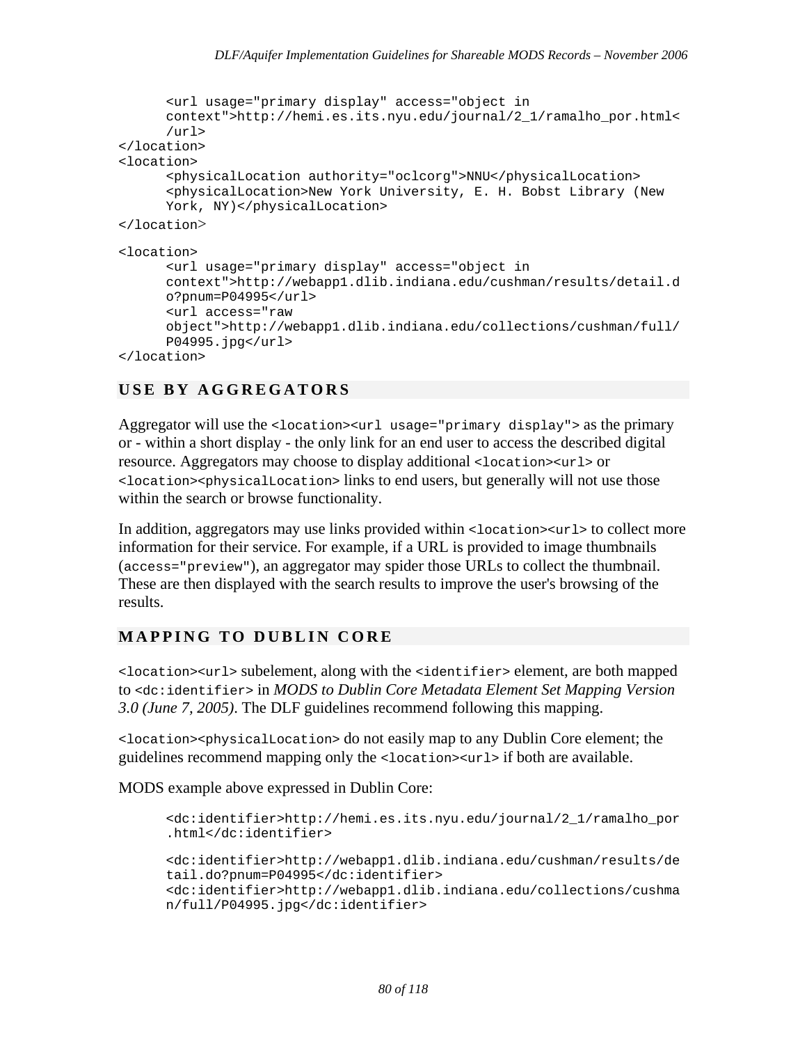```
      <url usage="primary display" access="object in
      context">http://hemi.es.its.nyu.edu/journal/2_1/ramalho_por.html<
      /url>
</location>
<location>
      <physicalLocation authority="oclcorg">NNU</physicalLocation>
      <physicalLocation>New York University, E. H. Bobst Library (New
      York, NY)</physicalLocation>
</location>

<location>
      <url usage="primary display" access="object in
      context">http://webapp1.dlib.indiana.edu/cushman/results/detail.d
      o?pnum=P04995</url>
      <url access="raw
      object">http://webapp1.dlib.indiana.edu/collections/cushman/full/
      P04995.jpg</url>
</location>
```

## USE BY AGGREGATORS

Aggregator will use the `<location><url usage="primary display">` as the primary or - within a short display - the only link for an end user to access the described digital resource. Aggregators may choose to display additional `<location><url>` or `<location><physicalLocation>` links to end users, but generally will not use those within the search or browse functionality.

In addition, aggregators may use links provided within `<location><url>` to collect more information for their service. For example, if a URL is provided to image thumbnails (`access="preview"`), an aggregator may spider those URLs to collect the thumbnail. These are then displayed with the search results to improve the user's browsing of the results.

## MAPPING TO DUBLIN CORE

`<location><url>` subelement, along with the `<identifier>` element, are both mapped to `<dc:identifier>` in *MODS to Dublin Core Metadata Element Set Mapping Version 3.0 (June 7, 2005)*. The DLF guidelines recommend following this mapping.

`<location><physicalLocation>` do not easily map to any Dublin Core element; the guidelines recommend mapping only the `<location><url>` if both are available.

MODS example above expressed in Dublin Core:

```
<dc:identifier>http://hemi.es.its.nyu.edu/journal/2_1/ramalho_por
.html</dc:identifier>

<dc:identifier>http://webapp1.dlib.indiana.edu/cushman/results/de
tail.do?pnum=P04995</dc:identifier>
<dc:identifier>http://webapp1.dlib.indiana.edu/collections/cushma
n/full/P04995.jpg</dc:identifier>
```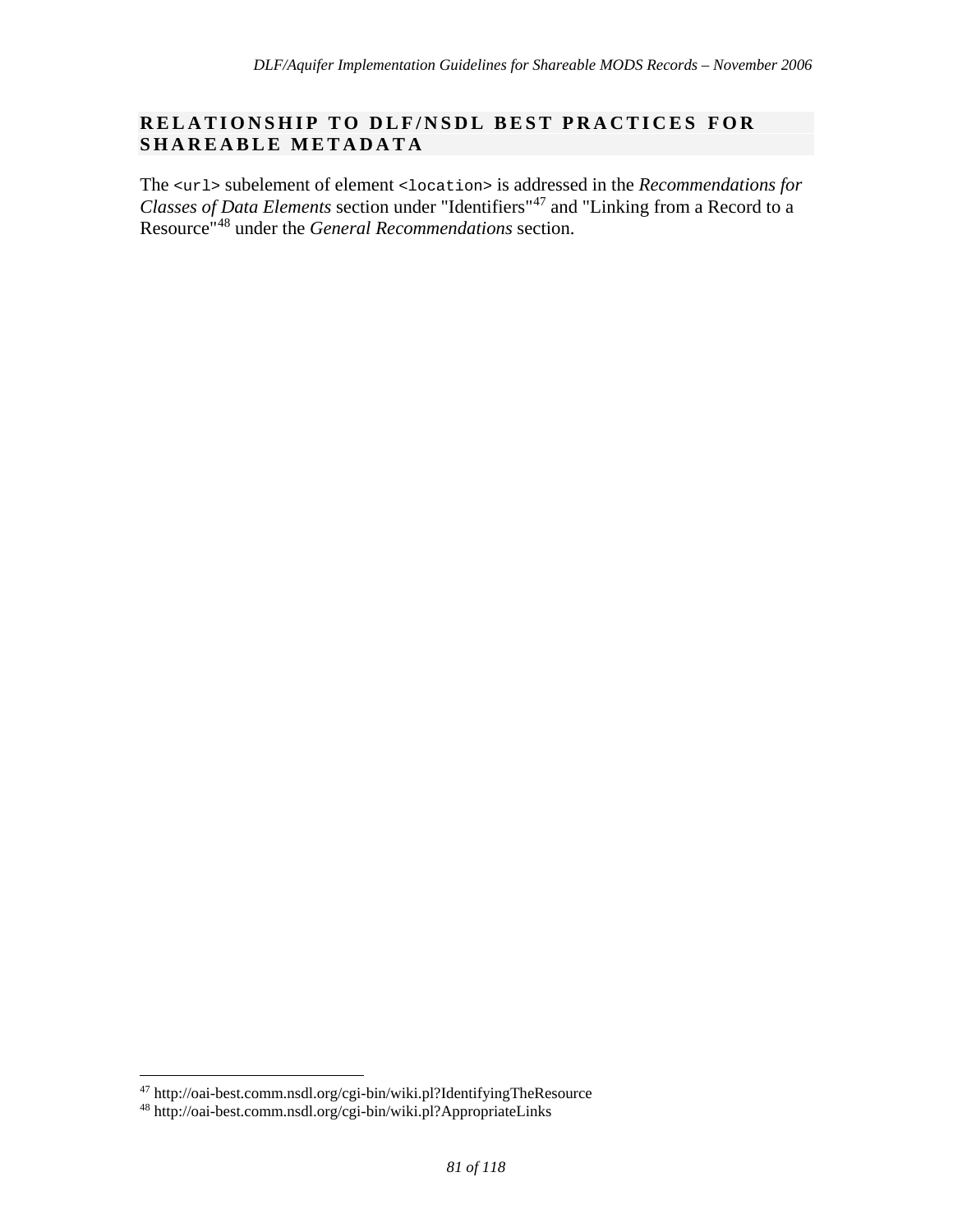## RELATIONSHIP TO DLF/NSDL BEST PRACTICES FOR SHAREABLE METADATA

The `<url>` subelement of element `<location>` is addressed in the *Recommendations for Classes of Data Elements* section under "Identifiers"[47] and "Linking from a Record to a Resource"[48] under the *General Recommendations* section.

---

[47] http://oai-best.comm.nsdl.org/cgi-bin/wiki.pl?IdentifyingTheResource

[48] http://oai-best.comm.nsdl.org/cgi-bin/wiki.pl?AppropriateLinks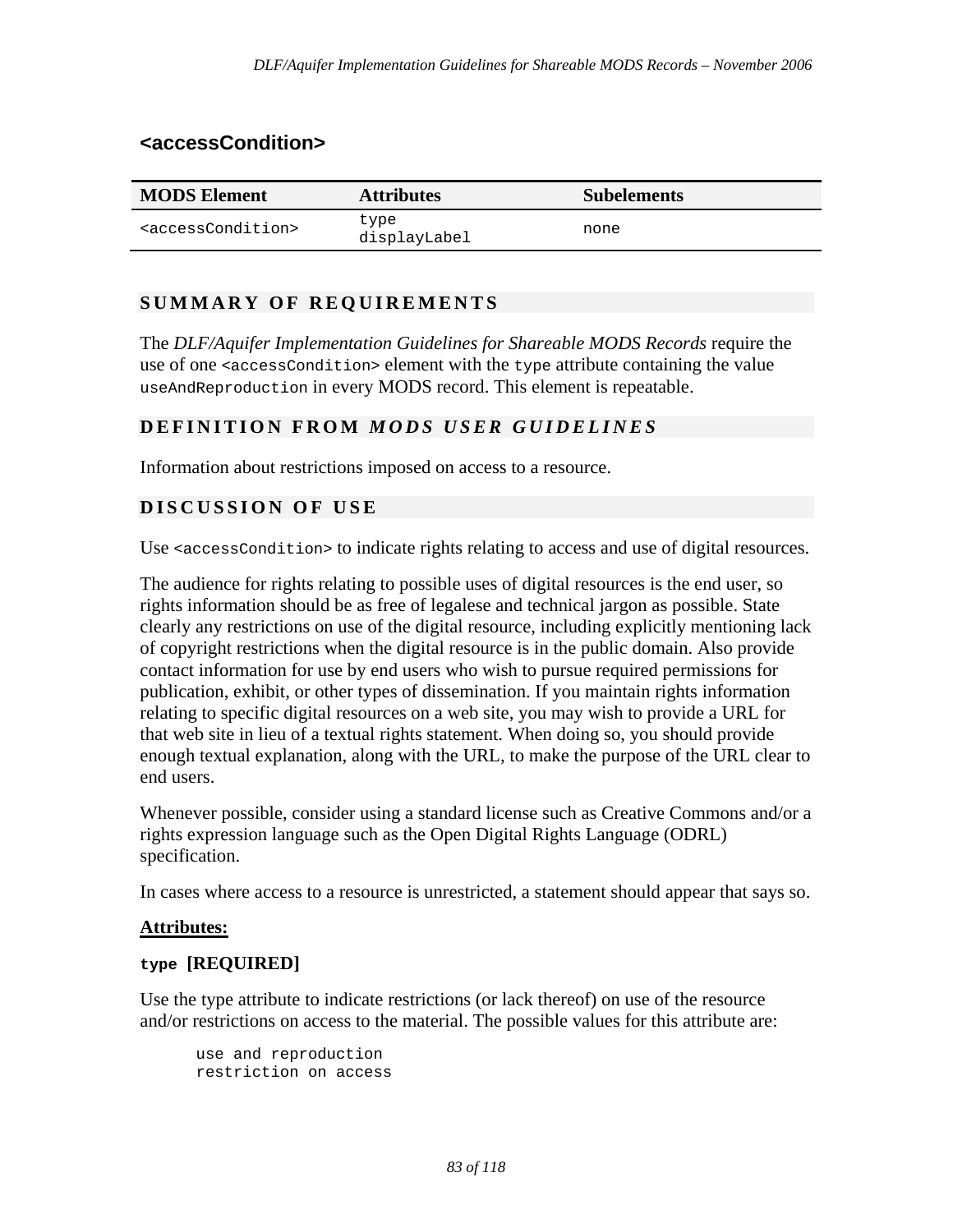## <accessCondition>

| MODS Element | Attributes | Subelements |
|---|---|---|
| `<accessCondition>` | `type` `displayLabel` | `none` |

### SUMMARY OF REQUIREMENTS

The *DLF/Aquifer Implementation Guidelines for Shareable MODS Records* require the use of one `<accessCondition>` element with the `type` attribute containing the value `useAndReproduction` in every MODS record. This element is repeatable.

### DEFINITION FROM *MODS USER GUIDELINES*

Information about restrictions imposed on access to a resource.

### DISCUSSION OF USE

Use `<accessCondition>` to indicate rights relating to access and use of digital resources.

The audience for rights relating to possible uses of digital resources is the end user, so rights information should be as free of legalese and technical jargon as possible. State clearly any restrictions on use of the digital resource, including explicitly mentioning lack of copyright restrictions when the digital resource is in the public domain. Also provide contact information for use by end users who wish to pursue required permissions for publication, exhibit, or other types of dissemination. If you maintain rights information relating to specific digital resources on a web site, you may wish to provide a URL for that web site in lieu of a textual rights statement. When doing so, you should provide enough textual explanation, along with the URL, to make the purpose of the URL clear to end users.

Whenever possible, consider using a standard license such as Creative Commons and/or a rights expression language such as the Open Digital Rights Language (ODRL) specification.

In cases where access to a resource is unrestricted, a statement should appear that says so.

**Attributes:**

**`type` [REQUIRED]**

Use the type attribute to indicate restrictions (or lack thereof) on use of the resource and/or restrictions on access to the material. The possible values for this attribute are:

```
use and reproduction
restriction on access
```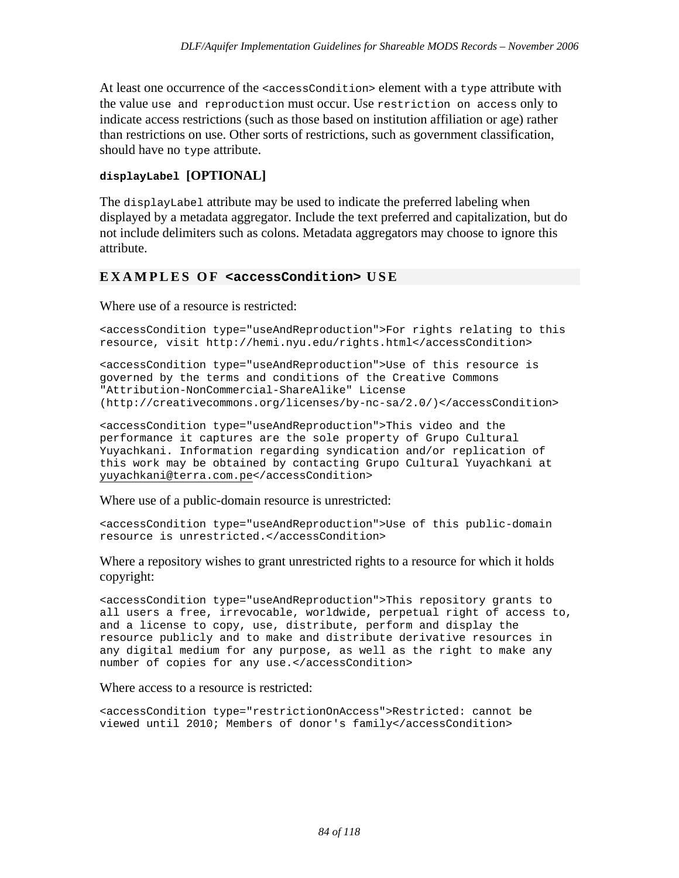At least one occurrence of the `<accessCondition>` element with a `type` attribute with the value `use and reproduction` must occur. Use `restriction on access` only to indicate access restrictions (such as those based on institution affiliation or age) rather than restrictions on use. Other sorts of restrictions, such as government classification, should have no `type` attribute.

**`displayLabel` [OPTIONAL]**

The `displayLabel` attribute may be used to indicate the preferred labeling when displayed by a metadata aggregator. Include the text preferred and capitalization, but do not include delimiters such as colons. Metadata aggregators may choose to ignore this attribute.

## EXAMPLES OF `<accessCondition>` USE

Where use of a resource is restricted:

```
<accessCondition type="useAndReproduction">For rights relating to this
resource, visit http://hemi.nyu.edu/rights.html</accessCondition>
```

```
<accessCondition type="useAndReproduction">Use of this resource is
governed by the terms and conditions of the Creative Commons
"Attribution-NonCommercial-ShareAlike" License
(http://creativecommons.org/licenses/by-nc-sa/2.0/)</accessCondition>
```

```
<accessCondition type="useAndReproduction">This video and the
performance it captures are the sole property of Grupo Cultural
Yuyachkani. Information regarding syndication and/or replication of
this work may be obtained by contacting Grupo Cultural Yuyachkani at
yuyachkani@terra.com.pe</accessCondition>
```

Where use of a public-domain resource is unrestricted:

```
<accessCondition type="useAndReproduction">Use of this public-domain
resource is unrestricted.</accessCondition>
```

Where a repository wishes to grant unrestricted rights to a resource for which it holds copyright:

```
<accessCondition type="useAndReproduction">This repository grants to
all users a free, irrevocable, worldwide, perpetual right of access to,
and a license to copy, use, distribute, perform and display the
resource publicly and to make and distribute derivative resources in
any digital medium for any purpose, as well as the right to make any
number of copies for any use.</accessCondition>
```

Where access to a resource is restricted:

```
<accessCondition type="restrictionOnAccess">Restricted: cannot be
viewed until 2010; Members of donor's family</accessCondition>
```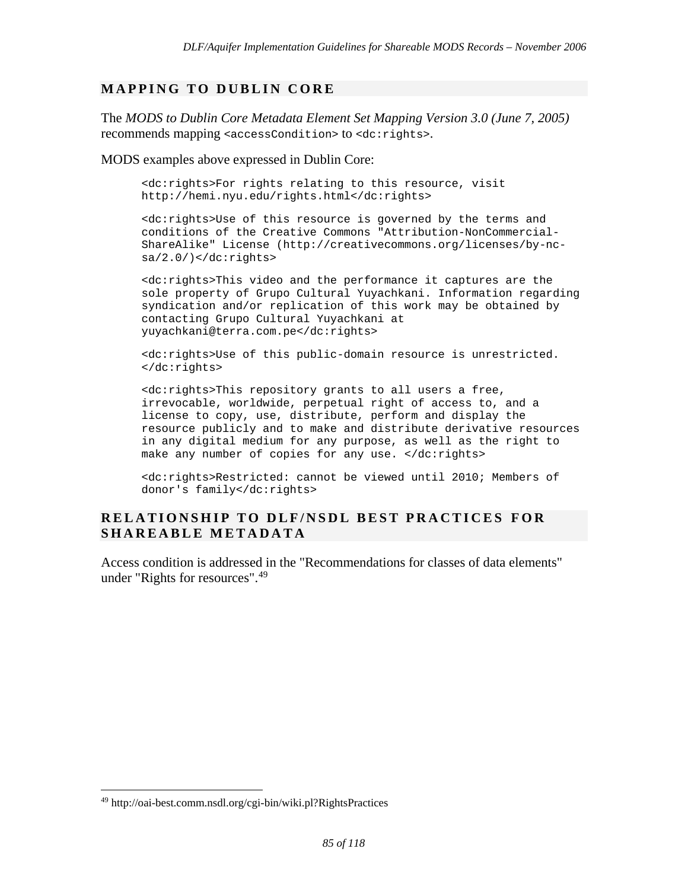## MAPPING TO DUBLIN CORE

The *MODS to Dublin Core Metadata Element Set Mapping Version 3.0 (June 7, 2005)* recommends mapping `<accessCondition>` to `<dc:rights>`.

MODS examples above expressed in Dublin Core:

```
<dc:rights>For rights relating to this resource, visit
http://hemi.nyu.edu/rights.html</dc:rights>
```

```
<dc:rights>Use of this resource is governed by the terms and
conditions of the Creative Commons "Attribution-NonCommercial-
ShareAlike" License (http://creativecommons.org/licenses/by-nc-
sa/2.0/)</dc:rights>
```

```
<dc:rights>This video and the performance it captures are the
sole property of Grupo Cultural Yuyachkani. Information regarding
syndication and/or replication of this work may be obtained by
contacting Grupo Cultural Yuyachkani at
yuyachkani@terra.com.pe</dc:rights>
```

```
<dc:rights>Use of this public-domain resource is unrestricted.
</dc:rights>
```

```
<dc:rights>This repository grants to all users a free,
irrevocable, worldwide, perpetual right of access to, and a
license to copy, use, distribute, perform and display the
resource publicly and to make and distribute derivative resources
in any digital medium for any purpose, as well as the right to
make any number of copies for any use. </dc:rights>
```

```
<dc:rights>Restricted: cannot be viewed until 2010; Members of
donor's family</dc:rights>
```

## RELATIONSHIP TO DLF/NSDL BEST PRACTICES FOR SHAREABLE METADATA

Access condition is addressed in the "Recommendations for classes of data elements" under "Rights for resources".[49]

[49] http://oai-best.comm.nsdl.org/cgi-bin/wiki.pl?RightsPractices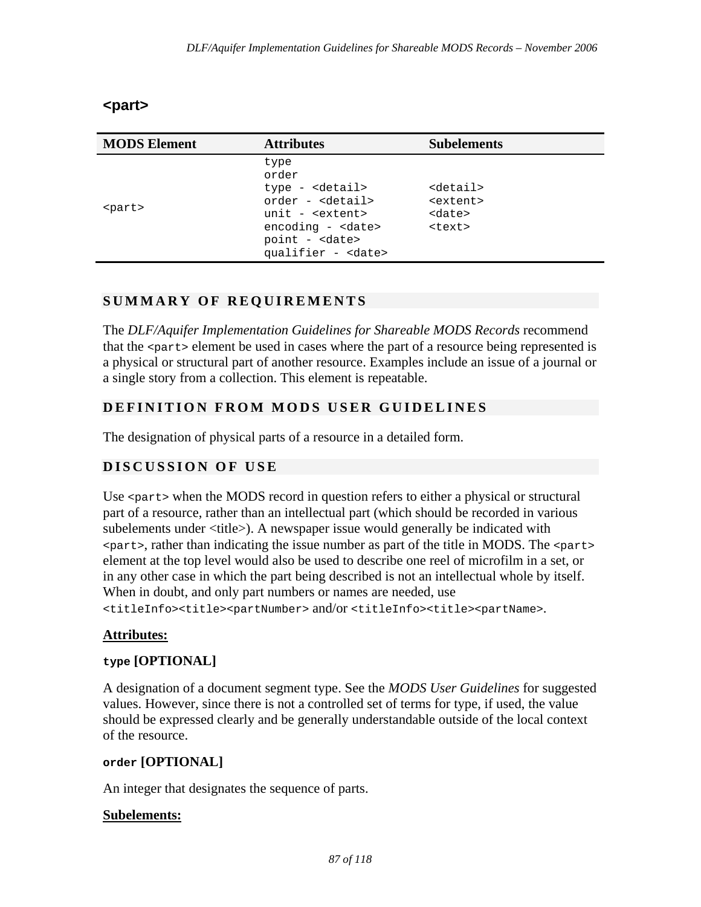## <part>

| MODS Element | Attributes | Subelements |
|---|---|---|
| <part> | type<br>order<br>type - <detail><br>order - <detail><br>unit - <extent><br>encoding - <date><br>point - <date><br>qualifier - <date> | <detail><br><extent><br><date><br><text> |

### SUMMARY OF REQUIREMENTS

The *DLF/Aquifer Implementation Guidelines for Shareable MODS Records* recommend that the `<part>` element be used in cases where the part of a resource being represented is a physical or structural part of another resource. Examples include an issue of a journal or a single story from a collection. This element is repeatable.

### DEFINITION FROM MODS USER GUIDELINES

The designation of physical parts of a resource in a detailed form.

### DISCUSSION OF USE

Use `<part>` when the MODS record in question refers to either a physical or structural part of a resource, rather than an intellectual part (which should be recorded in various subelements under <title>). A newspaper issue would generally be indicated with `<part>`, rather than indicating the issue number as part of the title in MODS. The `<part>` element at the top level would also be used to describe one reel of microfilm in a set, or in any other case in which the part being described is not an intellectual whole by itself. When in doubt, and only part numbers or names are needed, use `<titleInfo><title><partNumber>` and/or `<titleInfo><title><partName>`.

**Attributes:**

**`type` [OPTIONAL]**

A designation of a document segment type. See the *MODS User Guidelines* for suggested values. However, since there is not a controlled set of terms for type, if used, the value should be expressed clearly and be generally understandable outside of the local context of the resource.

**`order` [OPTIONAL]**

An integer that designates the sequence of parts.

**Subelements:**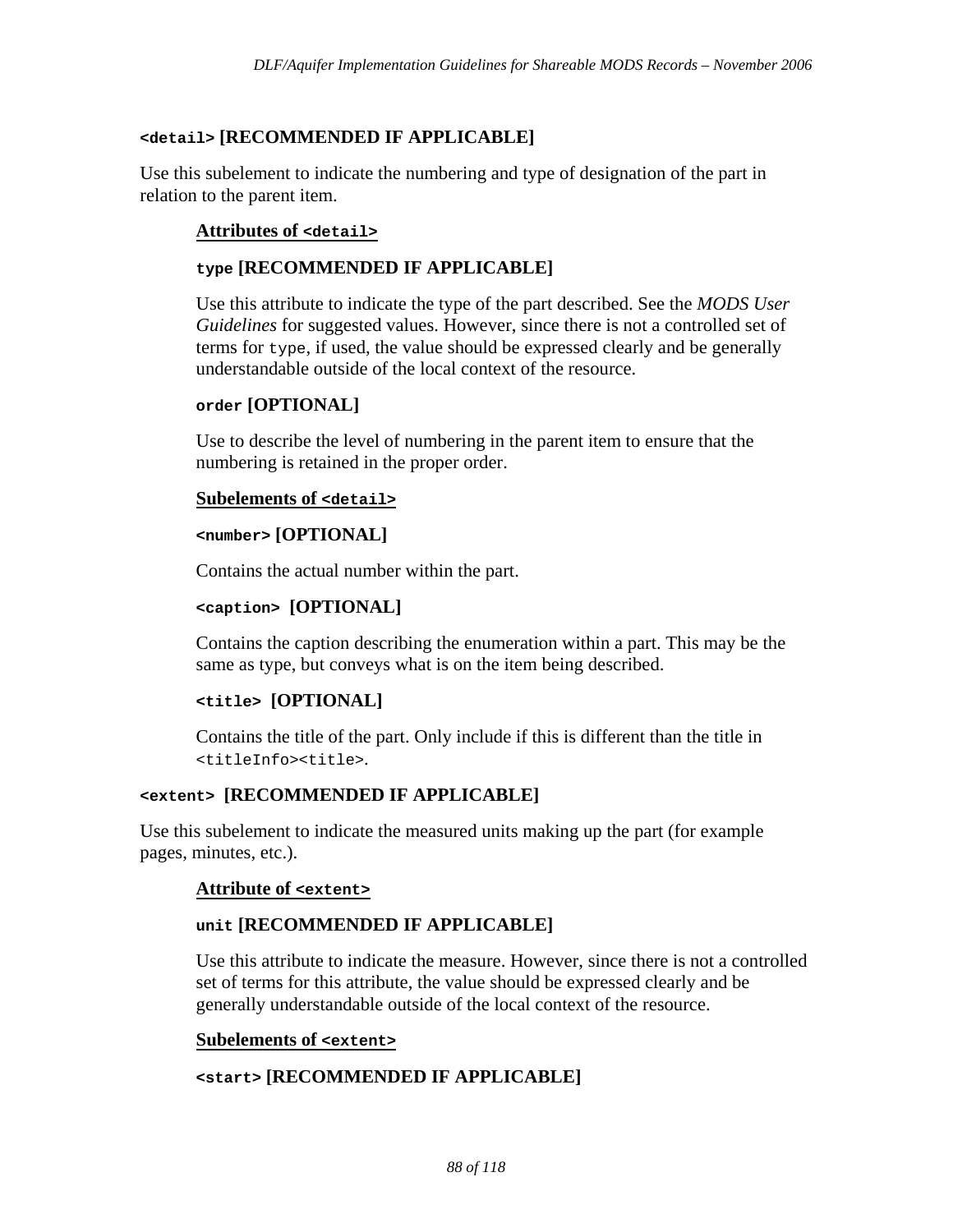### `<detail>` [RECOMMENDED IF APPLICABLE]

Use this subelement to indicate the numbering and type of designation of the part in relation to the parent item.

**Attributes of `<detail>`**

#### `type` [RECOMMENDED IF APPLICABLE]

Use this attribute to indicate the type of the part described. See the *MODS User Guidelines* for suggested values. However, since there is not a controlled set of terms for `type`, if used, the value should be expressed clearly and be generally understandable outside of the local context of the resource.

#### `order` [OPTIONAL]

Use to describe the level of numbering in the parent item to ensure that the numbering is retained in the proper order.

**Subelements of `<detail>`**

#### `<number>` [OPTIONAL]

Contains the actual number within the part.

#### `<caption>` [OPTIONAL]

Contains the caption describing the enumeration within a part. This may be the same as type, but conveys what is on the item being described.

#### `<title>` [OPTIONAL]

Contains the title of the part. Only include if this is different than the title in `<titleInfo><title>`.

### `<extent>` [RECOMMENDED IF APPLICABLE]

Use this subelement to indicate the measured units making up the part (for example pages, minutes, etc.).

**Attribute of `<extent>`**

#### `unit` [RECOMMENDED IF APPLICABLE]

Use this attribute to indicate the measure. However, since there is not a controlled set of terms for this attribute, the value should be expressed clearly and be generally understandable outside of the local context of the resource.

**Subelements of `<extent>`**

#### `<start>` [RECOMMENDED IF APPLICABLE]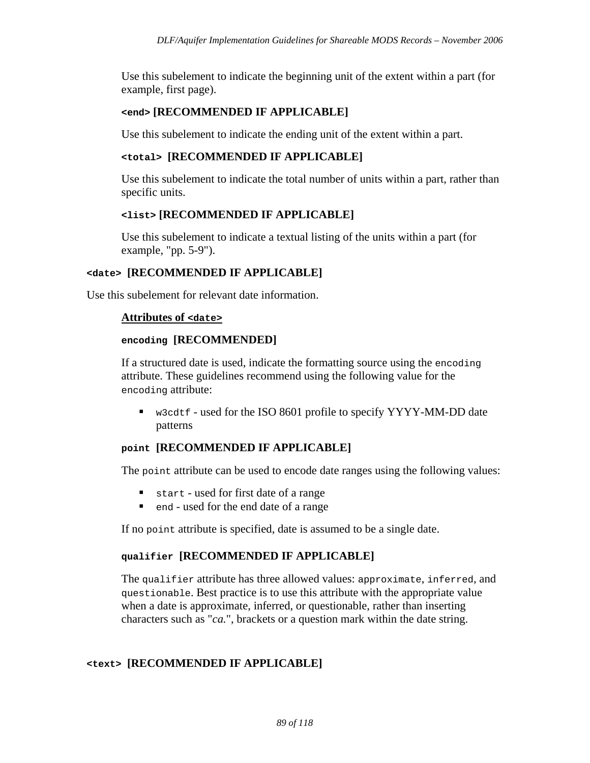Use this subelement to indicate the beginning unit of the extent within a part (for example, first page).

#### `<end>` [RECOMMENDED IF APPLICABLE]

Use this subelement to indicate the ending unit of the extent within a part.

#### `<total>` [RECOMMENDED IF APPLICABLE]

Use this subelement to indicate the total number of units within a part, rather than specific units.

#### `<list>` [RECOMMENDED IF APPLICABLE]

Use this subelement to indicate a textual listing of the units within a part (for example, "pp. 5-9").

### `<date>` [RECOMMENDED IF APPLICABLE]

Use this subelement for relevant date information.

**Attributes of `<date>`**

#### `encoding` [RECOMMENDED]

If a structured date is used, indicate the formatting source using the `encoding` attribute. These guidelines recommend using the following value for the `encoding` attribute:

- `w3cdtf` - used for the ISO 8601 profile to specify YYYY-MM-DD date patterns

#### `point` [RECOMMENDED IF APPLICABLE]

The `point` attribute can be used to encode date ranges using the following values:

- `start` - used for first date of a range
- `end` - used for the end date of a range

If no `point` attribute is specified, date is assumed to be a single date.

#### `qualifier` [RECOMMENDED IF APPLICABLE]

The `qualifier` attribute has three allowed values: `approximate`, `inferred`, and `questionable`. Best practice is to use this attribute with the appropriate value when a date is approximate, inferred, or questionable, rather than inserting characters such as "*ca.*", brackets or a question mark within the date string.

### `<text>` [RECOMMENDED IF APPLICABLE]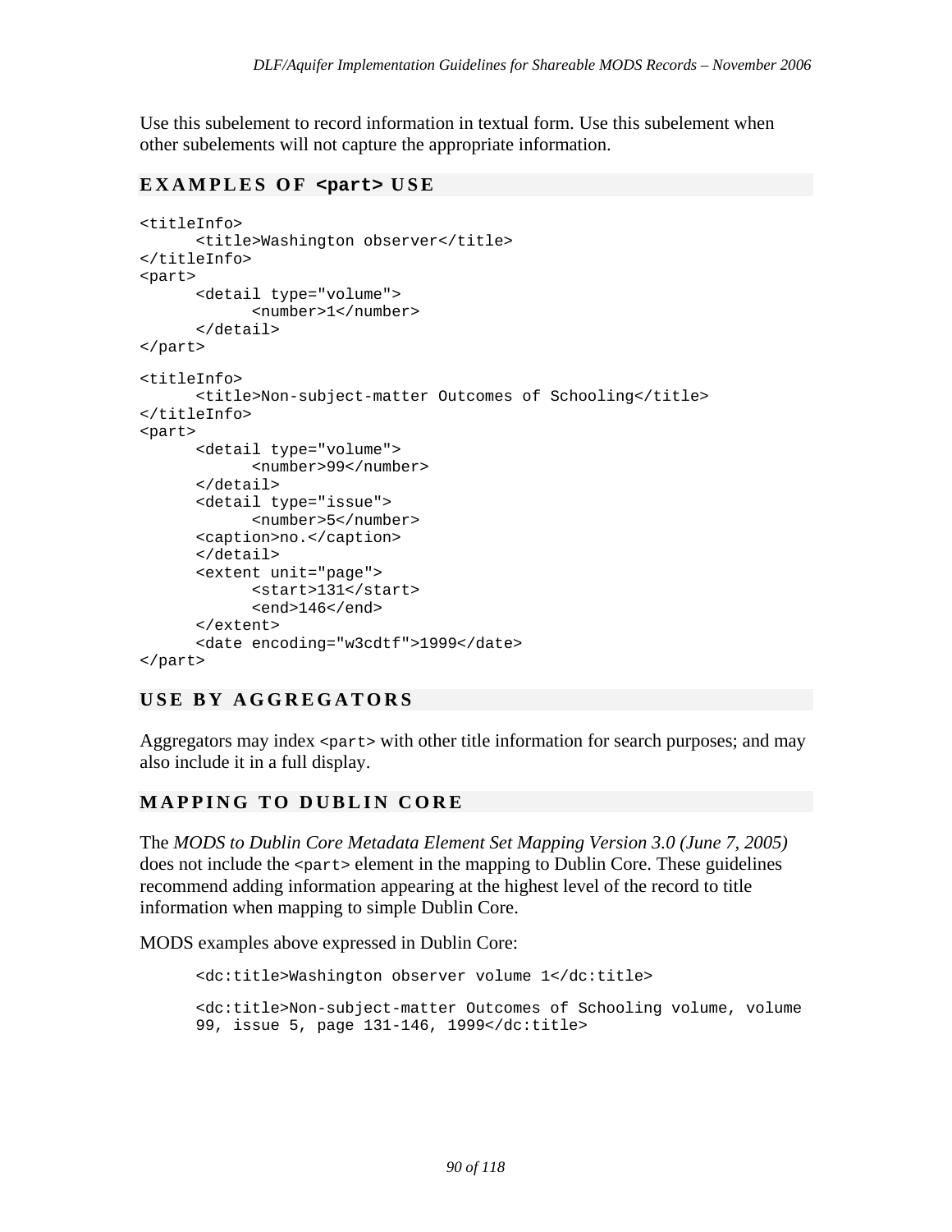Use this subelement to record information in textual form. Use this subelement when other subelements will not capture the appropriate information.

### EXAMPLES OF `<part>` USE

```
<titleInfo>
      <title>Washington observer</title>
</titleInfo>
<part>
      <detail type="volume">
            <number>1</number>
      </detail>
</part>

<titleInfo>
      <title>Non-subject-matter Outcomes of Schooling</title>
</titleInfo>
<part>
      <detail type="volume">
            <number>99</number>
      </detail>
      <detail type="issue">
            <number>5</number>
      <caption>no.</caption>
      </detail>
      <extent unit="page">
            <start>131</start>
            <end>146</end>
      </extent>
      <date encoding="w3cdtf">1999</date>
</part>
```

### USE BY AGGREGATORS

Aggregators may index `<part>` with other title information for search purposes; and may also include it in a full display.

### MAPPING TO DUBLIN CORE

The *MODS to Dublin Core Metadata Element Set Mapping Version 3.0 (June 7, 2005)* does not include the `<part>` element in the mapping to Dublin Core. These guidelines recommend adding information appearing at the highest level of the record to title information when mapping to simple Dublin Core.

MODS examples above expressed in Dublin Core:

```
<dc:title>Washington observer volume 1</dc:title>

<dc:title>Non-subject-matter Outcomes of Schooling volume, volume
99, issue 5, page 131-146, 1999</dc:title>
```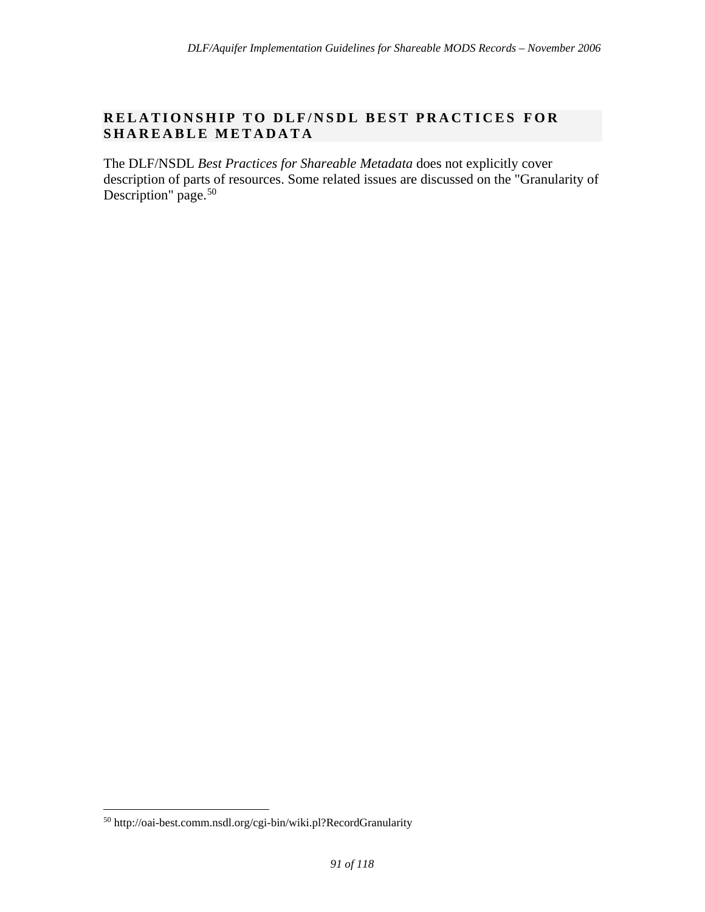## RELATIONSHIP TO DLF/NSDL BEST PRACTICES FOR SHAREABLE METADATA

The DLF/NSDL *Best Practices for Shareable Metadata* does not explicitly cover description of parts of resources. Some related issues are discussed on the "Granularity of Description" page.[50]

[50] http://oai-best.comm.nsdl.org/cgi-bin/wiki.pl?RecordGranularity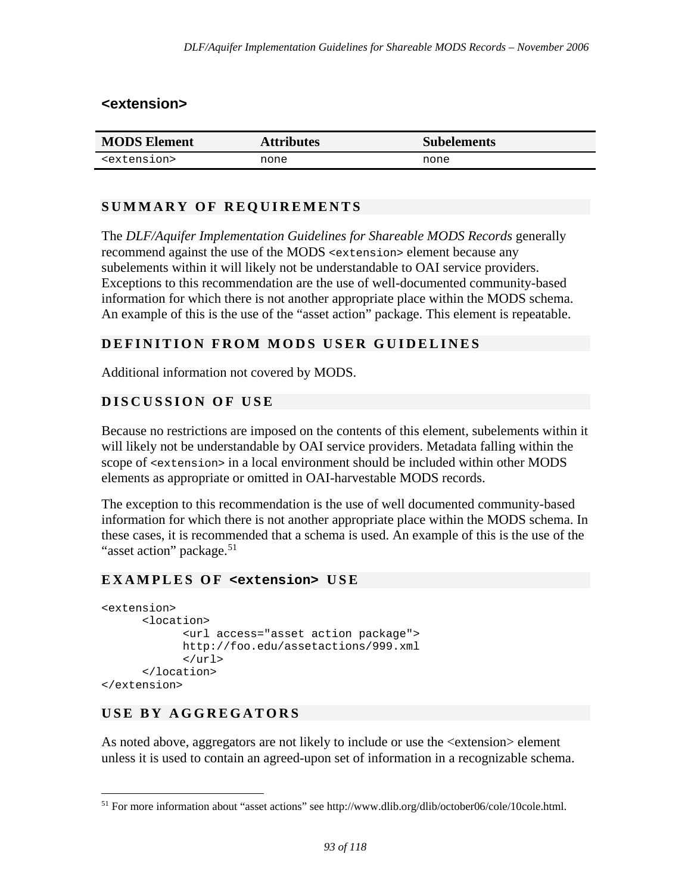## <extension>

| MODS Element | Attributes | Subelements |
|---|---|---|
| `<extension>` | none | none |

### SUMMARY OF REQUIREMENTS

The *DLF/Aquifer Implementation Guidelines for Shareable MODS Records* generally recommend against the use of the MODS `<extension>` element because any subelements within it will likely not be understandable to OAI service providers. Exceptions to this recommendation are the use of well-documented community-based information for which there is not another appropriate place within the MODS schema. An example of this is the use of the "asset action" package. This element is repeatable.

### DEFINITION FROM MODS USER GUIDELINES

Additional information not covered by MODS.

### DISCUSSION OF USE

Because no restrictions are imposed on the contents of this element, subelements within it will likely not be understandable by OAI service providers. Metadata falling within the scope of `<extension>` in a local environment should be included within other MODS elements as appropriate or omitted in OAI-harvestable MODS records.

The exception to this recommendation is the use of well documented community-based information for which there is not another appropriate place within the MODS schema. In these cases, it is recommended that a schema is used. An example of this is the use of the "asset action" package.[51]

### EXAMPLES OF `<extension>` USE

```
<extension>
      <location>
            <url access="asset action package">
            http://foo.edu/assetactions/999.xml
            </url>
      </location>
</extension>
```

### USE BY AGGREGATORS

As noted above, aggregators are not likely to include or use the <extension> element unless it is used to contain an agreed-upon set of information in a recognizable schema.

---

[51] For more information about "asset actions" see http://www.dlib.org/dlib/october06/cole/10cole.html.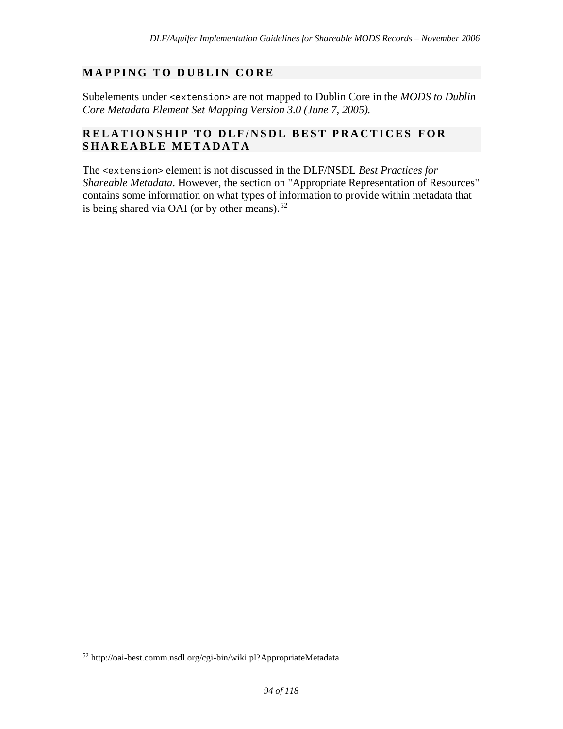## MAPPING TO DUBLIN CORE

Subelements under `<extension>` are not mapped to Dublin Core in the *MODS to Dublin Core Metadata Element Set Mapping Version 3.0 (June 7, 2005).*

## RELATIONSHIP TO DLF/NSDL BEST PRACTICES FOR SHAREABLE METADATA

The `<extension>` element is not discussed in the DLF/NSDL *Best Practices for Shareable Metadata*. However, the section on "Appropriate Representation of Resources" contains some information on what types of information to provide within metadata that is being shared via OAI (or by other means).[52]

---

[52] http://oai-best.comm.nsdl.org/cgi-bin/wiki.pl?AppropriateMetadata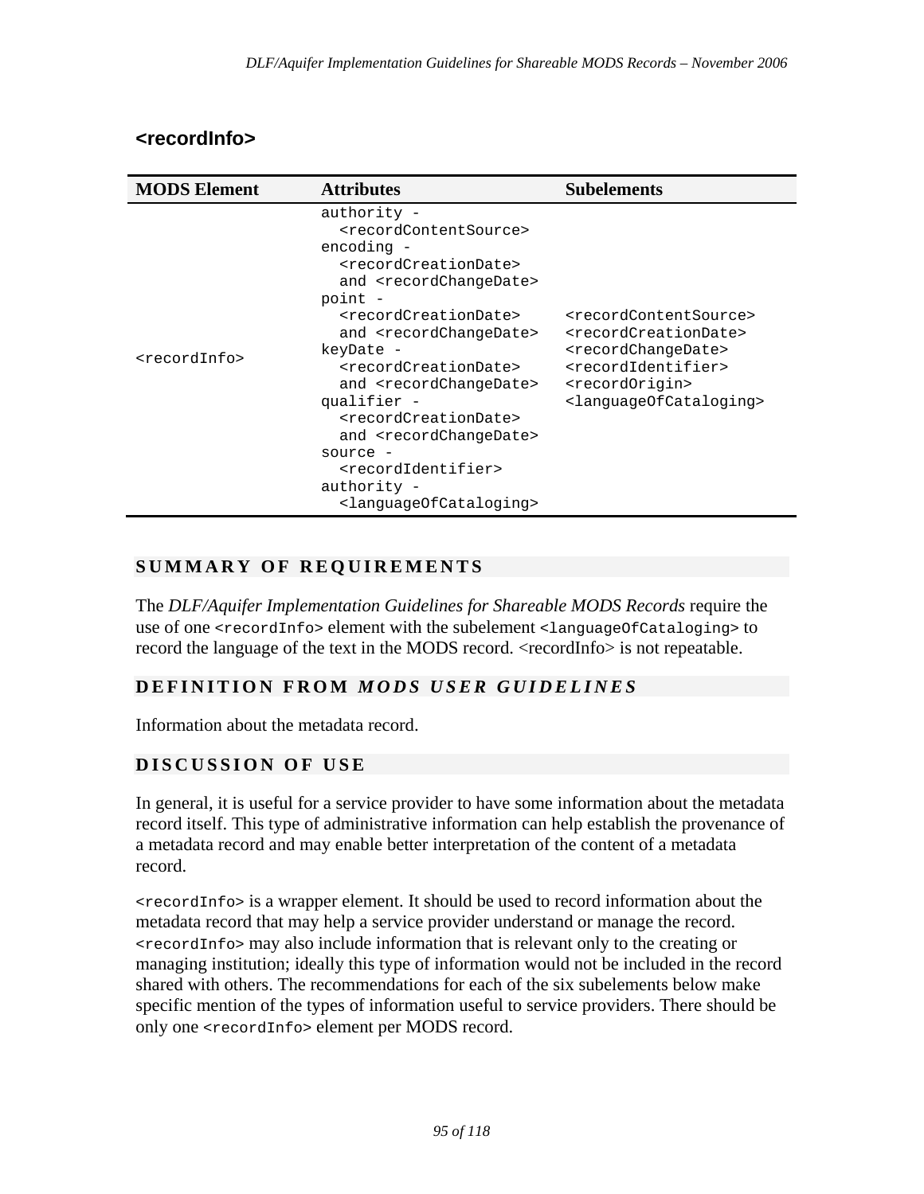## <recordInfo>

| MODS Element | Attributes | Subelements |
|---|---|---|
| <recordInfo> | authority - <recordContentSource><br>encoding - <recordCreationDate> and <recordChangeDate><br>point - <recordCreationDate> and <recordChangeDate><br>keyDate - <recordCreationDate> and <recordChangeDate><br>qualifier - <recordCreationDate> and <recordChangeDate><br>source - <recordIdentifier><br>authority - <languageOfCataloging> | <recordContentSource><br><recordCreationDate><br><recordChangeDate><br><recordIdentifier><br><recordOrigin><br><languageOfCataloging> |

### SUMMARY OF REQUIREMENTS

The *DLF/Aquifer Implementation Guidelines for Shareable MODS Records* require the use of one `<recordInfo>` element with the subelement `<languageOfCataloging>` to record the language of the text in the MODS record. <recordInfo> is not repeatable.

### DEFINITION FROM *MODS USER GUIDELINES*

Information about the metadata record.

### DISCUSSION OF USE

In general, it is useful for a service provider to have some information about the metadata record itself. This type of administrative information can help establish the provenance of a metadata record and may enable better interpretation of the content of a metadata record.

`<recordInfo>` is a wrapper element. It should be used to record information about the metadata record that may help a service provider understand or manage the record. `<recordInfo>` may also include information that is relevant only to the creating or managing institution; ideally this type of information would not be included in the record shared with others. The recommendations for each of the six subelements below make specific mention of the types of information useful to service providers. There should be only one `<recordInfo>` element per MODS record.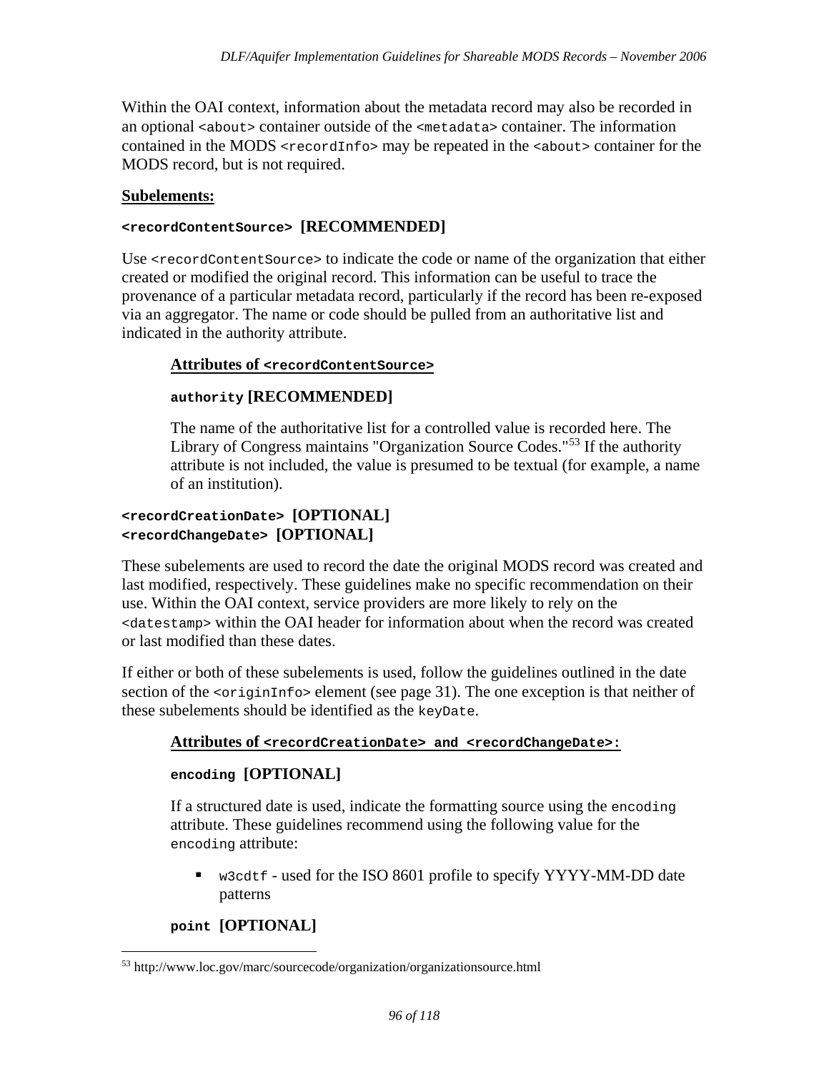Within the OAI context, information about the metadata record may also be recorded in an optional `<about>` container outside of the `<metadata>` container. The information contained in the MODS `<recordInfo>` may be repeated in the `<about>` container for the MODS record, but is not required.

**Subelements:**

**`<recordContentSource>` [RECOMMENDED]**

Use `<recordContentSource>` to indicate the code or name of the organization that either created or modified the original record. This information can be useful to trace the provenance of a particular metadata record, particularly if the record has been re-exposed via an aggregator. The name or code should be pulled from an authoritative list and indicated in the authority attribute.

**Attributes of `<recordContentSource>`**

**`authority` [RECOMMENDED]**

The name of the authoritative list for a controlled value is recorded here. The Library of Congress maintains "Organization Source Codes."[53] If the authority attribute is not included, the value is presumed to be textual (for example, a name of an institution).

**`<recordCreationDate>` [OPTIONAL]**
**`<recordChangeDate>` [OPTIONAL]**

These subelements are used to record the date the original MODS record was created and last modified, respectively. These guidelines make no specific recommendation on their use. Within the OAI context, service providers are more likely to rely on the `<datestamp>` within the OAI header for information about when the record was created or last modified than these dates.

If either or both of these subelements is used, follow the guidelines outlined in the date section of the `<originInfo>` element (see page 31). The one exception is that neither of these subelements should be identified as the `keyDate`.

**Attributes of `<recordCreationDate>` and `<recordChangeDate>`:**

**`encoding` [OPTIONAL]**

If a structured date is used, indicate the formatting source using the `encoding` attribute. These guidelines recommend using the following value for the `encoding` attribute:

- `w3cdtf` - used for the ISO 8601 profile to specify YYYY-MM-DD date patterns

**`point` [OPTIONAL]**

---

[53] http://www.loc.gov/marc/sourcecode/organization/organizationsource.html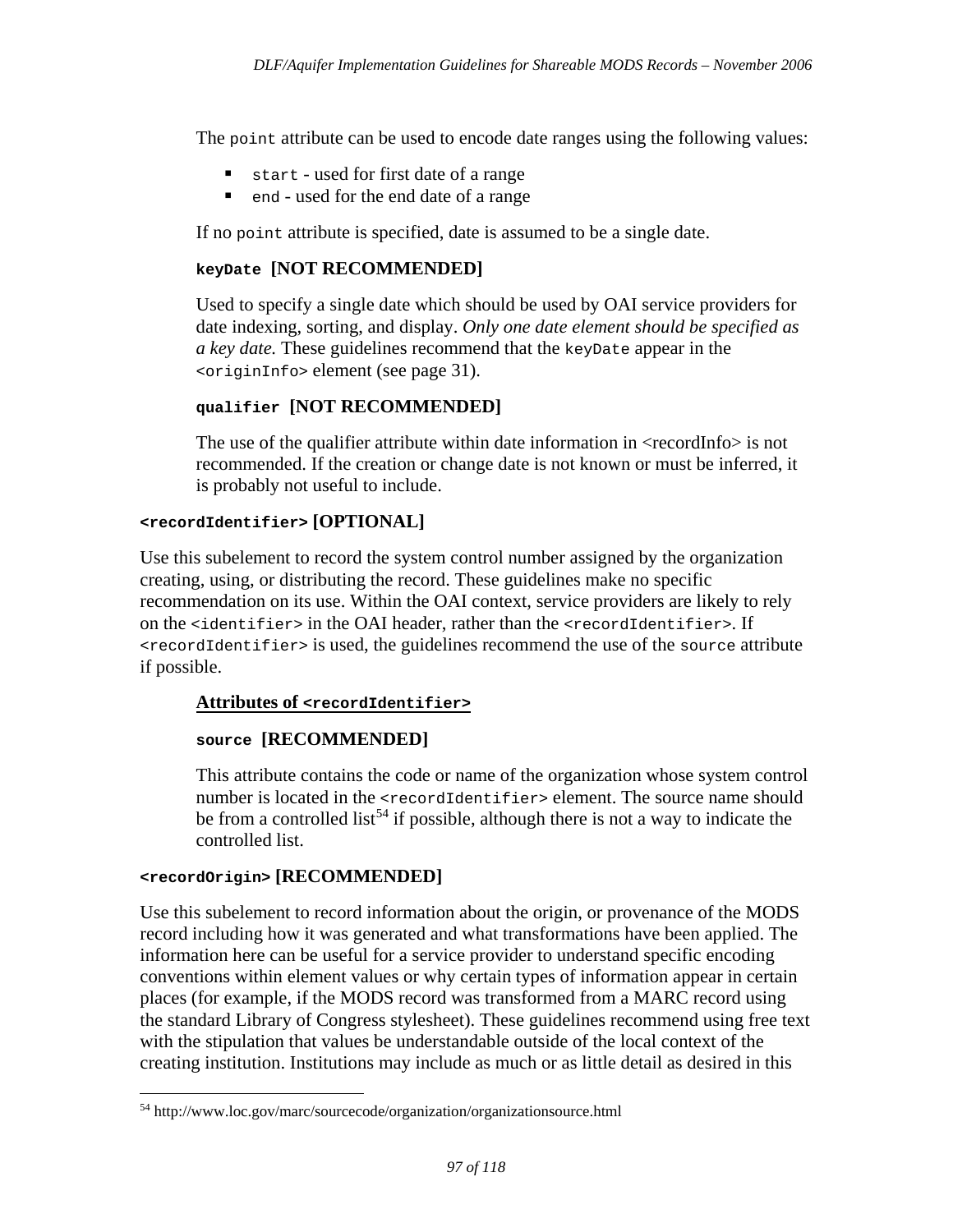The `point` attribute can be used to encode date ranges using the following values:

- `start` - used for first date of a range
- `end` - used for the end date of a range

If no `point` attribute is specified, date is assumed to be a single date.

**`keyDate` [NOT RECOMMENDED]**

Used to specify a single date which should be used by OAI service providers for date indexing, sorting, and display. *Only one date element should be specified as a key date.* These guidelines recommend that the `keyDate` appear in the `<originInfo>` element (see page 31).

**`qualifier` [NOT RECOMMENDED]**

The use of the qualifier attribute within date information in <recordInfo> is not recommended. If the creation or change date is not known or must be inferred, it is probably not useful to include.

### `<recordIdentifier>` [OPTIONAL]

Use this subelement to record the system control number assigned by the organization creating, using, or distributing the record. These guidelines make no specific recommendation on its use. Within the OAI context, service providers are likely to rely on the `<identifier>` in the OAI header, rather than the `<recordIdentifier>`. If `<recordIdentifier>` is used, the guidelines recommend the use of the `source` attribute if possible.

#### Attributes of `<recordIdentifier>`

**`source` [RECOMMENDED]**

This attribute contains the code or name of the organization whose system control number is located in the `<recordIdentifier>` element. The source name should be from a controlled list[54] if possible, although there is not a way to indicate the controlled list.

### `<recordOrigin>` [RECOMMENDED]

Use this subelement to record information about the origin, or provenance of the MODS record including how it was generated and what transformations have been applied. The information here can be useful for a service provider to understand specific encoding conventions within element values or why certain types of information appear in certain places (for example, if the MODS record was transformed from a MARC record using the standard Library of Congress stylesheet). These guidelines recommend using free text with the stipulation that values be understandable outside of the local context of the creating institution. Institutions may include as much or as little detail as desired in this

---

[54] http://www.loc.gov/marc/sourcecode/organization/organizationsource.html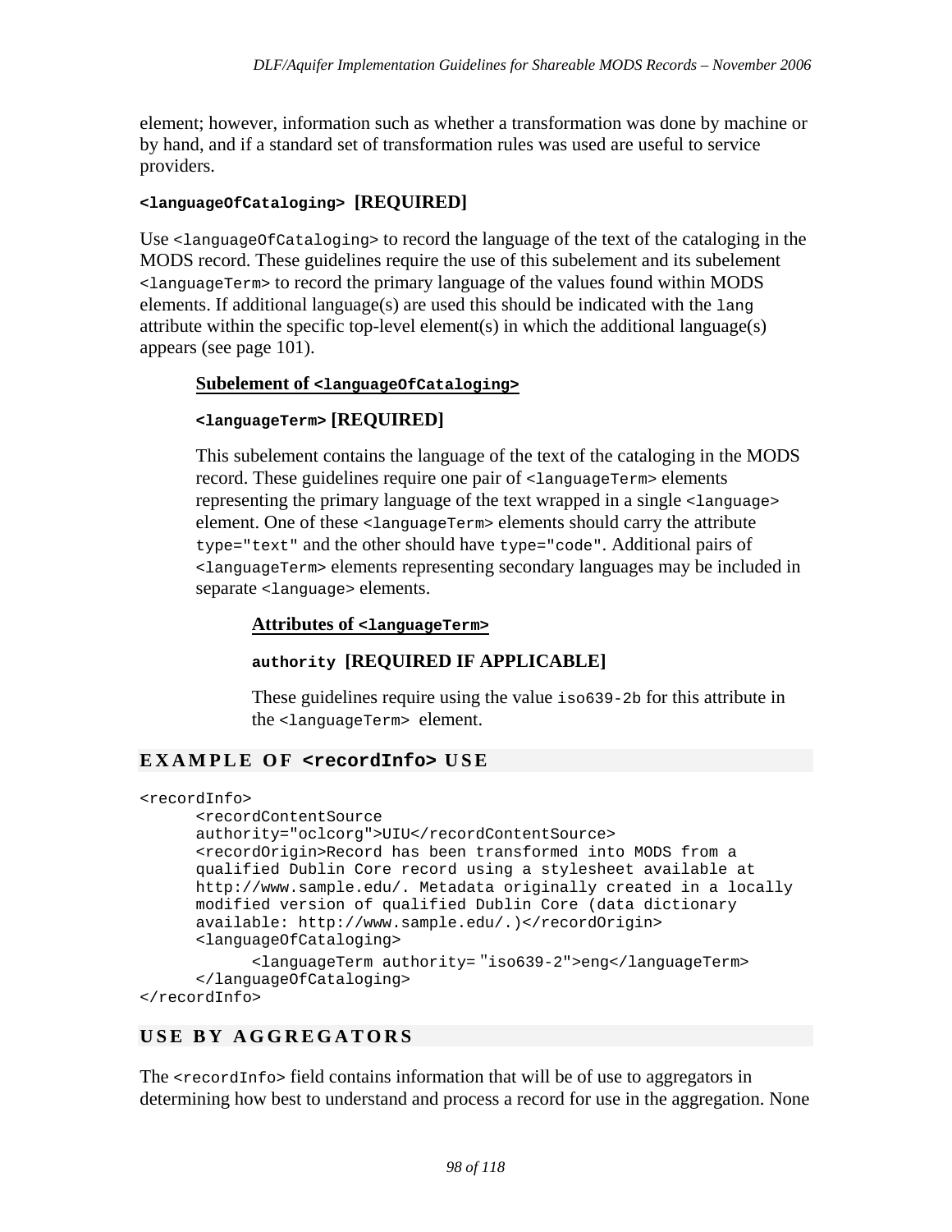element; however, information such as whether a transformation was done by machine or by hand, and if a standard set of transformation rules was used are useful to service providers.

#### `<languageOfCataloging>` [REQUIRED]

Use `<languageOfCataloging>` to record the language of the text of the cataloging in the MODS record. These guidelines require the use of this subelement and its subelement `<languageTerm>` to record the primary language of the values found within MODS elements. If additional language(s) are used this should be indicated with the `lang` attribute within the specific top-level element(s) in which the additional language(s) appears (see page 101).

**Subelement of `<languageOfCataloging>`**

**`<languageTerm>` [REQUIRED]**

This subelement contains the language of the text of the cataloging in the MODS record. These guidelines require one pair of `<languageTerm>` elements representing the primary language of the text wrapped in a single `<language>` element. One of these `<languageTerm>` elements should carry the attribute `type="text"` and the other should have `type="code"`. Additional pairs of `<languageTerm>` elements representing secondary languages may be included in separate `<language>` elements.

**Attributes of `<languageTerm>`**

**`authority` [REQUIRED IF APPLICABLE]**

These guidelines require using the value `iso639-2b` for this attribute in the `<languageTerm>` element.

### EXAMPLE OF `<recordInfo>` USE

```
<recordInfo>
      <recordContentSource
      authority="oclcorg">UIU</recordContentSource>
      <recordOrigin>Record has been transformed into MODS from a
      qualified Dublin Core record using a stylesheet available at
      http://www.sample.edu/. Metadata originally created in a locally
      modified version of qualified Dublin Core (data dictionary
      available: http://www.sample.edu/.)</recordOrigin>
      <languageOfCataloging>
            <languageTerm authority="iso639-2">eng</languageTerm>
      </languageOfCataloging>
</recordInfo>
```

### USE BY AGGREGATORS

The `<recordInfo>` field contains information that will be of use to aggregators in determining how best to understand and process a record for use in the aggregation. None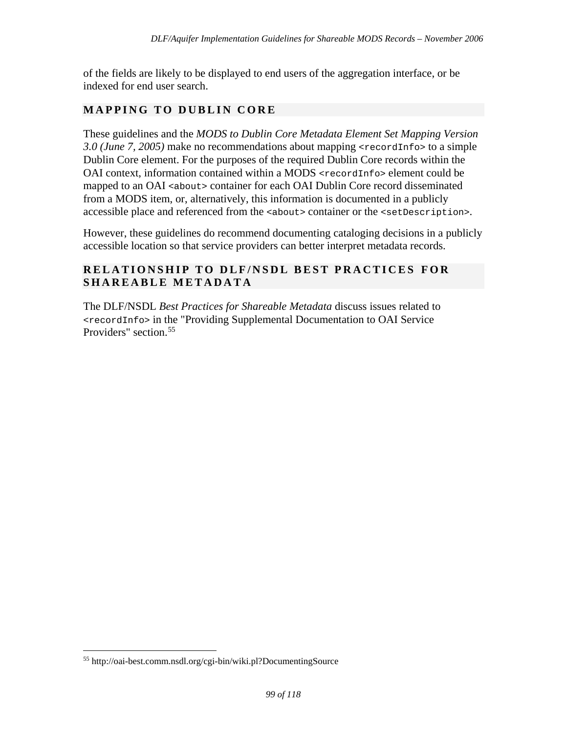of the fields are likely to be displayed to end users of the aggregation interface, or be indexed for end user search.

## MAPPING TO DUBLIN CORE

These guidelines and the *MODS to Dublin Core Metadata Element Set Mapping Version 3.0 (June 7, 2005)* make no recommendations about mapping `<recordInfo>` to a simple Dublin Core element. For the purposes of the required Dublin Core records within the OAI context, information contained within a MODS `<recordInfo>` element could be mapped to an OAI `<about>` container for each OAI Dublin Core record disseminated from a MODS item, or, alternatively, this information is documented in a publicly accessible place and referenced from the `<about>` container or the `<setDescription>`.

However, these guidelines do recommend documenting cataloging decisions in a publicly accessible location so that service providers can better interpret metadata records.

## RELATIONSHIP TO DLF/NSDL BEST PRACTICES FOR SHAREABLE METADATA

The DLF/NSDL *Best Practices for Shareable Metadata* discuss issues related to `<recordInfo>` in the "Providing Supplemental Documentation to OAI Service Providers" section.[55]

[55] http://oai-best.comm.nsdl.org/cgi-bin/wiki.pl?DocumentingSource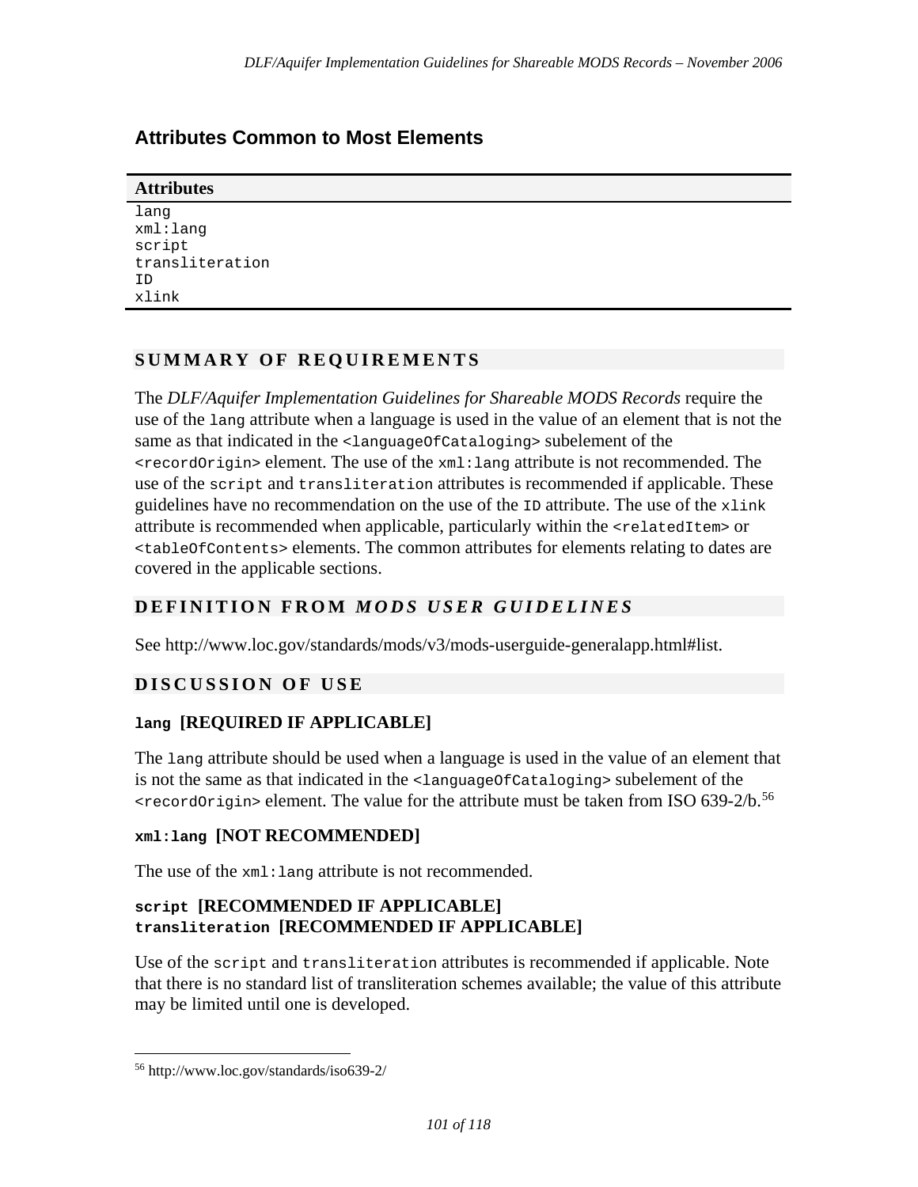## Attributes Common to Most Elements

| Attributes |
| --- |
| `lang`<br>`xml:lang`<br>`script`<br>`transliteration`<br>`ID`<br>`xlink` |

### SUMMARY OF REQUIREMENTS

The *DLF/Aquifer Implementation Guidelines for Shareable MODS Records* require the use of the `lang` attribute when a language is used in the value of an element that is not the same as that indicated in the `<languageOfCataloging>` subelement of the `<recordOrigin>` element. The use of the `xml:lang` attribute is not recommended. The use of the `script` and `transliteration` attributes is recommended if applicable. These guidelines have no recommendation on the use of the `ID` attribute. The use of the `xlink` attribute is recommended when applicable, particularly within the `<relatedItem>` or `<tableOfContents>` elements. The common attributes for elements relating to dates are covered in the applicable sections.

### DEFINITION FROM *MODS USER GUIDELINES*

See http://www.loc.gov/standards/mods/v3/mods-userguide-generalapp.html#list.

### DISCUSSION OF USE

#### `lang` [REQUIRED IF APPLICABLE]

The `lang` attribute should be used when a language is used in the value of an element that is not the same as that indicated in the `<languageOfCataloging>` subelement of the `<recordOrigin>` element. The value for the attribute must be taken from ISO 639-2/b.[56]

#### `xml:lang` [NOT RECOMMENDED]

The use of the `xml:lang` attribute is not recommended.

#### `script` [RECOMMENDED IF APPLICABLE]
#### `transliteration` [RECOMMENDED IF APPLICABLE]

Use of the `script` and `transliteration` attributes is recommended if applicable. Note that there is no standard list of transliteration schemes available; the value of this attribute may be limited until one is developed.

---

[56] http://www.loc.gov/standards/iso639-2/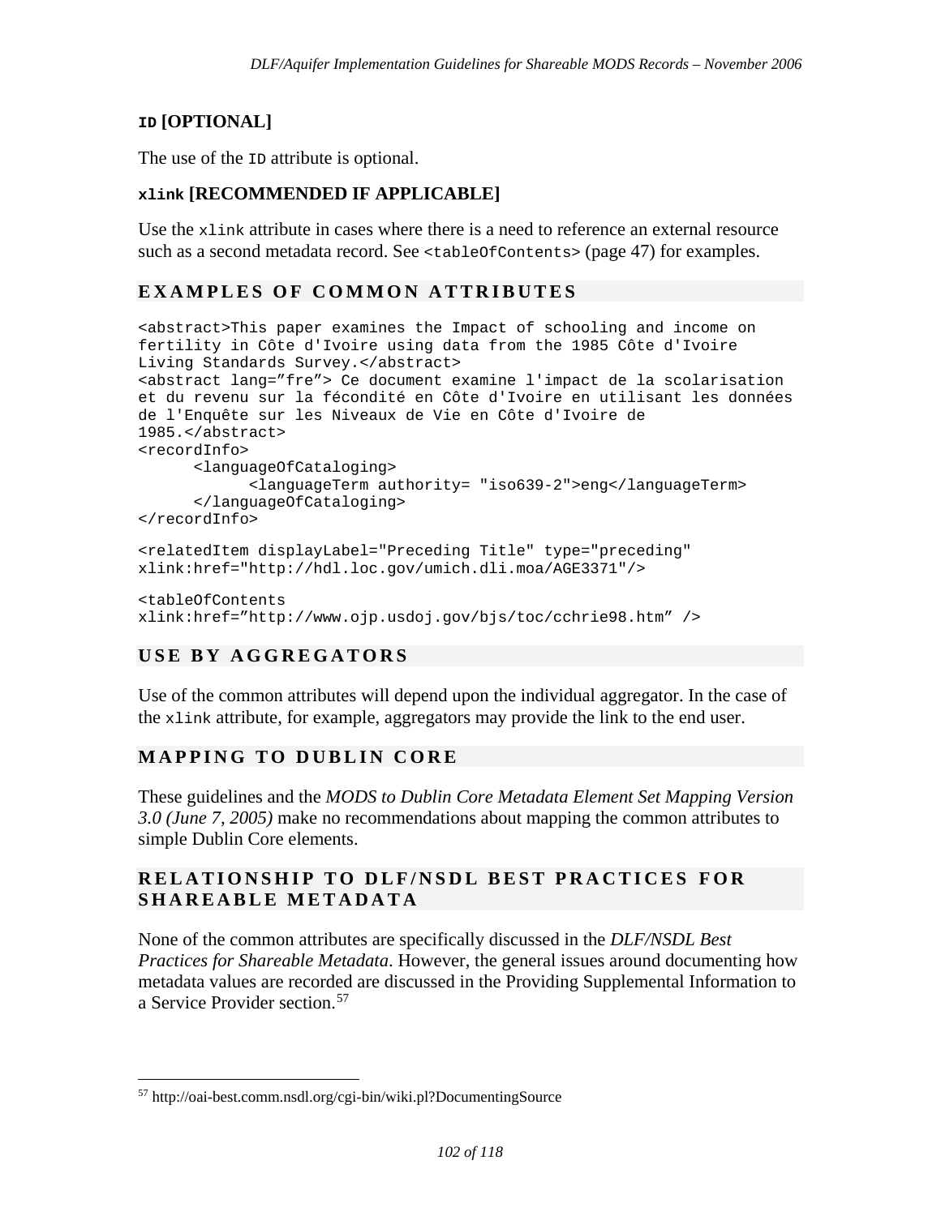#### `ID` [OPTIONAL]

The use of the `ID` attribute is optional.

#### `xlink` [RECOMMENDED IF APPLICABLE]

Use the `xlink` attribute in cases where there is a need to reference an external resource such as a second metadata record. See `<tableOfContents>` (page 47) for examples.

### EXAMPLES OF COMMON ATTRIBUTES

```
<abstract>This paper examines the Impact of schooling and income on
fertility in Côte d'Ivoire using data from the 1985 Côte d'Ivoire
Living Standards Survey.</abstract>
<abstract lang=”fre”> Ce document examine l'impact de la scolarisation
et du revenu sur la fécondité en Côte d'Ivoire en utilisant les données
de l'Enquête sur les Niveaux de Vie en Côte d'Ivoire de
1985.</abstract>
<recordInfo>
      <languageOfCataloging>
            <languageTerm authority= "iso639-2">eng</languageTerm>
      </languageOfCataloging>
</recordInfo>

<relatedItem displayLabel="Preceding Title" type="preceding"
xlink:href="http://hdl.loc.gov/umich.dli.moa/AGE3371"/>

<tableOfContents
xlink:href=”http://www.ojp.usdoj.gov/bjs/toc/cchrie98.htm” />
```

### USE BY AGGREGATORS

Use of the common attributes will depend upon the individual aggregator. In the case of the `xlink` attribute, for example, aggregators may provide the link to the end user.

### MAPPING TO DUBLIN CORE

These guidelines and the *MODS to Dublin Core Metadata Element Set Mapping Version 3.0 (June 7, 2005)* make no recommendations about mapping the common attributes to simple Dublin Core elements.

### RELATIONSHIP TO DLF/NSDL BEST PRACTICES FOR SHAREABLE METADATA

None of the common attributes are specifically discussed in the *DLF/NSDL Best Practices for Shareable Metadata*. However, the general issues around documenting how metadata values are recorded are discussed in the Providing Supplemental Information to a Service Provider section.[57]

---

[57] http://oai-best.comm.nsdl.org/cgi-bin/wiki.pl?DocumentingSource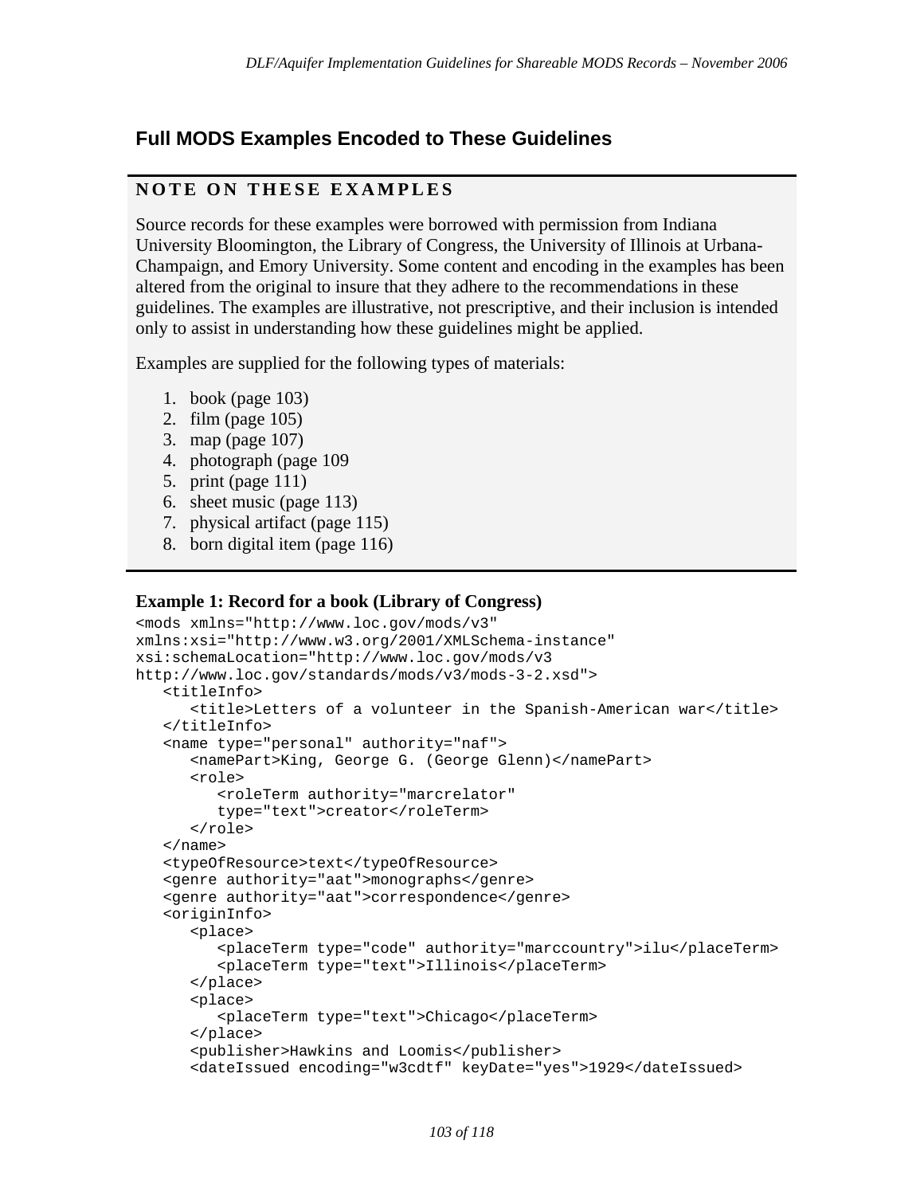## Full MODS Examples Encoded to These Guidelines

**NOTE ON THESE EXAMPLES**

Source records for these examples were borrowed with permission from Indiana University Bloomington, the Library of Congress, the University of Illinois at Urbana-Champaign, and Emory University. Some content and encoding in the examples has been altered from the original to insure that they adhere to the recommendations in these guidelines. The examples are illustrative, not prescriptive, and their inclusion is intended only to assist in understanding how these guidelines might be applied.

Examples are supplied for the following types of materials:

1. book (page 103)
2. film (page 105)
3. map (page 107)
4. photograph (page 109
5. print (page 111)
6. sheet music (page 113)
7. physical artifact (page 115)
8. born digital item (page 116)

**Example 1: Record for a book (Library of Congress)**

```
<mods xmlns="http://www.loc.gov/mods/v3"
xmlns:xsi="http://www.w3.org/2001/XMLSchema-instance"
xsi:schemaLocation="http://www.loc.gov/mods/v3
http://www.loc.gov/standards/mods/v3/mods-3-2.xsd">
   <titleInfo>
      <title>Letters of a volunteer in the Spanish-American war</title>
   </titleInfo>
   <name type="personal" authority="naf">
      <namePart>King, George G. (George Glenn)</namePart>
      <role>
         <roleTerm authority="marcrelator"
         type="text">creator</roleTerm>
      </role>
   </name>
   <typeOfResource>text</typeOfResource>
   <genre authority="aat">monographs</genre>
   <genre authority="aat">correspondence</genre>
   <originInfo>
      <place>
         <placeTerm type="code" authority="marccountry">ilu</placeTerm>
         <placeTerm type="text">Illinois</placeTerm>
      </place>
      <place>
         <placeTerm type="text">Chicago</placeTerm>
      </place>
      <publisher>Hawkins and Loomis</publisher>
      <dateIssued encoding="w3cdtf" keyDate="yes">1929</dateIssued>
```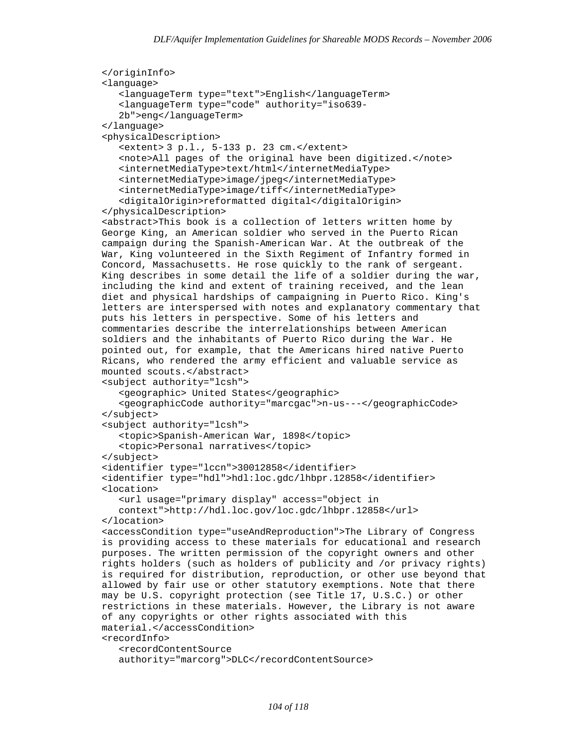```
</originInfo>
<language>
   <languageTerm type="text">English</languageTerm>
   <languageTerm type="code" authority="iso639-
   2b">eng</languageTerm>
</language>
<physicalDescription>
   <extent> 3 p.l., 5-133 p. 23 cm.</extent>
   <note>All pages of the original have been digitized.</note>
   <internetMediaType>text/html</internetMediaType>
   <internetMediaType>image/jpeg</internetMediaType>
   <internetMediaType>image/tiff</internetMediaType>
   <digitalOrigin>reformatted digital</digitalOrigin>
</physicalDescription>
<abstract>This book is a collection of letters written home by
George King, an American soldier who served in the Puerto Rican
campaign during the Spanish-American War. At the outbreak of the
War, King volunteered in the Sixth Regiment of Infantry formed in
Concord, Massachusetts. He rose quickly to the rank of sergeant.
King describes in some detail the life of a soldier during the war,
including the kind and extent of training received, and the lean
diet and physical hardships of campaigning in Puerto Rico. King's
letters are interspersed with notes and explanatory commentary that
puts his letters in perspective. Some of his letters and
commentaries describe the interrelationships between American
soldiers and the inhabitants of Puerto Rico during the War. He
pointed out, for example, that the Americans hired native Puerto
Ricans, who rendered the army efficient and valuable service as
mounted scouts.</abstract>
<subject authority="lcsh">
   <geographic> United States</geographic>
   <geographicCode authority="marcgac">n-us---</geographicCode>
</subject>
<subject authority="lcsh">
   <topic>Spanish-American War, 1898</topic>
   <topic>Personal narratives</topic>
</subject>
<identifier type="lccn">30012858</identifier>
<identifier type="hdl">hdl:loc.gdc/lhbpr.12858</identifier>
<location>
   <url usage="primary display" access="object in
   context">http://hdl.loc.gov/loc.gdc/lhbpr.12858</url>
</location>
<accessCondition type="useAndReproduction">The Library of Congress
is providing access to these materials for educational and research
purposes. The written permission of the copyright owners and other
rights holders (such as holders of publicity and /or privacy rights)
is required for distribution, reproduction, or other use beyond that
allowed by fair use or other statutory exemptions. Note that there
may be U.S. copyright protection (see Title 17, U.S.C.) or other
restrictions in these materials. However, the Library is not aware
of any copyrights or other rights associated with this
material.</accessCondition>
<recordInfo>
   <recordContentSource
   authority="marcorg">DLC</recordContentSource>
```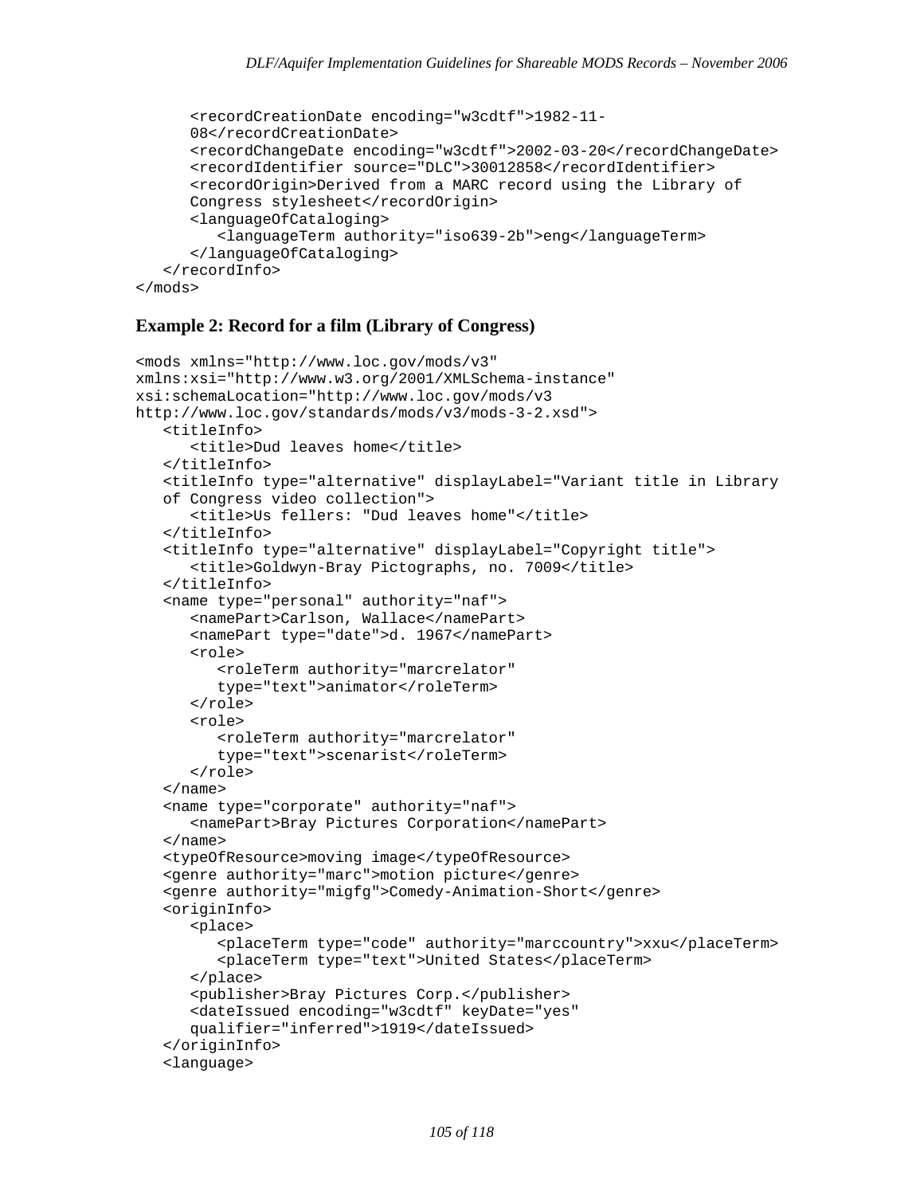```
      <recordCreationDate encoding="w3cdtf">1982-11-
      08</recordCreationDate>
      <recordChangeDate encoding="w3cdtf">2002-03-20</recordChangeDate>
      <recordIdentifier source="DLC">30012858</recordIdentifier>
      <recordOrigin>Derived from a MARC record using the Library of
      Congress stylesheet</recordOrigin>
      <languageOfCataloging>
         <languageTerm authority="iso639-2b">eng</languageTerm>
      </languageOfCataloging>
   </recordInfo>
</mods>
```

### Example 2: Record for a film (Library of Congress)

```
<mods xmlns="http://www.loc.gov/mods/v3"
xmlns:xsi="http://www.w3.org/2001/XMLSchema-instance"
xsi:schemaLocation="http://www.loc.gov/mods/v3
http://www.loc.gov/standards/mods/v3/mods-3-2.xsd">
   <titleInfo>
      <title>Dud leaves home</title>
   </titleInfo>
   <titleInfo type="alternative" displayLabel="Variant title in Library
   of Congress video collection">
      <title>Us fellers: "Dud leaves home"</title>
   </titleInfo>
   <titleInfo type="alternative" displayLabel="Copyright title">
      <title>Goldwyn-Bray Pictographs, no. 7009</title>
   </titleInfo>
   <name type="personal" authority="naf">
      <namePart>Carlson, Wallace</namePart>
      <namePart type="date">d. 1967</namePart>
      <role>
         <roleTerm authority="marcrelator"
         type="text">animator</roleTerm>
      </role>
      <role>
         <roleTerm authority="marcrelator"
         type="text">scenarist</roleTerm>
      </role>
   </name>
   <name type="corporate" authority="naf">
      <namePart>Bray Pictures Corporation</namePart>
   </name>
   <typeOfResource>moving image</typeOfResource>
   <genre authority="marc">motion picture</genre>
   <genre authority="migfg">Comedy-Animation-Short</genre>
   <originInfo>
      <place>
         <placeTerm type="code" authority="marccountry">xxu</placeTerm>
         <placeTerm type="text">United States</placeTerm>
      </place>
      <publisher>Bray Pictures Corp.</publisher>
      <dateIssued encoding="w3cdtf" keyDate="yes"
      qualifier="inferred">1919</dateIssued>
   </originInfo>
   <language>
```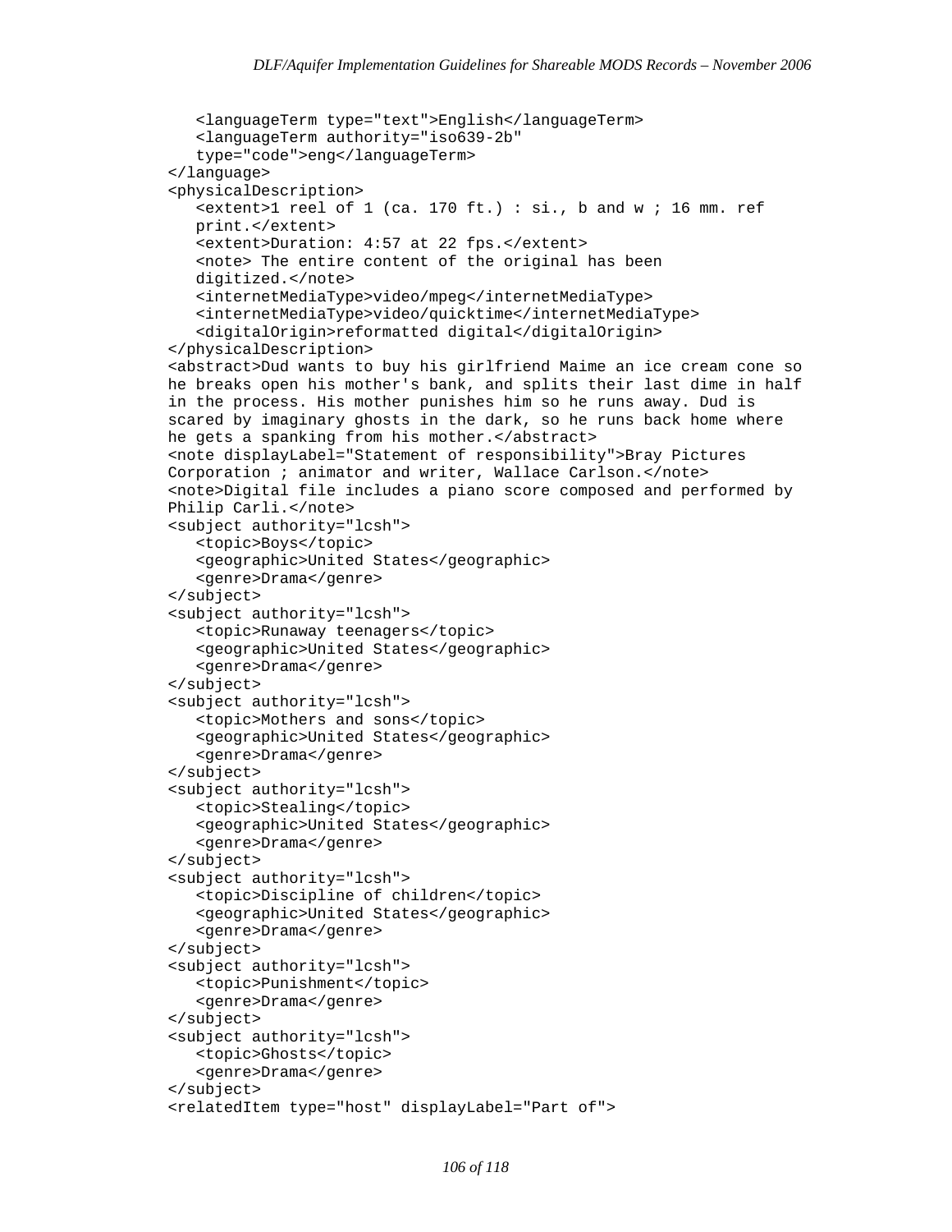```
   <languageTerm type="text">English</languageTerm>
   <languageTerm authority="iso639-2b"
   type="code">eng</languageTerm>
</language>
<physicalDescription>
   <extent>1 reel of 1 (ca. 170 ft.) : si., b and w ; 16 mm. ref
   print.</extent>
   <extent>Duration: 4:57 at 22 fps.</extent>
   <note> The entire content of the original has been
   digitized.</note>
   <internetMediaType>video/mpeg</internetMediaType>
   <internetMediaType>video/quicktime</internetMediaType>
   <digitalOrigin>reformatted digital</digitalOrigin>
</physicalDescription>
<abstract>Dud wants to buy his girlfriend Maime an ice cream cone so
he breaks open his mother's bank, and splits their last dime in half
in the process. His mother punishes him so he runs away. Dud is
scared by imaginary ghosts in the dark, so he runs back home where
he gets a spanking from his mother.</abstract>
<note displayLabel="Statement of responsibility">Bray Pictures
Corporation ; animator and writer, Wallace Carlson.</note>
<note>Digital file includes a piano score composed and performed by
Philip Carli.</note>
<subject authority="lcsh">
   <topic>Boys</topic>
   <geographic>United States</geographic>
   <genre>Drama</genre>
</subject>
<subject authority="lcsh">
   <topic>Runaway teenagers</topic>
   <geographic>United States</geographic>
   <genre>Drama</genre>
</subject>
<subject authority="lcsh">
   <topic>Mothers and sons</topic>
   <geographic>United States</geographic>
   <genre>Drama</genre>
</subject>
<subject authority="lcsh">
   <topic>Stealing</topic>
   <geographic>United States</geographic>
   <genre>Drama</genre>
</subject>
<subject authority="lcsh">
   <topic>Discipline of children</topic>
   <geographic>United States</geographic>
   <genre>Drama</genre>
</subject>
<subject authority="lcsh">
   <topic>Punishment</topic>
   <genre>Drama</genre>
</subject>
<subject authority="lcsh">
   <topic>Ghosts</topic>
   <genre>Drama</genre>
</subject>
<relatedItem type="host" displayLabel="Part of">
```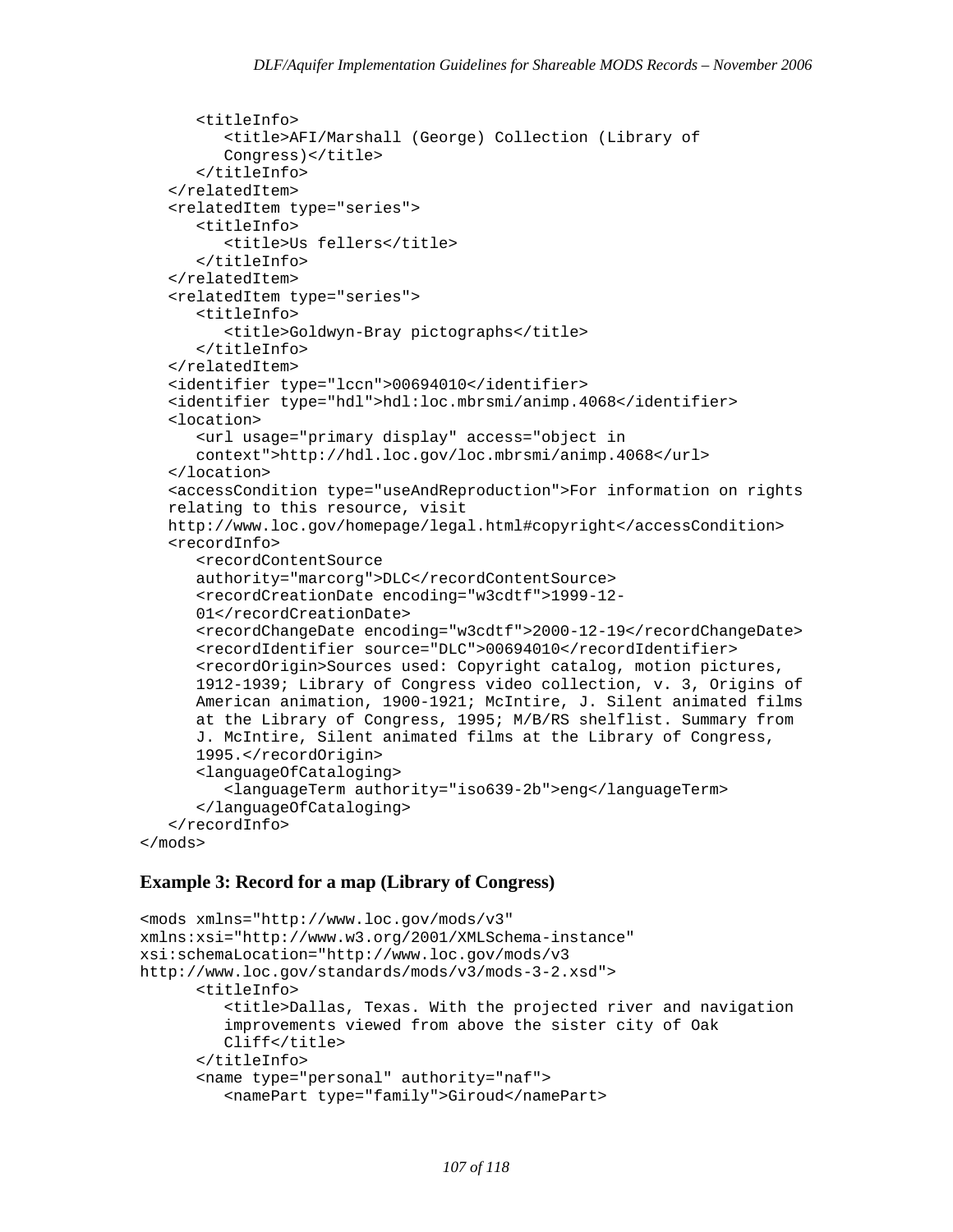```
      <titleInfo>
         <title>AFI/Marshall (George) Collection (Library of
         Congress)</title>
      </titleInfo>
   </relatedItem>
   <relatedItem type="series">
      <titleInfo>
         <title>Us fellers</title>
      </titleInfo>
   </relatedItem>
   <relatedItem type="series">
      <titleInfo>
         <title>Goldwyn-Bray pictographs</title>
      </titleInfo>
   </relatedItem>
   <identifier type="lccn">00694010</identifier>
   <identifier type="hdl">hdl:loc.mbrsmi/animp.4068</identifier>
   <location>
      <url usage="primary display" access="object in
      context">http://hdl.loc.gov/loc.mbrsmi/animp.4068</url>
   </location>
   <accessCondition type="useAndReproduction">For information on rights
   relating to this resource, visit
   http://www.loc.gov/homepage/legal.html#copyright</accessCondition>
   <recordInfo>
      <recordContentSource
      authority="marcorg">DLC</recordContentSource>
      <recordCreationDate encoding="w3cdtf">1999-12-
      01</recordCreationDate>
      <recordChangeDate encoding="w3cdtf">2000-12-19</recordChangeDate>
      <recordIdentifier source="DLC">00694010</recordIdentifier>
      <recordOrigin>Sources used: Copyright catalog, motion pictures,
      1912-1939; Library of Congress video collection, v. 3, Origins of
      American animation, 1900-1921; McIntire, J. Silent animated films
      at the Library of Congress, 1995; M/B/RS shelflist. Summary from
      J. McIntire, Silent animated films at the Library of Congress,
      1995.</recordOrigin>
      <languageOfCataloging>
         <languageTerm authority="iso639-2b">eng</languageTerm>
      </languageOfCataloging>
   </recordInfo>
</mods>
```

### Example 3: Record for a map (Library of Congress)

```
<mods xmlns="http://www.loc.gov/mods/v3"
xmlns:xsi="http://www.w3.org/2001/XMLSchema-instance"
xsi:schemaLocation="http://www.loc.gov/mods/v3
http://www.loc.gov/standards/mods/v3/mods-3-2.xsd">
      <titleInfo>
         <title>Dallas, Texas. With the projected river and navigation
         improvements viewed from above the sister city of Oak
         Cliff</title>
      </titleInfo>
      <name type="personal" authority="naf">
         <namePart type="family">Giroud</namePart>
```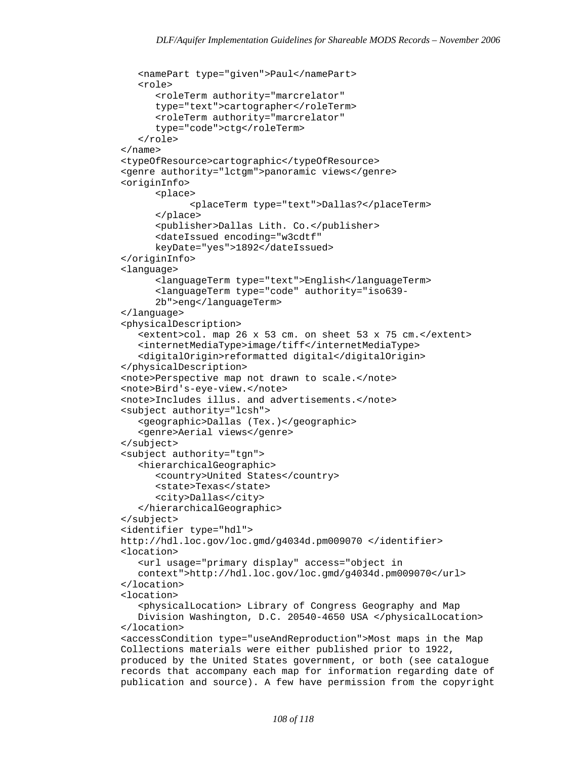```
   <namePart type="given">Paul</namePart>
   <role>
      <roleTerm authority="marcrelator"
      type="text">cartographer</roleTerm>
      <roleTerm authority="marcrelator"
      type="code">ctg</roleTerm>
   </role>
</name>
<typeOfResource>cartographic</typeOfResource>
<genre authority="lctgm">panoramic views</genre>
<originInfo>
      <place>
            <placeTerm type="text">Dallas?</placeTerm>
      </place>
      <publisher>Dallas Lith. Co.</publisher>
      <dateIssued encoding="w3cdtf"
      keyDate="yes">1892</dateIssued>
</originInfo>
<language>
      <languageTerm type="text">English</languageTerm>
      <languageTerm type="code" authority="iso639-
      2b">eng</languageTerm>
</language>
<physicalDescription>
   <extent>col. map 26 x 53 cm. on sheet 53 x 75 cm.</extent>
   <internetMediaType>image/tiff</internetMediaType>
   <digitalOrigin>reformatted digital</digitalOrigin>
</physicalDescription>
<note>Perspective map not drawn to scale.</note>
<note>Bird's-eye-view.</note>
<note>Includes illus. and advertisements.</note>
<subject authority="lcsh">
   <geographic>Dallas (Tex.)</geographic>
   <genre>Aerial views</genre>
</subject>
<subject authority="tgn">
   <hierarchicalGeographic>
      <country>United States</country>
      <state>Texas</state>
      <city>Dallas</city>
   </hierarchicalGeographic>
</subject>
<identifier type="hdl">
http://hdl.loc.gov/loc.gmd/g4034d.pm009070 </identifier>
<location>
   <url usage="primary display" access="object in
   context">http://hdl.loc.gov/loc.gmd/g4034d.pm009070</url>
</location>
<location>
   <physicalLocation> Library of Congress Geography and Map
   Division Washington, D.C. 20540-4650 USA </physicalLocation>
</location>
<accessCondition type="useAndReproduction">Most maps in the Map
Collections materials were either published prior to 1922,
produced by the United States government, or both (see catalogue
records that accompany each map for information regarding date of
publication and source). A few have permission from the copyright
```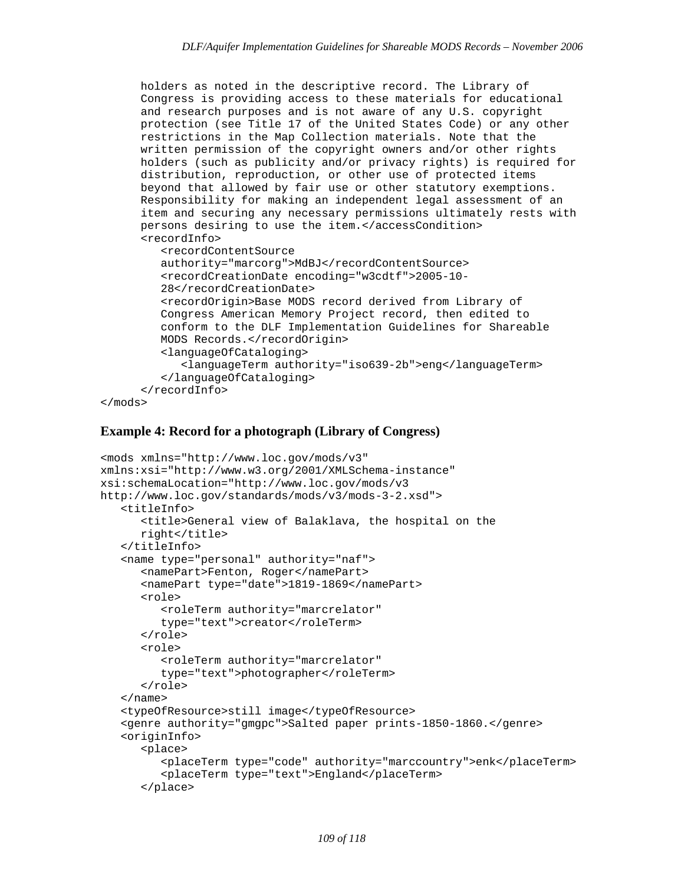```
      holders as noted in the descriptive record. The Library of
      Congress is providing access to these materials for educational
      and research purposes and is not aware of any U.S. copyright
      protection (see Title 17 of the United States Code) or any other
      restrictions in the Map Collection materials. Note that the
      written permission of the copyright owners and/or other rights
      holders (such as publicity and/or privacy rights) is required for
      distribution, reproduction, or other use of protected items
      beyond that allowed by fair use or other statutory exemptions.
      Responsibility for making an independent legal assessment of an
      item and securing any necessary permissions ultimately rests with
      persons desiring to use the item.</accessCondition>
      <recordInfo>
         <recordContentSource
         authority="marcorg">MdBJ</recordContentSource>
         <recordCreationDate encoding="w3cdtf">2005-10-
         28</recordCreationDate>
         <recordOrigin>Base MODS record derived from Library of
         Congress American Memory Project record, then edited to
         conform to the DLF Implementation Guidelines for Shareable
         MODS Records.</recordOrigin>
         <languageOfCataloging>
            <languageTerm authority="iso639-2b">eng</languageTerm>
         </languageOfCataloging>
      </recordInfo>
</mods>
```

### Example 4: Record for a photograph (Library of Congress)

```
<mods xmlns="http://www.loc.gov/mods/v3"
xmlns:xsi="http://www.w3.org/2001/XMLSchema-instance"
xsi:schemaLocation="http://www.loc.gov/mods/v3
http://www.loc.gov/standards/mods/v3/mods-3-2.xsd">
   <titleInfo>
      <title>General view of Balaklava, the hospital on the
      right</title>
   </titleInfo>
   <name type="personal" authority="naf">
      <namePart>Fenton, Roger</namePart>
      <namePart type="date">1819-1869</namePart>
      <role>
         <roleTerm authority="marcrelator"
         type="text">creator</roleTerm>
      </role>
      <role>
         <roleTerm authority="marcrelator"
         type="text">photographer</roleTerm>
      </role>
   </name>
   <typeOfResource>still image</typeOfResource>
   <genre authority="gmgpc">Salted paper prints-1850-1860.</genre>
   <originInfo>
      <place>
         <placeTerm type="code" authority="marccountry">enk</placeTerm>
         <placeTerm type="text">England</placeTerm>
      </place>
```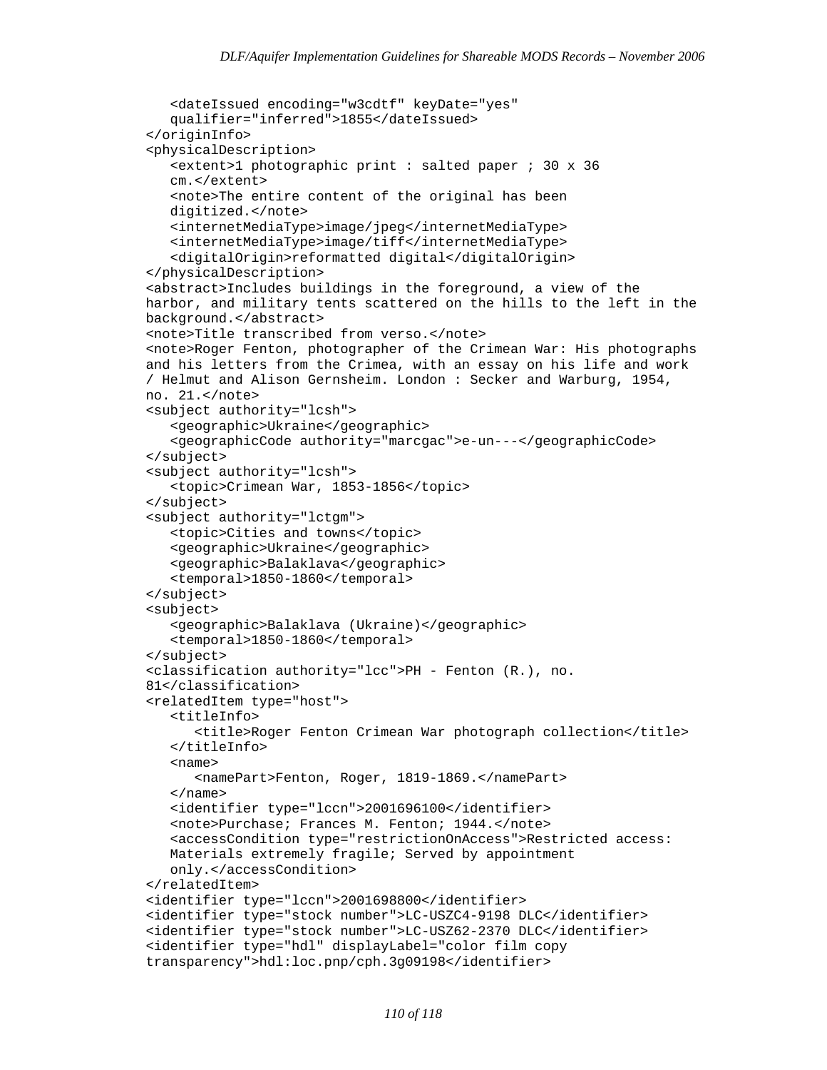```
   <dateIssued encoding="w3cdtf" keyDate="yes"
   qualifier="inferred">1855</dateIssued>
</originInfo>
<physicalDescription>
   <extent>1 photographic print : salted paper ; 30 x 36
   cm.</extent>
   <note>The entire content of the original has been
   digitized.</note>
   <internetMediaType>image/jpeg</internetMediaType>
   <internetMediaType>image/tiff</internetMediaType>
   <digitalOrigin>reformatted digital</digitalOrigin>
</physicalDescription>
<abstract>Includes buildings in the foreground, a view of the
harbor, and military tents scattered on the hills to the left in the
background.</abstract>
<note>Title transcribed from verso.</note>
<note>Roger Fenton, photographer of the Crimean War: His photographs
and his letters from the Crimea, with an essay on his life and work
/ Helmut and Alison Gernsheim. London : Secker and Warburg, 1954,
no. 21.</note>
<subject authority="lcsh">
   <geographic>Ukraine</geographic>
   <geographicCode authority="marcgac">e-un---</geographicCode>
</subject>
<subject authority="lcsh">
   <topic>Crimean War, 1853-1856</topic>
</subject>
<subject authority="lctgm">
   <topic>Cities and towns</topic>
   <geographic>Ukraine</geographic>
   <geographic>Balaklava</geographic>
   <temporal>1850-1860</temporal>
</subject>
<subject>
   <geographic>Balaklava (Ukraine)</geographic>
   <temporal>1850-1860</temporal>
</subject>
<classification authority="lcc">PH - Fenton (R.), no.
81</classification>
<relatedItem type="host">
   <titleInfo>
      <title>Roger Fenton Crimean War photograph collection</title>
   </titleInfo>
   <name>
      <namePart>Fenton, Roger, 1819-1869.</namePart>
   </name>
   <identifier type="lccn">2001696100</identifier>
   <note>Purchase; Frances M. Fenton; 1944.</note>
   <accessCondition type="restrictionOnAccess">Restricted access:
   Materials extremely fragile; Served by appointment
   only.</accessCondition>
</relatedItem>
<identifier type="lccn">2001698800</identifier>
<identifier type="stock number">LC-USZC4-9198 DLC</identifier>
<identifier type="stock number">LC-USZ62-2370 DLC</identifier>
<identifier type="hdl" displayLabel="color film copy
transparency">hdl:loc.pnp/cph.3g09198</identifier>
```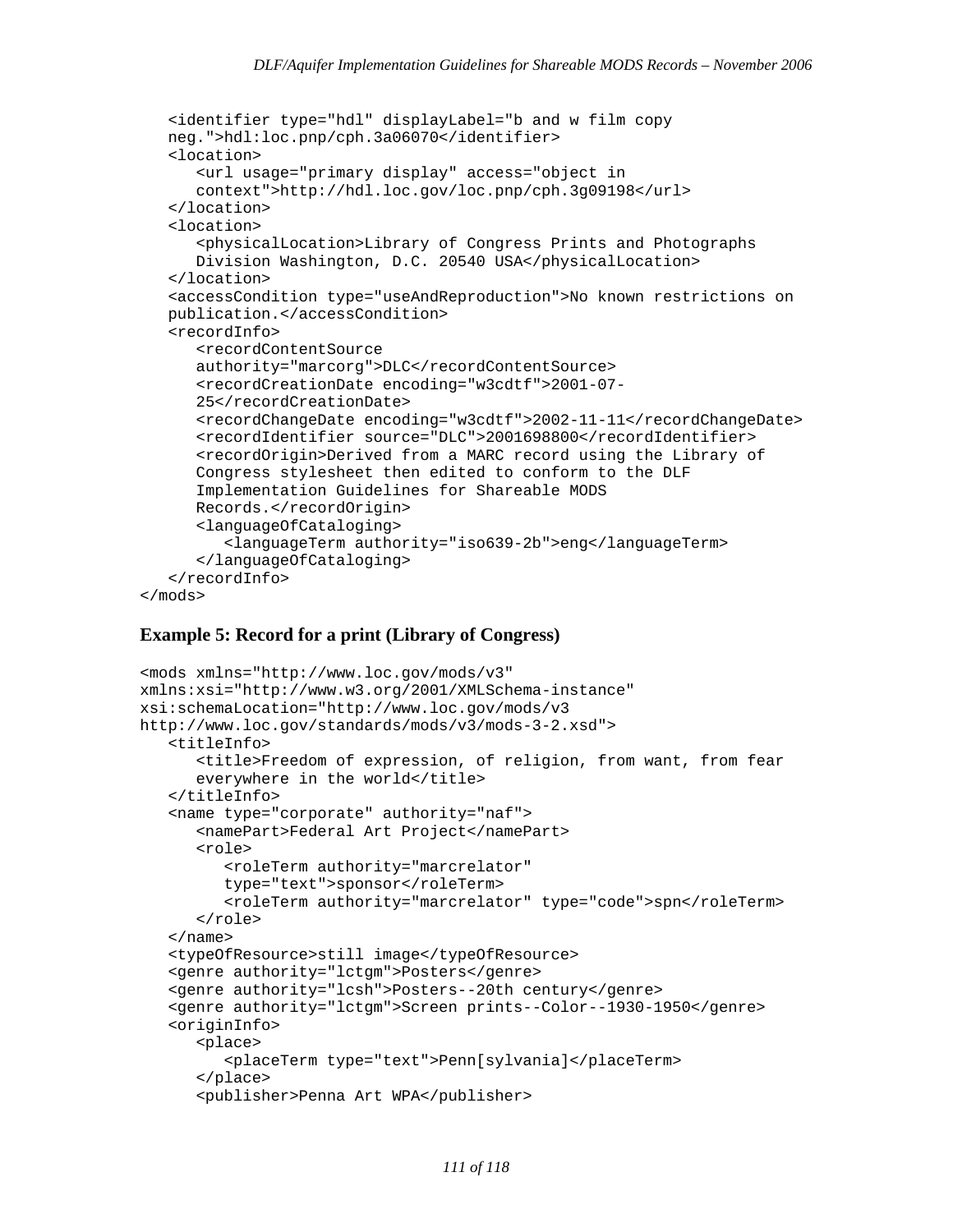```
   <identifier type="hdl" displayLabel="b and w film copy
   neg.">hdl:loc.pnp/cph.3a06070</identifier>
   <location>
      <url usage="primary display" access="object in
      context">http://hdl.loc.gov/loc.pnp/cph.3g09198</url>
   </location>
   <location>
      <physicalLocation>Library of Congress Prints and Photographs
      Division Washington, D.C. 20540 USA</physicalLocation>
   </location>
   <accessCondition type="useAndReproduction">No known restrictions on
   publication.</accessCondition>
   <recordInfo>
      <recordContentSource
      authority="marcorg">DLC</recordContentSource>
      <recordCreationDate encoding="w3cdtf">2001-07-
      25</recordCreationDate>
      <recordChangeDate encoding="w3cdtf">2002-11-11</recordChangeDate>
      <recordIdentifier source="DLC">2001698800</recordIdentifier>
      <recordOrigin>Derived from a MARC record using the Library of
      Congress stylesheet then edited to conform to the DLF
      Implementation Guidelines for Shareable MODS
      Records.</recordOrigin>
      <languageOfCataloging>
         <languageTerm authority="iso639-2b">eng</languageTerm>
      </languageOfCataloging>
   </recordInfo>
</mods>
```

### Example 5: Record for a print (Library of Congress)

```
<mods xmlns="http://www.loc.gov/mods/v3"
xmlns:xsi="http://www.w3.org/2001/XMLSchema-instance"
xsi:schemaLocation="http://www.loc.gov/mods/v3
http://www.loc.gov/standards/mods/v3/mods-3-2.xsd">
   <titleInfo>
      <title>Freedom of expression, of religion, from want, from fear
      everywhere in the world</title>
   </titleInfo>
   <name type="corporate" authority="naf">
      <namePart>Federal Art Project</namePart>
      <role>
         <roleTerm authority="marcrelator"
         type="text">sponsor</roleTerm>
         <roleTerm authority="marcrelator" type="code">spn</roleTerm>
      </role>
   </name>
   <typeOfResource>still image</typeOfResource>
   <genre authority="lctgm">Posters</genre>
   <genre authority="lcsh">Posters--20th century</genre>
   <genre authority="lctgm">Screen prints--Color--1930-1950</genre>
   <originInfo>
      <place>
         <placeTerm type="text">Penn[sylvania]</placeTerm>
      </place>
      <publisher>Penna Art WPA</publisher>
```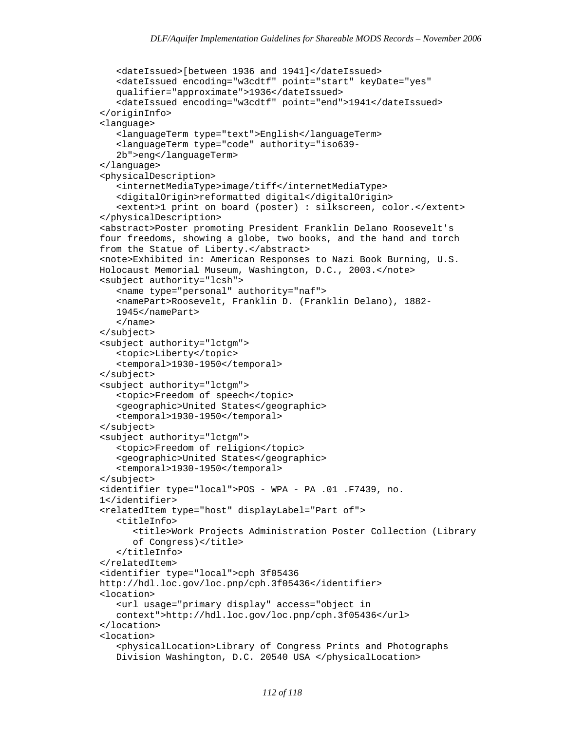```
      <dateIssued>[between 1936 and 1941]</dateIssued>
      <dateIssued encoding="w3cdtf" point="start" keyDate="yes"
      qualifier="approximate">1936</dateIssued>
      <dateIssued encoding="w3cdtf" point="end">1941</dateIssued>
   </originInfo>
   <language>
      <languageTerm type="text">English</languageTerm>
      <languageTerm type="code" authority="iso639-
      2b">eng</languageTerm>
   </language>
   <physicalDescription>
      <internetMediaType>image/tiff</internetMediaType>
      <digitalOrigin>reformatted digital</digitalOrigin>
      <extent>1 print on board (poster) : silkscreen, color.</extent>
   </physicalDescription>
   <abstract>Poster promoting President Franklin Delano Roosevelt's
   four freedoms, showing a globe, two books, and the hand and torch
   from the Statue of Liberty.</abstract>
   <note>Exhibited in: American Responses to Nazi Book Burning, U.S.
   Holocaust Memorial Museum, Washington, D.C., 2003.</note>
   <subject authority="lcsh">
      <name type="personal" authority="naf">
      <namePart>Roosevelt, Franklin D. (Franklin Delano), 1882-
      1945</namePart>
      </name>
   </subject>
   <subject authority="lctgm">
      <topic>Liberty</topic>
      <temporal>1930-1950</temporal>
   </subject>
   <subject authority="lctgm">
      <topic>Freedom of speech</topic>
      <geographic>United States</geographic>
      <temporal>1930-1950</temporal>
   </subject>
   <subject authority="lctgm">
      <topic>Freedom of religion</topic>
      <geographic>United States</geographic>
      <temporal>1930-1950</temporal>
   </subject>
   <identifier type="local">POS - WPA - PA .01 .F7439, no.
   1</identifier>
   <relatedItem type="host" displayLabel="Part of">
      <titleInfo>
         <title>Work Projects Administration Poster Collection (Library
         of Congress)</title>
      </titleInfo>
   </relatedItem>
   <identifier type="local">cph 3f05436
   http://hdl.loc.gov/loc.pnp/cph.3f05436</identifier>
   <location>
      <url usage="primary display" access="object in
      context">http://hdl.loc.gov/loc.pnp/cph.3f05436</url>
   </location>
   <location>
      <physicalLocation>Library of Congress Prints and Photographs
      Division Washington, D.C. 20540 USA </physicalLocation>
```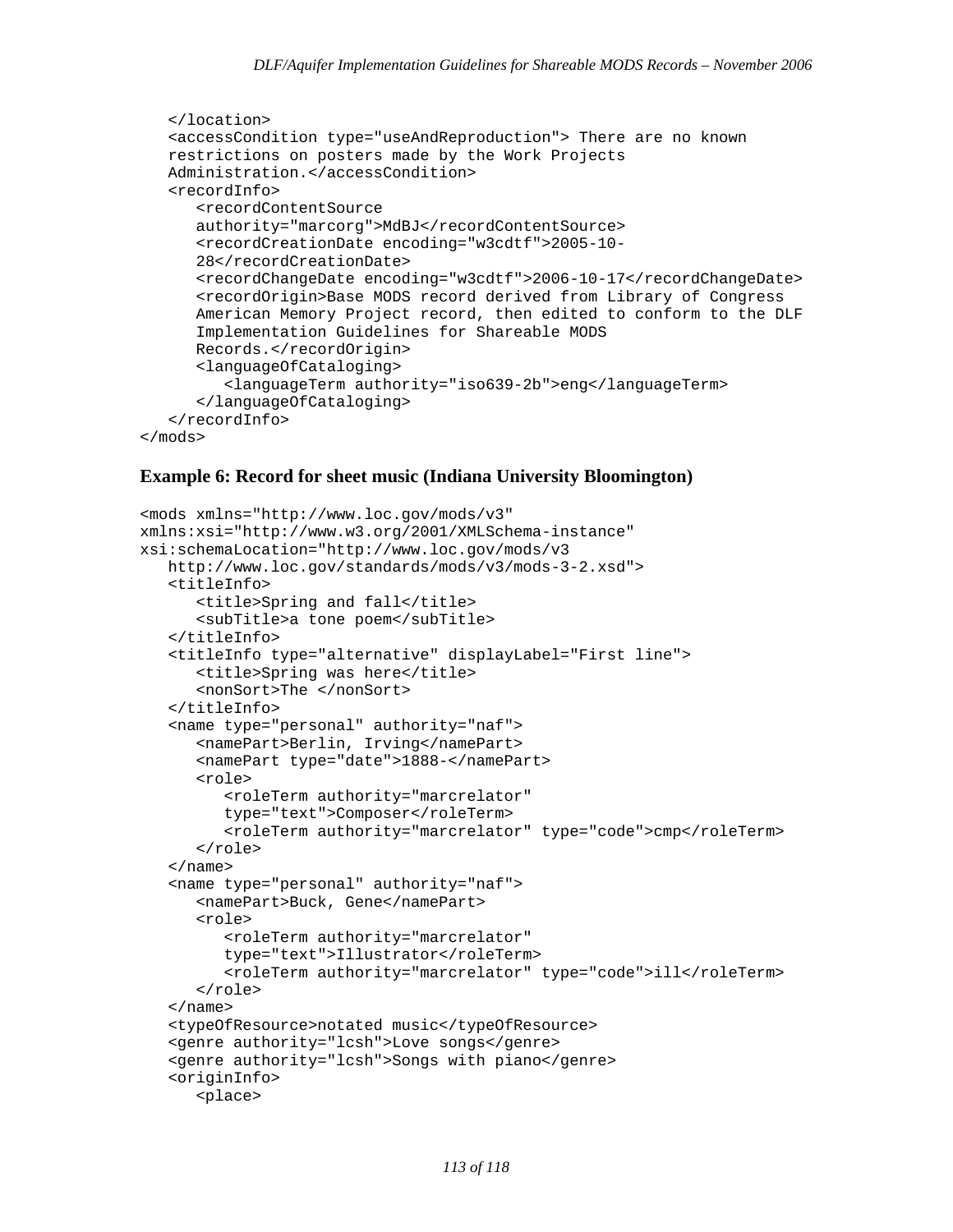```
   </location>
   <accessCondition type="useAndReproduction"> There are no known
   restrictions on posters made by the Work Projects
   Administration.</accessCondition>
   <recordInfo>
      <recordContentSource
      authority="marcorg">MdBJ</recordContentSource>
      <recordCreationDate encoding="w3cdtf">2005-10-
      28</recordCreationDate>
      <recordChangeDate encoding="w3cdtf">2006-10-17</recordChangeDate>
      <recordOrigin>Base MODS record derived from Library of Congress
      American Memory Project record, then edited to conform to the DLF
      Implementation Guidelines for Shareable MODS
      Records.</recordOrigin>
      <languageOfCataloging>
         <languageTerm authority="iso639-2b">eng</languageTerm>
      </languageOfCataloging>
   </recordInfo>
</mods>
```

### Example 6: Record for sheet music (Indiana University Bloomington)

```
<mods xmlns="http://www.loc.gov/mods/v3"
xmlns:xsi="http://www.w3.org/2001/XMLSchema-instance"
xsi:schemaLocation="http://www.loc.gov/mods/v3
   http://www.loc.gov/standards/mods/v3/mods-3-2.xsd">
   <titleInfo>
      <title>Spring and fall</title>
      <subTitle>a tone poem</subTitle>
   </titleInfo>
   <titleInfo type="alternative" displayLabel="First line">
      <title>Spring was here</title>
      <nonSort>The </nonSort>
   </titleInfo>
   <name type="personal" authority="naf">
      <namePart>Berlin, Irving</namePart>
      <namePart type="date">1888-</namePart>
      <role>
         <roleTerm authority="marcrelator"
         type="text">Composer</roleTerm>
         <roleTerm authority="marcrelator" type="code">cmp</roleTerm>
      </role>
   </name>
   <name type="personal" authority="naf">
      <namePart>Buck, Gene</namePart>
      <role>
         <roleTerm authority="marcrelator"
         type="text">Illustrator</roleTerm>
         <roleTerm authority="marcrelator" type="code">ill</roleTerm>
      </role>
   </name>
   <typeOfResource>notated music</typeOfResource>
   <genre authority="lcsh">Love songs</genre>
   <genre authority="lcsh">Songs with piano</genre>
   <originInfo>
      <place>
```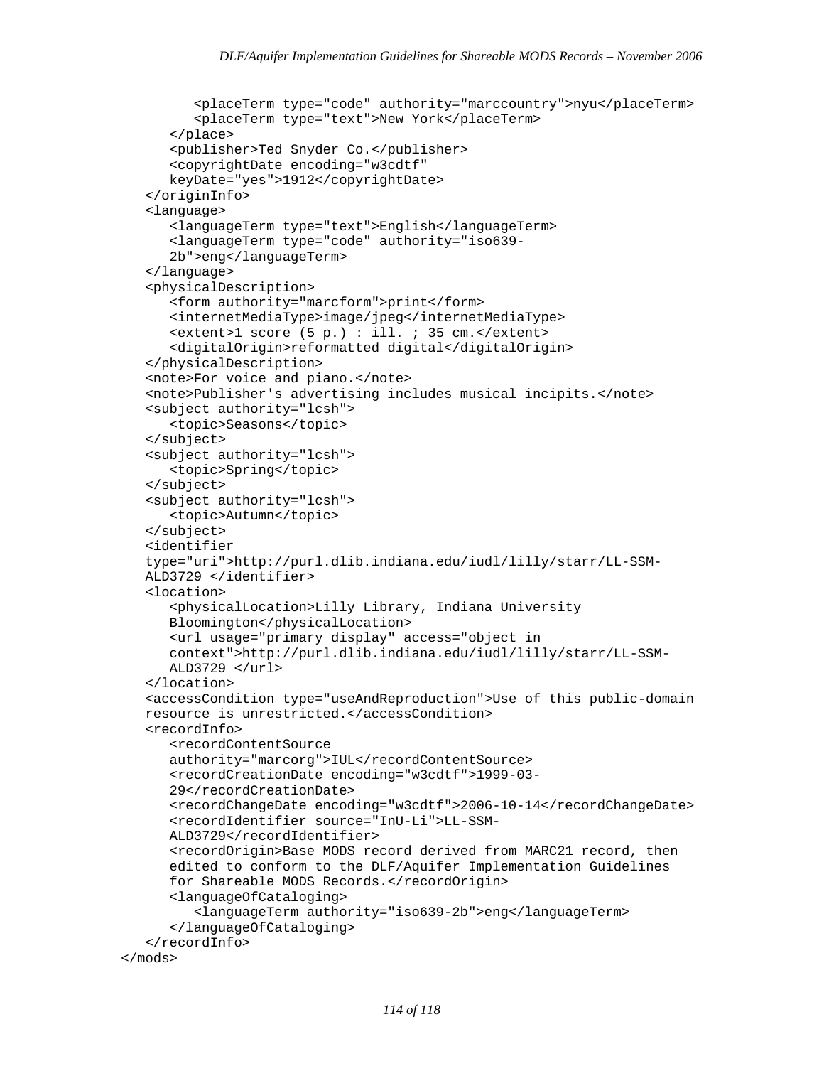```
         <placeTerm type="code" authority="marccountry">nyu</placeTerm>
         <placeTerm type="text">New York</placeTerm>
      </place>
      <publisher>Ted Snyder Co.</publisher>
      <copyrightDate encoding="w3cdtf"
      keyDate="yes">1912</copyrightDate>
   </originInfo>
   <language>
      <languageTerm type="text">English</languageTerm>
      <languageTerm type="code" authority="iso639-
      2b">eng</languageTerm>
   </language>
   <physicalDescription>
      <form authority="marcform">print</form>
      <internetMediaType>image/jpeg</internetMediaType>
      <extent>1 score (5 p.) : ill. ; 35 cm.</extent>
      <digitalOrigin>reformatted digital</digitalOrigin>
   </physicalDescription>
   <note>For voice and piano.</note>
   <note>Publisher's advertising includes musical incipits.</note>
   <subject authority="lcsh">
      <topic>Seasons</topic>
   </subject>
   <subject authority="lcsh">
      <topic>Spring</topic>
   </subject>
   <subject authority="lcsh">
      <topic>Autumn</topic>
   </subject>
   <identifier
   type="uri">http://purl.dlib.indiana.edu/iudl/lilly/starr/LL-SSM-
   ALD3729 </identifier>
   <location>
      <physicalLocation>Lilly Library, Indiana University
      Bloomington</physicalLocation>
      <url usage="primary display" access="object in
      context">http://purl.dlib.indiana.edu/iudl/lilly/starr/LL-SSM-
      ALD3729 </url>
   </location>
   <accessCondition type="useAndReproduction">Use of this public-domain
   resource is unrestricted.</accessCondition>
   <recordInfo>
      <recordContentSource
      authority="marcorg">IUL</recordContentSource>
      <recordCreationDate encoding="w3cdtf">1999-03-
      29</recordCreationDate>
      <recordChangeDate encoding="w3cdtf">2006-10-14</recordChangeDate>
      <recordIdentifier source="InU-Li">LL-SSM-
      ALD3729</recordIdentifier>
      <recordOrigin>Base MODS record derived from MARC21 record, then
      edited to conform to the DLF/Aquifer Implementation Guidelines
      for Shareable MODS Records.</recordOrigin>
      <languageOfCataloging>
         <languageTerm authority="iso639-2b">eng</languageTerm>
      </languageOfCataloging>
   </recordInfo>
</mods>
```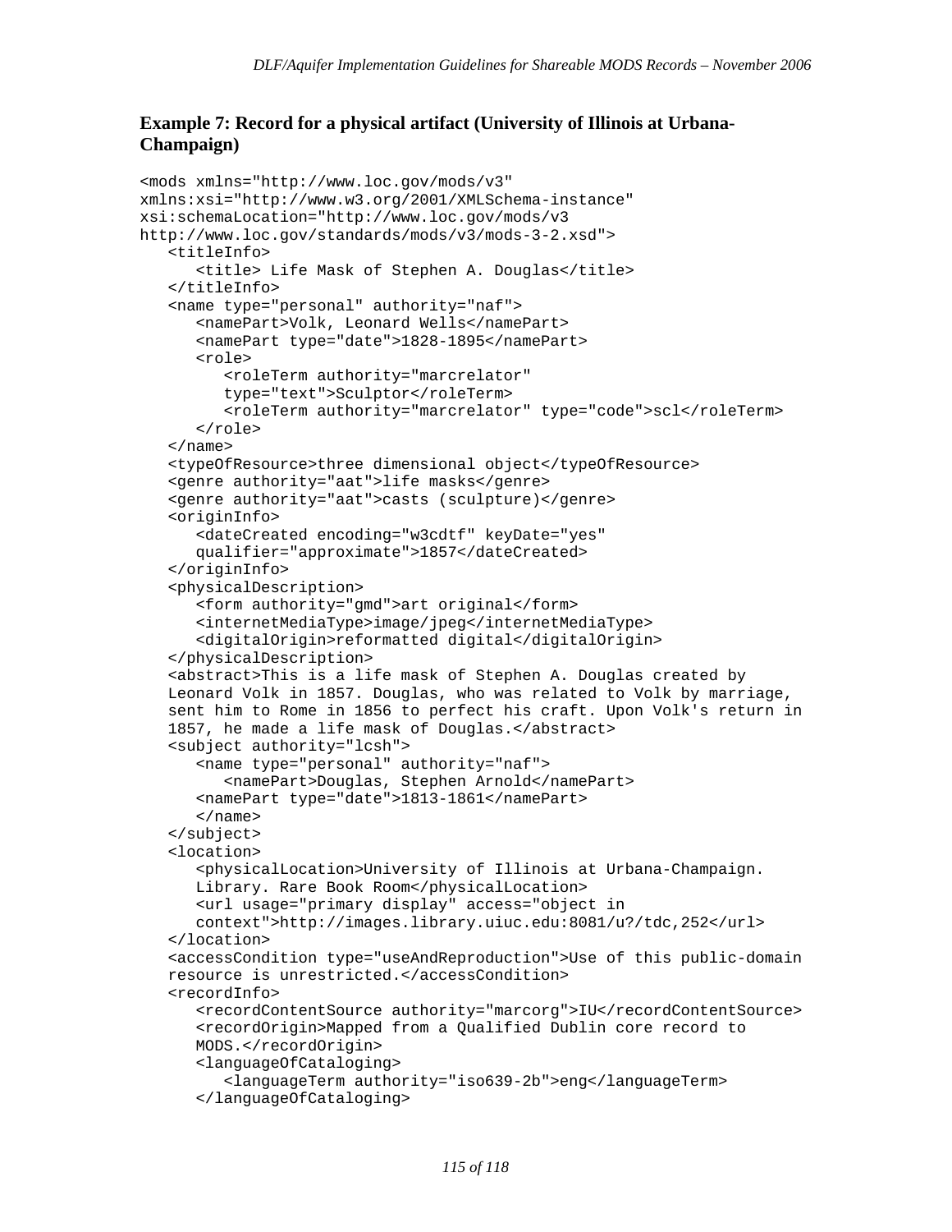### Example 7: Record for a physical artifact (University of Illinois at Urbana-Champaign)

```
<mods xmlns="http://www.loc.gov/mods/v3"
xmlns:xsi="http://www.w3.org/2001/XMLSchema-instance"
xsi:schemaLocation="http://www.loc.gov/mods/v3
http://www.loc.gov/standards/mods/v3/mods-3-2.xsd">
   <titleInfo>
      <title> Life Mask of Stephen A. Douglas</title>
   </titleInfo>
   <name type="personal" authority="naf">
      <namePart>Volk, Leonard Wells</namePart>
      <namePart type="date">1828-1895</namePart>
      <role>
         <roleTerm authority="marcrelator"
         type="text">Sculptor</roleTerm>
         <roleTerm authority="marcrelator" type="code">scl</roleTerm>
      </role>
   </name>
   <typeOfResource>three dimensional object</typeOfResource>
   <genre authority="aat">life masks</genre>
   <genre authority="aat">casts (sculpture)</genre>
   <originInfo>
      <dateCreated encoding="w3cdtf" keyDate="yes"
      qualifier="approximate">1857</dateCreated>
   </originInfo>
   <physicalDescription>
      <form authority="gmd">art original</form>
      <internetMediaType>image/jpeg</internetMediaType>
      <digitalOrigin>reformatted digital</digitalOrigin>
   </physicalDescription>
   <abstract>This is a life mask of Stephen A. Douglas created by
   Leonard Volk in 1857. Douglas, who was related to Volk by marriage,
   sent him to Rome in 1856 to perfect his craft. Upon Volk's return in
   1857, he made a life mask of Douglas.</abstract>
   <subject authority="lcsh">
      <name type="personal" authority="naf">
         <namePart>Douglas, Stephen Arnold</namePart>
      <namePart type="date">1813-1861</namePart>
      </name>
   </subject>
   <location>
      <physicalLocation>University of Illinois at Urbana-Champaign.
      Library. Rare Book Room</physicalLocation>
      <url usage="primary display" access="object in
      context">http://images.library.uiuc.edu:8081/u?/tdc,252</url>
   </location>
   <accessCondition type="useAndReproduction">Use of this public-domain
   resource is unrestricted.</accessCondition>
   <recordInfo>
      <recordContentSource authority="marcorg">IU</recordContentSource>
      <recordOrigin>Mapped from a Qualified Dublin core record to
      MODS.</recordOrigin>
      <languageOfCataloging>
         <languageTerm authority="iso639-2b">eng</languageTerm>
      </languageOfCataloging>
```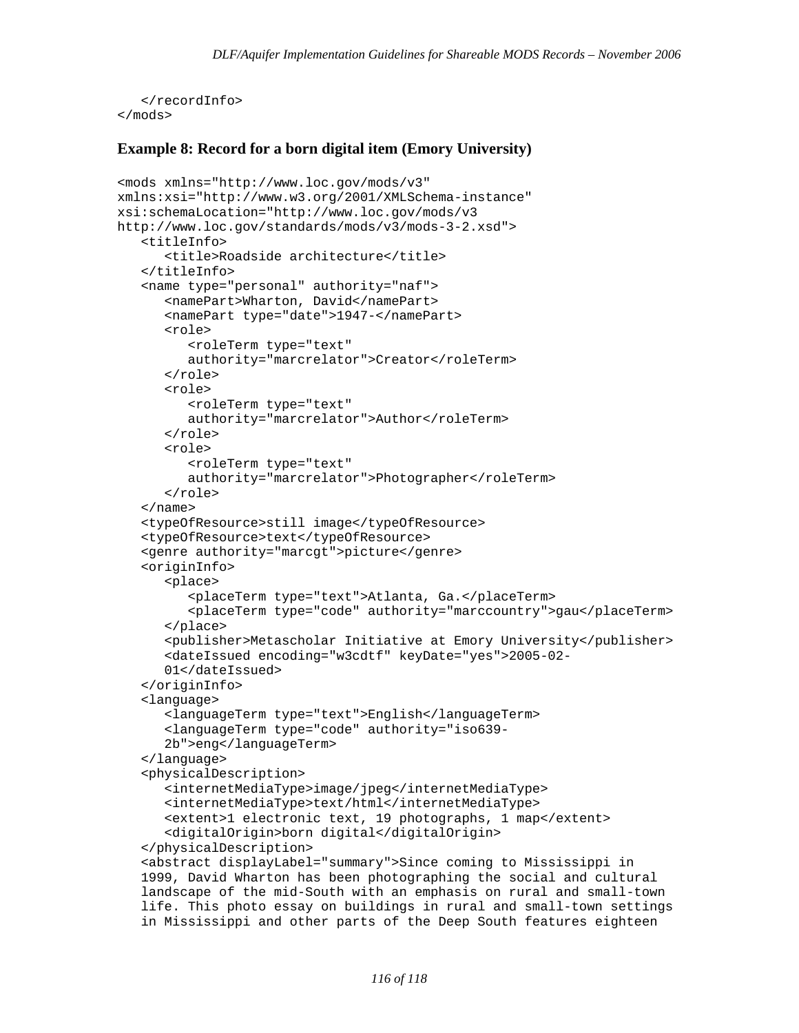```
   </recordInfo>
</mods>
```

### Example 8: Record for a born digital item (Emory University)

```
<mods xmlns="http://www.loc.gov/mods/v3"
xmlns:xsi="http://www.w3.org/2001/XMLSchema-instance"
xsi:schemaLocation="http://www.loc.gov/mods/v3
http://www.loc.gov/standards/mods/v3/mods-3-2.xsd">
   <titleInfo>
      <title>Roadside architecture</title>
   </titleInfo>
   <name type="personal" authority="naf">
      <namePart>Wharton, David</namePart>
      <namePart type="date">1947-</namePart>
      <role>
         <roleTerm type="text"
         authority="marcrelator">Creator</roleTerm>
      </role>
      <role>
         <roleTerm type="text"
         authority="marcrelator">Author</roleTerm>
      </role>
      <role>
         <roleTerm type="text"
         authority="marcrelator">Photographer</roleTerm>
      </role>
   </name>
   <typeOfResource>still image</typeOfResource>
   <typeOfResource>text</typeOfResource>
   <genre authority="marcgt">picture</genre>
   <originInfo>
      <place>
         <placeTerm type="text">Atlanta, Ga.</placeTerm>
         <placeTerm type="code" authority="marccountry">gau</placeTerm>
      </place>
      <publisher>Metascholar Initiative at Emory University</publisher>
      <dateIssued encoding="w3cdtf" keyDate="yes">2005-02-
      01</dateIssued>
   </originInfo>
   <language>
      <languageTerm type="text">English</languageTerm>
      <languageTerm type="code" authority="iso639-
      2b">eng</languageTerm>
   </language>
   <physicalDescription>
      <internetMediaType>image/jpeg</internetMediaType>
      <internetMediaType>text/html</internetMediaType>
      <extent>1 electronic text, 19 photographs, 1 map</extent>
      <digitalOrigin>born digital</digitalOrigin>
   </physicalDescription>
   <abstract displayLabel="summary">Since coming to Mississippi in
   1999, David Wharton has been photographing the social and cultural
   landscape of the mid-South with an emphasis on rural and small-town
   life. This photo essay on buildings in rural and small-town settings
   in Mississippi and other parts of the Deep South features eighteen
```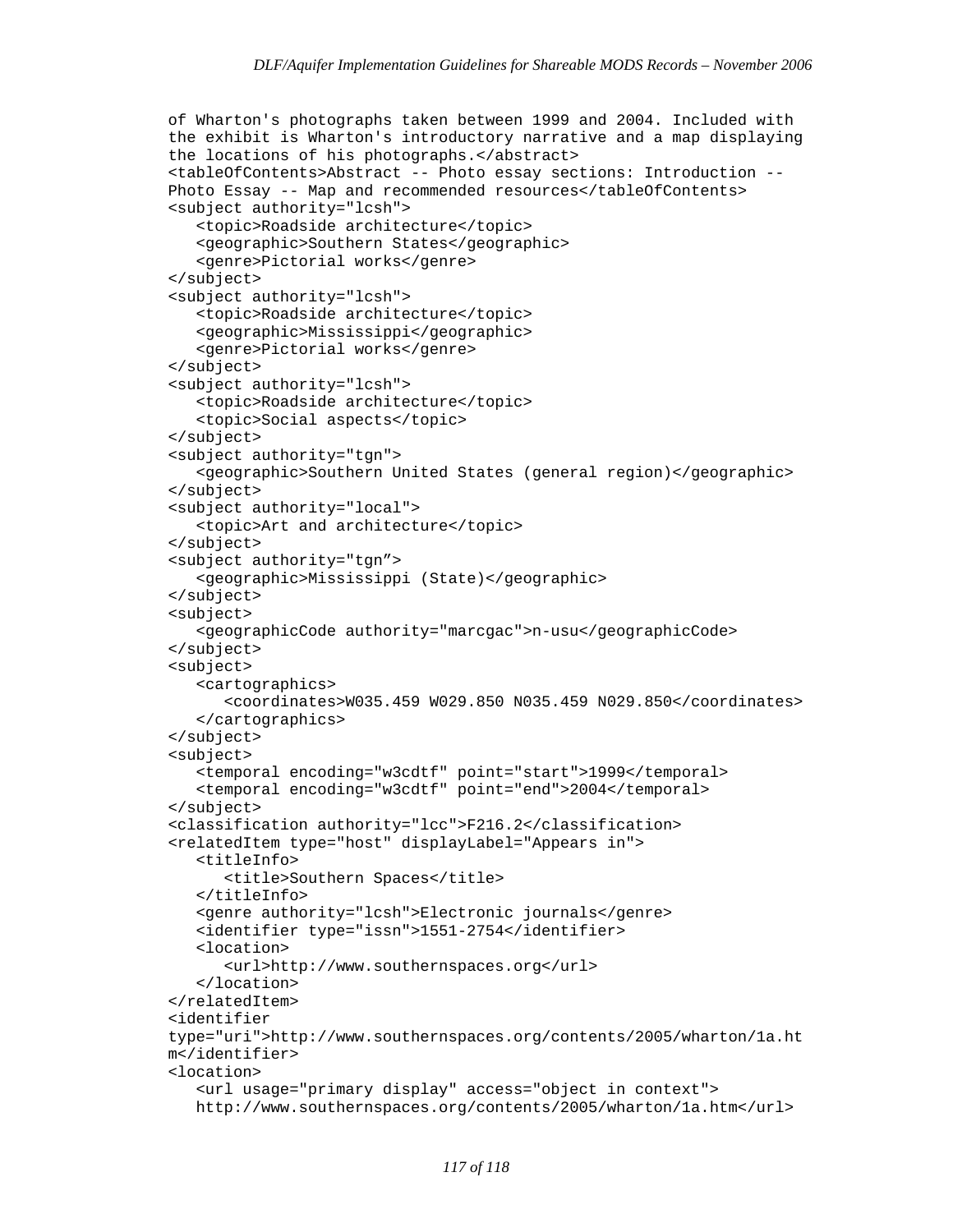```
of Wharton's photographs taken between 1999 and 2004. Included with
the exhibit is Wharton's introductory narrative and a map displaying
the locations of his photographs.</abstract>
<tableOfContents>Abstract -- Photo essay sections: Introduction --
Photo Essay -- Map and recommended resources</tableOfContents>
<subject authority="lcsh">
   <topic>Roadside architecture</topic>
   <geographic>Southern States</geographic>
   <genre>Pictorial works</genre>
</subject>
<subject authority="lcsh">
   <topic>Roadside architecture</topic>
   <geographic>Mississippi</geographic>
   <genre>Pictorial works</genre>
</subject>
<subject authority="lcsh">
   <topic>Roadside architecture</topic>
   <topic>Social aspects</topic>
</subject>
<subject authority="tgn">
   <geographic>Southern United States (general region)</geographic>
</subject>
<subject authority="local">
   <topic>Art and architecture</topic>
</subject>
<subject authority="tgn”>
   <geographic>Mississippi (State)</geographic>
</subject>
<subject>
   <geographicCode authority="marcgac">n-usu</geographicCode>
</subject>
<subject>
   <cartographics>
      <coordinates>W035.459 W029.850 N035.459 N029.850</coordinates>
   </cartographics>
</subject>
<subject>
   <temporal encoding="w3cdtf" point="start">1999</temporal>
   <temporal encoding="w3cdtf" point="end">2004</temporal>
</subject>
<classification authority="lcc">F216.2</classification>
<relatedItem type="host" displayLabel="Appears in">
   <titleInfo>
      <title>Southern Spaces</title>
   </titleInfo>
   <genre authority="lcsh">Electronic journals</genre>
   <identifier type="issn">1551-2754</identifier>
   <location>
      <url>http://www.southernspaces.org</url>
   </location>
</relatedItem>
<identifier
type="uri">http://www.southernspaces.org/contents/2005/wharton/1a.ht
m</identifier>
<location>
   <url usage="primary display" access="object in context">
   http://www.southernspaces.org/contents/2005/wharton/1a.htm</url>
```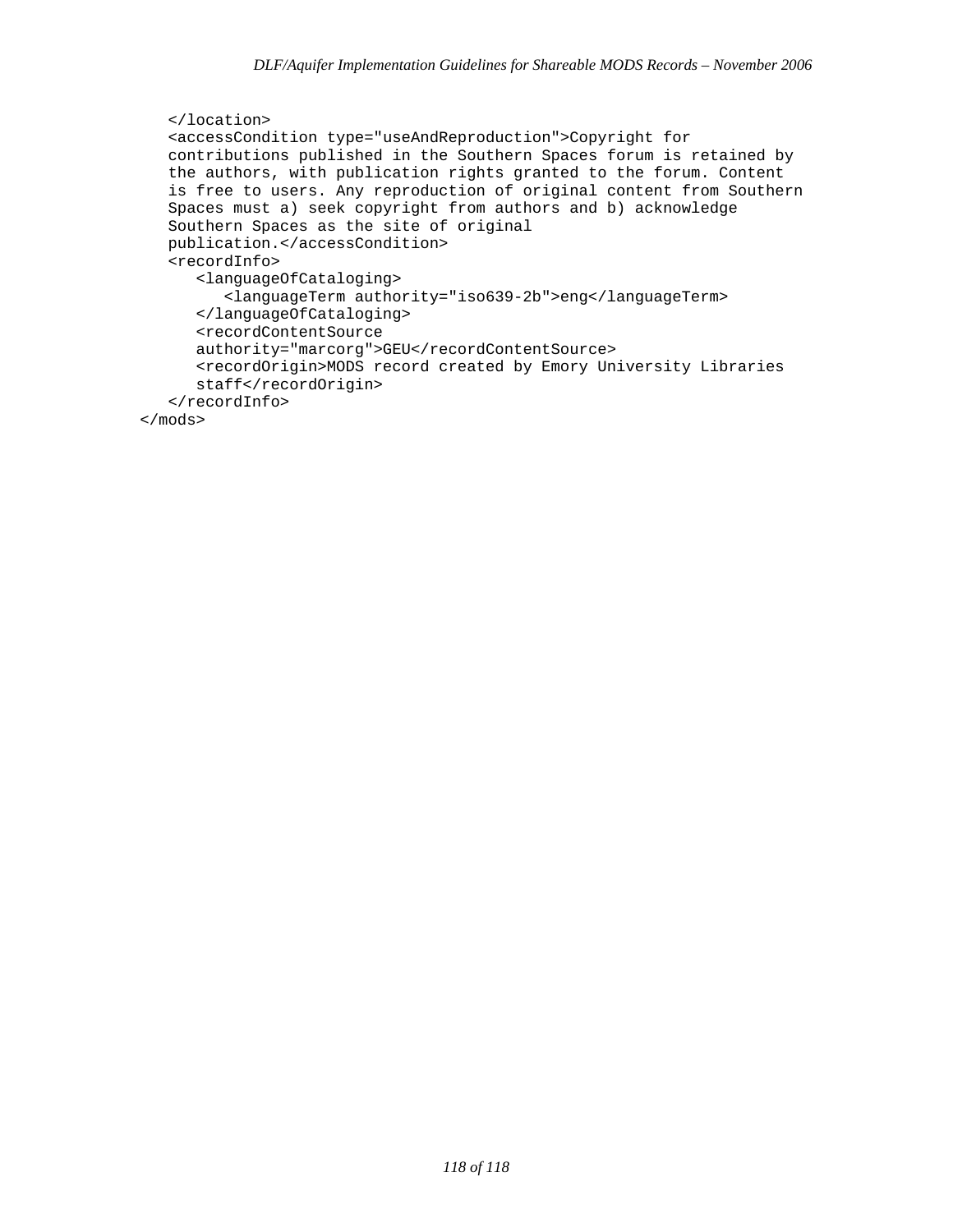```
   </location>
   <accessCondition type="useAndReproduction">Copyright for
   contributions published in the Southern Spaces forum is retained by
   the authors, with publication rights granted to the forum. Content
   is free to users. Any reproduction of original content from Southern
   Spaces must a) seek copyright from authors and b) acknowledge
   Southern Spaces as the site of original
   publication.</accessCondition>
   <recordInfo>
      <languageOfCataloging>
         <languageTerm authority="iso639-2b">eng</languageTerm>
      </languageOfCataloging>
      <recordContentSource
      authority="marcorg">GEU</recordContentSource>
      <recordOrigin>MODS record created by Emory University Libraries
      staff</recordOrigin>
   </recordInfo>
</mods>
```